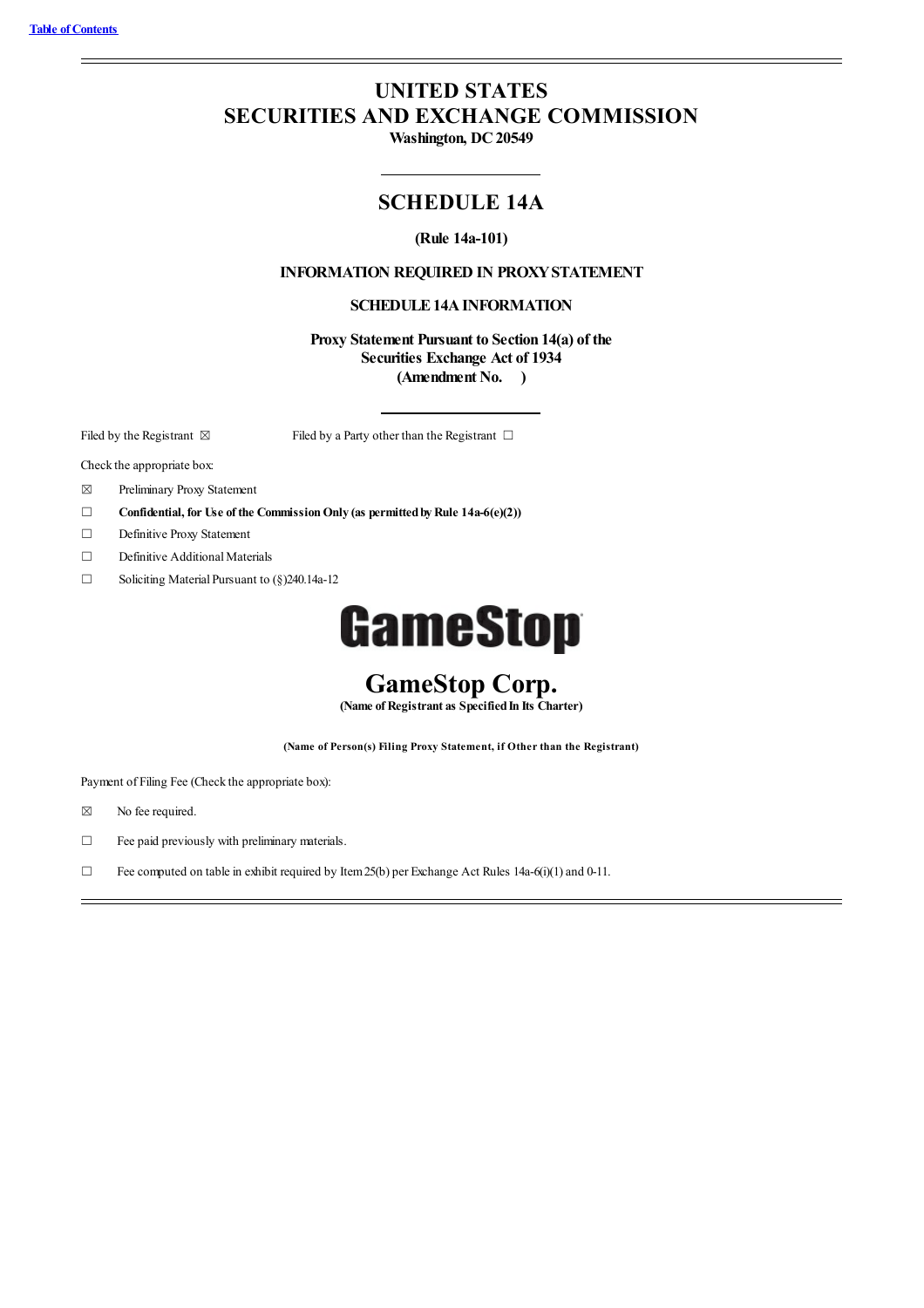[Table of Contents](#)

# UNITED STATES
# SECURITIES AND EXCHANGE COMMISSION

**Washington, DC 20549**

## SCHEDULE 14A

**(Rule 14a-101)**

**INFORMATION REQUIRED IN PROXY STATEMENT**

**SCHEDULE 14A INFORMATION**

**Proxy Statement Pursuant to Section 14(a) of the**
**Securities Exchange Act of 1934**
**(Amendment No.     )**

Filed by the Registrant ☒     Filed by a Party other than the Registrant ☐

Check the appropriate box:

☒ Preliminary Proxy Statement

☐ **Confidential, for Use of the Commission Only (as permitted by Rule 14a-6(e)(2))**

☐ Definitive Proxy Statement

☐ Definitive Additional Materials

☐ Soliciting Material Pursuant to (§)240.14a-12

GameStop

## GameStop Corp.

**(Name of Registrant as Specified In Its Charter)**

**(Name of Person(s) Filing Proxy Statement, if Other than the Registrant)**

Payment of Filing Fee (Check the appropriate box):

☒ No fee required.

☐ Fee paid previously with preliminary materials.

☐ Fee computed on table in exhibit required by Item 25(b) per Exchange Act Rules 14a-6(i)(1) and 0-11.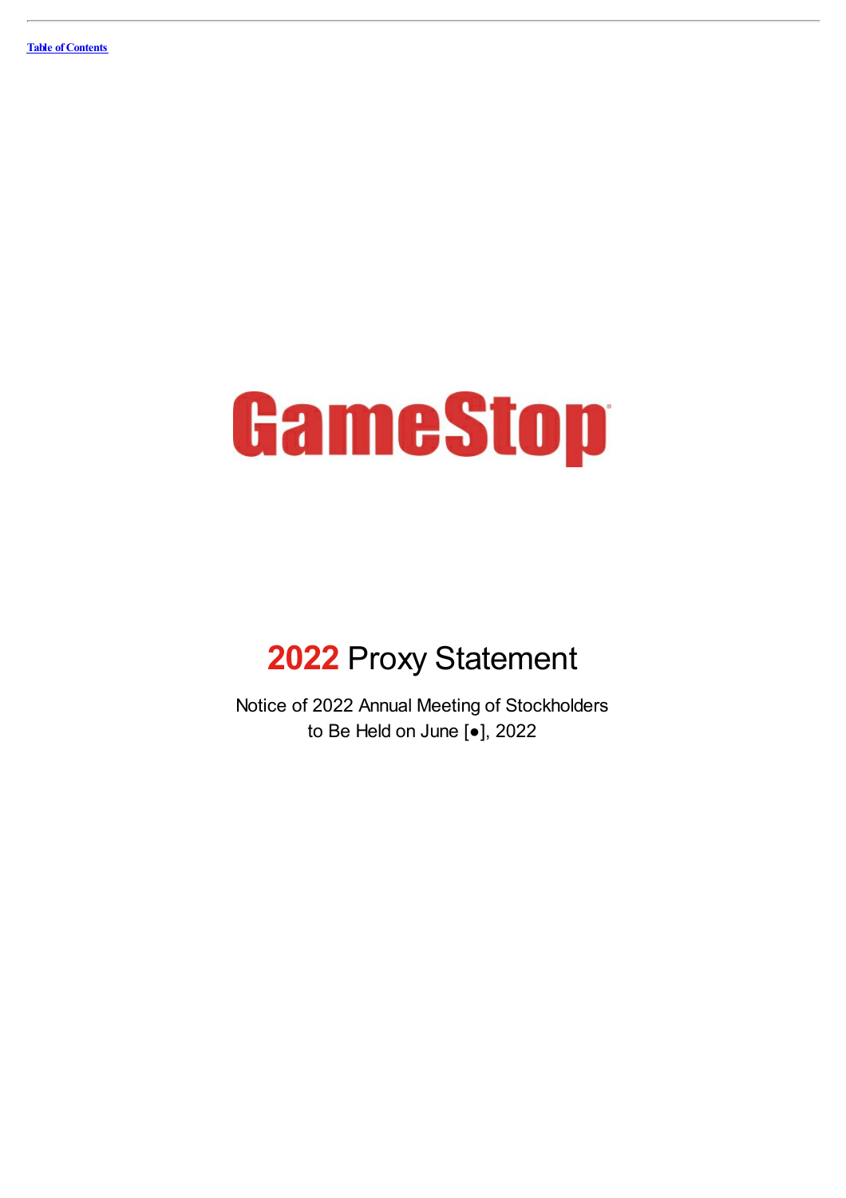[Table of Contents](#)

# GameStop

# 2022 Proxy Statement

Notice of 2022 Annual Meeting of Stockholders
to Be Held on June [●], 2022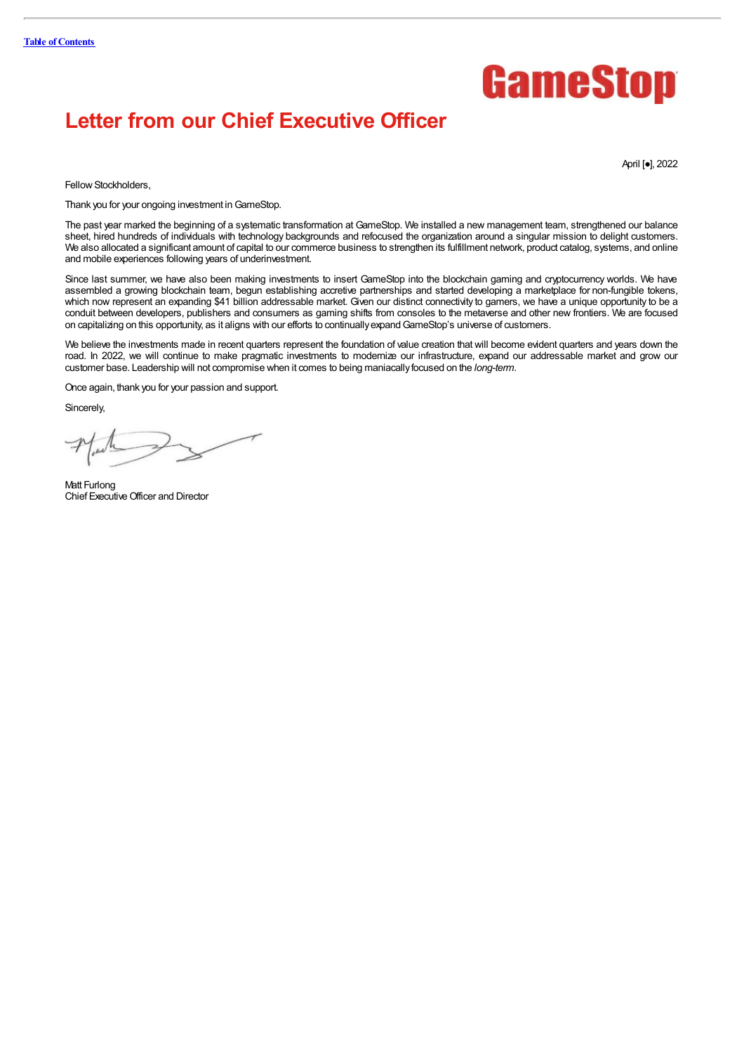Table of Contents

GameStop

# Letter from our Chief Executive Officer

April [●], 2022

Fellow Stockholders,

Thank you for your ongoing investment in GameStop.

The past year marked the beginning of a systematic transformation at GameStop. We installed a new management team, strengthened our balance sheet, hired hundreds of individuals with technology backgrounds and refocused the organization around a singular mission to delight customers. We also allocated a significant amount of capital to our commerce business to strengthen its fulfillment network, product catalog, systems, and online and mobile experiences following years of underinvestment.

Since last summer, we have also been making investments to insert GameStop into the blockchain gaming and cryptocurrency worlds. We have assembled a growing blockchain team, begun establishing accretive partnerships and started developing a marketplace for non-fungible tokens, which now represent an expanding $41 billion addressable market. Given our distinct connectivity to gamers, we have a unique opportunity to be a conduit between developers, publishers and consumers as gaming shifts from consoles to the metaverse and other new frontiers. We are focused on capitalizing on this opportunity, as it aligns with our efforts to continually expand GameStop's universe of customers.

We believe the investments made in recent quarters represent the foundation of value creation that will become evident quarters and years down the road. In 2022, we will continue to make pragmatic investments to modernize our infrastructure, expand our addressable market and grow our customer base. Leadership will not compromise when it comes to being maniacally focused on the *long-term*.

Once again, thank you for your passion and support.

Sincerely,

Matt Furlong
Chief Executive Officer and Director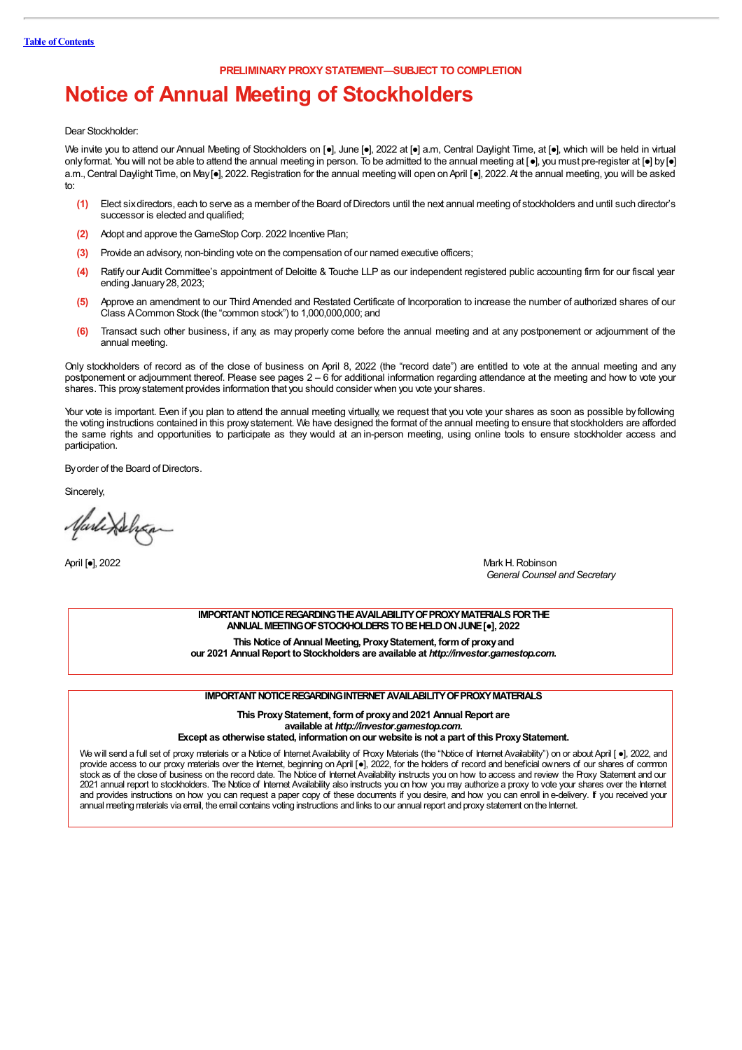[Table of Contents](#)

**PRELIMINARY PROXY STATEMENT—SUBJECT TO COMPLETION**

# Notice of Annual Meeting of Stockholders

Dear Stockholder:

We invite you to attend our Annual Meeting of Stockholders on [●], June [●], 2022 at [●] a.m, Central Daylight Time, at [●], which will be held in virtual only format. You will not be able to attend the annual meeting in person. To be admitted to the annual meeting at [●], you must pre-register at [●] by [●] a.m., Central Daylight Time, on May [●], 2022. Registration for the annual meeting will open on April [●], 2022. At the annual meeting, you will be asked to:

**(1)** Elect six directors, each to serve as a member of the Board of Directors until the next annual meeting of stockholders and until such director's successor is elected and qualified;

**(2)** Adopt and approve the GameStop Corp. 2022 Incentive Plan;

**(3)** Provide an advisory, non-binding vote on the compensation of our named executive officers;

**(4)** Ratify our Audit Committee's appointment of Deloitte & Touche LLP as our independent registered public accounting firm for our fiscal year ending January 28, 2023;

**(5)** Approve an amendment to our Third Amended and Restated Certificate of Incorporation to increase the number of authorized shares of our Class A Common Stock (the "common stock") to 1,000,000,000; and

**(6)** Transact such other business, if any, as may properly come before the annual meeting and at any postponement or adjournment of the annual meeting.

Only stockholders of record as of the close of business on April 8, 2022 (the "record date") are entitled to vote at the annual meeting and any postponement or adjournment thereof. Please see pages 2 – 6 for additional information regarding attendance at the meeting and how to vote your shares. This proxy statement provides information that you should consider when you vote your shares.

Your vote is important. Even if you plan to attend the annual meeting virtually, we request that you vote your shares as soon as possible by following the voting instructions contained in this proxy statement. We have designed the format of the annual meeting to ensure that stockholders are afforded the same rights and opportunities to participate as they would at an in-person meeting, using online tools to ensure stockholder access and participation.

By order of the Board of Directors.

Sincerely,

April [●], 2022

Mark H. Robinson
*General Counsel and Secretary*

---

**IMPORTANT NOTICE REGARDING THE AVAILABILITY OF PROXY MATERIALS FOR THE ANNUAL MEETING OF STOCKHOLDERS TO BE HELD ON JUNE [●], 2022**

**This Notice of Annual Meeting, Proxy Statement, form of proxy and our 2021 Annual Report to Stockholders are available at *http://investor.gamestop.com*.**

---

**IMPORTANT NOTICE REGARDING INTERNET AVAILABILITY OF PROXY MATERIALS**

**This Proxy Statement, form of proxy and 2021 Annual Report are available at *http://investor.gamestop.com*.**

**Except as otherwise stated, information on our website is not a part of this Proxy Statement.**

We will send a full set of proxy materials or a Notice of Internet Availability of Proxy Materials (the "Notice of Internet Availability") on or about April [ ●], 2022, and provide access to our proxy materials over the Internet, beginning on April [●], 2022, for the holders of record and beneficial owners of our shares of common stock as of the close of business on the record date. The Notice of Internet Availability instructs you on how to access and review the Proxy Statement and our 2021 annual report to stockholders. The Notice of Internet Availability also instructs you on how you may authorize a proxy to vote your shares over the Internet and provides instructions on how you can request a paper copy of these documents if you desire, and how you can enroll in e-delivery. If you received your annual meeting materials via email, the email contains voting instructions and links to our annual report and proxy statement on the Internet.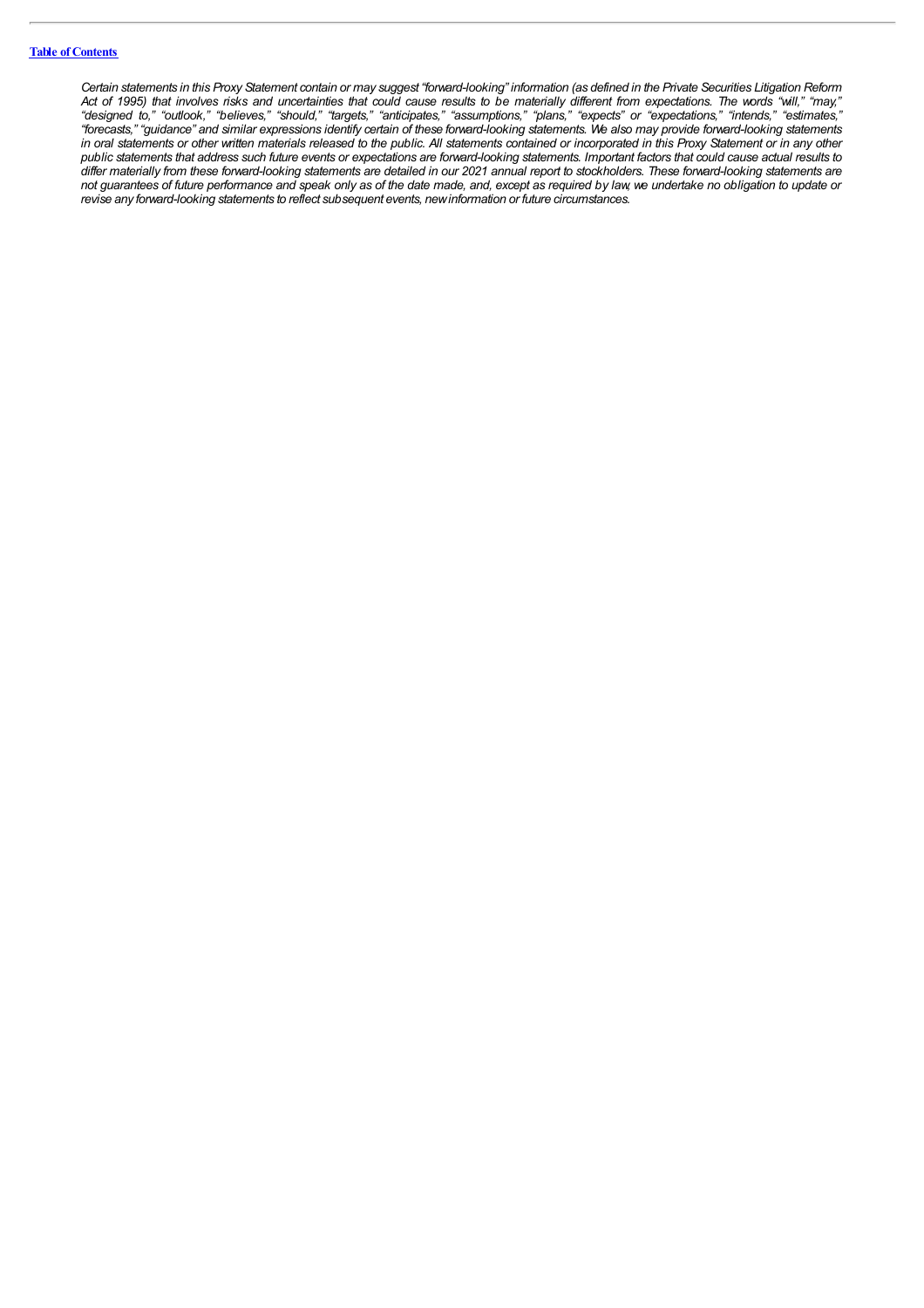*Certain statements in this Proxy Statement contain or may suggest "forward-looking" information (as defined in the Private Securities Litigation Reform Act of 1995) that involves risks and uncertainties that could cause results to be materially different from expectations. The words "will," "may," "designed to," "outlook," "believes," "should," "targets," "anticipates," "assumptions," "plans," "expects" or "expectations," "intends," "estimates," "forecasts," "guidance" and similar expressions identify certain of these forward-looking statements. We also may provide forward-looking statements in oral statements or other written materials released to the public. All statements contained or incorporated in this Proxy Statement or in any other public statements that address such future events or expectations are forward-looking statements. Important factors that could cause actual results to differ materially from these forward-looking statements are detailed in our 2021 annual report to stockholders. These forward-looking statements are not guarantees of future performance and speak only as of the date made, and, except as required by law, we undertake no obligation to update or revise any forward-looking statements to reflect subsequent events, new information or future circumstances.*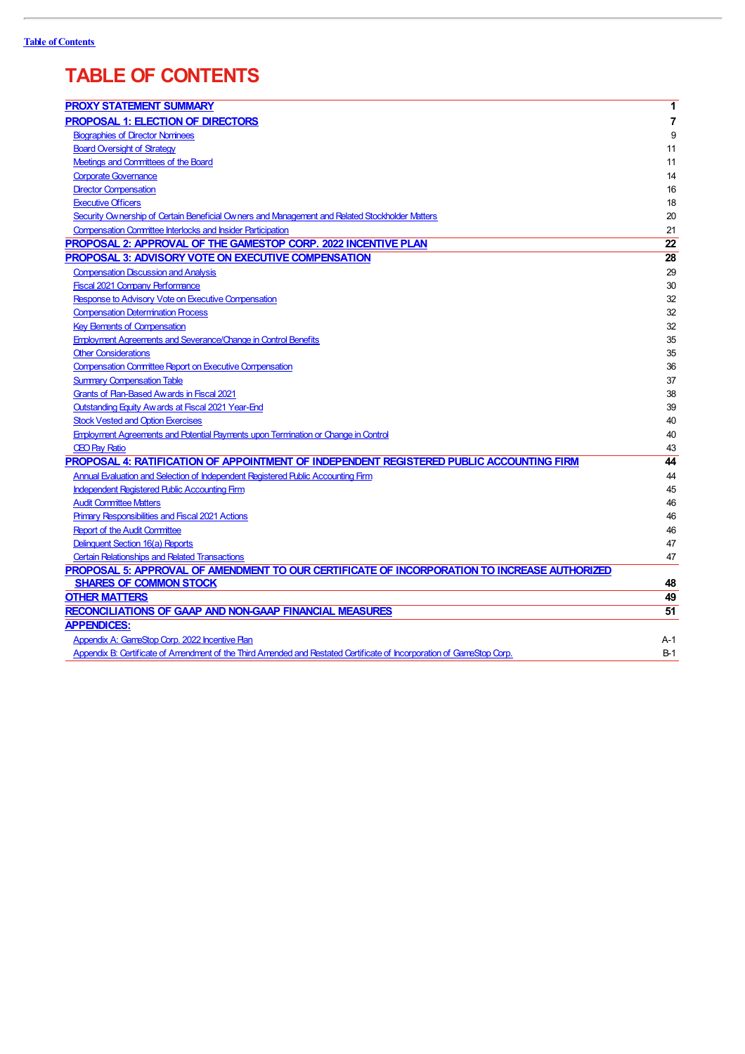[Table of Contents](#)

# TABLE OF CONTENTS

| | |
|---|---|
| **PROXY STATEMENT SUMMARY** | **1** |
| **PROPOSAL 1: ELECTION OF DIRECTORS** | **7** |
| Biographies of Director Nominees | 9 |
| Board Oversight of Strategy | 11 |
| Meetings and Committees of the Board | 11 |
| Corporate Governance | 14 |
| Director Compensation | 16 |
| Executive Officers | 18 |
| Security Ownership of Certain Beneficial Owners and Management and Related Stockholder Matters | 20 |
| Compensation Committee Interlocks and Insider Participation | 21 |
| **PROPOSAL 2: APPROVAL OF THE GAMESTOP CORP. 2022 INCENTIVE PLAN** | **22** |
| **PROPOSAL 3: ADVISORY VOTE ON EXECUTIVE COMPENSATION** | **28** |
| Compensation Discussion and Analysis | 29 |
| Fiscal 2021 Company Performance | 30 |
| Response to Advisory Vote on Executive Compensation | 32 |
| Compensation Determination Process | 32 |
| Key Elements of Compensation | 32 |
| Employment Agreements and Severance/Change in Control Benefits | 35 |
| Other Considerations | 35 |
| Compensation Committee Report on Executive Compensation | 36 |
| Summary Compensation Table | 37 |
| Grants of Plan-Based Awards in Fiscal 2021 | 38 |
| Outstanding Equity Awards at Fiscal 2021 Year-End | 39 |
| Stock Vested and Option Exercises | 40 |
| Employment Agreements and Potential Payments upon Termination or Change in Control | 40 |
| CEO Pay Ratio | 43 |
| **PROPOSAL 4: RATIFICATION OF APPOINTMENT OF INDEPENDENT REGISTERED PUBLIC ACCOUNTING FIRM** | **44** |
| Annual Evaluation and Selection of Independent Registered Public Accounting Firm | 44 |
| Independent Registered Public Accounting Firm | 45 |
| Audit Committee Matters | 46 |
| Primary Responsibilities and Fiscal 2021 Actions | 46 |
| Report of the Audit Committee | 46 |
| Delinquent Section 16(a) Reports | 47 |
| Certain Relationships and Related Transactions | 47 |
| **PROPOSAL 5: APPROVAL OF AMENDMENT TO OUR CERTIFICATE OF INCORPORATION TO INCREASE AUTHORIZED SHARES OF COMMON STOCK** | **48** |
| **OTHER MATTERS** | **49** |
| **RECONCILIATIONS OF GAAP AND NON-GAAP FINANCIAL MEASURES** | **51** |
| **APPENDICES:** | |
| Appendix A: GameStop Corp. 2022 Incentive Plan | A-1 |
| Appendix B: Certificate of Amendment of the Third Amended and Restated Certificate of Incorporation of GameStop Corp. | B-1 |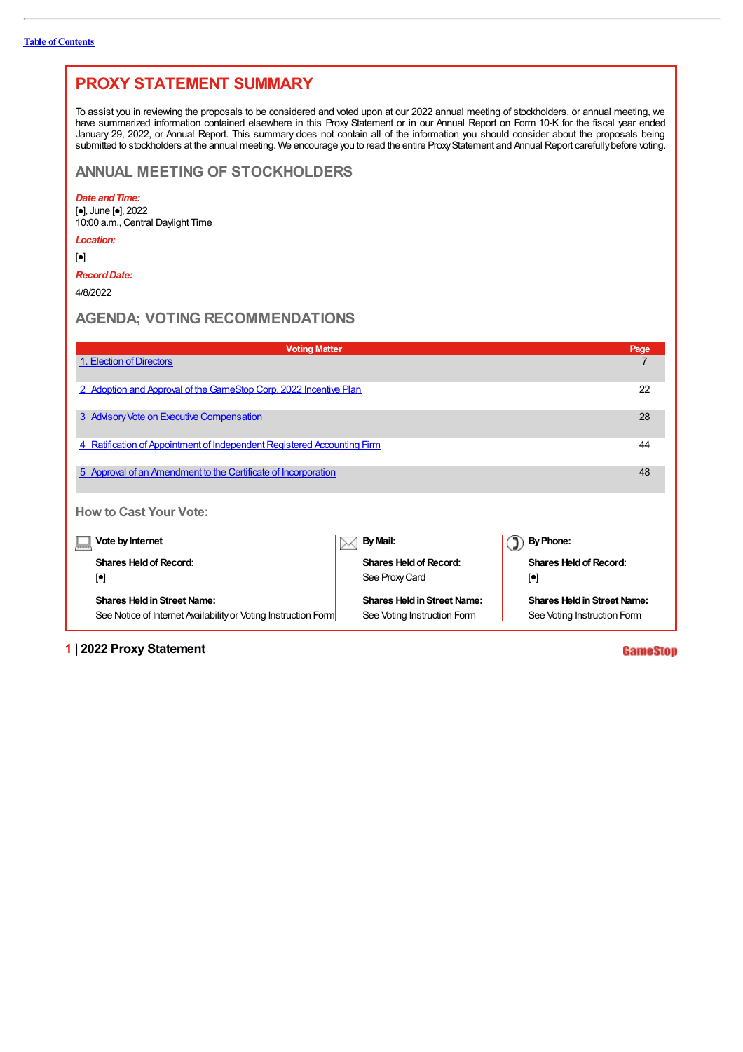Table of Contents

# PROXY STATEMENT SUMMARY

To assist you in reviewing the proposals to be considered and voted upon at our 2022 annual meeting of stockholders, or annual meeting, we have summarized information contained elsewhere in this Proxy Statement or in our Annual Report on Form 10-K for the fiscal year ended January 29, 2022, or Annual Report. This summary does not contain all of the information you should consider about the proposals being submitted to stockholders at the annual meeting. We encourage you to read the entire Proxy Statement and Annual Report carefully before voting.

## ANNUAL MEETING OF STOCKHOLDERS

***Date and Time:***

[•], June [•], 2022
10:00 a.m., Central Daylight Time

***Location:***

[•]

***Record Date:***

4/8/2022

## AGENDA; VOTING RECOMMENDATIONS

| Voting Matter | Page |
|---|---|
| 1. Election of Directors | 7 |
| 2 Adoption and Approval of the GameStop Corp. 2022 Incentive Plan | 22 |
| 3 Advisory Vote on Executive Compensation | 28 |
| 4 Ratification of Appointment of Independent Registered Accounting Firm | 44 |
| 5 Approval of an Amendment to the Certificate of Incorporation | 48 |

### How to Cast Your Vote:

**Vote by Internet**

**Shares Held of Record:**
[•]

**Shares Held in Street Name:**
See Notice of Internet Availability or Voting Instruction Form

**By Mail:**

**Shares Held of Record:**
See Proxy Card

**Shares Held in Street Name:**
See Voting Instruction Form

**By Phone:**

**Shares Held of Record:**
[•]

**Shares Held in Street Name:**
See Voting Instruction Form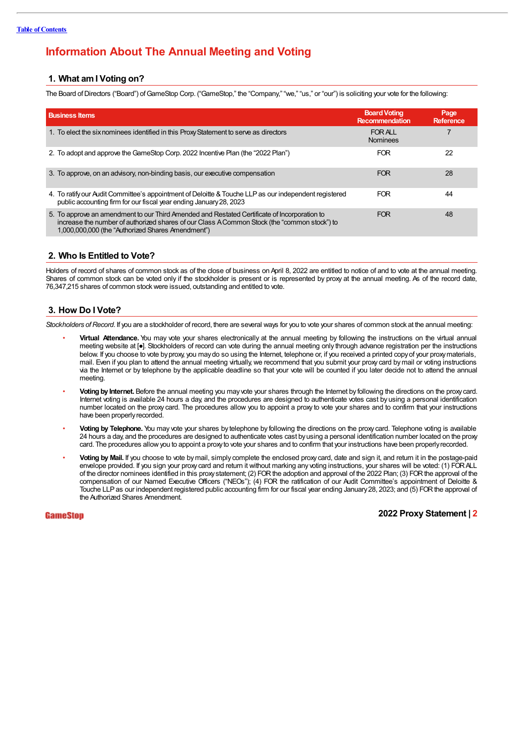# Information About The Annual Meeting and Voting

## 1. What am I Voting on?

The Board of Directors (“Board”) of GameStop Corp. (“GameStop,” the “Company,” “we,” “us,” or “our”) is soliciting your vote for the following:

| Business Items | Board Voting Recommendation | Page Reference |
|---|---|---|
| 1. To elect the six nominees identified in this Proxy Statement to serve as directors | FOR ALL Nominees | 7 |
| 2. To adopt and approve the GameStop Corp. 2022 Incentive Plan (the “2022 Plan”) | FOR | 22 |
| 3. To approve, on an advisory, non-binding basis, our executive compensation | FOR | 28 |
| 4. To ratify our Audit Committee’s appointment of Deloitte & Touche LLP as our independent registered public accounting firm for our fiscal year ending January 28, 2023 | FOR | 44 |
| 5. To approve an amendment to our Third Amended and Restated Certificate of Incorporation to increase the number of authorized shares of our Class A Common Stock (the “common stock”) to 1,000,000,000 (the “Authorized Shares Amendment”) | FOR | 48 |

## 2. Who Is Entitled to Vote?

Holders of record of shares of common stock as of the close of business on April 8, 2022 are entitled to notice of and to vote at the annual meeting. Shares of common stock can be voted only if the stockholder is present or is represented by proxy at the annual meeting. As of the record date, 76,347,215 shares of common stock were issued, outstanding and entitled to vote.

## 3. How Do I Vote?

*Stockholders of Record*. If you are a stockholder of record, there are several ways for you to vote your shares of common stock at the annual meeting:

- **Virtual Attendance.** You may vote your shares electronically at the annual meeting by following the instructions on the virtual annual meeting website at [●]. Stockholders of record can vote during the annual meeting only through advance registration per the instructions below. If you choose to vote by proxy, you may do so using the Internet, telephone or, if you received a printed copy of your proxy materials, mail. Even if you plan to attend the annual meeting virtually, we recommend that you submit your proxy card by mail or voting instructions via the Internet or by telephone by the applicable deadline so that your vote will be counted if you later decide not to attend the annual meeting.
- **Voting by Internet.** Before the annual meeting you may vote your shares through the Internet by following the directions on the proxy card. Internet voting is available 24 hours a day, and the procedures are designed to authenticate votes cast by using a personal identification number located on the proxy card. The procedures allow you to appoint a proxy to vote your shares and to confirm that your instructions have been properly recorded.
- **Voting by Telephone.** You may vote your shares by telephone by following the directions on the proxy card. Telephone voting is available 24 hours a day, and the procedures are designed to authenticate votes cast by using a personal identification number located on the proxy card. The procedures allow you to appoint a proxy to vote your shares and to confirm that your instructions have been properly recorded.
- **Voting by Mail.** If you choose to vote by mail, simply complete the enclosed proxy card, date and sign it, and return it in the postage-paid envelope provided. If you sign your proxy card and return it without marking any voting instructions, your shares will be voted: (1) FOR ALL of the director nominees identified in this proxy statement; (2) FOR the adoption and approval of the 2022 Plan; (3) FOR the approval of the compensation of our Named Executive Officers (“NEOs”); (4) FOR the ratification of our Audit Committee’s appointment of Deloitte & Touche LLP as our independent registered public accounting firm for our fiscal year ending January 28, 2023; and (5) FOR the approval of the Authorized Shares Amendment.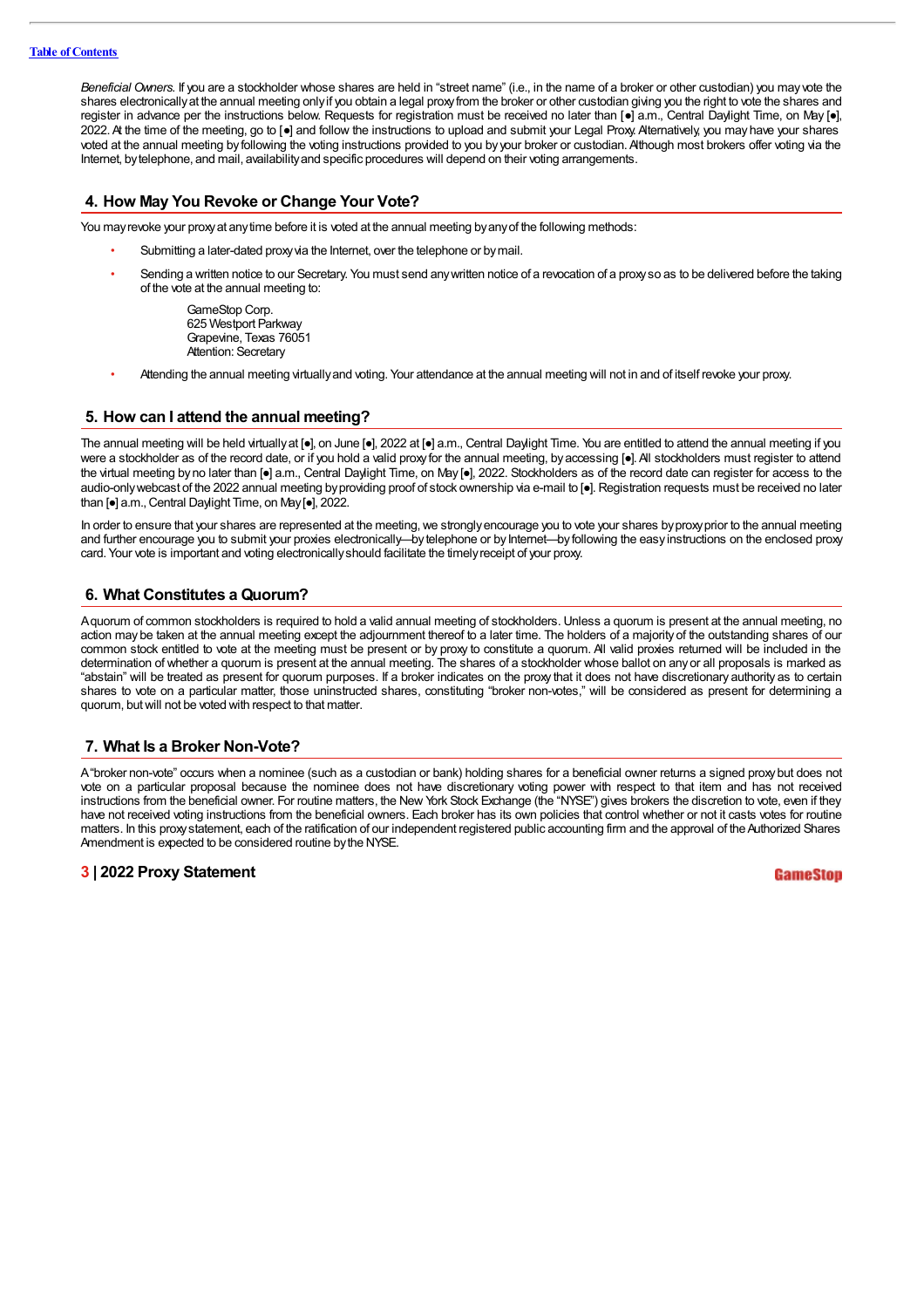*Beneficial Owners*. If you are a stockholder whose shares are held in "street name" (i.e., in the name of a broker or other custodian) you may vote the shares electronically at the annual meeting only if you obtain a legal proxy from the broker or other custodian giving you the right to vote the shares and register in advance per the instructions below. Requests for registration must be received no later than [●] a.m., Central Daylight Time, on May [●], 2022. At the time of the meeting, go to [●] and follow the instructions to upload and submit your Legal Proxy. Alternatively, you may have your shares voted at the annual meeting by following the voting instructions provided to you by your broker or custodian. Although most brokers offer voting via the Internet, by telephone, and mail, availability and specific procedures will depend on their voting arrangements.

## 4. How May You Revoke or Change Your Vote?

You may revoke your proxy at any time before it is voted at the annual meeting by any of the following methods:

- Submitting a later-dated proxy via the Internet, over the telephone or by mail.
- Sending a written notice to our Secretary. You must send any written notice of a revocation of a proxy so as to be delivered before the taking of the vote at the annual meeting to:

  GameStop Corp.
  625 Westport Parkway
  Grapevine, Texas 76051
  Attention: Secretary

- Attending the annual meeting virtually and voting. Your attendance at the annual meeting will not in and of itself revoke your proxy.

## 5. How can I attend the annual meeting?

The annual meeting will be held virtually at [●], on June [●], 2022 at [●] a.m., Central Daylight Time. You are entitled to attend the annual meeting if you were a stockholder as of the record date, or if you hold a valid proxy for the annual meeting, by accessing [●]. All stockholders must register to attend the virtual meeting by no later than [●] a.m., Central Daylight Time, on May [●], 2022. Stockholders as of the record date can register for access to the audio-only webcast of the 2022 annual meeting by providing proof of stock ownership via e-mail to [●]. Registration requests must be received no later than [●] a.m., Central Daylight Time, on May [●], 2022.

In order to ensure that your shares are represented at the meeting, we strongly encourage you to vote your shares by proxy prior to the annual meeting and further encourage you to submit your proxies electronically—by telephone or by Internet—by following the easy instructions on the enclosed proxy card. Your vote is important and voting electronically should facilitate the timely receipt of your proxy.

## 6. What Constitutes a Quorum?

A quorum of common stockholders is required to hold a valid annual meeting of stockholders. Unless a quorum is present at the annual meeting, no action may be taken at the annual meeting except the adjournment thereof to a later time. The holders of a majority of the outstanding shares of our common stock entitled to vote at the meeting must be present or by proxy to constitute a quorum. All valid proxies returned will be included in the determination of whether a quorum is present at the annual meeting. The shares of a stockholder whose ballot on any or all proposals is marked as "abstain" will be treated as present for quorum purposes. If a broker indicates on the proxy that it does not have discretionary authority as to certain shares to vote on a particular matter, those uninstructed shares, constituting "broker non-votes," will be considered as present for determining a quorum, but will not be voted with respect to that matter.

## 7. What Is a Broker Non-Vote?

A "broker non-vote" occurs when a nominee (such as a custodian or bank) holding shares for a beneficial owner returns a signed proxy but does not vote on a particular proposal because the nominee does not have discretionary voting power with respect to that item and has not received instructions from the beneficial owner. For routine matters, the New York Stock Exchange (the "NYSE") gives brokers the discretion to vote, even if they have not received voting instructions from the beneficial owners. Each broker has its own policies that control whether or not it casts votes for routine matters. In this proxy statement, each of the ratification of our independent registered public accounting firm and the approval of the Authorized Shares Amendment is expected to be considered routine by the NYSE.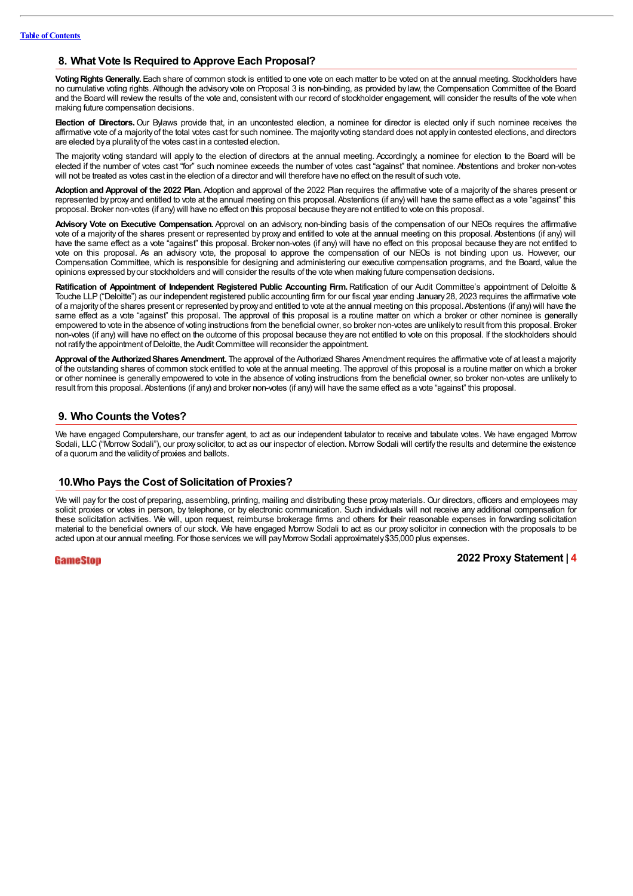## 8. What Vote Is Required to Approve Each Proposal?

**Voting Rights Generally.** Each share of common stock is entitled to one vote on each matter to be voted on at the annual meeting. Stockholders have no cumulative voting rights. Although the advisory vote on Proposal 3 is non-binding, as provided by law, the Compensation Committee of the Board and the Board will review the results of the vote and, consistent with our record of stockholder engagement, will consider the results of the vote when making future compensation decisions.

**Election of Directors.** Our Bylaws provide that, in an uncontested election, a nominee for director is elected only if such nominee receives the affirmative vote of a majority of the total votes cast for such nominee. The majority voting standard does not apply in contested elections, and directors are elected by a plurality of the votes cast in a contested election.

The majority voting standard will apply to the election of directors at the annual meeting. Accordingly, a nominee for election to the Board will be elected if the number of votes cast "for" such nominee exceeds the number of votes cast "against" that nominee. Abstentions and broker non-votes will not be treated as votes cast in the election of a director and will therefore have no effect on the result of such vote.

**Adoption and Approval of the 2022 Plan.** Adoption and approval of the 2022 Plan requires the affirmative vote of a majority of the shares present or represented by proxy and entitled to vote at the annual meeting on this proposal. Abstentions (if any) will have the same effect as a vote "against" this proposal. Broker non-votes (if any) will have no effect on this proposal because they are not entitled to vote on this proposal.

**Advisory Vote on Executive Compensation.** Approval on an advisory, non-binding basis of the compensation of our NEOs requires the affirmative vote of a majority of the shares present or represented by proxy and entitled to vote at the annual meeting on this proposal. Abstentions (if any) will have the same effect as a vote "against" this proposal. Broker non-votes (if any) will have no effect on this proposal because they are not entitled to vote on this proposal. As an advisory vote, the proposal to approve the compensation of our NEOs is not binding upon us. However, our Compensation Committee, which is responsible for designing and administering our executive compensation programs, and the Board, value the opinions expressed by our stockholders and will consider the results of the vote when making future compensation decisions.

**Ratification of Appointment of Independent Registered Public Accounting Firm.** Ratification of our Audit Committee's appointment of Deloitte & Touche LLP ("Deloitte") as our independent registered public accounting firm for our fiscal year ending January 28, 2023 requires the affirmative vote of a majority of the shares present or represented by proxy and entitled to vote at the annual meeting on this proposal. Abstentions (if any) will have the same effect as a vote "against" this proposal. The approval of this proposal is a routine matter on which a broker or other nominee is generally empowered to vote in the absence of voting instructions from the beneficial owner, so broker non-votes are unlikely to result from this proposal. Broker non-votes (if any) will have no effect on the outcome of this proposal because they are not entitled to vote on this proposal. If the stockholders should not ratify the appointment of Deloitte, the Audit Committee will reconsider the appointment.

**Approval of the Authorized Shares Amendment.** The approval of the Authorized Shares Amendment requires the affirmative vote of at least a majority of the outstanding shares of common stock entitled to vote at the annual meeting. The approval of this proposal is a routine matter on which a broker or other nominee is generally empowered to vote in the absence of voting instructions from the beneficial owner, so broker non-votes are unlikely to result from this proposal. Abstentions (if any) and broker non-votes (if any) will have the same effect as a vote "against" this proposal.

## 9. Who Counts the Votes?

We have engaged Computershare, our transfer agent, to act as our independent tabulator to receive and tabulate votes. We have engaged Morrow Sodali, LLC ("Morrow Sodali"), our proxy solicitor, to act as our inspector of election. Morrow Sodali will certify the results and determine the existence of a quorum and the validity of proxies and ballots.

## 10. Who Pays the Cost of Solicitation of Proxies?

We will pay for the cost of preparing, assembling, printing, mailing and distributing these proxy materials. Our directors, officers and employees may solicit proxies or votes in person, by telephone, or by electronic communication. Such individuals will not receive any additional compensation for these solicitation activities. We will, upon request, reimburse brokerage firms and others for their reasonable expenses in forwarding solicitation material to the beneficial owners of our stock. We have engaged Morrow Sodali to act as our proxy solicitor in connection with the proposals to be acted upon at our annual meeting. For those services we will pay Morrow Sodali approximately $35,000 plus expenses.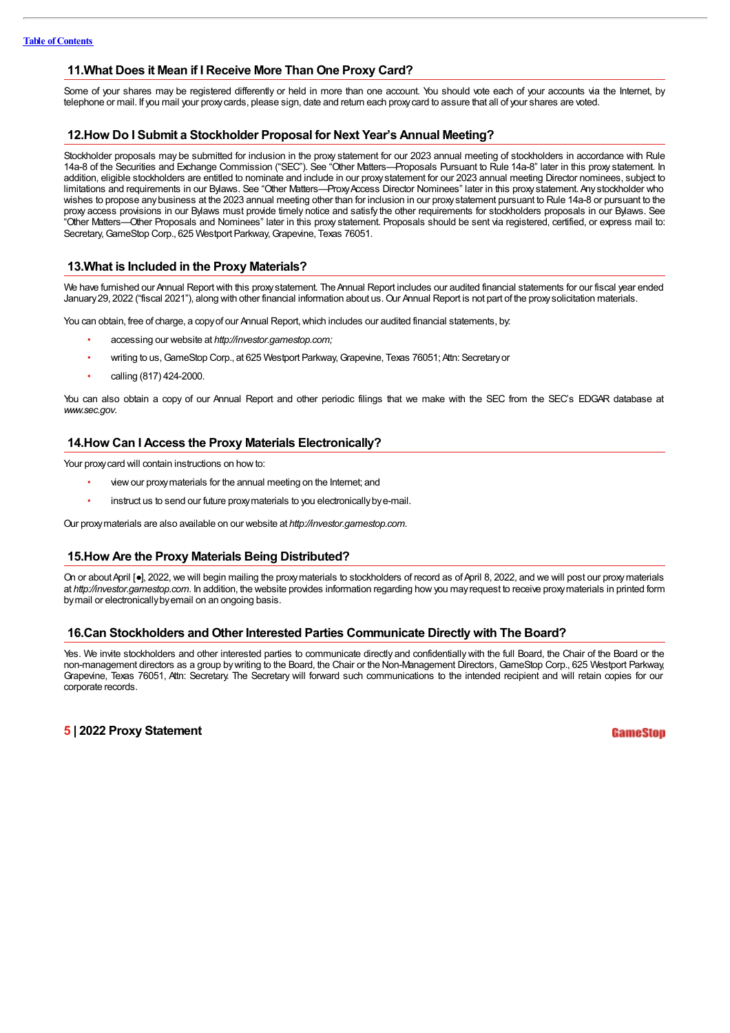## 11. What Does it Mean if I Receive More Than One Proxy Card?

Some of your shares may be registered differently or held in more than one account. You should vote each of your accounts via the Internet, by telephone or mail. If you mail your proxy cards, please sign, date and return each proxy card to assure that all of your shares are voted.

## 12. How Do I Submit a Stockholder Proposal for Next Year's Annual Meeting?

Stockholder proposals may be submitted for inclusion in the proxy statement for our 2023 annual meeting of stockholders in accordance with Rule 14a-8 of the Securities and Exchange Commission ("SEC"). See "Other Matters—Proposals Pursuant to Rule 14a-8" later in this proxy statement. In addition, eligible stockholders are entitled to nominate and include in our proxy statement for our 2023 annual meeting Director nominees, subject to limitations and requirements in our Bylaws. See "Other Matters—Proxy Access Director Nominees" later in this proxy statement. Any stockholder who wishes to propose any business at the 2023 annual meeting other than for inclusion in our proxy statement pursuant to Rule 14a-8 or pursuant to the proxy access provisions in our Bylaws must provide timely notice and satisfy the other requirements for stockholders proposals in our Bylaws. See "Other Matters—Other Proposals and Nominees" later in this proxy statement. Proposals should be sent via registered, certified, or express mail to: Secretary, GameStop Corp., 625 Westport Parkway, Grapevine, Texas 76051.

## 13. What is Included in the Proxy Materials?

We have furnished our Annual Report with this proxy statement. The Annual Report includes our audited financial statements for our fiscal year ended January 29, 2022 ("fiscal 2021"), along with other financial information about us. Our Annual Report is not part of the proxy solicitation materials.

You can obtain, free of charge, a copy of our Annual Report, which includes our audited financial statements, by:

- accessing our website at *http://investor.gamestop.com;*
- writing to us, GameStop Corp., at 625 Westport Parkway, Grapevine, Texas 76051; Attn: Secretary or
- calling (817) 424-2000.

You can also obtain a copy of our Annual Report and other periodic filings that we make with the SEC from the SEC's EDGAR database at *www.sec.gov*.

## 14. How Can I Access the Proxy Materials Electronically?

Your proxy card will contain instructions on how to:

- view our proxy materials for the annual meeting on the Internet; and
- instruct us to send our future proxy materials to you electronically by e-mail.

Our proxy materials are also available on our website at *http://investor.gamestop.com.*

## 15. How Are the Proxy Materials Being Distributed?

On or about April [●], 2022, we will begin mailing the proxy materials to stockholders of record as of April 8, 2022, and we will post our proxy materials at *http://investor.gamestop.com.* In addition, the website provides information regarding how you may request to receive proxy materials in printed form by mail or electronically by email on an ongoing basis.

## 16. Can Stockholders and Other Interested Parties Communicate Directly with The Board?

Yes. We invite stockholders and other interested parties to communicate directly and confidentially with the full Board, the Chair of the Board or the non-management directors as a group by writing to the Board, the Chair or the Non-Management Directors, GameStop Corp., 625 Westport Parkway, Grapevine, Texas 76051, Attn: Secretary. The Secretary will forward such communications to the intended recipient and will retain copies for our corporate records.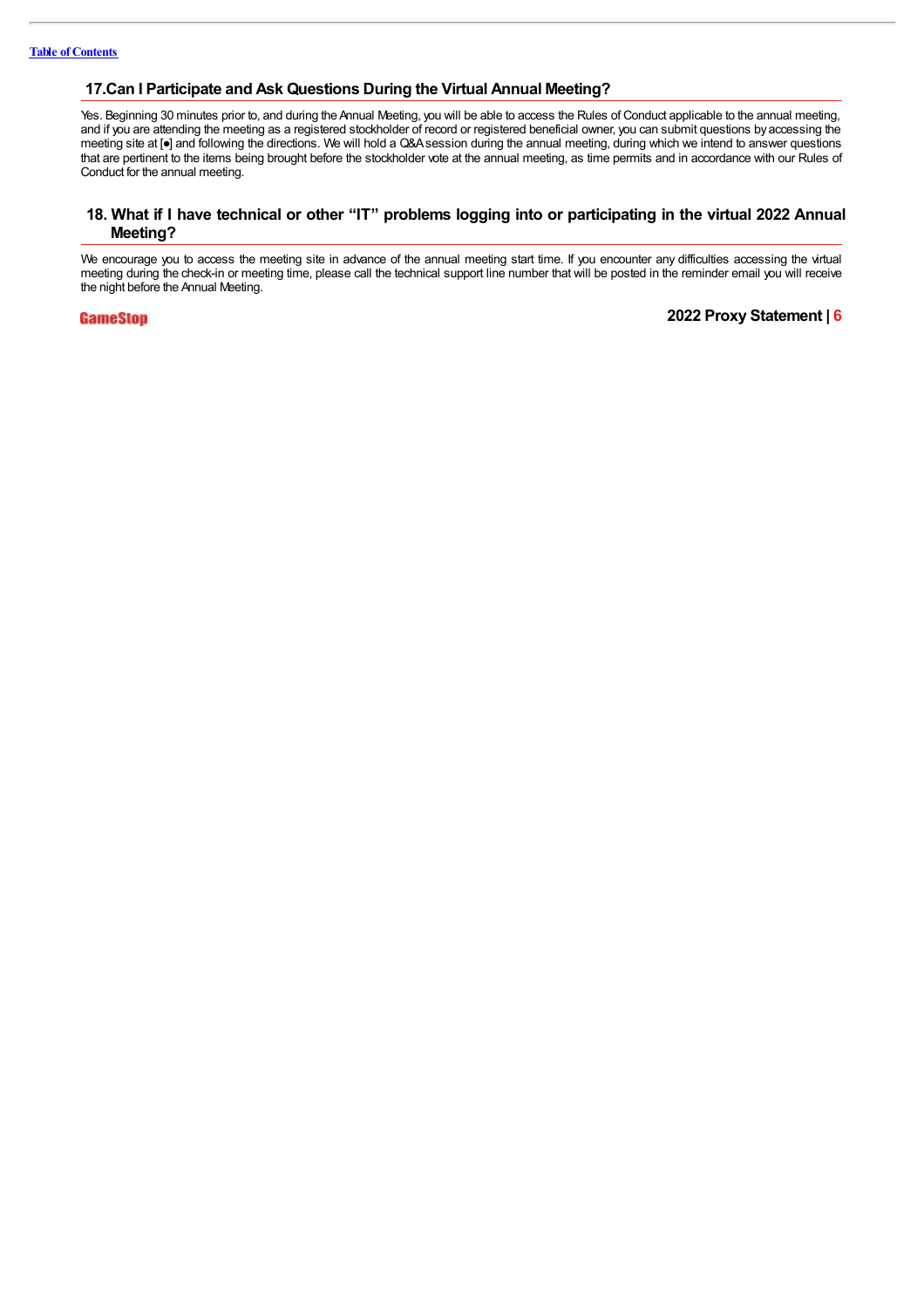### 17. Can I Participate and Ask Questions During the Virtual Annual Meeting?

Yes. Beginning 30 minutes prior to, and during the Annual Meeting, you will be able to access the Rules of Conduct applicable to the annual meeting, and if you are attending the meeting as a registered stockholder of record or registered beneficial owner, you can submit questions by accessing the meeting site at [●] and following the directions. We will hold a Q&A session during the annual meeting, during which we intend to answer questions that are pertinent to the items being brought before the stockholder vote at the annual meeting, as time permits and in accordance with our Rules of Conduct for the annual meeting.

### 18. What if I have technical or other "IT" problems logging into or participating in the virtual 2022 Annual Meeting?

We encourage you to access the meeting site in advance of the annual meeting start time. If you encounter any difficulties accessing the virtual meeting during the check-in or meeting time, please call the technical support line number that will be posted in the reminder email you will receive the night before the Annual Meeting.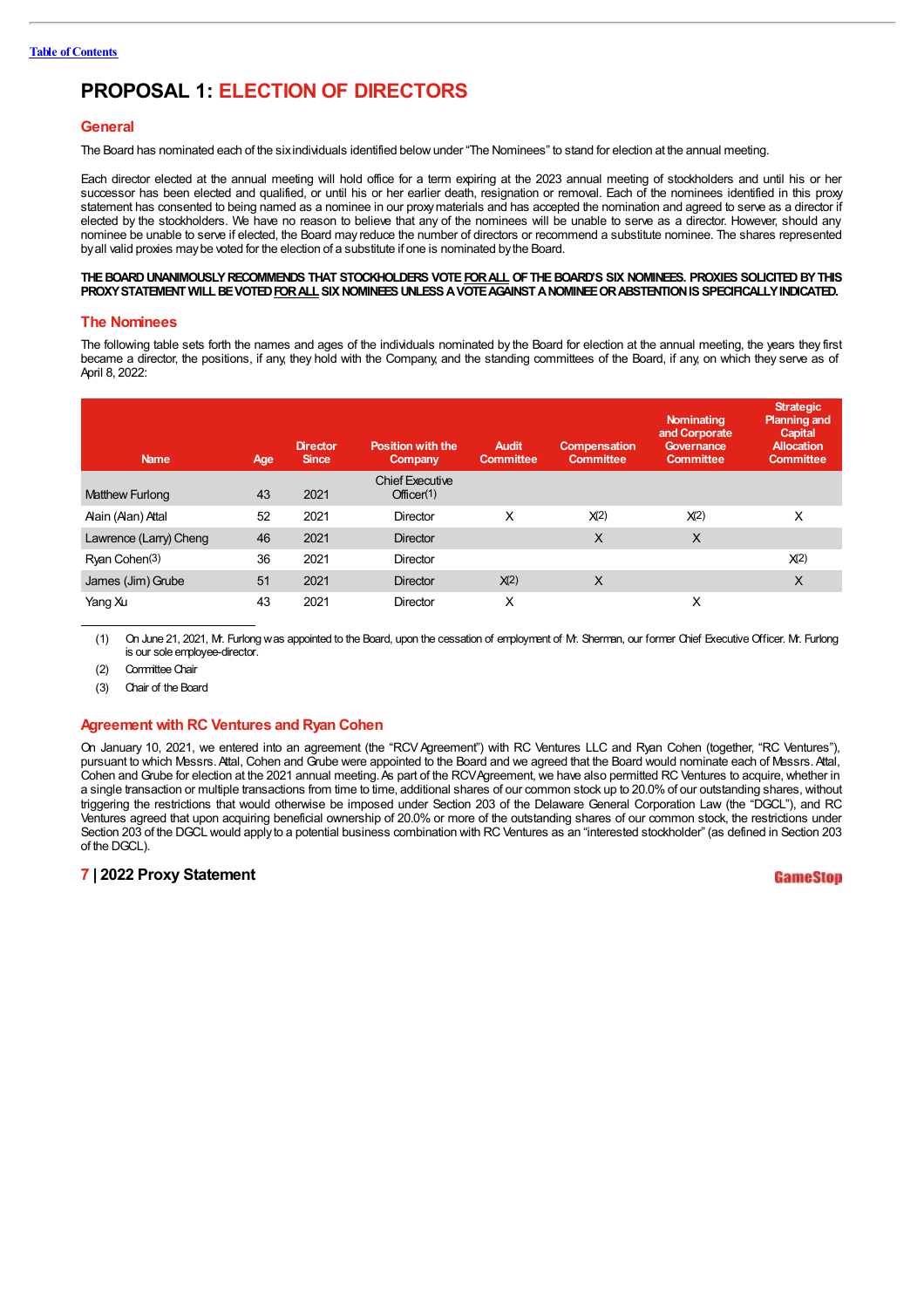[Table of Contents](#)

# PROPOSAL 1: ELECTION OF DIRECTORS

## General

The Board has nominated each of the six individuals identified below under "The Nominees" to stand for election at the annual meeting.

Each director elected at the annual meeting will hold office for a term expiring at the 2023 annual meeting of stockholders and until his or her successor has been elected and qualified, or until his or her earlier death, resignation or removal. Each of the nominees identified in this proxy statement has consented to being named as a nominee in our proxy materials and has accepted the nomination and agreed to serve as a director if elected by the stockholders. We have no reason to believe that any of the nominees will be unable to serve as a director. However, should any nominee be unable to serve if elected, the Board may reduce the number of directors or recommend a substitute nominee. The shares represented by all valid proxies may be voted for the election of a substitute if one is nominated by the Board.

**THE BOARD UNANIMOUSLY RECOMMENDS THAT STOCKHOLDERS VOTE FOR ALL OF THE BOARD'S SIX NOMINEES. PROXIES SOLICITED BY THIS PROXY STATEMENT WILL BE VOTED FOR ALL SIX NOMINEES UNLESS A VOTE AGAINST A NOMINEE OR ABSTENTION IS SPECIFICALLY INDICATED.**

## The Nominees

The following table sets forth the names and ages of the individuals nominated by the Board for election at the annual meeting, the years they first became a director, the positions, if any, they hold with the Company, and the standing committees of the Board, if any, on which they serve as of April 8, 2022:

| Name | Age | Director Since | Position with the Company | Audit Committee | Compensation Committee | Nominating and Corporate Governance Committee | Strategic Planning and Capital Allocation Committee |
|---|---|---|---|---|---|---|---|
| Matthew Furlong | 43 | 2021 | Chief Executive Officer(1) | | | | |
| Alain (Alan) Attal | 52 | 2021 | Director | X | X(2) | X(2) | X |
| Lawrence (Larry) Cheng | 46 | 2021 | Director | | X | X | |
| Ryan Cohen(3) | 36 | 2021 | Director | | | | X(2) |
| James (Jim) Grube | 51 | 2021 | Director | X(2) | X | | X |
| Yang Xu | 43 | 2021 | Director | X | | X | |

(1) On June 21, 2021, Mr. Furlong was appointed to the Board, upon the cessation of employment of Mr. Sherman, our former Chief Executive Officer. Mr. Furlong is our sole employee-director.

(2) Committee Chair

(3) Chair of the Board

## Agreement with RC Ventures and Ryan Cohen

On January 10, 2021, we entered into an agreement (the "RCV Agreement") with RC Ventures LLC and Ryan Cohen (together, "RC Ventures"), pursuant to which Messrs. Attal, Cohen and Grube were appointed to the Board and we agreed that the Board would nominate each of Messrs. Attal, Cohen and Grube for election at the 2021 annual meeting. As part of the RCV Agreement, we have also permitted RC Ventures to acquire, whether in a single transaction or multiple transactions from time to time, additional shares of our common stock up to 20.0% of our outstanding shares, without triggering the restrictions that would otherwise be imposed under Section 203 of the Delaware General Corporation Law (the "DGCL"), and RC Ventures agreed that upon acquiring beneficial ownership of 20.0% or more of the outstanding shares of our common stock, the restrictions under Section 203 of the DGCL would apply to a potential business combination with RC Ventures as an "interested stockholder" (as defined in Section 203 of the DGCL).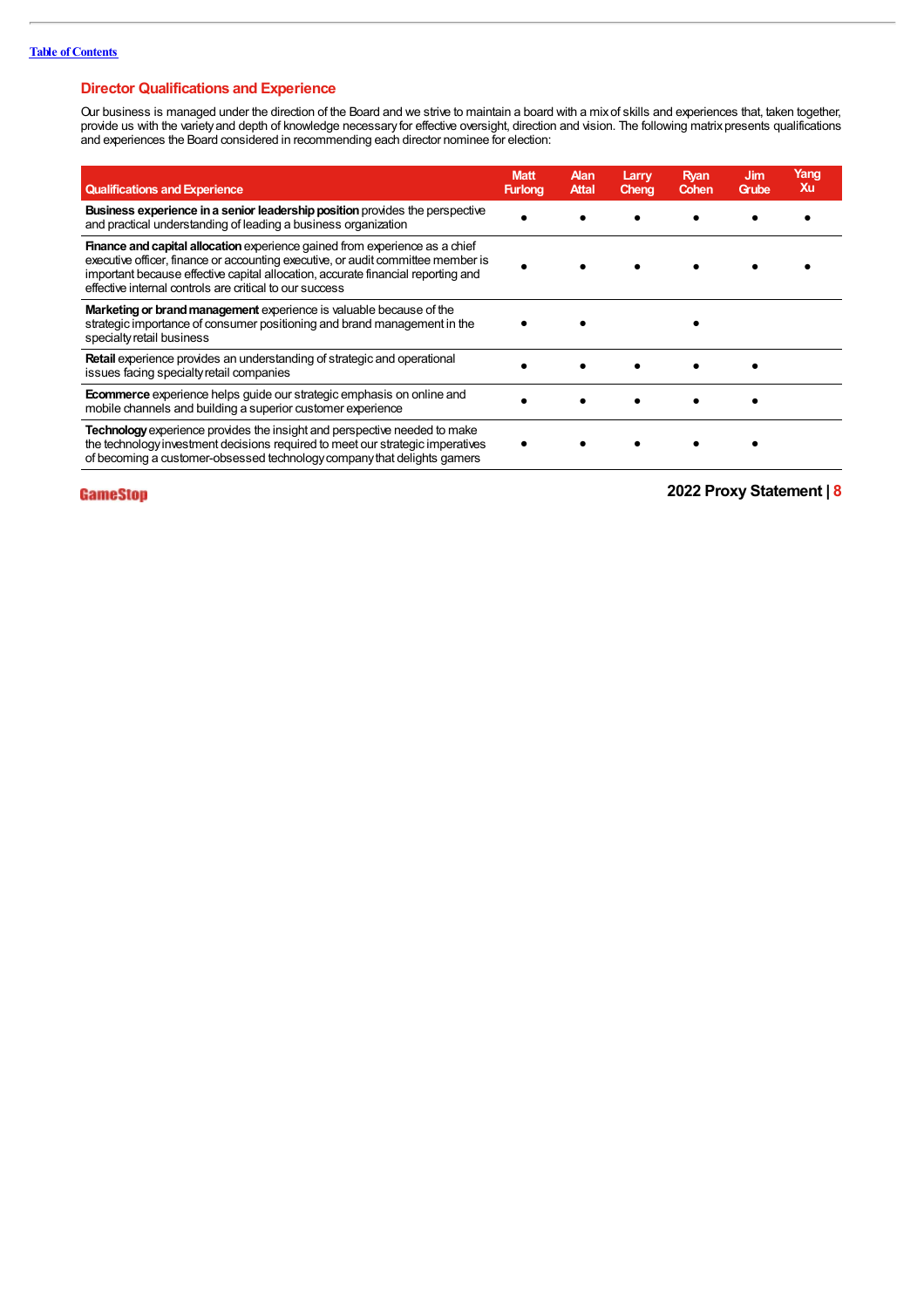## Director Qualifications and Experience

Our business is managed under the direction of the Board and we strive to maintain a board with a mix of skills and experiences that, taken together, provide us with the variety and depth of knowledge necessary for effective oversight, direction and vision. The following matrix presents qualifications and experiences the Board considered in recommending each director nominee for election:

| Qualifications and Experience | Matt Furlong | Alan Attal | Larry Cheng | Ryan Cohen | Jim Grube | Yang Xu |
|---|---|---|---|---|---|---|
| **Business experience in a senior leadership position** provides the perspective and practical understanding of leading a business organization | • | • | • | • | • | • |
| **Finance and capital allocation** experience gained from experience as a chief executive officer, finance or accounting executive, or audit committee member is important because effective capital allocation, accurate financial reporting and effective internal controls are critical to our success | • | • | • | • | • | • |
| **Marketing or brand management** experience is valuable because of the strategic importance of consumer positioning and brand management in the specialty retail business | • | • | | • | | |
| **Retail** experience provides an understanding of strategic and operational issues facing specialty retail companies | • | • | • | • | • | |
| **Ecommerce** experience helps guide our strategic emphasis on online and mobile channels and building a superior customer experience | • | • | • | • | • | |
| **Technology** experience provides the insight and perspective needed to make the technology investment decisions required to meet our strategic imperatives of becoming a customer-obsessed technology company that delights gamers | • | • | • | • | • | |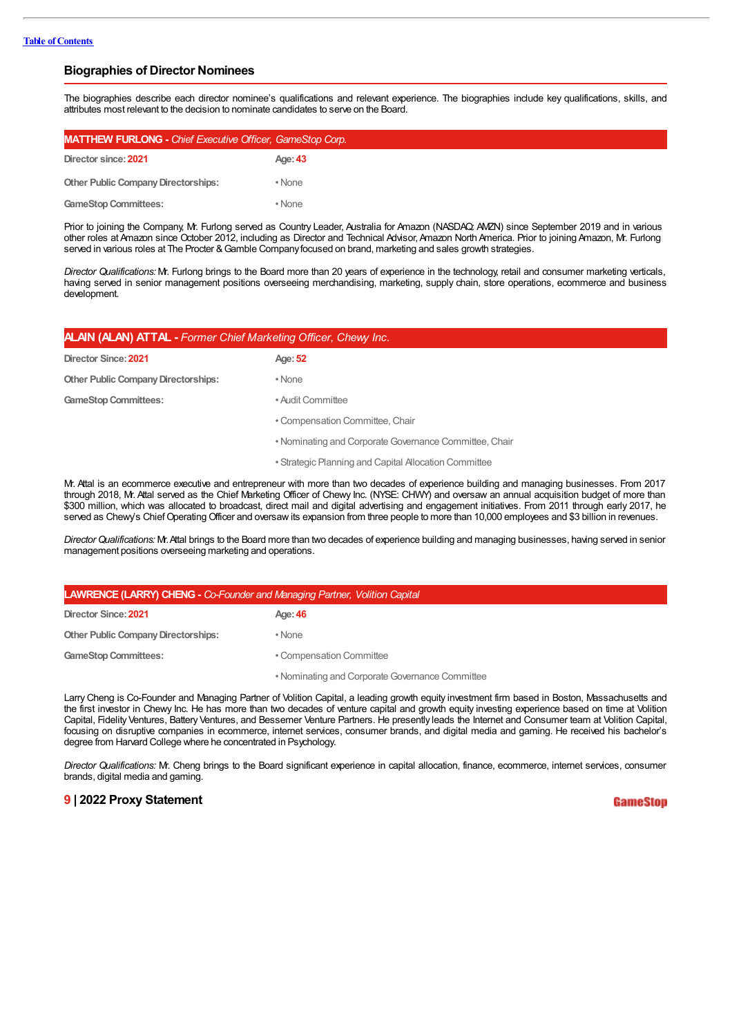## Biographies of Director Nominees

The biographies describe each director nominee's qualifications and relevant experience. The biographies include key qualifications, skills, and attributes most relevant to the decision to nominate candidates to serve on the Board.

### MATTHEW FURLONG - *Chief Executive Officer, GameStop Corp.*

| | |
|---|---|
| **Director since: 2021** | **Age: 43** |
| **Other Public Company Directorships:** | • None |
| **GameStop Committees:** | • None |

Prior to joining the Company, Mr. Furlong served as Country Leader, Australia for Amazon (NASDAQ: AMZN) since September 2019 and in various other roles at Amazon since October 2012, including as Director and Technical Advisor, Amazon North America. Prior to joining Amazon, Mr. Furlong served in various roles at The Procter & Gamble Company focused on brand, marketing and sales growth strategies.

*Director Qualifications:* Mr. Furlong brings to the Board more than 20 years of experience in the technology, retail and consumer marketing verticals, having served in senior management positions overseeing merchandising, marketing, supply chain, store operations, ecommerce and business development.

### ALAIN (ALAN) ATTAL - *Former Chief Marketing Officer, Chewy Inc.*

| | |
|---|---|
| **Director Since: 2021** | **Age: 52** |
| **Other Public Company Directorships:** | • None |
| **GameStop Committees:** | • Audit Committee |
| | • Compensation Committee, Chair |
| | • Nominating and Corporate Governance Committee, Chair |
| | • Strategic Planning and Capital Allocation Committee |

Mr. Attal is an ecommerce executive and entrepreneur with more than two decades of experience building and managing businesses. From 2017 through 2018, Mr. Attal served as the Chief Marketing Officer of Chewy Inc. (NYSE: CHWY) and oversaw an annual acquisition budget of more than $300 million, which was allocated to broadcast, direct mail and digital advertising and engagement initiatives. From 2011 through early 2017, he served as Chewy's Chief Operating Officer and oversaw its expansion from three people to more than 10,000 employees and $3 billion in revenues.

*Director Qualifications:* Mr. Attal brings to the Board more than two decades of experience building and managing businesses, having served in senior management positions overseeing marketing and operations.

### LAWRENCE (LARRY) CHENG - *Co-Founder and Managing Partner, Volition Capital*

| | |
|---|---|
| **Director Since: 2021** | **Age: 46** |
| **Other Public Company Directorships:** | • None |
| **GameStop Committees:** | • Compensation Committee |
| | • Nominating and Corporate Governance Committee |

Larry Cheng is Co-Founder and Managing Partner of Volition Capital, a leading growth equity investment firm based in Boston, Massachusetts and the first investor in Chewy Inc. He has more than two decades of venture capital and growth equity investing experience based on time at Volition Capital, Fidelity Ventures, Battery Ventures, and Bessemer Venture Partners. He presently leads the Internet and Consumer team at Volition Capital, focusing on disruptive companies in ecommerce, internet services, consumer brands, and digital media and gaming. He received his bachelor's degree from Harvard College where he concentrated in Psychology.

*Director Qualifications:* Mr. Cheng brings to the Board significant experience in capital allocation, finance, ecommerce, internet services, consumer brands, digital media and gaming.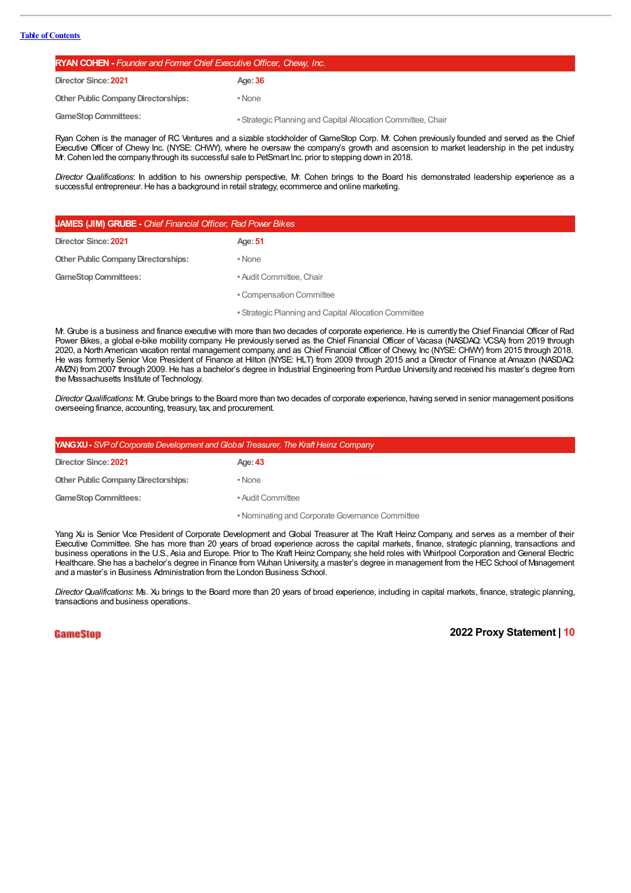[Table of Contents](#)

**RYAN COHEN** - *Founder and Former Chief Executive Officer, Chewy, Inc.*

| | |
|---|---|
| **Director Since: 2021** | **Age: 36** |
| **Other Public Company Directorships:** | • None |
| **GameStop Committees:** | • Strategic Planning and Capital Allocation Committee, Chair |

Ryan Cohen is the manager of RC Ventures and a sizable stockholder of GameStop Corp. Mr. Cohen previously founded and served as the Chief Executive Officer of Chewy Inc. (NYSE: CHWY), where he oversaw the company's growth and ascension to market leadership in the pet industry. Mr. Cohen led the company through its successful sale to PetSmart Inc. prior to stepping down in 2018.

*Director Qualifications*: In addition to his ownership perspective, Mr. Cohen brings to the Board his demonstrated leadership experience as a successful entrepreneur. He has a background in retail strategy, ecommerce and online marketing.

**JAMES (JIM) GRUBE** - *Chief Financial Officer, Rad Power Bikes*

| | |
|---|---|
| **Director Since: 2021** | **Age: 51** |
| **Other Public Company Directorships:** | • None |
| **GameStop Committees:** | • Audit Committee, Chair |
| | • Compensation Committee |
| | • Strategic Planning and Capital Allocation Committee |

Mr. Grube is a business and finance executive with more than two decades of corporate experience. He is currently the Chief Financial Officer of Rad Power Bikes, a global e-bike mobility company. He previously served as the Chief Financial Officer of Vacasa (NASDAQ: VCSA) from 2019 through 2020, a North American vacation rental management company, and as Chief Financial Officer of Chewy, Inc (NYSE: CHWY) from 2015 through 2018. He was formerly Senior Vice President of Finance at Hilton (NYSE: HLT) from 2009 through 2015 and a Director of Finance at Amazon (NASDAQ: AMZN) from 2007 through 2009. He has a bachelor's degree in Industrial Engineering from Purdue University and received his master's degree from the Massachusetts Institute of Technology.

*Director Qualifications*: Mr. Grube brings to the Board more than two decades of corporate experience, having served in senior management positions overseeing finance, accounting, treasury, tax, and procurement.

**YANG XU** - *SVP of Corporate Development and Global Treasurer, The Kraft Heinz Company*

| | |
|---|---|
| **Director Since: 2021** | **Age: 43** |
| **Other Public Company Directorships:** | • None |
| **GameStop Committees:** | • Audit Committee |
| | • Nominating and Corporate Governance Committee |

Yang Xu is Senior Vice President of Corporate Development and Global Treasurer at The Kraft Heinz Company, and serves as a member of their Executive Committee. She has more than 20 years of broad experience across the capital markets, finance, strategic planning, transactions and business operations in the U.S., Asia and Europe. Prior to The Kraft Heinz Company, she held roles with Whirlpool Corporation and General Electric Healthcare. She has a bachelor's degree in Finance from Wuhan University, a master's degree in management from the HEC School of Management and a master's in Business Administration from the London Business School.

*Director Qualifications*: Ms. Xu brings to the Board more than 20 years of broad experience, including in capital markets, finance, strategic planning, transactions and business operations.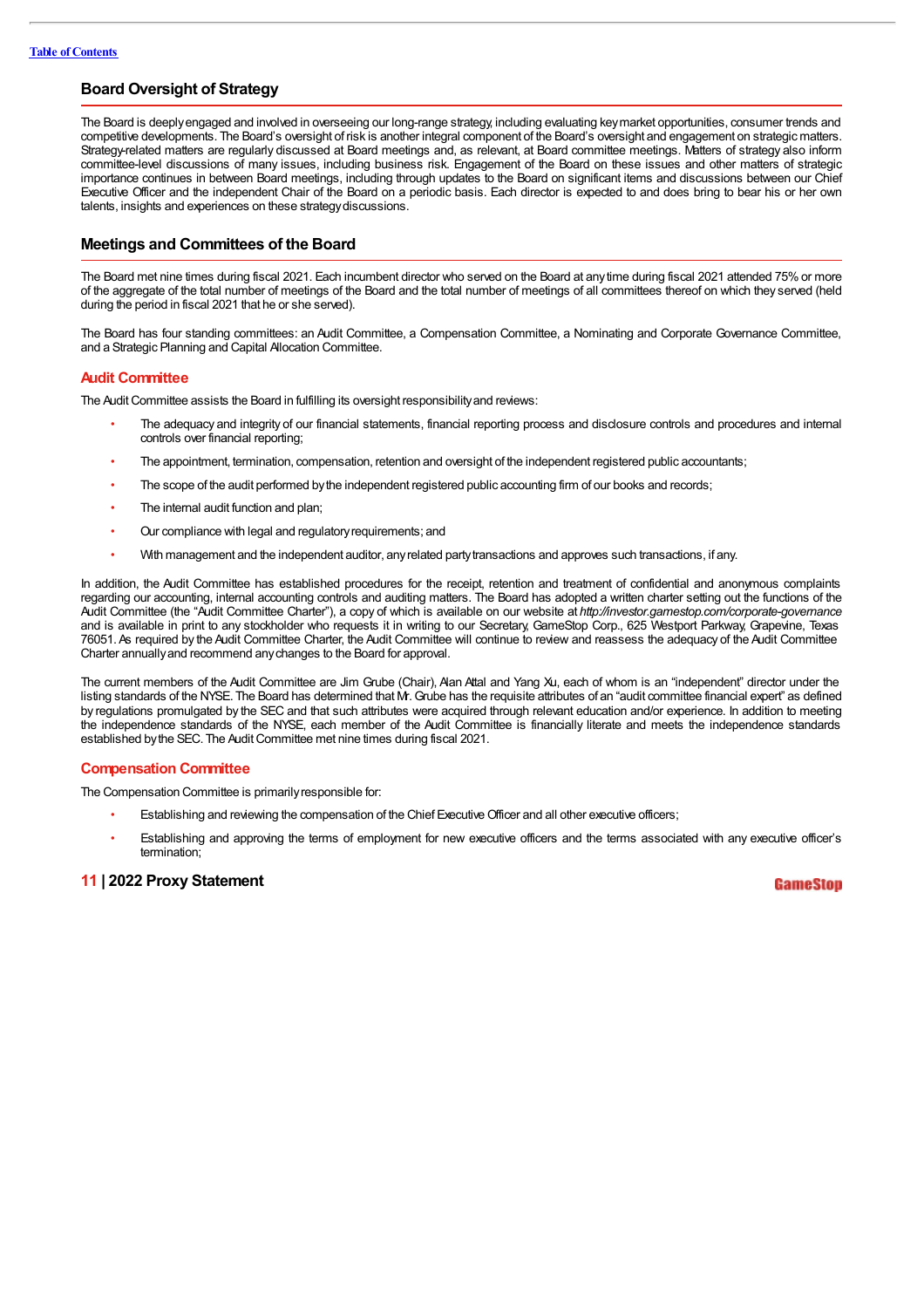## Board Oversight of Strategy

The Board is deeply engaged and involved in overseeing our long-range strategy, including evaluating key market opportunities, consumer trends and competitive developments. The Board's oversight of risk is another integral component of the Board's oversight and engagement on strategic matters. Strategy-related matters are regularly discussed at Board meetings and, as relevant, at Board committee meetings. Matters of strategy also inform committee-level discussions of many issues, including business risk. Engagement of the Board on these issues and other matters of strategic importance continues in between Board meetings, including through updates to the Board on significant items and discussions between our Chief Executive Officer and the independent Chair of the Board on a periodic basis. Each director is expected to and does bring to bear his or her own talents, insights and experiences on these strategy discussions.

## Meetings and Committees of the Board

The Board met nine times during fiscal 2021. Each incumbent director who served on the Board at any time during fiscal 2021 attended 75% or more of the aggregate of the total number of meetings of the Board and the total number of meetings of all committees thereof on which they served (held during the period in fiscal 2021 that he or she served).

The Board has four standing committees: an Audit Committee, a Compensation Committee, a Nominating and Corporate Governance Committee, and a Strategic Planning and Capital Allocation Committee.

### Audit Committee

The Audit Committee assists the Board in fulfilling its oversight responsibility and reviews:

- The adequacy and integrity of our financial statements, financial reporting process and disclosure controls and procedures and internal controls over financial reporting;
- The appointment, termination, compensation, retention and oversight of the independent registered public accountants;
- The scope of the audit performed by the independent registered public accounting firm of our books and records;
- The internal audit function and plan;
- Our compliance with legal and regulatory requirements; and
- With management and the independent auditor, any related party transactions and approves such transactions, if any.

In addition, the Audit Committee has established procedures for the receipt, retention and treatment of confidential and anonymous complaints regarding our accounting, internal accounting controls and auditing matters. The Board has adopted a written charter setting out the functions of the Audit Committee (the "Audit Committee Charter"), a copy of which is available on our website at *http://investor.gamestop.com/corporate-governance* and is available in print to any stockholder who requests it in writing to our Secretary, GameStop Corp., 625 Westport Parkway, Grapevine, Texas 76051. As required by the Audit Committee Charter, the Audit Committee will continue to review and reassess the adequacy of the Audit Committee Charter annually and recommend any changes to the Board for approval.

The current members of the Audit Committee are Jim Grube (Chair), Alan Attal and Yang Xu, each of whom is an "independent" director under the listing standards of the NYSE. The Board has determined that Mr. Grube has the requisite attributes of an "audit committee financial expert" as defined by regulations promulgated by the SEC and that such attributes were acquired through relevant education and/or experience. In addition to meeting the independence standards of the NYSE, each member of the Audit Committee is financially literate and meets the independence standards established by the SEC. The Audit Committee met nine times during fiscal 2021.

### Compensation Committee

The Compensation Committee is primarily responsible for:

- Establishing and reviewing the compensation of the Chief Executive Officer and all other executive officers;
- Establishing and approving the terms of employment for new executive officers and the terms associated with any executive officer's termination;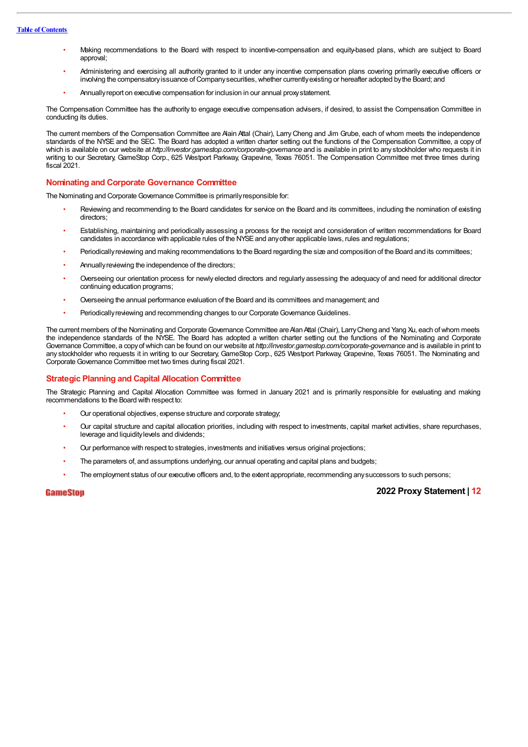- Making recommendations to the Board with respect to incentive-compensation and equity-based plans, which are subject to Board approval;
- Administering and exercising all authority granted to it under any incentive compensation plans covering primarily executive officers or involving the compensatory issuance of Company securities, whether currently existing or hereafter adopted by the Board; and
- Annually report on executive compensation for inclusion in our annual proxy statement.

The Compensation Committee has the authority to engage executive compensation advisers, if desired, to assist the Compensation Committee in conducting its duties.

The current members of the Compensation Committee are Alain Attal (Chair), Larry Cheng and Jim Grube, each of whom meets the independence standards of the NYSE and the SEC. The Board has adopted a written charter setting out the functions of the Compensation Committee, a copy of which is available on our website at *http://investor.gamestop.com/corporate-governance* and is available in print to any stockholder who requests it in writing to our Secretary, GameStop Corp., 625 Westport Parkway, Grapevine, Texas 76051. The Compensation Committee met three times during fiscal 2021.

## Nominating and Corporate Governance Committee

The Nominating and Corporate Governance Committee is primarily responsible for:

- Reviewing and recommending to the Board candidates for service on the Board and its committees, including the nomination of existing directors;
- Establishing, maintaining and periodically assessing a process for the receipt and consideration of written recommendations for Board candidates in accordance with applicable rules of the NYSE and any other applicable laws, rules and regulations;
- Periodically reviewing and making recommendations to the Board regarding the size and composition of the Board and its committees;
- Annually reviewing the independence of the directors;
- Overseeing our orientation process for newly elected directors and regularly assessing the adequacy of and need for additional director continuing education programs;
- Overseeing the annual performance evaluation of the Board and its committees and management; and
- Periodically reviewing and recommending changes to our Corporate Governance Guidelines.

The current members of the Nominating and Corporate Governance Committee are Alan Attal (Chair), Larry Cheng and Yang Xu, each of whom meets the independence standards of the NYSE. The Board has adopted a written charter setting out the functions of the Nominating and Corporate Governance Committee, a copy of which can be found on our website at *http://investor.gamestop.com/corporate-governance* and is available in print to any stockholder who requests it in writing to our Secretary, GameStop Corp., 625 Westport Parkway, Grapevine, Texas 76051. The Nominating and Corporate Governance Committee met two times during fiscal 2021.

## Strategic Planning and Capital Allocation Committee

The Strategic Planning and Capital Allocation Committee was formed in January 2021 and is primarily responsible for evaluating and making recommendations to the Board with respect to:

- Our operational objectives, expense structure and corporate strategy;
- Our capital structure and capital allocation priorities, including with respect to investments, capital market activities, share repurchases, leverage and liquidity levels and dividends;
- Our performance with respect to strategies, investments and initiatives versus original projections;
- The parameters of, and assumptions underlying, our annual operating and capital plans and budgets;
- The employment status of our executive officers and, to the extent appropriate, recommending any successors to such persons;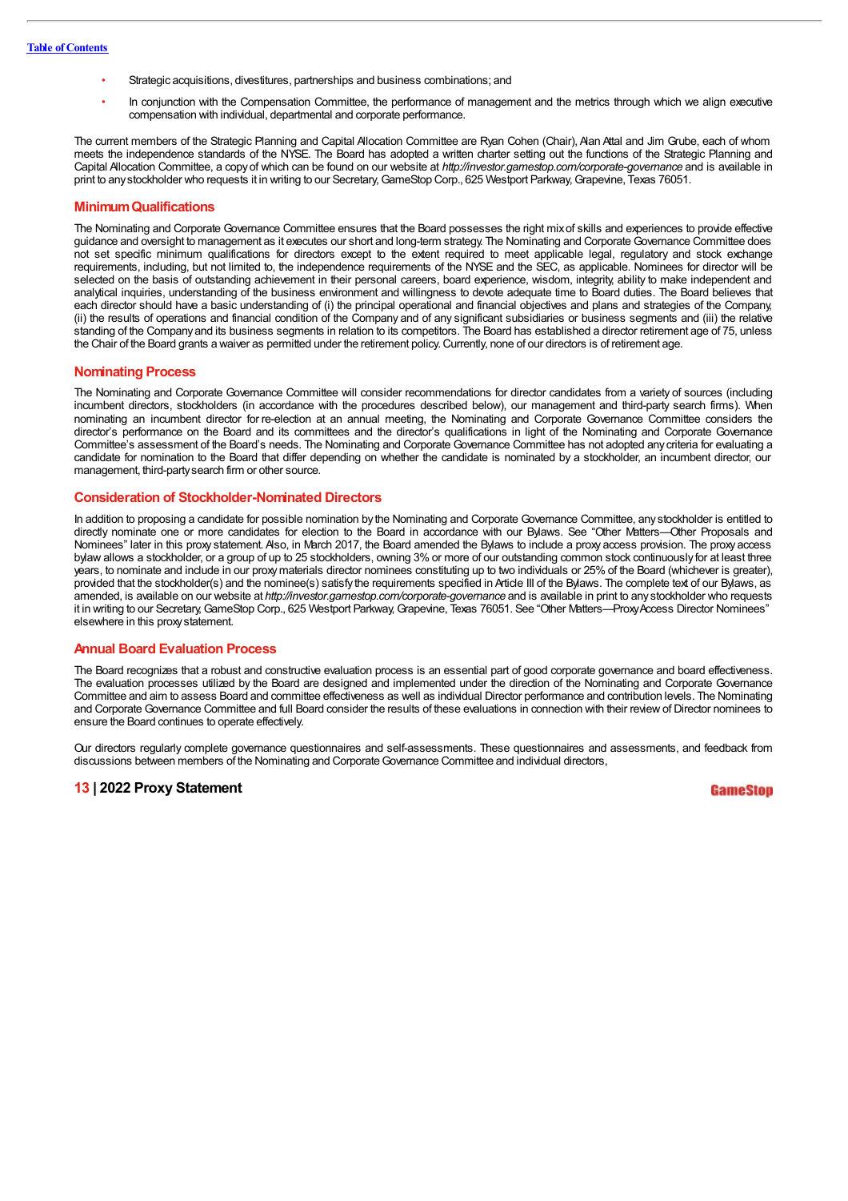- Strategic acquisitions, divestitures, partnerships and business combinations; and
- In conjunction with the Compensation Committee, the performance of management and the metrics through which we align executive compensation with individual, departmental and corporate performance.

The current members of the Strategic Planning and Capital Allocation Committee are Ryan Cohen (Chair), Alan Attal and Jim Grube, each of whom meets the independence standards of the NYSE. The Board has adopted a written charter setting out the functions of the Strategic Planning and Capital Allocation Committee, a copy of which can be found on our website at *http://investor.gamestop.com/corporate-governance* and is available in print to any stockholder who requests it in writing to our Secretary, GameStop Corp., 625 Westport Parkway, Grapevine, Texas 76051.

## Minimum Qualifications

The Nominating and Corporate Governance Committee ensures that the Board possesses the right mix of skills and experiences to provide effective guidance and oversight to management as it executes our short and long-term strategy. The Nominating and Corporate Governance Committee does not set specific minimum qualifications for directors except to the extent required to meet applicable legal, regulatory and stock exchange requirements, including, but not limited to, the independence requirements of the NYSE and the SEC, as applicable. Nominees for director will be selected on the basis of outstanding achievement in their personal careers, board experience, wisdom, integrity, ability to make independent and analytical inquiries, understanding of the business environment and willingness to devote adequate time to Board duties. The Board believes that each director should have a basic understanding of (i) the principal operational and financial objectives and plans and strategies of the Company, (ii) the results of operations and financial condition of the Company and of any significant subsidiaries or business segments and (iii) the relative standing of the Company and its business segments in relation to its competitors. The Board has established a director retirement age of 75, unless the Chair of the Board grants a waiver as permitted under the retirement policy. Currently, none of our directors is of retirement age.

## Nominating Process

The Nominating and Corporate Governance Committee will consider recommendations for director candidates from a variety of sources (including incumbent directors, stockholders (in accordance with the procedures described below), our management and third-party search firms). When nominating an incumbent director for re-election at an annual meeting, the Nominating and Corporate Governance Committee considers the director's performance on the Board and its committees and the director's qualifications in light of the Nominating and Corporate Governance Committee's assessment of the Board's needs. The Nominating and Corporate Governance Committee has not adopted any criteria for evaluating a candidate for nomination to the Board that differ depending on whether the candidate is nominated by a stockholder, an incumbent director, our management, third-party search firm or other source.

## Consideration of Stockholder-Nominated Directors

In addition to proposing a candidate for possible nomination by the Nominating and Corporate Governance Committee, any stockholder is entitled to directly nominate one or more candidates for election to the Board in accordance with our Bylaws. See "Other Matters—Other Proposals and Nominees" later in this proxy statement. Also, in March 2017, the Board amended the Bylaws to include a proxy access provision. The proxy access bylaw allows a stockholder, or a group of up to 25 stockholders, owning 3% or more of our outstanding common stock continuously for at least three years, to nominate and include in our proxy materials director nominees constituting up to two individuals or 25% of the Board (whichever is greater), provided that the stockholder(s) and the nominee(s) satisfy the requirements specified in Article III of the Bylaws. The complete text of our Bylaws, as amended, is available on our website at *http://investor.gamestop.com/corporate-governance* and is available in print to any stockholder who requests it in writing to our Secretary, GameStop Corp., 625 Westport Parkway, Grapevine, Texas 76051. See "Other Matters—Proxy Access Director Nominees" elsewhere in this proxy statement.

## Annual Board Evaluation Process

The Board recognizes that a robust and constructive evaluation process is an essential part of good corporate governance and board effectiveness. The evaluation processes utilized by the Board are designed and implemented under the direction of the Nominating and Corporate Governance Committee and aim to assess Board and committee effectiveness as well as individual Director performance and contribution levels. The Nominating and Corporate Governance Committee and full Board consider the results of these evaluations in connection with their review of Director nominees to ensure the Board continues to operate effectively.

Our directors regularly complete governance questionnaires and self-assessments. These questionnaires and assessments, and feedback from discussions between members of the Nominating and Corporate Governance Committee and individual directors,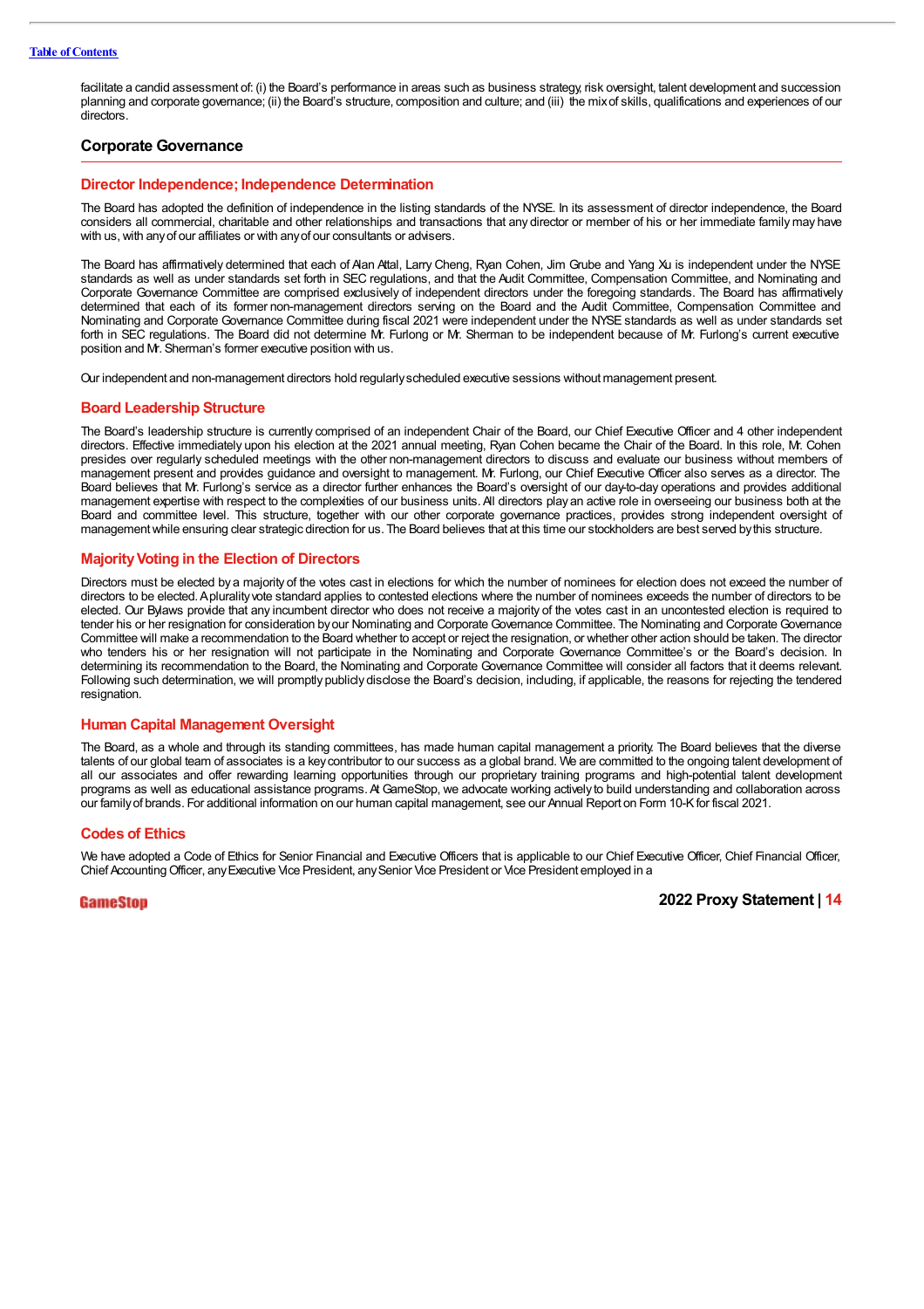facilitate a candid assessment of: (i) the Board's performance in areas such as business strategy, risk oversight, talent development and succession planning and corporate governance; (ii) the Board's structure, composition and culture; and (iii) the mix of skills, qualifications and experiences of our directors.

## Corporate Governance

### Director Independence; Independence Determination

The Board has adopted the definition of independence in the listing standards of the NYSE. In its assessment of director independence, the Board considers all commercial, charitable and other relationships and transactions that any director or member of his or her immediate family may have with us, with any of our affiliates or with any of our consultants or advisers.

The Board has affirmatively determined that each of Alan Attal, Larry Cheng, Ryan Cohen, Jim Grube and Yang Xu is independent under the NYSE standards as well as under standards set forth in SEC regulations, and that the Audit Committee, Compensation Committee, and Nominating and Corporate Governance Committee are comprised exclusively of independent directors under the foregoing standards. The Board has affirmatively determined that each of its former non-management directors serving on the Board and the Audit Committee, Compensation Committee and Nominating and Corporate Governance Committee during fiscal 2021 were independent under the NYSE standards as well as under standards set forth in SEC regulations. The Board did not determine Mr. Furlong or Mr. Sherman to be independent because of Mr. Furlong's current executive position and Mr. Sherman's former executive position with us.

Our independent and non-management directors hold regularly scheduled executive sessions without management present.

### Board Leadership Structure

The Board's leadership structure is currently comprised of an independent Chair of the Board, our Chief Executive Officer and 4 other independent directors. Effective immediately upon his election at the 2021 annual meeting, Ryan Cohen became the Chair of the Board. In this role, Mr. Cohen presides over regularly scheduled meetings with the other non-management directors to discuss and evaluate our business without members of management present and provides guidance and oversight to management. Mr. Furlong, our Chief Executive Officer also serves as a director. The Board believes that Mr. Furlong's service as a director further enhances the Board's oversight of our day-to-day operations and provides additional management expertise with respect to the complexities of our business units. All directors play an active role in overseeing our business both at the Board and committee level. This structure, together with our other corporate governance practices, provides strong independent oversight of management while ensuring clear strategic direction for us. The Board believes that at this time our stockholders are best served by this structure.

### Majority Voting in the Election of Directors

Directors must be elected by a majority of the votes cast in elections for which the number of nominees for election does not exceed the number of directors to be elected. A plurality vote standard applies to contested elections where the number of nominees exceeds the number of directors to be elected. Our Bylaws provide that any incumbent director who does not receive a majority of the votes cast in an uncontested election is required to tender his or her resignation for consideration by our Nominating and Corporate Governance Committee. The Nominating and Corporate Governance Committee will make a recommendation to the Board whether to accept or reject the resignation, or whether other action should be taken. The director who tenders his or her resignation will not participate in the Nominating and Corporate Governance Committee's or the Board's decision. In determining its recommendation to the Board, the Nominating and Corporate Governance Committee will consider all factors that it deems relevant. Following such determination, we will promptly publicly disclose the Board's decision, including, if applicable, the reasons for rejecting the tendered resignation.

### Human Capital Management Oversight

The Board, as a whole and through its standing committees, has made human capital management a priority. The Board believes that the diverse talents of our global team of associates is a key contributor to our success as a global brand. We are committed to the ongoing talent development of all our associates and offer rewarding learning opportunities through our proprietary training programs and high-potential talent development programs as well as educational assistance programs. At GameStop, we advocate working actively to build understanding and collaboration across our family of brands. For additional information on our human capital management, see our Annual Report on Form 10-K for fiscal 2021.

### Codes of Ethics

We have adopted a Code of Ethics for Senior Financial and Executive Officers that is applicable to our Chief Executive Officer, Chief Financial Officer, Chief Accounting Officer, any Executive Vice President, any Senior Vice President or Vice President employed in a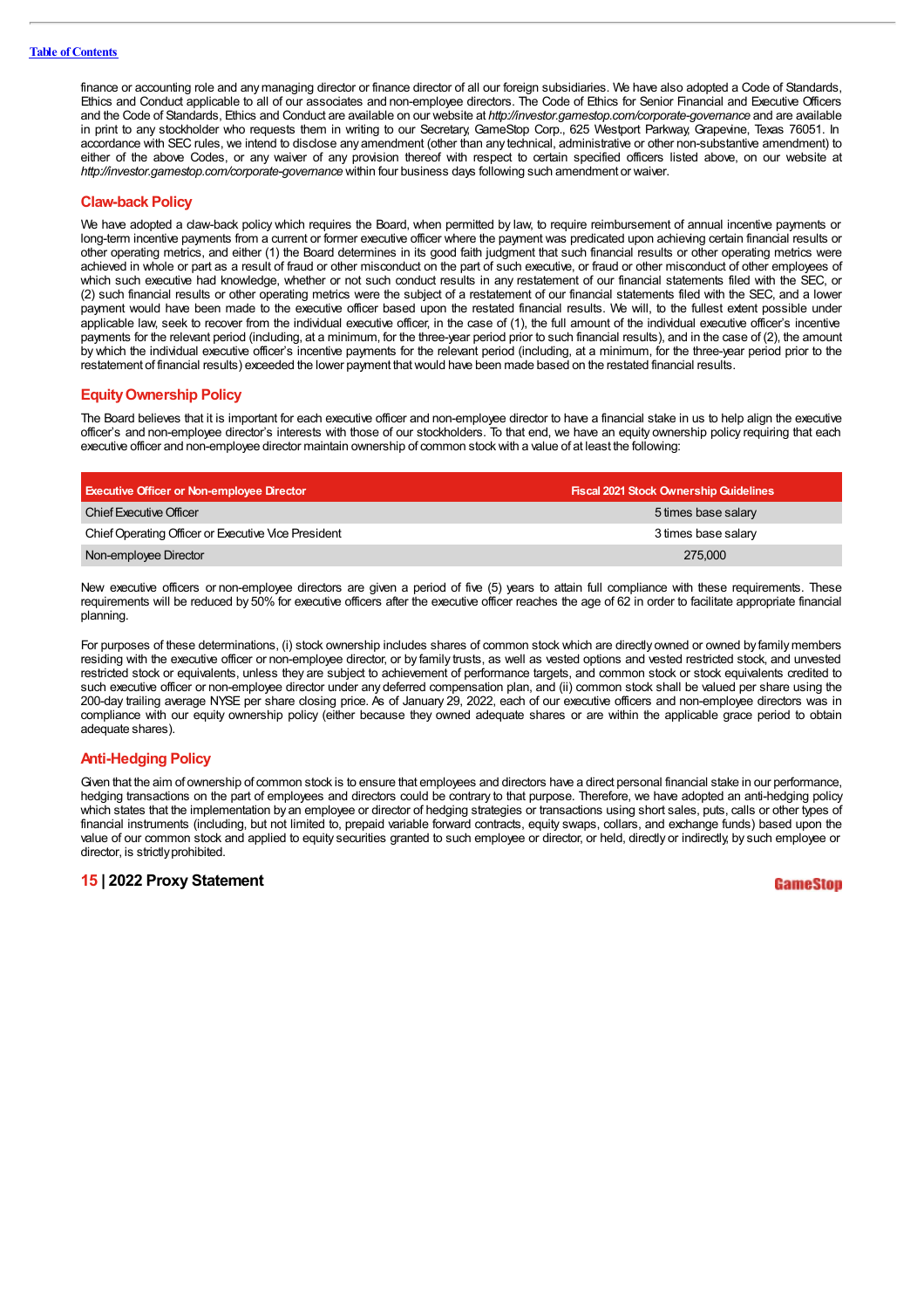finance or accounting role and any managing director or finance director of all our foreign subsidiaries. We have also adopted a Code of Standards, Ethics and Conduct applicable to all of our associates and non-employee directors. The Code of Ethics for Senior Financial and Executive Officers and the Code of Standards, Ethics and Conduct are available on our website at *http://investor.gamestop.com/corporate-governance* and are available in print to any stockholder who requests them in writing to our Secretary, GameStop Corp., 625 Westport Parkway, Grapevine, Texas 76051. In accordance with SEC rules, we intend to disclose any amendment (other than any technical, administrative or other non-substantive amendment) to either of the above Codes, or any waiver of any provision thereof with respect to certain specified officers listed above, on our website at *http://investor.gamestop.com/corporate-governance* within four business days following such amendment or waiver.

## Claw-back Policy

We have adopted a claw-back policy which requires the Board, when permitted by law, to require reimbursement of annual incentive payments or long-term incentive payments from a current or former executive officer where the payment was predicated upon achieving certain financial results or other operating metrics, and either (1) the Board determines in its good faith judgment that such financial results or other operating metrics were achieved in whole or part as a result of fraud or other misconduct on the part of such executive, or fraud or other misconduct of other employees of which such executive had knowledge, whether or not such conduct results in any restatement of our financial statements filed with the SEC, or (2) such financial results or other operating metrics were the subject of a restatement of our financial statements filed with the SEC, and a lower payment would have been made to the executive officer based upon the restated financial results. We will, to the fullest extent possible under applicable law, seek to recover from the individual executive officer, in the case of (1), the full amount of the individual executive officer's incentive payments for the relevant period (including, at a minimum, for the three-year period prior to such financial results), and in the case of (2), the amount by which the individual executive officer's incentive payments for the relevant period (including, at a minimum, for the three-year period prior to the restatement of financial results) exceeded the lower payment that would have been made based on the restated financial results.

## Equity Ownership Policy

The Board believes that it is important for each executive officer and non-employee director to have a financial stake in us to help align the executive officer's and non-employee director's interests with those of our stockholders. To that end, we have an equity ownership policy requiring that each executive officer and non-employee director maintain ownership of common stock with a value of at least the following:

| Executive Officer or Non-employee Director | Fiscal 2021 Stock Ownership Guidelines |
|---|---|
| Chief Executive Officer | 5 times base salary |
| Chief Operating Officer or Executive Vice President | 3 times base salary |
| Non-employee Director | 275,000 |

New executive officers or non-employee directors are given a period of five (5) years to attain full compliance with these requirements. These requirements will be reduced by 50% for executive officers after the executive officer reaches the age of 62 in order to facilitate appropriate financial planning.

For purposes of these determinations, (i) stock ownership includes shares of common stock which are directly owned or owned by family members residing with the executive officer or non-employee director, or by family trusts, as well as vested options and vested restricted stock, and unvested restricted stock or equivalents, unless they are subject to achievement of performance targets, and common stock or stock equivalents credited to such executive officer or non-employee director under any deferred compensation plan, and (ii) common stock shall be valued per share using the 200-day trailing average NYSE per share closing price. As of January 29, 2022, each of our executive officers and non-employee directors was in compliance with our equity ownership policy (either because they owned adequate shares or are within the applicable grace period to obtain adequate shares).

## Anti-Hedging Policy

Given that the aim of ownership of common stock is to ensure that employees and directors have a direct personal financial stake in our performance, hedging transactions on the part of employees and directors could be contrary to that purpose. Therefore, we have adopted an anti-hedging policy which states that the implementation by an employee or director of hedging strategies or transactions using short sales, puts, calls or other types of financial instruments (including, but not limited to, prepaid variable forward contracts, equity swaps, collars, and exchange funds) based upon the value of our common stock and applied to equity securities granted to such employee or director, or held, directly or indirectly, by such employee or director, is strictly prohibited.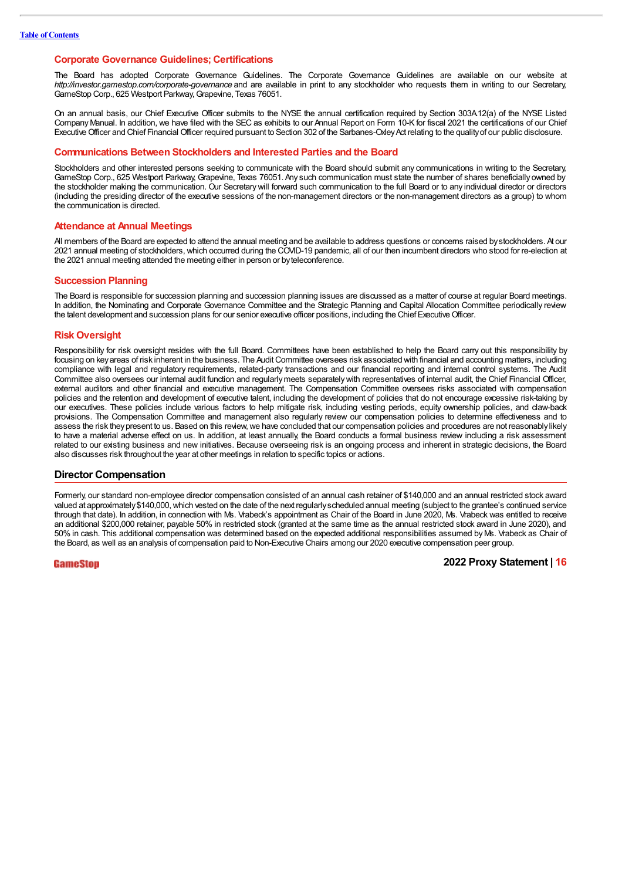## Corporate Governance Guidelines; Certifications

The Board has adopted Corporate Governance Guidelines. The Corporate Governance Guidelines are available on our website at *http://investor.gamestop.com/corporate-governance* and are available in print to any stockholder who requests them in writing to our Secretary, GameStop Corp., 625 Westport Parkway, Grapevine, Texas 76051.

On an annual basis, our Chief Executive Officer submits to the NYSE the annual certification required by Section 303A.12(a) of the NYSE Listed Company Manual. In addition, we have filed with the SEC as exhibits to our Annual Report on Form 10-K for fiscal 2021 the certifications of our Chief Executive Officer and Chief Financial Officer required pursuant to Section 302 of the Sarbanes-Oxley Act relating to the quality of our public disclosure.

## Communications Between Stockholders and Interested Parties and the Board

Stockholders and other interested persons seeking to communicate with the Board should submit any communications in writing to the Secretary, GameStop Corp., 625 Westport Parkway, Grapevine, Texas 76051. Any such communication must state the number of shares beneficially owned by the stockholder making the communication. Our Secretary will forward such communication to the full Board or to any individual director or directors (including the presiding director of the executive sessions of the non-management directors or the non-management directors as a group) to whom the communication is directed.

## Attendance at Annual Meetings

All members of the Board are expected to attend the annual meeting and be available to address questions or concerns raised by stockholders. At our 2021 annual meeting of stockholders, which occurred during the COVID-19 pandemic, all of our then incumbent directors who stood for re-election at the 2021 annual meeting attended the meeting either in person or by teleconference.

## Succession Planning

The Board is responsible for succession planning and succession planning issues are discussed as a matter of course at regular Board meetings. In addition, the Nominating and Corporate Governance Committee and the Strategic Planning and Capital Allocation Committee periodically review the talent development and succession plans for our senior executive officer positions, including the Chief Executive Officer.

## Risk Oversight

Responsibility for risk oversight resides with the full Board. Committees have been established to help the Board carry out this responsibility by focusing on key areas of risk inherent in the business. The Audit Committee oversees risk associated with financial and accounting matters, including compliance with legal and regulatory requirements, related-party transactions and our financial reporting and internal control systems. The Audit Committee also oversees our internal audit function and regularly meets separately with representatives of internal audit, the Chief Financial Officer, external auditors and other financial and executive management. The Compensation Committee oversees risks associated with compensation policies and the retention and development of executive talent, including the development of policies that do not encourage excessive risk-taking by our executives. These policies include various factors to help mitigate risk, including vesting periods, equity ownership policies, and claw-back provisions. The Compensation Committee and management also regularly review our compensation policies to determine effectiveness and to assess the risk they present to us. Based on this review, we have concluded that our compensation policies and procedures are not reasonably likely to have a material adverse effect on us. In addition, at least annually, the Board conducts a formal business review including a risk assessment related to our existing business and new initiatives. Because overseeing risk is an ongoing process and inherent in strategic decisions, the Board also discusses risk throughout the year at other meetings in relation to specific topics or actions.

## Director Compensation

Formerly, our standard non-employee director compensation consisted of an annual cash retainer of $140,000 and an annual restricted stock award valued at approximately $140,000, which vested on the date of the next regularly scheduled annual meeting (subject to the grantee's continued service through that date). In addition, in connection with Ms. Vrabeck's appointment as Chair of the Board in June 2020, Ms. Vrabeck was entitled to receive an additional $200,000 retainer, payable 50% in restricted stock (granted at the same time as the annual restricted stock award in June 2020), and 50% in cash. This additional compensation was determined based on the expected additional responsibilities assumed by Ms. Vrabeck as Chair of the Board, as well as an analysis of compensation paid to Non-Executive Chairs among our 2020 executive compensation peer group.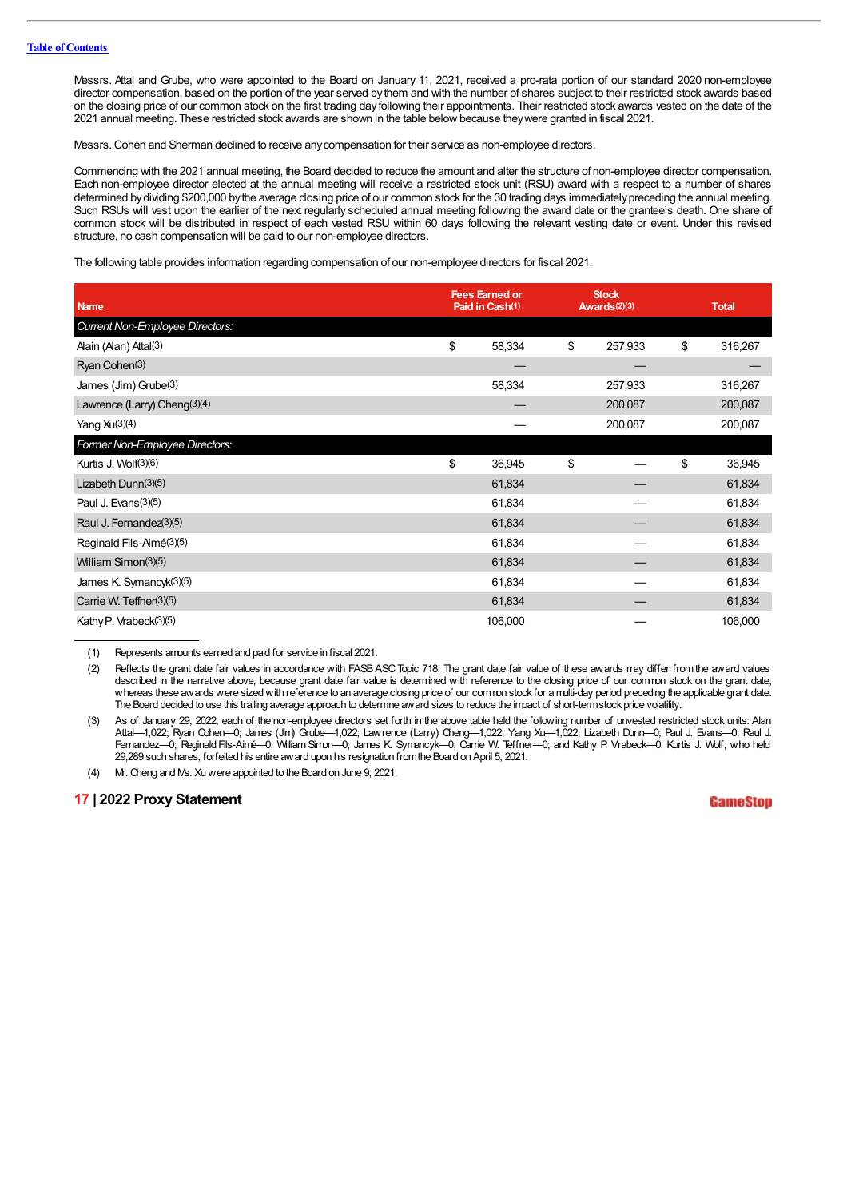Messrs. Attal and Grube, who were appointed to the Board on January 11, 2021, received a pro-rata portion of our standard 2020 non-employee director compensation, based on the portion of the year served by them and with the number of shares subject to their restricted stock awards based on the closing price of our common stock on the first trading day following their appointments. Their restricted stock awards vested on the date of the 2021 annual meeting. These restricted stock awards are shown in the table below because they were granted in fiscal 2021.

Messrs. Cohen and Sherman declined to receive any compensation for their service as non-employee directors.

Commencing with the 2021 annual meeting, the Board decided to reduce the amount and alter the structure of non-employee director compensation. Each non-employee director elected at the annual meeting will receive a restricted stock unit (RSU) award with a respect to a number of shares determined by dividing $200,000 by the average closing price of our common stock for the 30 trading days immediately preceding the annual meeting. Such RSUs will vest upon the earlier of the next regularly scheduled annual meeting following the award date or the grantee's death. One share of common stock will be distributed in respect of each vested RSU within 60 days following the relevant vesting date or event. Under this revised structure, no cash compensation will be paid to our non-employee directors.

The following table provides information regarding compensation of our non-employee directors for fiscal 2021.

| Name | Fees Earned or Paid in Cash(1) | Stock Awards(2)(3) | Total |
|---|---|---|---|
| *Current Non-Employee Directors:* | | | |
| Alain (Alan) Attal(3) | $ 58,334 | $ 257,933 | $ 316,267 |
| Ryan Cohen(3) | — | — | — |
| James (Jim) Grube(3) | 58,334 | 257,933 | 316,267 |
| Lawrence (Larry) Cheng(3)(4) | — | 200,087 | 200,087 |
| Yang Xu(3)(4) | — | 200,087 | 200,087 |
| *Former Non-Employee Directors:* | | | |
| Kurtis J. Wolf(3)(6) | $ 36,945 | $ — | $ 36,945 |
| Lizabeth Dunn(3)(5) | 61,834 | — | 61,834 |
| Paul J. Evans(3)(5) | 61,834 | — | 61,834 |
| Raul J. Fernandez(3)(5) | 61,834 | — | 61,834 |
| Reginald Fils-Aimé(3)(5) | 61,834 | — | 61,834 |
| William Simon(3)(5) | 61,834 | — | 61,834 |
| James K. Symancyk(3)(5) | 61,834 | — | 61,834 |
| Carrie W. Teffner(3)(5) | 61,834 | — | 61,834 |
| Kathy P. Vrabeck(3)(5) | 106,000 | — | 106,000 |

(1) Represents amounts earned and paid for service in fiscal 2021.

(2) Reflects the grant date fair values in accordance with FASB ASC Topic 718. The grant date fair value of these awards may differ from the award values described in the narrative above, because grant date fair value is determined with reference to the closing price of our common stock on the grant date, whereas these awards were sized with reference to an average closing price of our common stock for a multi-day period preceding the applicable grant date. The Board decided to use this trailing average approach to determine award sizes to reduce the impact of short-term stock price volatility.

(3) As of January 29, 2022, each of the non-employee directors set forth in the above table held the following number of unvested restricted stock units: Alan Attal—1,022; Ryan Cohen—0; James (Jim) Grube—1,022; Lawrence (Larry) Cheng—1,022; Yang Xu—1,022; Lizabeth Dunn—0; Paul J. Evans—0; Raul J. Fernandez—0; Reginald Fils-Aimé—0; William Simon—0; James K. Symancyk—0; Carrie W. Teffner—0; and Kathy P. Vrabeck—0. Kurtis J. Wolf, who held 29,289 such shares, forfeited his entire award upon his resignation from the Board on April 5, 2021.

(4) Mr. Cheng and Ms. Xu were appointed to the Board on June 9, 2021.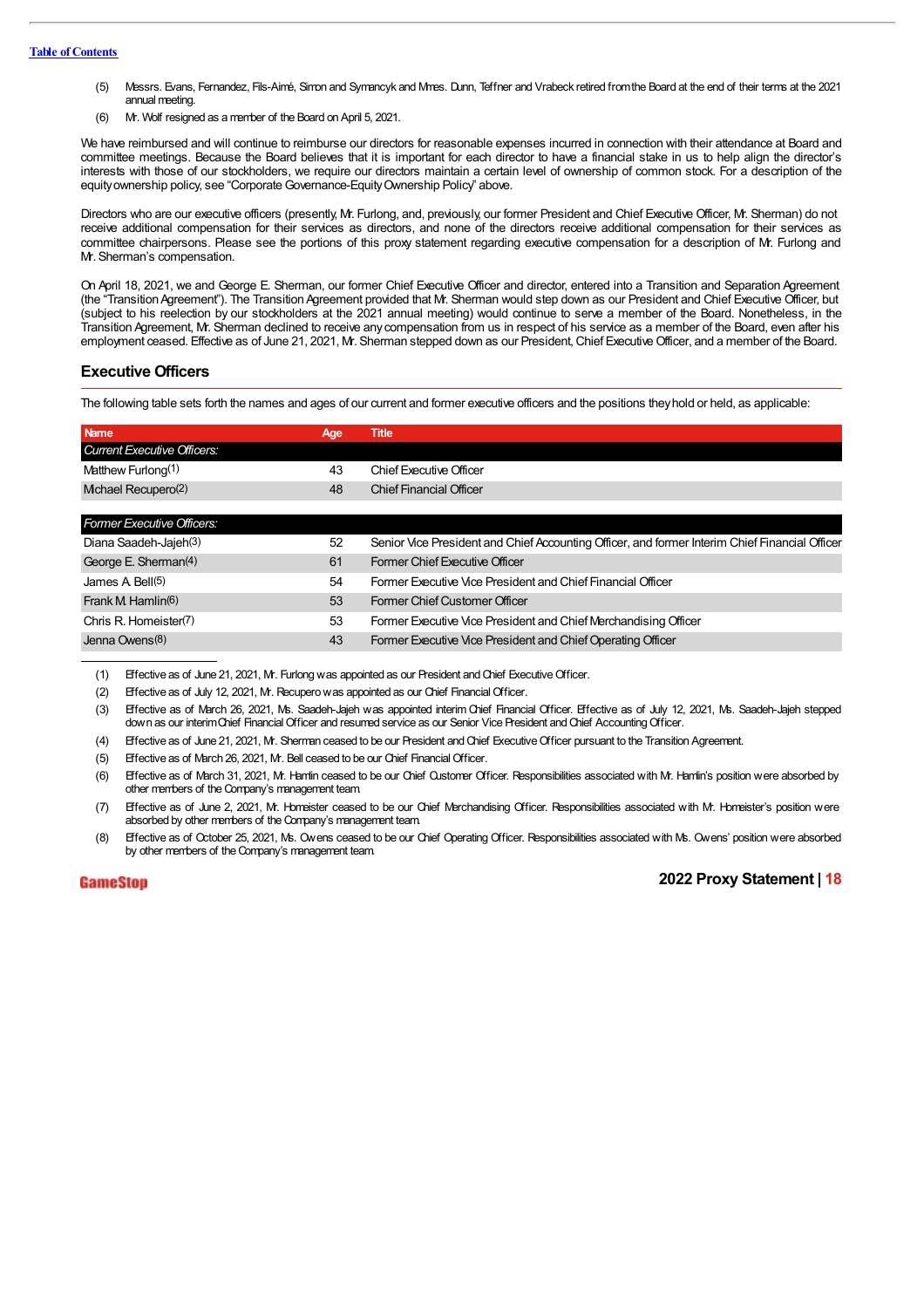(5) Messrs. Evans, Fernandez, Fils-Aimé, Simon and Symancyk and Mmes. Dunn, Teffner and Vrabeck retired from the Board at the end of their terms at the 2021 annual meeting.

(6) Mr. Wolf resigned as a member of the Board on April 5, 2021.

We have reimbursed and will continue to reimburse our directors for reasonable expenses incurred in connection with their attendance at Board and committee meetings. Because the Board believes that it is important for each director to have a financial stake in us to help align the director's interests with those of our stockholders, we require our directors maintain a certain level of ownership of common stock. For a description of the equity ownership policy, see "Corporate Governance-Equity Ownership Policy" above.

Directors who are our executive officers (presently, Mr. Furlong, and, previously, our former President and Chief Executive Officer, Mr. Sherman) do not receive additional compensation for their services as directors, and none of the directors receive additional compensation for their services as committee chairpersons. Please see the portions of this proxy statement regarding executive compensation for a description of Mr. Furlong and Mr. Sherman's compensation.

On April 18, 2021, we and George E. Sherman, our former Chief Executive Officer and director, entered into a Transition and Separation Agreement (the "Transition Agreement"). The Transition Agreement provided that Mr. Sherman would step down as our President and Chief Executive Officer, but (subject to his reelection by our stockholders at the 2021 annual meeting) would continue to serve a member of the Board. Nonetheless, in the Transition Agreement, Mr. Sherman declined to receive any compensation from us in respect of his service as a member of the Board, even after his employment ceased. Effective as of June 21, 2021, Mr. Sherman stepped down as our President, Chief Executive Officer, and a member of the Board.

## Executive Officers

The following table sets forth the names and ages of our current and former executive officers and the positions they hold or held, as applicable:

| Name | Age | Title |
|---|---|---|
| *Current Executive Officers:* | | |
| Matthew Furlong(1) | 43 | Chief Executive Officer |
| Michael Recupero(2) | 48 | Chief Financial Officer |
| *Former Executive Officers:* | | |
| Diana Saadeh-Jajeh(3) | 52 | Senior Vice President and Chief Accounting Officer, and former Interim Chief Financial Officer |
| George E. Sherman(4) | 61 | Former Chief Executive Officer |
| James A. Bell(5) | 54 | Former Executive Vice President and Chief Financial Officer |
| Frank M. Hamlin(6) | 53 | Former Chief Customer Officer |
| Chris R. Homeister(7) | 53 | Former Executive Vice President and Chief Merchandising Officer |
| Jenna Owens(8) | 43 | Former Executive Vice President and Chief Operating Officer |

(1) Effective as of June 21, 2021, Mr. Furlong was appointed as our President and Chief Executive Officer.

(2) Effective as of July 12, 2021, Mr. Recupero was appointed as our Chief Financial Officer.

(3) Effective as of March 26, 2021, Ms. Saadeh-Jajeh was appointed interim Chief Financial Officer. Effective as of July 12, 2021, Ms. Saadeh-Jajeh stepped down as our interim Chief Financial Officer and resumed service as our Senior Vice President and Chief Accounting Officer.

(4) Effective as of June 21, 2021, Mr. Sherman ceased to be our President and Chief Executive Officer pursuant to the Transition Agreement.

(5) Effective as of March 26, 2021, Mr. Bell ceased to be our Chief Financial Officer.

(6) Effective as of March 31, 2021, Mr. Hamlin ceased to be our Chief Customer Officer. Responsibilities associated with Mr. Hamlin's position were absorbed by other members of the Company's management team.

(7) Effective as of June 2, 2021, Mr. Homeister ceased to be our Chief Merchandising Officer. Responsibilities associated with Mr. Homeister's position were absorbed by other members of the Company's management team.

(8) Effective as of October 25, 2021, Ms. Owens ceased to be our Chief Operating Officer. Responsibilities associated with Ms. Owens' position were absorbed by other members of the Company's management team.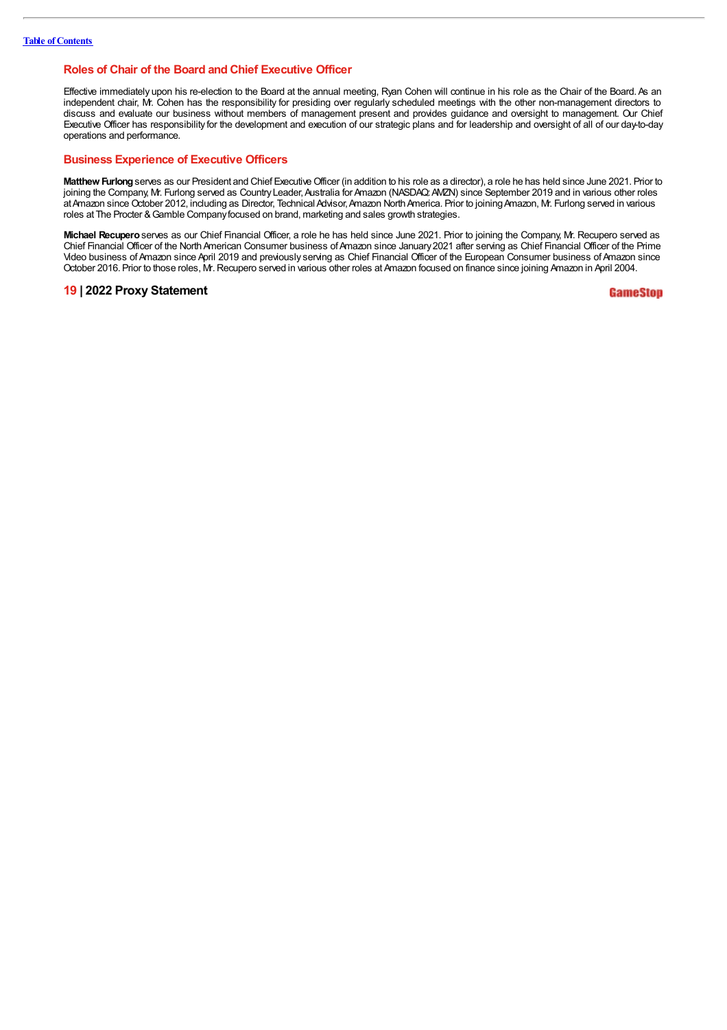## Roles of Chair of the Board and Chief Executive Officer

Effective immediately upon his re-election to the Board at the annual meeting, Ryan Cohen will continue in his role as the Chair of the Board. As an independent chair, Mr. Cohen has the responsibility for presiding over regularly scheduled meetings with the other non-management directors to discuss and evaluate our business without members of management present and provides guidance and oversight to management. Our Chief Executive Officer has responsibility for the development and execution of our strategic plans and for leadership and oversight of all of our day-to-day operations and performance.

## Business Experience of Executive Officers

**Matthew Furlong** serves as our President and Chief Executive Officer (in addition to his role as a director), a role he has held since June 2021. Prior to joining the Company, Mr. Furlong served as Country Leader, Australia for Amazon (NASDAQ: AMZN) since September 2019 and in various other roles at Amazon since October 2012, including as Director, Technical Advisor, Amazon North America. Prior to joining Amazon, Mr. Furlong served in various roles at The Procter & Gamble Company focused on brand, marketing and sales growth strategies.

**Michael Recupero** serves as our Chief Financial Officer, a role he has held since June 2021. Prior to joining the Company, Mr. Recupero served as Chief Financial Officer of the North American Consumer business of Amazon since January 2021 after serving as Chief Financial Officer of the Prime Video business of Amazon since April 2019 and previously serving as Chief Financial Officer of the European Consumer business of Amazon since October 2016. Prior to those roles, Mr. Recupero served in various other roles at Amazon focused on finance since joining Amazon in April 2004.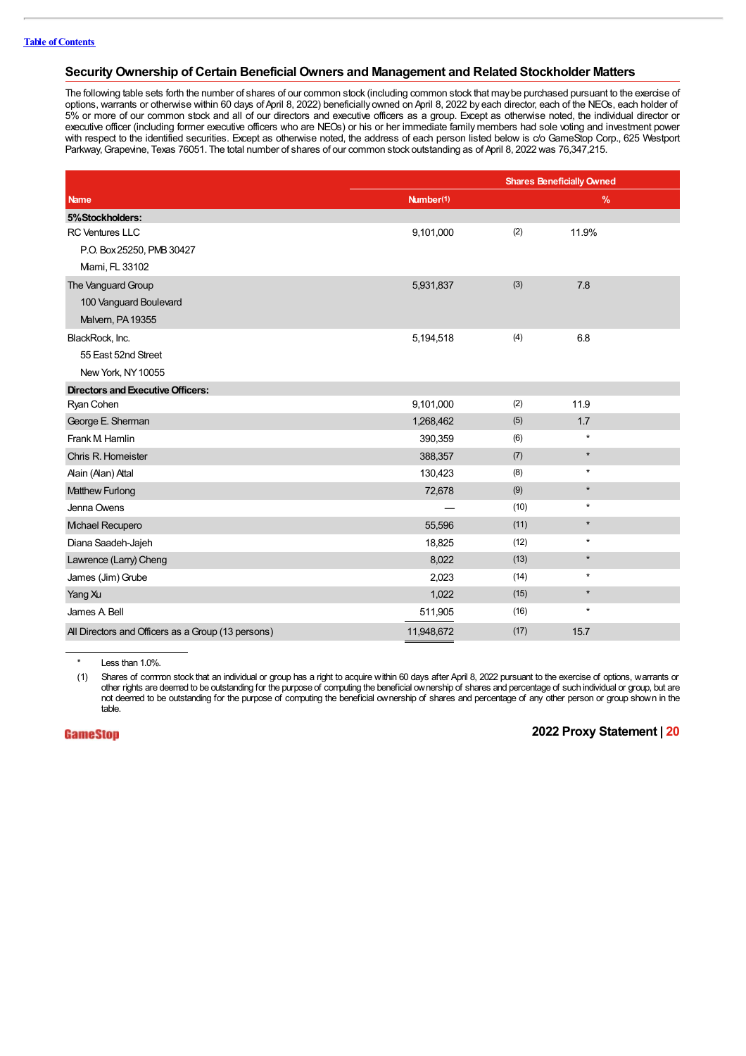## Security Ownership of Certain Beneficial Owners and Management and Related Stockholder Matters

The following table sets forth the number of shares of our common stock (including common stock that may be purchased pursuant to the exercise of options, warrants or otherwise within 60 days of April 8, 2022) beneficially owned on April 8, 2022 by each director, each of the NEOs, each holder of 5% or more of our common stock and all of our directors and executive officers as a group. Except as otherwise noted, the individual director or executive officer (including former executive officers who are NEOs) or his or her immediate family members had sole voting and investment power with respect to the identified securities. Except as otherwise noted, the address of each person listed below is c/o GameStop Corp., 625 Westport Parkway, Grapevine, Texas 76051. The total number of shares of our common stock outstanding as of April 8, 2022 was 76,347,215.

| Name | Shares Beneficially Owned | | |
|---|---|---|---|
| | Number(1) | | % |
| **5% Stockholders:** | | | |
| RC Ventures LLC<br>P.O. Box 25250, PMB 30427<br>Miami, FL 33102 | 9,101,000 | (2) | 11.9% |
| The Vanguard Group<br>100 Vanguard Boulevard<br>Malvern, PA 19355 | 5,931,837 | (3) | 7.8 |
| BlackRock, Inc.<br>55 East 52nd Street<br>New York, NY 10055 | 5,194,518 | (4) | 6.8 |
| **Directors and Executive Officers:** | | | |
| Ryan Cohen | 9,101,000 | (2) | 11.9 |
| George E. Sherman | 1,268,462 | (5) | 1.7 |
| Frank M. Hamlin | 390,359 | (6) | * |
| Chris R. Homeister | 388,357 | (7) | * |
| Alain (Alan) Attal | 130,423 | (8) | * |
| Matthew Furlong | 72,678 | (9) | * |
| Jenna Owens | — | (10) | * |
| Michael Recupero | 55,596 | (11) | * |
| Diana Saadeh-Jajeh | 18,825 | (12) | * |
| Lawrence (Larry) Cheng | 8,022 | (13) | * |
| James (Jim) Grube | 2,023 | (14) | * |
| Yang Xu | 1,022 | (15) | * |
| James A. Bell | 511,905 | (16) | * |
| All Directors and Officers as a Group (13 persons) | 11,948,672 | (17) | 15.7 |

\* Less than 1.0%.

(1) Shares of common stock that an individual or group has a right to acquire within 60 days after April 8, 2022 pursuant to the exercise of options, warrants or other rights are deemed to be outstanding for the purpose of computing the beneficial ownership of shares and percentage of such individual or group, but are not deemed to be outstanding for the purpose of computing the beneficial ownership of shares and percentage of any other person or group shown in the table.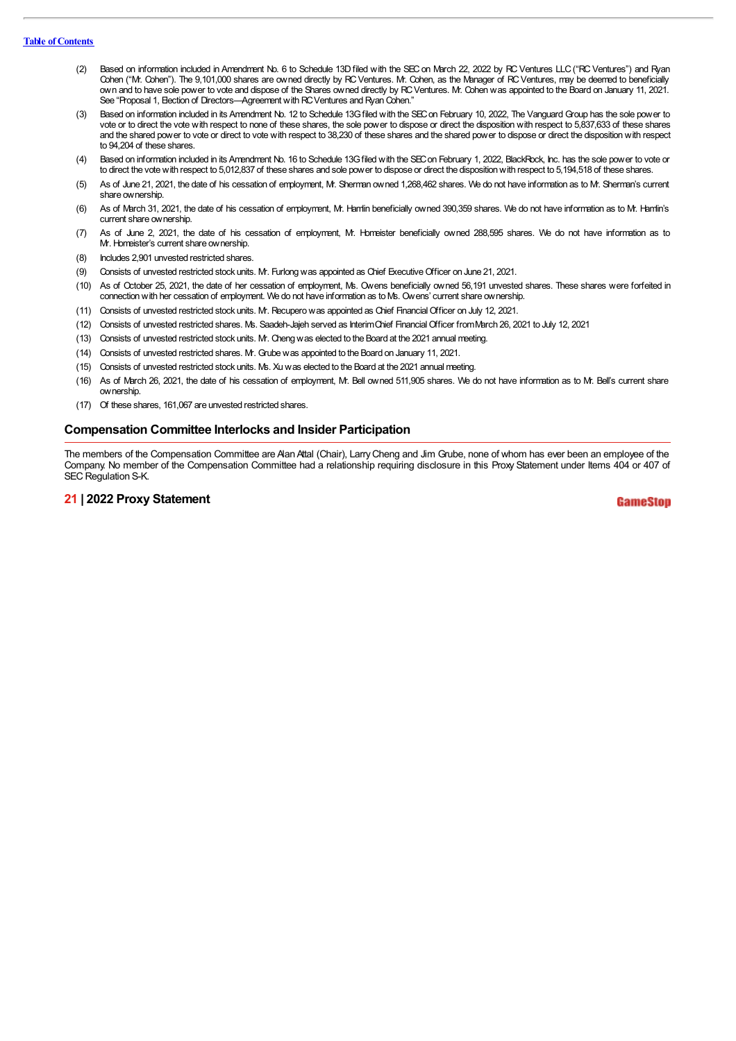(2) Based on information included in Amendment No. 6 to Schedule 13D filed with the SEC on March 22, 2022 by RC Ventures LLC ("RC Ventures") and Ryan Cohen ("Mr. Cohen"). The 9,101,000 shares are owned directly by RC Ventures. Mr. Cohen, as the Manager of RC Ventures, may be deemed to beneficially own and to have sole power to vote and dispose of the Shares owned directly by RC Ventures. Mr. Cohen was appointed to the Board on January 11, 2021. See "Proposal 1, Election of Directors—Agreement with RC Ventures and Ryan Cohen."

(3) Based on information included in its Amendment No. 12 to Schedule 13G filed with the SEC on February 10, 2022, The Vanguard Group has the sole power to vote or to direct the vote with respect to none of these shares, the sole power to dispose or direct the disposition with respect to 5,837,633 of these shares and the shared power to vote or direct to vote with respect to 38,230 of these shares and the shared power to dispose or direct the disposition with respect to 94,204 of these shares.

(4) Based on information included in its Amendment No. 16 to Schedule 13G filed with the SEC on February 1, 2022, BlackRock, Inc. has the sole power to vote or to direct the vote with respect to 5,012,837 of these shares and sole power to dispose or direct the disposition with respect to 5,194,518 of these shares.

(5) As of June 21, 2021, the date of his cessation of employment, Mr. Sherman owned 1,268,462 shares. We do not have information as to Mr. Sherman's current share ownership.

(6) As of March 31, 2021, the date of his cessation of employment, Mr. Hamlin beneficially owned 390,359 shares. We do not have information as to Mr. Hamlin's current share ownership.

(7) As of June 2, 2021, the date of his cessation of employment, Mr. Homeister beneficially owned 288,595 shares. We do not have information as to Mr. Homeister's current share ownership.

(8) Includes 2,901 unvested restricted shares.

(9) Consists of unvested restricted stock units. Mr. Furlong was appointed as Chief Executive Officer on June 21, 2021.

(10) As of October 25, 2021, the date of her cessation of employment, Ms. Owens beneficially owned 56,191 unvested shares. These shares were forfeited in connection with her cessation of employment. We do not have information as to Ms. Owens' current share ownership.

(11) Consists of unvested restricted stock units. Mr. Recupero was appointed as Chief Financial Officer on July 12, 2021.

(12) Consists of unvested restricted shares. Ms. Saadeh-Jajeh served as Interim Chief Financial Officer from March 26, 2021 to July 12, 2021

(13) Consists of unvested restricted stock units. Mr. Cheng was elected to the Board at the 2021 annual meeting.

(14) Consists of unvested restricted shares. Mr. Grube was appointed to the Board on January 11, 2021.

(15) Consists of unvested restricted stock units. Ms. Xu was elected to the Board at the 2021 annual meeting.

(16) As of March 26, 2021, the date of his cessation of employment, Mr. Bell owned 511,905 shares. We do not have information as to Mr. Bell's current share ownership.

(17) Of these shares, 161,067 are unvested restricted shares.

## Compensation Committee Interlocks and Insider Participation

The members of the Compensation Committee are Alan Attal (Chair), Larry Cheng and Jim Grube, none of whom has ever been an employee of the Company. No member of the Compensation Committee had a relationship requiring disclosure in this Proxy Statement under Items 404 or 407 of SEC Regulation S-K.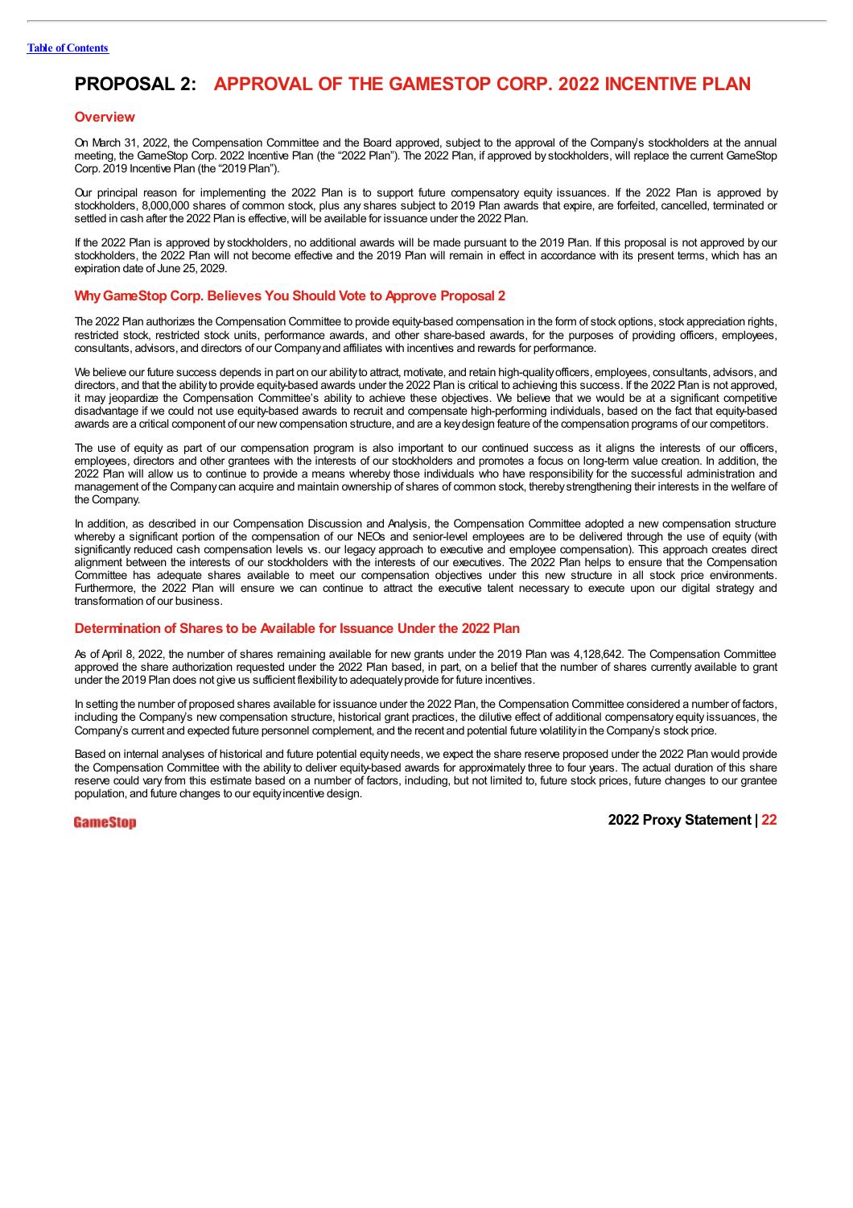# PROPOSAL 2: APPROVAL OF THE GAMESTOP CORP. 2022 INCENTIVE PLAN

## Overview

On March 31, 2022, the Compensation Committee and the Board approved, subject to the approval of the Company's stockholders at the annual meeting, the GameStop Corp. 2022 Incentive Plan (the "2022 Plan"). The 2022 Plan, if approved by stockholders, will replace the current GameStop Corp. 2019 Incentive Plan (the "2019 Plan").

Our principal reason for implementing the 2022 Plan is to support future compensatory equity issuances. If the 2022 Plan is approved by stockholders, 8,000,000 shares of common stock, plus any shares subject to 2019 Plan awards that expire, are forfeited, cancelled, terminated or settled in cash after the 2022 Plan is effective, will be available for issuance under the 2022 Plan.

If the 2022 Plan is approved by stockholders, no additional awards will be made pursuant to the 2019 Plan. If this proposal is not approved by our stockholders, the 2022 Plan will not become effective and the 2019 Plan will remain in effect in accordance with its present terms, which has an expiration date of June 25, 2029.

## Why GameStop Corp. Believes You Should Vote to Approve Proposal 2

The 2022 Plan authorizes the Compensation Committee to provide equity-based compensation in the form of stock options, stock appreciation rights, restricted stock, restricted stock units, performance awards, and other share-based awards, for the purposes of providing officers, employees, consultants, advisors, and directors of our Company and affiliates with incentives and rewards for performance.

We believe our future success depends in part on our ability to attract, motivate, and retain high-quality officers, employees, consultants, advisors, and directors, and that the ability to provide equity-based awards under the 2022 Plan is critical to achieving this success. If the 2022 Plan is not approved, it may jeopardize the Compensation Committee's ability to achieve these objectives. We believe that we would be at a significant competitive disadvantage if we could not use equity-based awards to recruit and compensate high-performing individuals, based on the fact that equity-based awards are a critical component of our new compensation structure, and are a key design feature of the compensation programs of our competitors.

The use of equity as part of our compensation program is also important to our continued success as it aligns the interests of our officers, employees, directors and other grantees with the interests of our stockholders and promotes a focus on long-term value creation. In addition, the 2022 Plan will allow us to continue to provide a means whereby those individuals who have responsibility for the successful administration and management of the Company can acquire and maintain ownership of shares of common stock, thereby strengthening their interests in the welfare of the Company.

In addition, as described in our Compensation Discussion and Analysis, the Compensation Committee adopted a new compensation structure whereby a significant portion of the compensation of our NEOs and senior-level employees are to be delivered through the use of equity (with significantly reduced cash compensation levels vs. our legacy approach to executive and employee compensation). This approach creates direct alignment between the interests of our stockholders with the interests of our executives. The 2022 Plan helps to ensure that the Compensation Committee has adequate shares available to meet our compensation objectives under this new structure in all stock price environments. Furthermore, the 2022 Plan will ensure we can continue to attract the executive talent necessary to execute upon our digital strategy and transformation of our business.

## Determination of Shares to be Available for Issuance Under the 2022 Plan

As of April 8, 2022, the number of shares remaining available for new grants under the 2019 Plan was 4,128,642. The Compensation Committee approved the share authorization requested under the 2022 Plan based, in part, on a belief that the number of shares currently available to grant under the 2019 Plan does not give us sufficient flexibility to adequately provide for future incentives.

In setting the number of proposed shares available for issuance under the 2022 Plan, the Compensation Committee considered a number of factors, including the Company's new compensation structure, historical grant practices, the dilutive effect of additional compensatory equity issuances, the Company's current and expected future personnel complement, and the recent and potential future volatility in the Company's stock price.

Based on internal analyses of historical and future potential equity needs, we expect the share reserve proposed under the 2022 Plan would provide the Compensation Committee with the ability to deliver equity-based awards for approximately three to four years. The actual duration of this share reserve could vary from this estimate based on a number of factors, including, but not limited to, future stock prices, future changes to our grantee population, and future changes to our equity incentive design.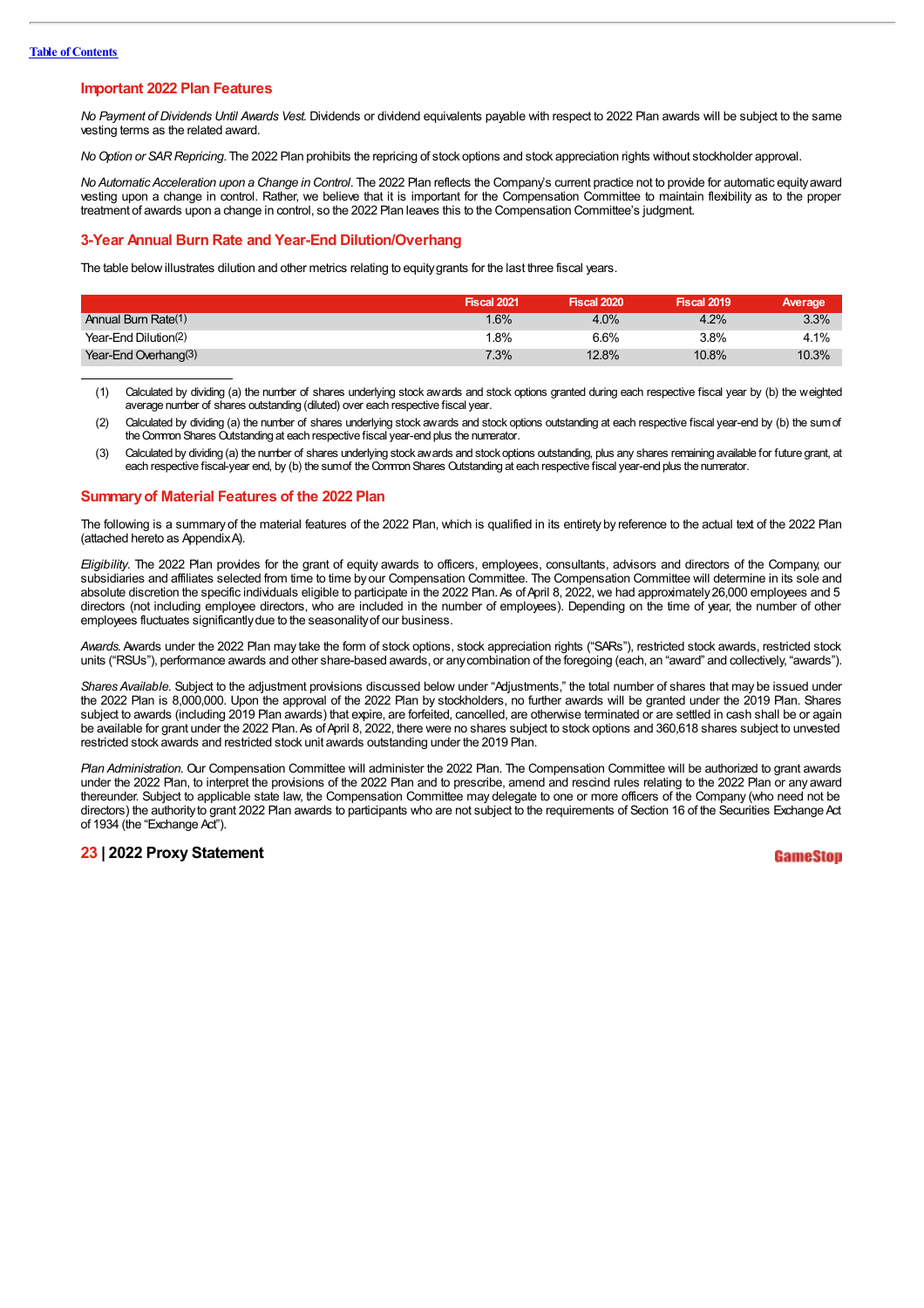## Important 2022 Plan Features

*No Payment of Dividends Until Awards Vest.* Dividends or dividend equivalents payable with respect to 2022 Plan awards will be subject to the same vesting terms as the related award.

*No Option or SAR Repricing.* The 2022 Plan prohibits the repricing of stock options and stock appreciation rights without stockholder approval.

*No Automatic Acceleration upon a Change in Control.* The 2022 Plan reflects the Company's current practice not to provide for automatic equity award vesting upon a change in control. Rather, we believe that it is important for the Compensation Committee to maintain flexibility as to the proper treatment of awards upon a change in control, so the 2022 Plan leaves this to the Compensation Committee's judgment.

## 3-Year Annual Burn Rate and Year-End Dilution/Overhang

The table below illustrates dilution and other metrics relating to equity grants for the last three fiscal years.

| | Fiscal 2021 | Fiscal 2020 | Fiscal 2019 | Average |
|---|---|---|---|---|
| Annual Burn Rate[1] | 1.6% | 4.0% | 4.2% | 3.3% |
| Year-End Dilution[2] | 1.8% | 6.6% | 3.8% | 4.1% |
| Year-End Overhang[3] | 7.3% | 12.8% | 10.8% | 10.3% |

(1) Calculated by dividing (a) the number of shares underlying stock awards and stock options granted during each respective fiscal year by (b) the weighted average number of shares outstanding (diluted) over each respective fiscal year.

(2) Calculated by dividing (a) the number of shares underlying stock awards and stock options outstanding at each respective fiscal year-end by (b) the sum of the Common Shares Outstanding at each respective fiscal year-end plus the numerator.

(3) Calculated by dividing (a) the number of shares underlying stock awards and stock options outstanding, plus any shares remaining available for future grant, at each respective fiscal-year end, by (b) the sum of the Common Shares Outstanding at each respective fiscal year-end plus the numerator.

## Summary of Material Features of the 2022 Plan

The following is a summary of the material features of the 2022 Plan, which is qualified in its entirety by reference to the actual text of the 2022 Plan (attached hereto as Appendix A).

*Eligibility.* The 2022 Plan provides for the grant of equity awards to officers, employees, consultants, advisors and directors of the Company, our subsidiaries and affiliates selected from time to time by our Compensation Committee. The Compensation Committee will determine in its sole and absolute discretion the specific individuals eligible to participate in the 2022 Plan. As of April 8, 2022, we had approximately 26,000 employees and 5 directors (not including employee directors, who are included in the number of employees). Depending on the time of year, the number of other employees fluctuates significantly due to the seasonality of our business.

*Awards.* Awards under the 2022 Plan may take the form of stock options, stock appreciation rights ("SARs"), restricted stock awards, restricted stock units ("RSUs"), performance awards and other share-based awards, or any combination of the foregoing (each, an "award" and collectively, "awards").

*Shares Available.* Subject to the adjustment provisions discussed below under "Adjustments," the total number of shares that may be issued under the 2022 Plan is 8,000,000. Upon the approval of the 2022 Plan by stockholders, no further awards will be granted under the 2019 Plan. Shares subject to awards (including 2019 Plan awards) that expire, are forfeited, cancelled, are otherwise terminated or are settled in cash shall be or again be available for grant under the 2022 Plan. As of April 8, 2022, there were no shares subject to stock options and 360,618 shares subject to unvested restricted stock awards and restricted stock unit awards outstanding under the 2019 Plan.

*Plan Administration.* Our Compensation Committee will administer the 2022 Plan. The Compensation Committee will be authorized to grant awards under the 2022 Plan, to interpret the provisions of the 2022 Plan and to prescribe, amend and rescind rules relating to the 2022 Plan or any award thereunder. Subject to applicable state law, the Compensation Committee may delegate to one or more officers of the Company (who need not be directors) the authority to grant 2022 Plan awards to participants who are not subject to the requirements of Section 16 of the Securities Exchange Act of 1934 (the "Exchange Act").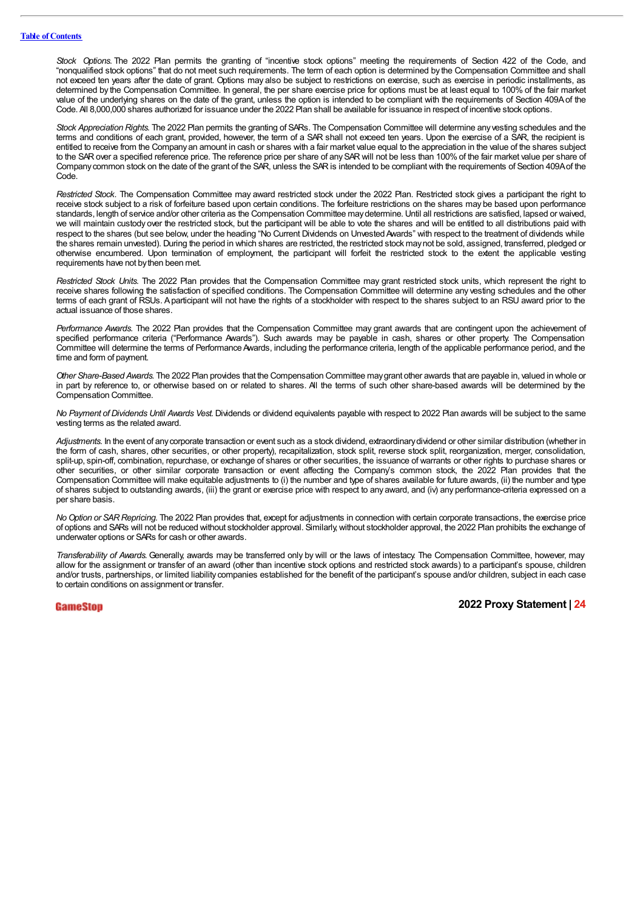*Stock Options.* The 2022 Plan permits the granting of "incentive stock options" meeting the requirements of Section 422 of the Code, and "nonqualified stock options" that do not meet such requirements. The term of each option is determined by the Compensation Committee and shall not exceed ten years after the date of grant. Options may also be subject to restrictions on exercise, such as exercise in periodic installments, as determined by the Compensation Committee. In general, the per share exercise price for options must be at least equal to 100% of the fair market value of the underlying shares on the date of the grant, unless the option is intended to be compliant with the requirements of Section 409A of the Code. All 8,000,000 shares authorized for issuance under the 2022 Plan shall be available for issuance in respect of incentive stock options.

*Stock Appreciation Rights.* The 2022 Plan permits the granting of SARs. The Compensation Committee will determine any vesting schedules and the terms and conditions of each grant, provided, however, the term of a SAR shall not exceed ten years. Upon the exercise of a SAR, the recipient is entitled to receive from the Company an amount in cash or shares with a fair market value equal to the appreciation in the value of the shares subject to the SAR over a specified reference price. The reference price per share of any SAR will not be less than 100% of the fair market value per share of Company common stock on the date of the grant of the SAR, unless the SAR is intended to be compliant with the requirements of Section 409A of the Code.

*Restricted Stock.* The Compensation Committee may award restricted stock under the 2022 Plan. Restricted stock gives a participant the right to receive stock subject to a risk of forfeiture based upon certain conditions. The forfeiture restrictions on the shares may be based upon performance standards, length of service and/or other criteria as the Compensation Committee may determine. Until all restrictions are satisfied, lapsed or waived, we will maintain custody over the restricted stock, but the participant will be able to vote the shares and will be entitled to all distributions paid with respect to the shares (but see below, under the heading "No Current Dividends on Unvested Awards" with respect to the treatment of dividends while the shares remain unvested). During the period in which shares are restricted, the restricted stock may not be sold, assigned, transferred, pledged or otherwise encumbered. Upon termination of employment, the participant will forfeit the restricted stock to the extent the applicable vesting requirements have not by then been met.

*Restricted Stock Units.* The 2022 Plan provides that the Compensation Committee may grant restricted stock units, which represent the right to receive shares following the satisfaction of specified conditions. The Compensation Committee will determine any vesting schedules and the other terms of each grant of RSUs. A participant will not have the rights of a stockholder with respect to the shares subject to an RSU award prior to the actual issuance of those shares.

*Performance Awards.* The 2022 Plan provides that the Compensation Committee may grant awards that are contingent upon the achievement of specified performance criteria ("Performance Awards"). Such awards may be payable in cash, shares or other property. The Compensation Committee will determine the terms of Performance Awards, including the performance criteria, length of the applicable performance period, and the time and form of payment.

*Other Share-Based Awards.* The 2022 Plan provides that the Compensation Committee may grant other awards that are payable in, valued in whole or in part by reference to, or otherwise based on or related to shares. All the terms of such other share-based awards will be determined by the Compensation Committee.

*No Payment of Dividends Until Awards Vest.* Dividends or dividend equivalents payable with respect to 2022 Plan awards will be subject to the same vesting terms as the related award.

*Adjustments.* In the event of any corporate transaction or event such as a stock dividend, extraordinary dividend or other similar distribution (whether in the form of cash, shares, other securities, or other property), recapitalization, stock split, reverse stock split, reorganization, merger, consolidation, split-up, spin-off, combination, repurchase, or exchange of shares or other securities, the issuance of warrants or other rights to purchase shares or other securities, or other similar corporate transaction or event affecting the Company's common stock, the 2022 Plan provides that the Compensation Committee will make equitable adjustments to (i) the number and type of shares available for future awards, (ii) the number and type of shares subject to outstanding awards, (iii) the grant or exercise price with respect to any award, and (iv) any performance-criteria expressed on a per share basis.

*No Option or SAR Repricing.* The 2022 Plan provides that, except for adjustments in connection with certain corporate transactions, the exercise price of options and SARs will not be reduced without stockholder approval. Similarly, without stockholder approval, the 2022 Plan prohibits the exchange of underwater options or SARs for cash or other awards.

*Transferability of Awards.* Generally, awards may be transferred only by will or the laws of intestacy. The Compensation Committee, however, may allow for the assignment or transfer of an award (other than incentive stock options and restricted stock awards) to a participant's spouse, children and/or trusts, partnerships, or limited liability companies established for the benefit of the participant's spouse and/or children, subject in each case to certain conditions on assignment or transfer.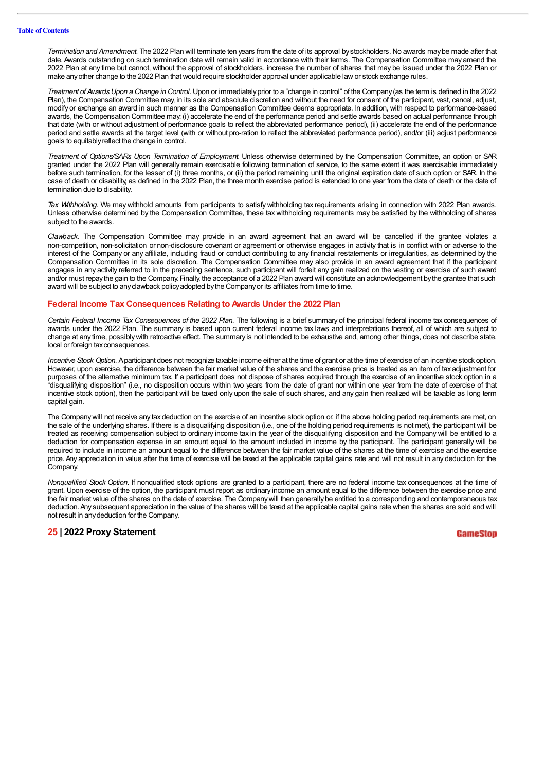*Termination and Amendment.* The 2022 Plan will terminate ten years from the date of its approval by stockholders. No awards may be made after that date. Awards outstanding on such termination date will remain valid in accordance with their terms. The Compensation Committee may amend the 2022 Plan at any time but cannot, without the approval of stockholders, increase the number of shares that may be issued under the 2022 Plan or make any other change to the 2022 Plan that would require stockholder approval under applicable law or stock exchange rules.

*Treatment of Awards Upon a Change in Control.* Upon or immediately prior to a "change in control" of the Company (as the term is defined in the 2022 Plan), the Compensation Committee may, in its sole and absolute discretion and without the need for consent of the participant, vest, cancel, adjust, modify or exchange an award in such manner as the Compensation Committee deems appropriate. In addition, with respect to performance-based awards, the Compensation Committee may: (i) accelerate the end of the performance period and settle awards based on actual performance through that date (with or without adjustment of performance goals to reflect the abbreviated performance period), (ii) accelerate the end of the performance period and settle awards at the target level (with or without pro-ration to reflect the abbreviated performance period), and/or (iii) adjust performance goals to equitably reflect the change in control.

*Treatment of Options/SARs Upon Termination of Employment.* Unless otherwise determined by the Compensation Committee, an option or SAR granted under the 2022 Plan will generally remain exercisable following termination of service, to the same extent it was exercisable immediately before such termination, for the lesser of (i) three months, or (ii) the period remaining until the original expiration date of such option or SAR. In the case of death or disability, as defined in the 2022 Plan, the three month exercise period is extended to one year from the date of death or the date of termination due to disability.

*Tax Withholding.* We may withhold amounts from participants to satisfy withholding tax requirements arising in connection with 2022 Plan awards. Unless otherwise determined by the Compensation Committee, these tax withholding requirements may be satisfied by the withholding of shares subject to the awards.

*Clawback.* The Compensation Committee may provide in an award agreement that an award will be cancelled if the grantee violates a non-competition, non-solicitation or non-disclosure covenant or agreement or otherwise engages in activity that is in conflict with or adverse to the interest of the Company or any affiliate, including fraud or conduct contributing to any financial restatements or irregularities, as determined by the Compensation Committee in its sole discretion. The Compensation Committee may also provide in an award agreement that if the participant engages in any activity referred to in the preceding sentence, such participant will forfeit any gain realized on the vesting or exercise of such award and/or must repay the gain to the Company. Finally, the acceptance of a 2022 Plan award will constitute an acknowledgement by the grantee that such award will be subject to any clawback policy adopted by the Company or its affiliates from time to time.

## Federal Income Tax Consequences Relating to Awards Under the 2022 Plan

*Certain Federal Income Tax Consequences of the 2022 Plan.* The following is a brief summary of the principal federal income tax consequences of awards under the 2022 Plan. The summary is based upon current federal income tax laws and interpretations thereof, all of which are subject to change at any time, possibly with retroactive effect. The summary is not intended to be exhaustive and, among other things, does not describe state, local or foreign tax consequences.

*Incentive Stock Option.* A participant does not recognize taxable income either at the time of grant or at the time of exercise of an incentive stock option. However, upon exercise, the difference between the fair market value of the shares and the exercise price is treated as an item of tax adjustment for purposes of the alternative minimum tax. If a participant does not dispose of shares acquired through the exercise of an incentive stock option in a "disqualifying disposition" (i.e., no disposition occurs within two years from the date of grant nor within one year from the date of exercise of that incentive stock option), then the participant will be taxed only upon the sale of such shares, and any gain then realized will be taxable as long term capital gain.

The Company will not receive any tax deduction on the exercise of an incentive stock option or, if the above holding period requirements are met, on the sale of the underlying shares. If there is a disqualifying disposition (i.e., one of the holding period requirements is not met), the participant will be treated as receiving compensation subject to ordinary income tax in the year of the disqualifying disposition and the Company will be entitled to a deduction for compensation expense in an amount equal to the amount included in income by the participant. The participant generally will be required to include in income an amount equal to the difference between the fair market value of the shares at the time of exercise and the exercise price. Any appreciation in value after the time of exercise will be taxed at the applicable capital gains rate and will not result in any deduction for the Company.

*Nonqualified Stock Option.* If nonqualified stock options are granted to a participant, there are no federal income tax consequences at the time of grant. Upon exercise of the option, the participant must report as ordinary income an amount equal to the difference between the exercise price and the fair market value of the shares on the date of exercise. The Company will then generally be entitled to a corresponding and contemporaneous tax deduction. Any subsequent appreciation in the value of the shares will be taxed at the applicable capital gains rate when the shares are sold and will not result in any deduction for the Company.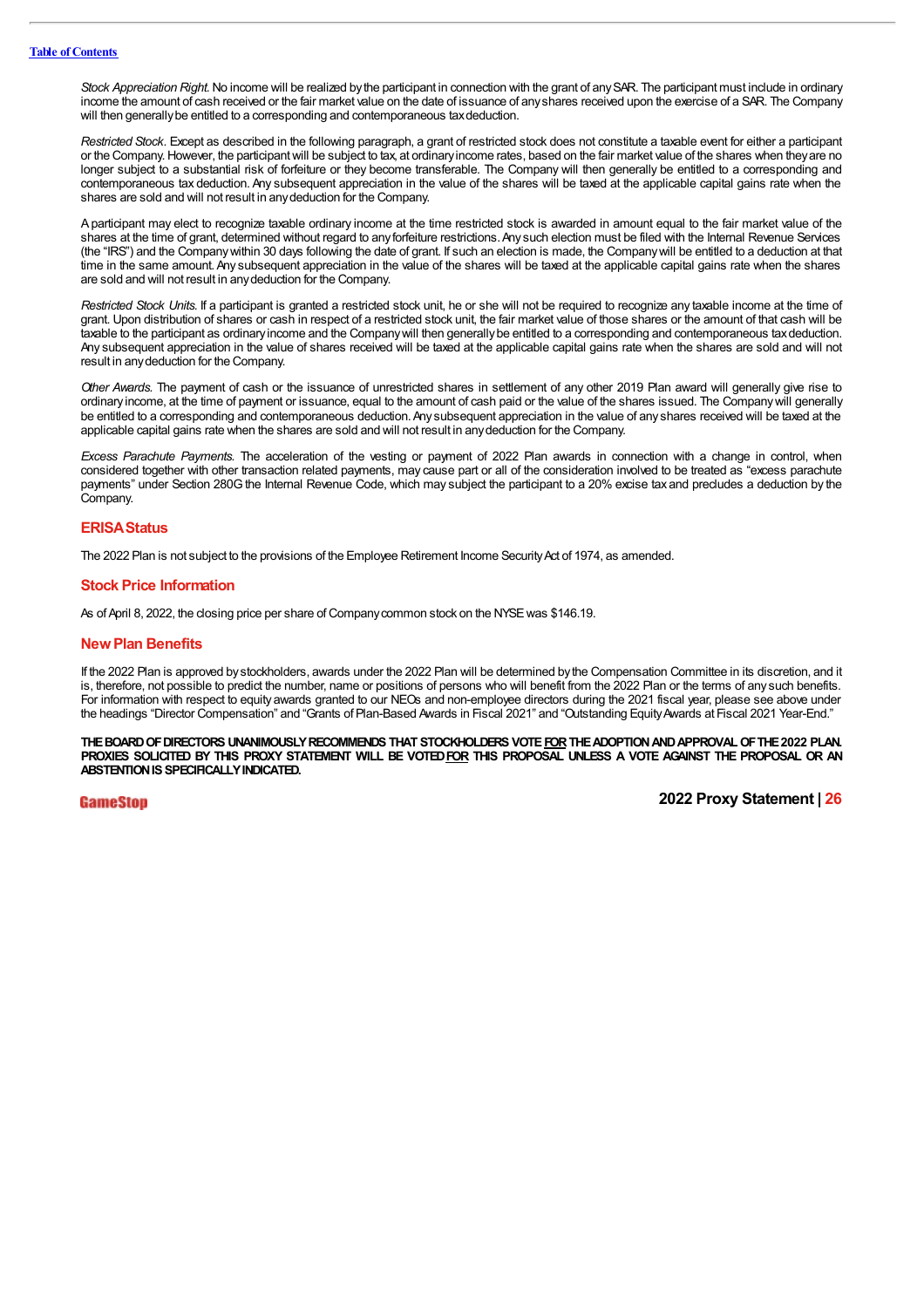*Stock Appreciation Right.* No income will be realized by the participant in connection with the grant of any SAR. The participant must include in ordinary income the amount of cash received or the fair market value on the date of issuance of any shares received upon the exercise of a SAR. The Company will then generally be entitled to a corresponding and contemporaneous tax deduction.

*Restricted Stock.* Except as described in the following paragraph, a grant of restricted stock does not constitute a taxable event for either a participant or the Company. However, the participant will be subject to tax, at ordinary income rates, based on the fair market value of the shares when they are no longer subject to a substantial risk of forfeiture or they become transferable. The Company will then generally be entitled to a corresponding and contemporaneous tax deduction. Any subsequent appreciation in the value of the shares will be taxed at the applicable capital gains rate when the shares are sold and will not result in any deduction for the Company.

A participant may elect to recognize taxable ordinary income at the time restricted stock is awarded in amount equal to the fair market value of the shares at the time of grant, determined without regard to any forfeiture restrictions. Any such election must be filed with the Internal Revenue Services (the "IRS") and the Company within 30 days following the date of grant. If such an election is made, the Company will be entitled to a deduction at that time in the same amount. Any subsequent appreciation in the value of the shares will be taxed at the applicable capital gains rate when the shares are sold and will not result in any deduction for the Company.

*Restricted Stock Units.* If a participant is granted a restricted stock unit, he or she will not be required to recognize any taxable income at the time of grant. Upon distribution of shares or cash in respect of a restricted stock unit, the fair market value of those shares or the amount of that cash will be taxable to the participant as ordinary income and the Company will then generally be entitled to a corresponding and contemporaneous tax deduction. Any subsequent appreciation in the value of shares received will be taxed at the applicable capital gains rate when the shares are sold and will not result in any deduction for the Company.

*Other Awards.* The payment of cash or the issuance of unrestricted shares in settlement of any other 2019 Plan award will generally give rise to ordinary income, at the time of payment or issuance, equal to the amount of cash paid or the value of the shares issued. The Company will generally be entitled to a corresponding and contemporaneous deduction. Any subsequent appreciation in the value of any shares received will be taxed at the applicable capital gains rate when the shares are sold and will not result in any deduction for the Company.

*Excess Parachute Payments.* The acceleration of the vesting or payment of 2022 Plan awards in connection with a change in control, when considered together with other transaction related payments, may cause part or all of the consideration involved to be treated as "excess parachute payments" under Section 280G the Internal Revenue Code, which may subject the participant to a 20% excise tax and precludes a deduction by the Company.

## ERISA Status

The 2022 Plan is not subject to the provisions of the Employee Retirement Income Security Act of 1974, as amended.

## Stock Price Information

As of April 8, 2022, the closing price per share of Company common stock on the NYSE was $146.19.

## New Plan Benefits

If the 2022 Plan is approved by stockholders, awards under the 2022 Plan will be determined by the Compensation Committee in its discretion, and it is, therefore, not possible to predict the number, name or positions of persons who will benefit from the 2022 Plan or the terms of any such benefits. For information with respect to equity awards granted to our NEOs and non-employee directors during the 2021 fiscal year, please see above under the headings "Director Compensation" and "Grants of Plan-Based Awards in Fiscal 2021" and "Outstanding Equity Awards at Fiscal 2021 Year-End."

**THE BOARD OF DIRECTORS UNANIMOUSLY RECOMMENDS THAT STOCKHOLDERS VOTE FOR THE ADOPTION AND APPROVAL OF THE 2022 PLAN. PROXIES SOLICITED BY THIS PROXY STATEMENT WILL BE VOTED FOR THIS PROPOSAL UNLESS A VOTE AGAINST THE PROPOSAL OR AN ABSTENTION IS SPECIFICALLY INDICATED.**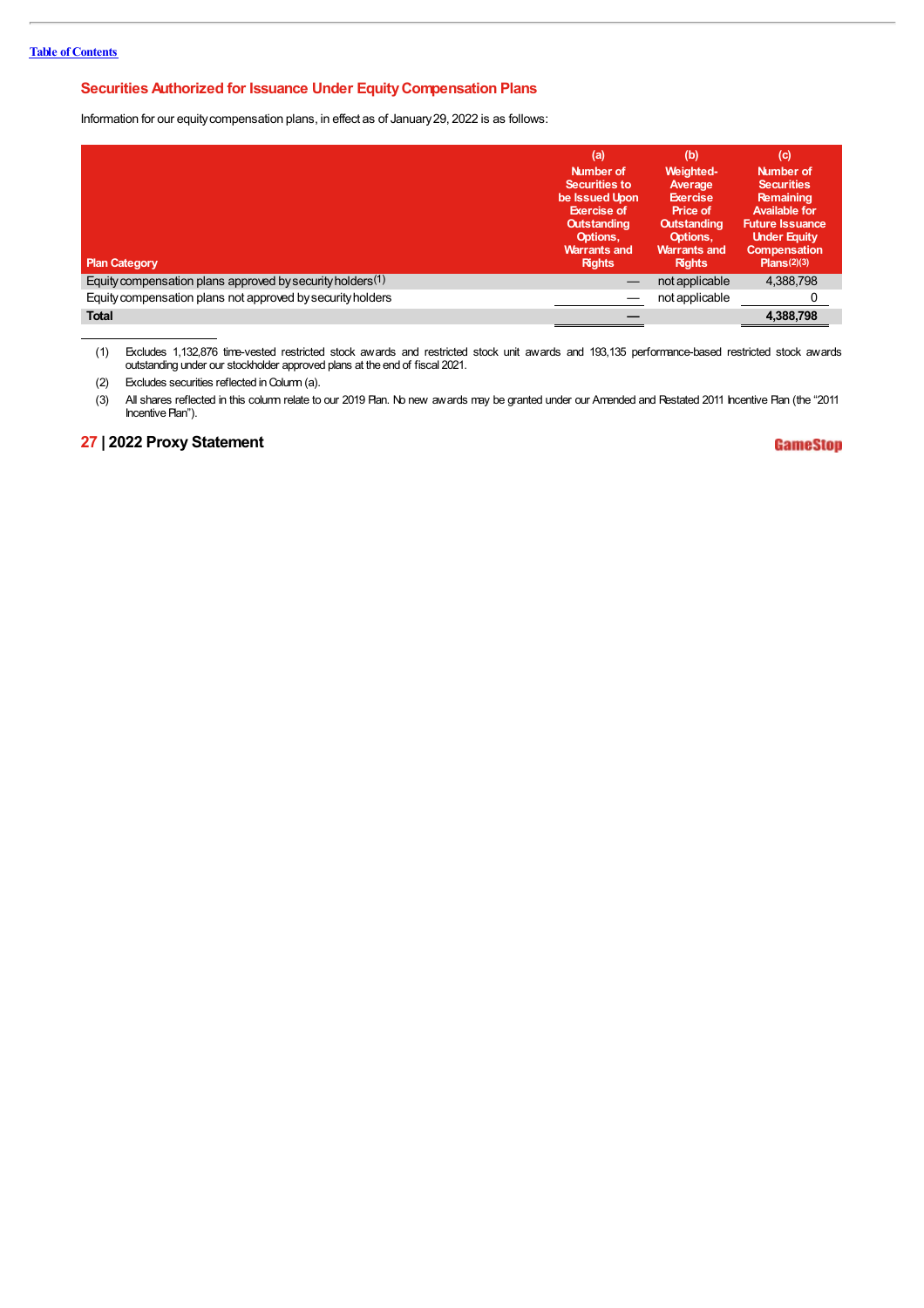## Securities Authorized for Issuance Under Equity Compensation Plans

Information for our equity compensation plans, in effect as of January 29, 2022 is as follows:

| Plan Category | (a) Number of Securities to be Issued Upon Exercise of Outstanding Options, Warrants and Rights | (b) Weighted-Average Exercise Price of Outstanding Options, Warrants and Rights | (c) Number of Securities Remaining Available for Future Issuance Under Equity Compensation Plans[(2)(3)] |
|---|---|---|---|
| Equity compensation plans approved by security holders[(1)] | — | not applicable | 4,388,798 |
| Equity compensation plans not approved by security holders | — | not applicable | 0 |
| **Total** | **—** | | **4,388,798** |

(1) Excludes 1,132,876 time-vested restricted stock awards and restricted stock unit awards and 193,135 performance-based restricted stock awards outstanding under our stockholder approved plans at the end of fiscal 2021.

(2) Excludes securities reflected in Column (a).

(3) All shares reflected in this column relate to our 2019 Plan. No new awards may be granted under our Amended and Restated 2011 Incentive Plan (the "2011 Incentive Plan").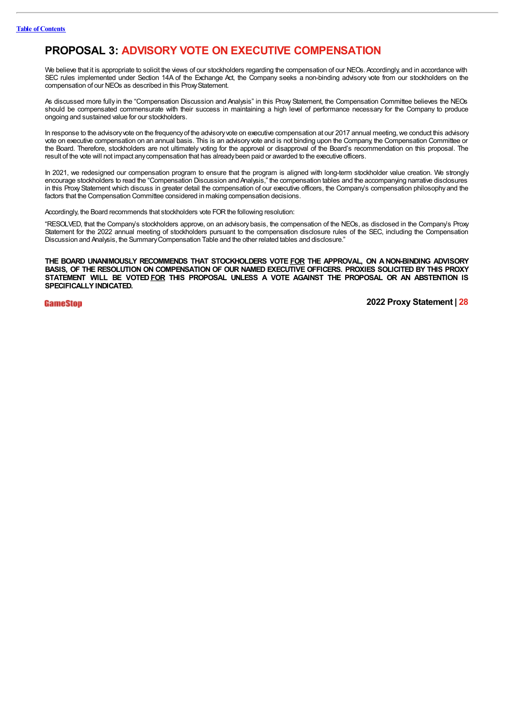# PROPOSAL 3: ADVISORY VOTE ON EXECUTIVE COMPENSATION

We believe that it is appropriate to solicit the views of our stockholders regarding the compensation of our NEOs. Accordingly, and in accordance with SEC rules implemented under Section 14A of the Exchange Act, the Company seeks a non-binding advisory vote from our stockholders on the compensation of our NEOs as described in this Proxy Statement.

As discussed more fully in the "Compensation Discussion and Analysis" in this Proxy Statement, the Compensation Committee believes the NEOs should be compensated commensurate with their success in maintaining a high level of performance necessary for the Company to produce ongoing and sustained value for our stockholders.

In response to the advisory vote on the frequency of the advisory vote on executive compensation at our 2017 annual meeting, we conduct this advisory vote on executive compensation on an annual basis. This is an advisory vote and is not binding upon the Company, the Compensation Committee or the Board. Therefore, stockholders are not ultimately voting for the approval or disapproval of the Board's recommendation on this proposal. The result of the vote will not impact any compensation that has already been paid or awarded to the executive officers.

In 2021, we redesigned our compensation program to ensure that the program is aligned with long-term stockholder value creation. We strongly encourage stockholders to read the "Compensation Discussion and Analysis," the compensation tables and the accompanying narrative disclosures in this Proxy Statement which discuss in greater detail the compensation of our executive officers, the Company's compensation philosophy and the factors that the Compensation Committee considered in making compensation decisions.

Accordingly, the Board recommends that stockholders vote FOR the following resolution:

"RESOLVED, that the Company's stockholders approve, on an advisory basis, the compensation of the NEOs, as disclosed in the Company's Proxy Statement for the 2022 annual meeting of stockholders pursuant to the compensation disclosure rules of the SEC, including the Compensation Discussion and Analysis, the Summary Compensation Table and the other related tables and disclosure."

**THE BOARD UNANIMOUSLY RECOMMENDS THAT STOCKHOLDERS VOTE FOR THE APPROVAL, ON A NON-BINDING ADVISORY BASIS, OF THE RESOLUTION ON COMPENSATION OF OUR NAMED EXECUTIVE OFFICERS. PROXIES SOLICITED BY THIS PROXY STATEMENT WILL BE VOTED FOR THIS PROPOSAL UNLESS A VOTE AGAINST THE PROPOSAL OR AN ABSTENTION IS SPECIFICALLY INDICATED.**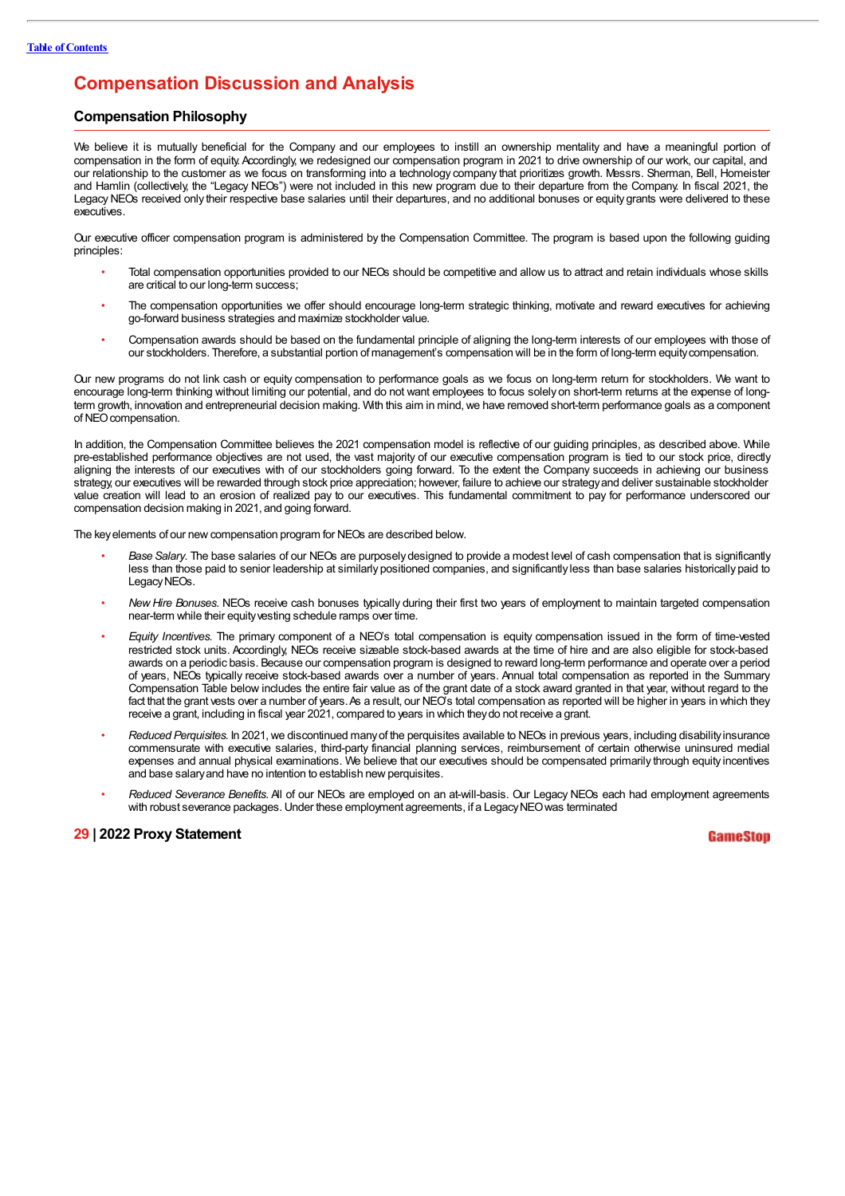# Compensation Discussion and Analysis

## Compensation Philosophy

We believe it is mutually beneficial for the Company and our employees to instill an ownership mentality and have a meaningful portion of compensation in the form of equity. Accordingly, we redesigned our compensation program in 2021 to drive ownership of our work, our capital, and our relationship to the customer as we focus on transforming into a technology company that prioritizes growth. Messrs. Sherman, Bell, Homeister and Hamlin (collectively, the "Legacy NEOs") were not included in this new program due to their departure from the Company. In fiscal 2021, the Legacy NEOs received only their respective base salaries until their departures, and no additional bonuses or equity grants were delivered to these executives.

Our executive officer compensation program is administered by the Compensation Committee. The program is based upon the following guiding principles:

- Total compensation opportunities provided to our NEOs should be competitive and allow us to attract and retain individuals whose skills are critical to our long-term success;
- The compensation opportunities we offer should encourage long-term strategic thinking, motivate and reward executives for achieving go-forward business strategies and maximize stockholder value.
- Compensation awards should be based on the fundamental principle of aligning the long-term interests of our employees with those of our stockholders. Therefore, a substantial portion of management's compensation will be in the form of long-term equity compensation.

Our new programs do not link cash or equity compensation to performance goals as we focus on long-term return for stockholders. We want to encourage long-term thinking without limiting our potential, and do not want employees to focus solely on short-term returns at the expense of long-term growth, innovation and entrepreneurial decision making. With this aim in mind, we have removed short-term performance goals as a component of NEO compensation.

In addition, the Compensation Committee believes the 2021 compensation model is reflective of our guiding principles, as described above. While pre-established performance objectives are not used, the vast majority of our executive compensation program is tied to our stock price, directly aligning the interests of our executives with of our stockholders going forward. To the extent the Company succeeds in achieving our business strategy, our executives will be rewarded through stock price appreciation; however, failure to achieve our strategy and deliver sustainable stockholder value creation will lead to an erosion of realized pay to our executives. This fundamental commitment to pay for performance underscored our compensation decision making in 2021, and going forward.

The key elements of our new compensation program for NEOs are described below.

- *Base Salary.* The base salaries of our NEOs are purposely designed to provide a modest level of cash compensation that is significantly less than those paid to senior leadership at similarly positioned companies, and significantly less than base salaries historically paid to Legacy NEOs.
- *New Hire Bonuses.* NEOs receive cash bonuses typically during their first two years of employment to maintain targeted compensation near-term while their equity vesting schedule ramps over time.
- *Equity Incentives.* The primary component of a NEO's total compensation is equity compensation issued in the form of time-vested restricted stock units. Accordingly, NEOs receive sizeable stock-based awards at the time of hire and are also eligible for stock-based awards on a periodic basis. Because our compensation program is designed to reward long-term performance and operate over a period of years, NEOs typically receive stock-based awards over a number of years. Annual total compensation as reported in the Summary Compensation Table below includes the entire fair value as of the grant date of a stock award granted in that year, without regard to the fact that the grant vests over a number of years. As a result, our NEO's total compensation as reported will be higher in years in which they receive a grant, including in fiscal year 2021, compared to years in which they do not receive a grant.
- *Reduced Perquisites.* In 2021, we discontinued many of the perquisites available to NEOs in previous years, including disability insurance commensurate with executive salaries, third-party financial planning services, reimbursement of certain otherwise uninsured medial expenses and annual physical examinations. We believe that our executives should be compensated primarily through equity incentives and base salary and have no intention to establish new perquisites.
- *Reduced Severance Benefits.* All of our NEOs are employed on an at-will-basis. Our Legacy NEOs each had employment agreements with robust severance packages. Under these employment agreements, if a Legacy NEO was terminated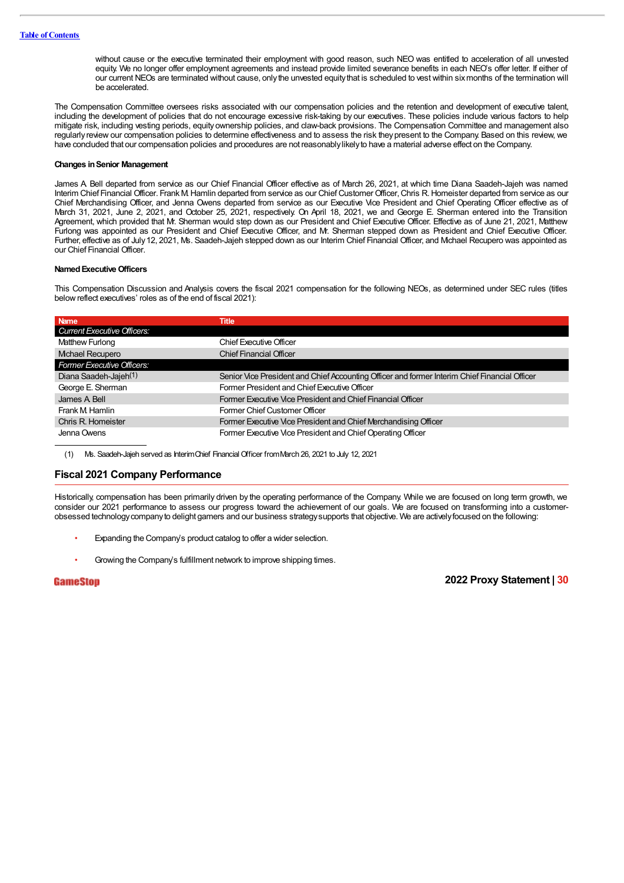without cause or the executive terminated their employment with good reason, such NEO was entitled to acceleration of all unvested equity. We no longer offer employment agreements and instead provide limited severance benefits in each NEO's offer letter. If either of our current NEOs are terminated without cause, only the unvested equity that is scheduled to vest within six months of the termination will be accelerated.

The Compensation Committee oversees risks associated with our compensation policies and the retention and development of executive talent, including the development of policies that do not encourage excessive risk-taking by our executives. These policies include various factors to help mitigate risk, including vesting periods, equity ownership policies, and claw-back provisions. The Compensation Committee and management also regularly review our compensation policies to determine effectiveness and to assess the risk they present to the Company. Based on this review, we have concluded that our compensation policies and procedures are not reasonably likely to have a material adverse effect on the Company.

**Changes in Senior Management**

James A. Bell departed from service as our Chief Financial Officer effective as of March 26, 2021, at which time Diana Saadeh-Jajeh was named Interim Chief Financial Officer. Frank M. Hamlin departed from service as our Chief Customer Officer, Chris R. Homeister departed from service as our Chief Merchandising Officer, and Jenna Owens departed from service as our Executive Vice President and Chief Operating Officer effective as of March 31, 2021, June 2, 2021, and October 25, 2021, respectively. On April 18, 2021, we and George E. Sherman entered into the Transition Agreement, which provided that Mr. Sherman would step down as our President and Chief Executive Officer. Effective as of June 21, 2021, Matthew Furlong was appointed as our President and Chief Executive Officer, and Mr. Sherman stepped down as President and Chief Executive Officer. Further, effective as of July 12, 2021, Ms. Saadeh-Jajeh stepped down as our Interim Chief Financial Officer, and Michael Recupero was appointed as our Chief Financial Officer.

**Named Executive Officers**

This Compensation Discussion and Analysis covers the fiscal 2021 compensation for the following NEOs, as determined under SEC rules (titles below reflect executives' roles as of the end of fiscal 2021):

| Name | Title |
|---|---|
| *Current Executive Officers:* | |
| Matthew Furlong | Chief Executive Officer |
| Michael Recupero | Chief Financial Officer |
| *Former Executive Officers:* | |
| Diana Saadeh-Jajeh(1) | Senior Vice President and Chief Accounting Officer and former Interim Chief Financial Officer |
| George E. Sherman | Former President and Chief Executive Officer |
| James A. Bell | Former Executive Vice President and Chief Financial Officer |
| Frank M. Hamlin | Former Chief Customer Officer |
| Chris R. Homeister | Former Executive Vice President and Chief Merchandising Officer |
| Jenna Owens | Former Executive Vice President and Chief Operating Officer |

(1) Ms. Saadeh-Jajeh served as Interim Chief Financial Officer from March 26, 2021 to July 12, 2021

## Fiscal 2021 Company Performance

Historically, compensation has been primarily driven by the operating performance of the Company. While we are focused on long term growth, we consider our 2021 performance to assess our progress toward the achievement of our goals. We are focused on transforming into a customer-obsessed technology company to delight gamers and our business strategy supports that objective. We are actively focused on the following:

- Expanding the Company's product catalog to offer a wider selection.
- Growing the Company's fulfillment network to improve shipping times.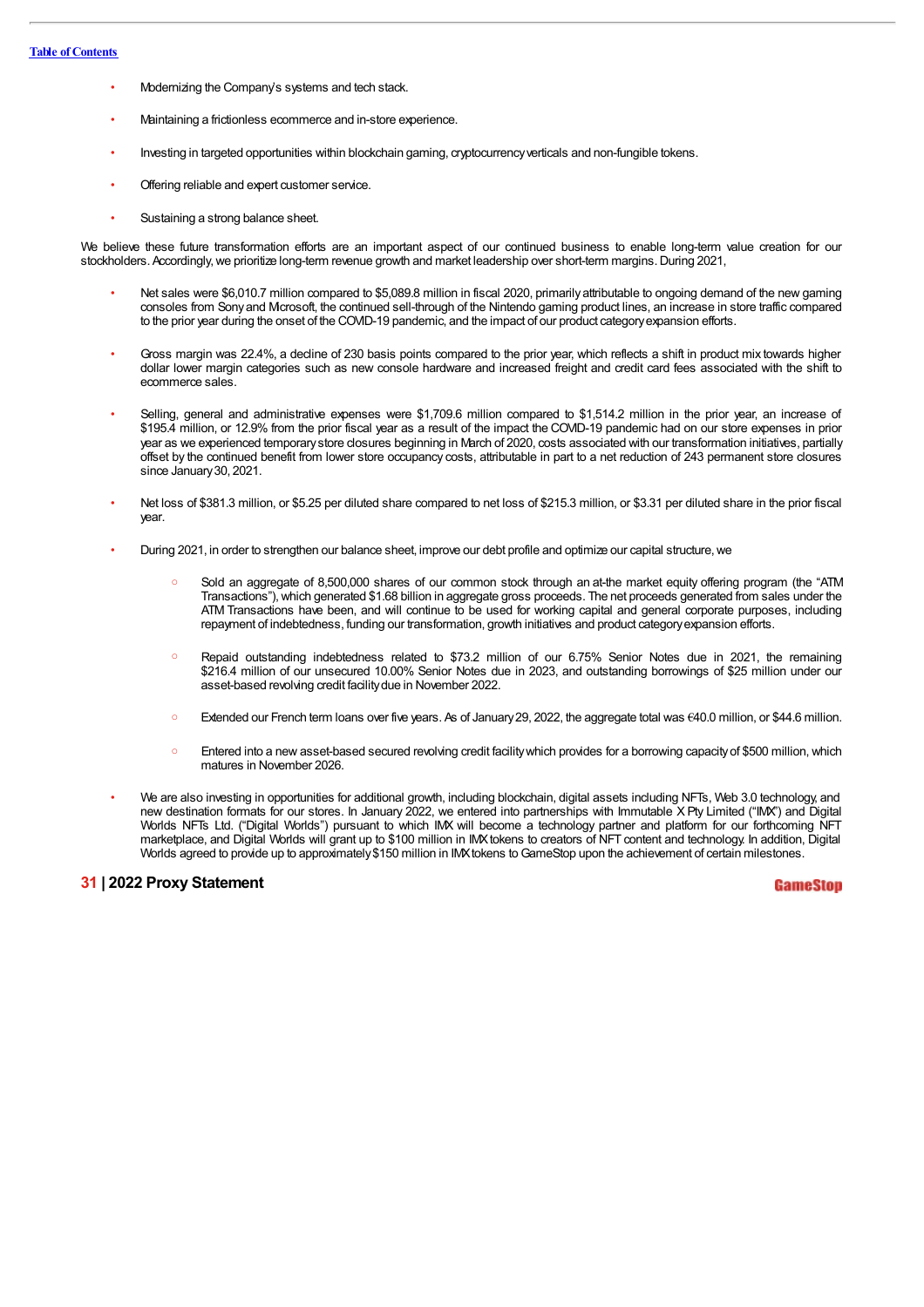- Modernizing the Company's systems and tech stack.
- Maintaining a frictionless ecommerce and in-store experience.
- Investing in targeted opportunities within blockchain gaming, cryptocurrency verticals and non-fungible tokens.
- Offering reliable and expert customer service.
- Sustaining a strong balance sheet.

We believe these future transformation efforts are an important aspect of our continued business to enable long-term value creation for our stockholders. Accordingly, we prioritize long-term revenue growth and market leadership over short-term margins. During 2021,

- Net sales were $6,010.7 million compared to $5,089.8 million in fiscal 2020, primarily attributable to ongoing demand of the new gaming consoles from Sony and Microsoft, the continued sell-through of the Nintendo gaming product lines, an increase in store traffic compared to the prior year during the onset of the COVID-19 pandemic, and the impact of our product category expansion efforts.
- Gross margin was 22.4%, a decline of 230 basis points compared to the prior year, which reflects a shift in product mix towards higher dollar lower margin categories such as new console hardware and increased freight and credit card fees associated with the shift to ecommerce sales.
- Selling, general and administrative expenses were $1,709.6 million compared to $1,514.2 million in the prior year, an increase of $195.4 million, or 12.9% from the prior fiscal year as a result of the impact the COVID-19 pandemic had on our store expenses in prior year as we experienced temporary store closures beginning in March of 2020, costs associated with our transformation initiatives, partially offset by the continued benefit from lower store occupancy costs, attributable in part to a net reduction of 243 permanent store closures since January 30, 2021.
- Net loss of $381.3 million, or $5.25 per diluted share compared to net loss of $215.3 million, or $3.31 per diluted share in the prior fiscal year.
- During 2021, in order to strengthen our balance sheet, improve our debt profile and optimize our capital structure, we
    - Sold an aggregate of 8,500,000 shares of our common stock through an at-the market equity offering program (the "ATM Transactions"), which generated $1.68 billion in aggregate gross proceeds. The net proceeds generated from sales under the ATM Transactions have been, and will continue to be used for working capital and general corporate purposes, including repayment of indebtedness, funding our transformation, growth initiatives and product category expansion efforts.
    - Repaid outstanding indebtedness related to $73.2 million of our 6.75% Senior Notes due in 2021, the remaining $216.4 million of our unsecured 10.00% Senior Notes due in 2023, and outstanding borrowings of $25 million under our asset-based revolving credit facility due in November 2022.
    - Extended our French term loans over five years. As of January 29, 2022, the aggregate total was €40.0 million, or $44.6 million.
    - Entered into a new asset-based secured revolving credit facility which provides for a borrowing capacity of $500 million, which matures in November 2026.
- We are also investing in opportunities for additional growth, including blockchain, digital assets including NFTs, Web 3.0 technology, and new destination formats for our stores. In January 2022, we entered into partnerships with Immutable X Pty Limited ("IMX") and Digital Worlds NFTs Ltd. ("Digital Worlds") pursuant to which IMX will become a technology partner and platform for our forthcoming NFT marketplace, and Digital Worlds will grant up to $100 million in IMX tokens to creators of NFT content and technology. In addition, Digital Worlds agreed to provide up to approximately $150 million in IMX tokens to GameStop upon the achievement of certain milestones.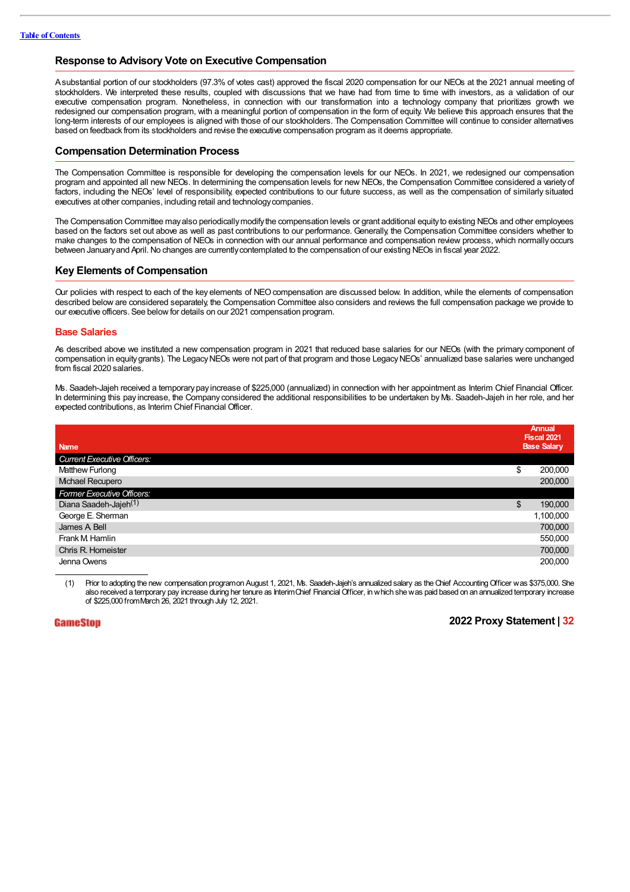[Table of Contents](#)

## Response to Advisory Vote on Executive Compensation

A substantial portion of our stockholders (97.3% of votes cast) approved the fiscal 2020 compensation for our NEOs at the 2021 annual meeting of stockholders. We interpreted these results, coupled with discussions that we have had from time to time with investors, as a validation of our executive compensation program. Nonetheless, in connection with our transformation into a technology company that prioritizes growth we redesigned our compensation program, with a meaningful portion of compensation in the form of equity. We believe this approach ensures that the long-term interests of our employees is aligned with those of our stockholders. The Compensation Committee will continue to consider alternatives based on feedback from its stockholders and revise the executive compensation program as it deems appropriate.

## Compensation Determination Process

The Compensation Committee is responsible for developing the compensation levels for our NEOs. In 2021, we redesigned our compensation program and appointed all new NEOs. In determining the compensation levels for new NEOs, the Compensation Committee considered a variety of factors, including the NEOs' level of responsibility, expected contributions to our future success, as well as the compensation of similarly situated executives at other companies, including retail and technology companies.

The Compensation Committee may also periodically modify the compensation levels or grant additional equity to existing NEOs and other employees based on the factors set out above as well as past contributions to our performance. Generally, the Compensation Committee considers whether to make changes to the compensation of NEOs in connection with our annual performance and compensation review process, which normally occurs between January and April. No changes are currently contemplated to the compensation of our existing NEOs in fiscal year 2022.

## Key Elements of Compensation

Our policies with respect to each of the key elements of NEO compensation are discussed below. In addition, while the elements of compensation described below are considered separately, the Compensation Committee also considers and reviews the full compensation package we provide to our executive officers. See below for details on our 2021 compensation program.

### Base Salaries

As described above we instituted a new compensation program in 2021 that reduced base salaries for our NEOs (with the primary component of compensation in equity grants). The Legacy NEOs were not part of that program and those Legacy NEOs' annualized base salaries were unchanged from fiscal 2020 salaries.

Ms. Saadeh-Jajeh received a temporary pay increase of $225,000 (annualized) in connection with her appointment as Interim Chief Financial Officer. In determining this pay increase, the Company considered the additional responsibilities to be undertaken by Ms. Saadeh-Jajeh in her role, and her expected contributions, as Interim Chief Financial Officer.

| Name | Annual Fiscal 2021 Base Salary |
|---|---|
| *Current Executive Officers:* | |
| Matthew Furlong | $ 200,000 |
| Michael Recupero | 200,000 |
| *Former Executive Officers:* | |
| Diana Saadeh-Jajeh[(1)] | $ 190,000 |
| George E. Sherman | 1,100,000 |
| James A. Bell | 700,000 |
| Frank M. Hamlin | 550,000 |
| Chris R. Homeister | 700,000 |
| Jenna Owens | 200,000 |

(1) Prior to adopting the new compensation program on August 1, 2021, Ms. Saadeh-Jajeh's annualized salary as the Chief Accounting Officer was $375,000. She also received a temporary pay increase during her tenure as Interim Chief Financial Officer, in which she was paid based on an annualized temporary increase of $225,000 from March 26, 2021 through July 12, 2021.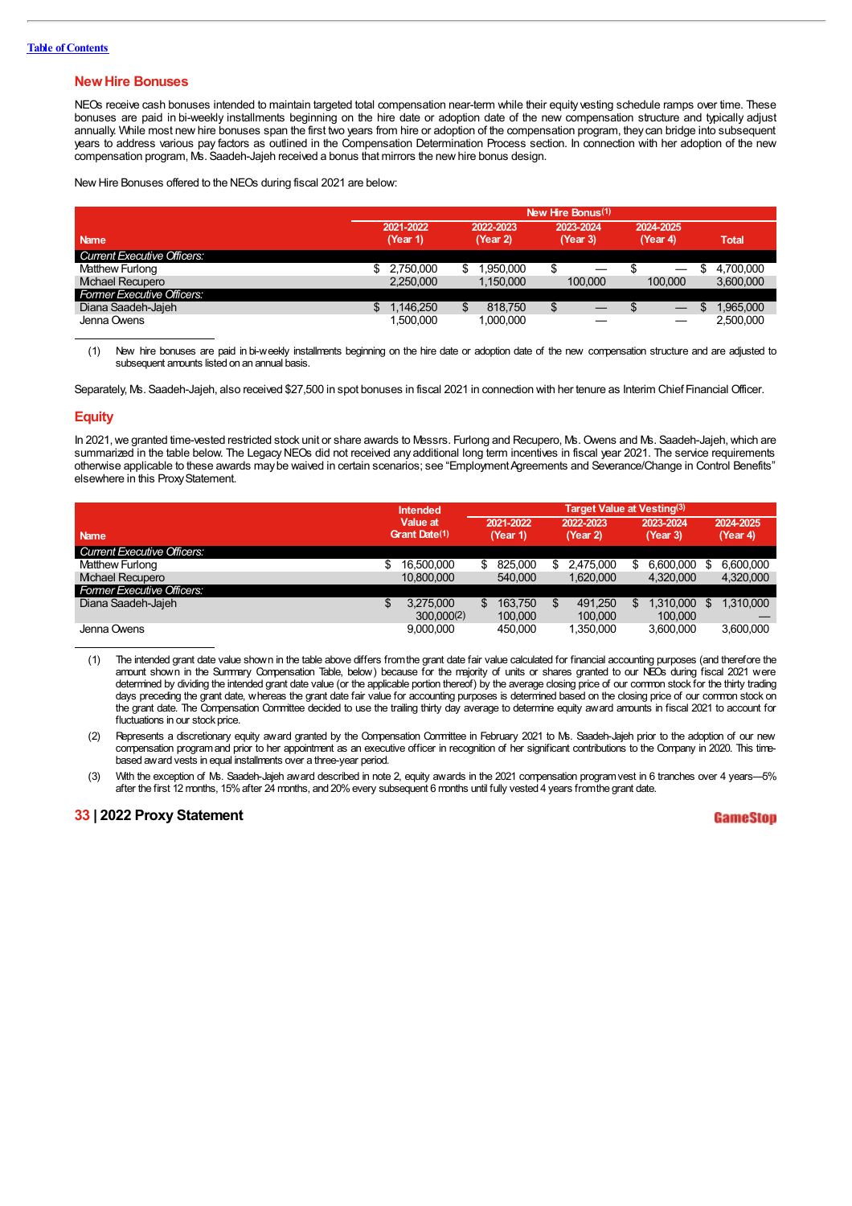Table of Contents

## New Hire Bonuses

NEOs receive cash bonuses intended to maintain targeted total compensation near-term while their equity vesting schedule ramps over time. These bonuses are paid in bi-weekly installments beginning on the hire date or adoption date of the new compensation structure and typically adjust annually. While most new hire bonuses span the first two years from hire or adoption of the compensation program, they can bridge into subsequent years to address various pay factors as outlined in the Compensation Determination Process section. In connection with her adoption of the new compensation program, Ms. Saadeh-Jajeh received a bonus that mirrors the new hire bonus design.

New Hire Bonuses offered to the NEOs during fiscal 2021 are below:

| Name | New Hire Bonus(1) | | | | |
|---|---|---|---|---|---|
| | 2021-2022 (Year 1) | 2022-2023 (Year 2) | 2023-2024 (Year 3) | 2024-2025 (Year 4) | Total |
| *Current Executive Officers:* | | | | | |
| Matthew Furlong | $ 2,750,000 | $ 1,950,000 | $ — | $ — | $ 4,700,000 |
| Michael Recupero | 2,250,000 | 1,150,000 | 100,000 | 100,000 | 3,600,000 |
| *Former Executive Officers:* | | | | | |
| Diana Saadeh-Jajeh | $ 1,146,250 | $ 818,750 | $ — | $ — | $ 1,965,000 |
| Jenna Owens | 1,500,000 | 1,000,000 | — | — | 2,500,000 |

(1) New hire bonuses are paid in bi-weekly installments beginning on the hire date or adoption date of the new compensation structure and are adjusted to subsequent amounts listed on an annual basis.

Separately, Ms. Saadeh-Jajeh, also received $27,500 in spot bonuses in fiscal 2021 in connection with her tenure as Interim Chief Financial Officer.

## Equity

In 2021, we granted time-vested restricted stock unit or share awards to Messrs. Furlong and Recupero, Ms. Owens and Ms. Saadeh-Jajeh, which are summarized in the table below. The Legacy NEOs did not received any additional long term incentives in fiscal year 2021. The service requirements otherwise applicable to these awards may be waived in certain scenarios; see "Employment Agreements and Severance/Change in Control Benefits" elsewhere in this Proxy Statement.

| Name | Intended Value at Grant Date(1) | Target Value at Vesting(3) | | | |
|---|---|---|---|---|---|
| | | 2021-2022 (Year 1) | 2022-2023 (Year 2) | 2023-2024 (Year 3) | 2024-2025 (Year 4) |
| *Current Executive Officers:* | | | | | |
| Matthew Furlong | $ 16,500,000 | $ 825,000 | $ 2,475,000 | $ 6,600,000 | $ 6,600,000 |
| Michael Recupero | 10,800,000 | 540,000 | 1,620,000 | 4,320,000 | 4,320,000 |
| *Former Executive Officers:* | | | | | |
| Diana Saadeh-Jajeh | $ 3,275,000 | $ 163,750 | $ 491,250 | $ 1,310,000 | $ 1,310,000 |
| | 300,000(2) | 100,000 | 100,000 | 100,000 | — |
| Jenna Owens | 9,000,000 | 450,000 | 1,350,000 | 3,600,000 | 3,600,000 |

(1) The intended grant date value shown in the table above differs from the grant date fair value calculated for financial accounting purposes (and therefore the amount shown in the Summary Compensation Table, below) because for the majority of units or shares granted to our NEOs during fiscal 2021 were determined by dividing the intended grant date value (or the applicable portion thereof) by the average closing price of our common stock for the thirty trading days preceding the grant date, whereas the grant date fair value for accounting purposes is determined based on the closing price of our common stock on the grant date. The Compensation Committee decided to use the trailing thirty day average to determine equity award amounts in fiscal 2021 to account for fluctuations in our stock price.

(2) Represents a discretionary equity award granted by the Compensation Committee in February 2021 to Ms. Saadeh-Jajeh prior to the adoption of our new compensation program and prior to her appointment as an executive officer in recognition of her significant contributions to the Company in 2020. This time-based award vests in equal installments over a three-year period.

(3) With the exception of Ms. Saadeh-Jajeh award described in note 2, equity awards in the 2021 compensation program vest in 6 tranches over 4 years—5% after the first 12 months, 15% after 24 months, and 20% every subsequent 6 months until fully vested 4 years from the grant date.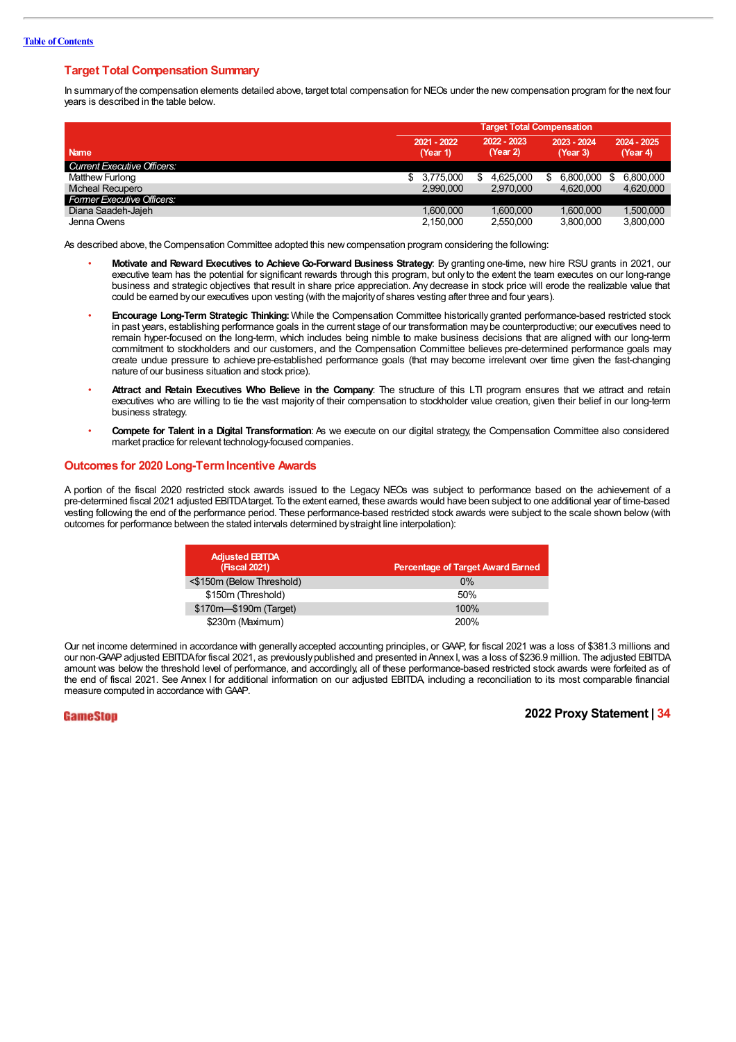## Target Total Compensation Summary

In summary of the compensation elements detailed above, target total compensation for NEOs under the new compensation program for the next four years is described in the table below.

| Name | Target Total Compensation | | | |
|---|---|---|---|---|
| | 2021 - 2022 (Year 1) | 2022 - 2023 (Year 2) | 2023 - 2024 (Year 3) | 2024 - 2025 (Year 4) |
| *Current Executive Officers:* | | | | |
| Matthew Furlong | $ 3,775,000 | $ 4,625,000 | $ 6,800,000 | $ 6,800,000 |
| Mcheal Recupero | 2,990,000 | 2,970,000 | 4,620,000 | 4,620,000 |
| *Former Executive Officers:* | | | | |
| Diana Saadeh-Jajeh | 1,600,000 | 1,600,000 | 1,600,000 | 1,500,000 |
| Jenna Owens | 2,150,000 | 2,550,000 | 3,800,000 | 3,800,000 |

As described above, the Compensation Committee adopted this new compensation program considering the following:

- **Motivate and Reward Executives to Achieve Go-Forward Business Strategy**: By granting one-time, new hire RSU grants in 2021, our executive team has the potential for significant rewards through this program, but only to the extent the team executes on our long-range business and strategic objectives that result in share price appreciation. Any decrease in stock price will erode the realizable value that could be earned by our executives upon vesting (with the majority of shares vesting after three and four years).
- **Encourage Long-Term Strategic Thinking:** While the Compensation Committee historically granted performance-based restricted stock in past years, establishing performance goals in the current stage of our transformation may be counterproductive; our executives need to remain hyper-focused on the long-term, which includes being nimble to make business decisions that are aligned with our long-term commitment to stockholders and our customers, and the Compensation Committee believes pre-determined performance goals may create undue pressure to achieve pre-established performance goals (that may become irrelevant over time given the fast-changing nature of our business situation and stock price).
- **Attract and Retain Executives Who Believe in the Company**: The structure of this LTI program ensures that we attract and retain executives who are willing to tie the vast majority of their compensation to stockholder value creation, given their belief in our long-term business strategy.
- **Compete for Talent in a Digital Transformation**: As we execute on our digital strategy, the Compensation Committee also considered market practice for relevant technology-focused companies.

## Outcomes for 2020 Long-Term Incentive Awards

A portion of the fiscal 2020 restricted stock awards issued to the Legacy NEOs was subject to performance based on the achievement of a pre-determined fiscal 2021 adjusted EBITDA target. To the extent earned, these awards would have been subject to one additional year of time-based vesting following the end of the performance period. These performance-based restricted stock awards were subject to the scale shown below (with outcomes for performance between the stated intervals determined by straight line interpolation):

| Adjusted EBITDA (Fiscal 2021) | Percentage of Target Award Earned |
|---|---|
| <$150m (Below Threshold) | 0% |
| $150m (Threshold) | 50% |
| $170m—$190m (Target) | 100% |
| $230m (Maximum) | 200% |

Our net income determined in accordance with generally accepted accounting principles, or GAAP, for fiscal 2021 was a loss of $381.3 millions and our non-GAAP adjusted EBITDA for fiscal 2021, as previously published and presented in Annex I, was a loss of $236.9 million. The adjusted EBITDA amount was below the threshold level of performance, and accordingly, all of these performance-based restricted stock awards were forfeited as of the end of fiscal 2021. See Annex I for additional information on our adjusted EBITDA, including a reconciliation to its most comparable financial measure computed in accordance with GAAP.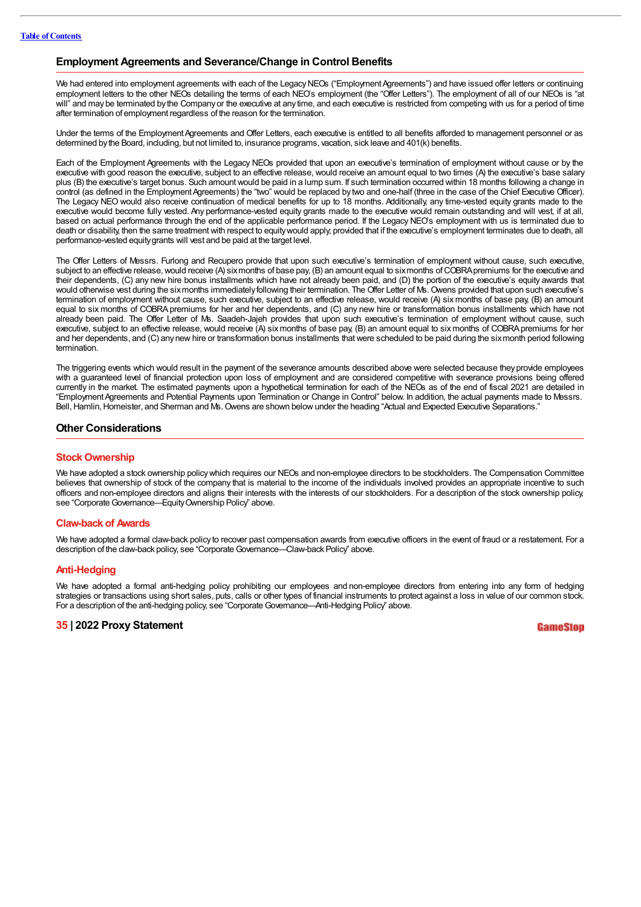## Employment Agreements and Severance/Change in Control Benefits

We had entered into employment agreements with each of the Legacy NEOs ("Employment Agreements") and have issued offer letters or continuing employment letters to the other NEOs detailing the terms of each NEO's employment (the "Offer Letters"). The employment of all of our NEOs is "at will" and may be terminated by the Company or the executive at any time, and each executive is restricted from competing with us for a period of time after termination of employment regardless of the reason for the termination.

Under the terms of the Employment Agreements and Offer Letters, each executive is entitled to all benefits afforded to management personnel or as determined by the Board, including, but not limited to, insurance programs, vacation, sick leave and 401(k) benefits.

Each of the Employment Agreements with the Legacy NEOs provided that upon an executive's termination of employment without cause or by the executive with good reason the executive, subject to an effective release, would receive an amount equal to two times (A) the executive's base salary plus (B) the executive's target bonus. Such amount would be paid in a lump sum. If such termination occurred within 18 months following a change in control (as defined in the Employment Agreements) the "two" would be replaced by two and one-half (three in the case of the Chief Executive Officer). The Legacy NEO would also receive continuation of medical benefits for up to 18 months. Additionally, any time-vested equity grants made to the executive would become fully vested. Any performance-vested equity grants made to the executive would remain outstanding and will vest, if at all, based on actual performance through the end of the applicable performance period. If the Legacy NEO's employment with us is terminated due to death or disability, then the same treatment with respect to equity would apply; provided that if the executive's employment terminates due to death, all performance-vested equity grants will vest and be paid at the target level.

The Offer Letters of Messrs. Furlong and Recupero provide that upon such executive's termination of employment without cause, such executive, subject to an effective release, would receive (A) six months of base pay, (B) an amount equal to six months of COBRA premiums for the executive and their dependents, (C) any new hire bonus installments which have not already been paid, and (D) the portion of the executive's equity awards that would otherwise vest during the six months immediately following their termination. The Offer Letter of Ms. Owens provided that upon such executive's termination of employment without cause, such executive, subject to an effective release, would receive (A) six months of base pay, (B) an amount equal to six months of COBRA premiums for her and her dependents, and (C) any new hire or transformation bonus installments which have not already been paid. The Offer Letter of Ms. Saadeh-Jajeh provides that upon such executive's termination of employment without cause, such executive, subject to an effective release, would receive (A) six months of base pay, (B) an amount equal to six months of COBRA premiums for her and her dependents, and (C) any new hire or transformation bonus installments that were scheduled to be paid during the six month period following termination.

The triggering events which would result in the payment of the severance amounts described above were selected because they provide employees with a guaranteed level of financial protection upon loss of employment and are considered competitive with severance provisions being offered currently in the market. The estimated payments upon a hypothetical termination for each of the NEOs as of the end of fiscal 2021 are detailed in "Employment Agreements and Potential Payments upon Termination or Change in Control" below. In addition, the actual payments made to Messrs. Bell, Hamlin, Homeister, and Sherman and Ms. Owens are shown below under the heading "Actual and Expected Executive Separations."

## Other Considerations

### Stock Ownership

We have adopted a stock ownership policy which requires our NEOs and non-employee directors to be stockholders. The Compensation Committee believes that ownership of stock of the company that is material to the income of the individuals involved provides an appropriate incentive to such officers and non-employee directors and aligns their interests with the interests of our stockholders. For a description of the stock ownership policy, see "Corporate Governance—Equity Ownership Policy" above.

### Claw-back of Awards

We have adopted a formal claw-back policy to recover past compensation awards from executive officers in the event of fraud or a restatement. For a description of the claw-back policy, see "Corporate Governance—Claw-back Policy" above.

### Anti-Hedging

We have adopted a formal anti-hedging policy prohibiting our employees and non-employee directors from entering into any form of hedging strategies or transactions using short sales, puts, calls or other types of financial instruments to protect against a loss in value of our common stock. For a description of the anti-hedging policy, see "Corporate Governance—Anti-Hedging Policy" above.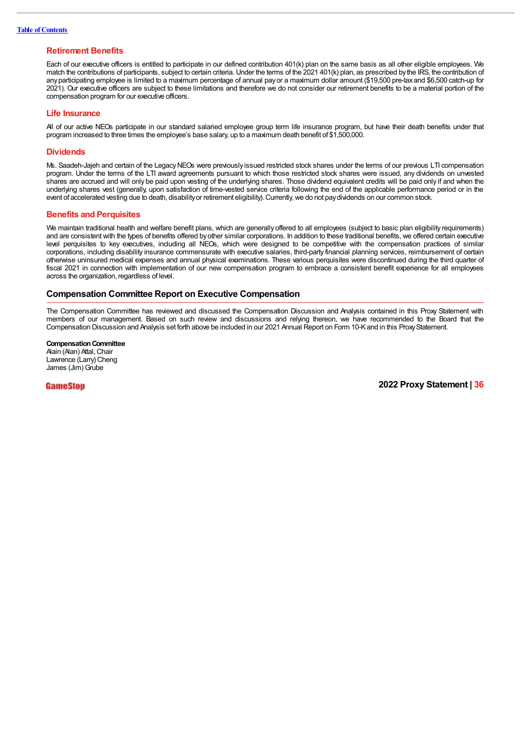### Retirement Benefits

Each of our executive officers is entitled to participate in our defined contribution 401(k) plan on the same basis as all other eligible employees. We match the contributions of participants, subject to certain criteria. Under the terms of the 2021 401(k) plan, as prescribed by the IRS, the contribution of any participating employee is limited to a maximum percentage of annual pay or a maximum dollar amount ($19,500 pre-tax and $6,500 catch-up for 2021). Our executive officers are subject to these limitations and therefore we do not consider our retirement benefits to be a material portion of the compensation program for our executive officers.

### Life Insurance

All of our active NEOs participate in our standard salaried employee group term life insurance program, but have their death benefits under that program increased to three times the employee's base salary, up to a maximum death benefit of $1,500,000.

### Dividends

Ms. Saadeh-Jajeh and certain of the Legacy NEOs were previously issued restricted stock shares under the terms of our previous LTI compensation program. Under the terms of the LTI award agreements pursuant to which those restricted stock shares were issued, any dividends on unvested shares are accrued and will only be paid upon vesting of the underlying shares. Those dividend equivalent credits will be paid only if and when the underlying shares vest (generally, upon satisfaction of time-vested service criteria following the end of the applicable performance period or in the event of accelerated vesting due to death, disability or retirement eligibility). Currently, we do not pay dividends on our common stock.

### Benefits and Perquisites

We maintain traditional health and welfare benefit plans, which are generally offered to all employees (subject to basic plan eligibility requirements) and are consistent with the types of benefits offered by other similar corporations. In addition to these traditional benefits, we offered certain executive level perquisites to key executives, including all NEOs, which were designed to be competitive with the compensation practices of similar corporations, including disability insurance commensurate with executive salaries, third-party financial planning services, reimbursement of certain otherwise uninsured medical expenses and annual physical examinations. These various perquisites were discontinued during the third quarter of fiscal 2021 in connection with implementation of our new compensation program to embrace a consistent benefit experience for all employees across the organization, regardless of level.

## Compensation Committee Report on Executive Compensation

The Compensation Committee has reviewed and discussed the Compensation Discussion and Analysis contained in this Proxy Statement with members of our management. Based on such review and discussions and relying thereon, we have recommended to the Board that the Compensation Discussion and Analysis set forth above be included in our 2021 Annual Report on Form 10-K and in this Proxy Statement.

**Compensation Committee**
Alain (Alan) Attal, Chair
Lawrence (Larry) Cheng
James (Jim) Grube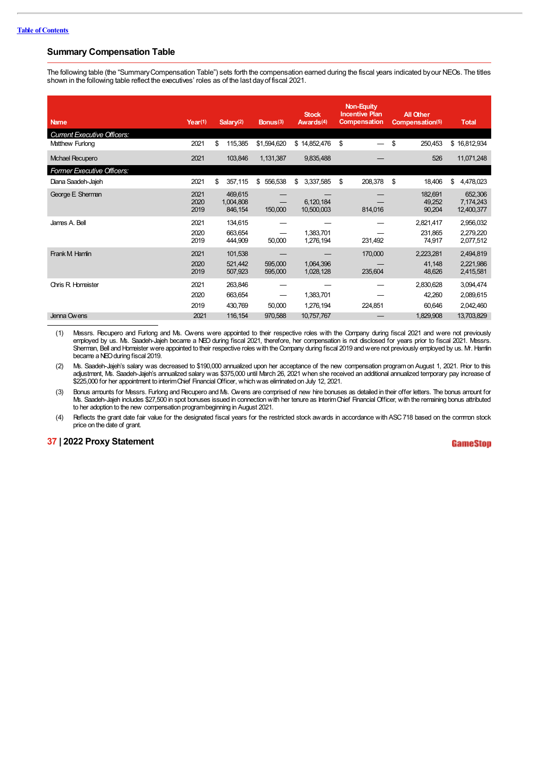## Summary Compensation Table

The following table (the "Summary Compensation Table") sets forth the compensation earned during the fiscal years indicated by our NEOs. The titles shown in the following table reflect the executives' roles as of the last day of fiscal 2021.

| Name | Year(1) | Salary(2) | Bonus(3) | Stock Awards(4) | Non-Equity Incentive Plan Compensation | All Other Compensation(5) | Total |
|---|---|---|---|---|---|---|---|
| *Current Executive Officers:* | | | | | | | |
| Matthew Furlong | 2021 | $ 115,385 | $1,594,620 | $ 14,852,476 | $ — | $ 250,453 | $ 16,812,934 |
| Michael Recupero | 2021 | 103,846 | 1,131,387 | 9,835,488 | — | 526 | 11,071,248 |
| *Former Executive Officers:* | | | | | | | |
| Diana Saadeh-Jajeh | 2021 | $ 357,115 | $ 556,538 | $ 3,337,585 | $ 208,378 | $ 18,406 | $ 4,478,023 |
| George E. Sherman | 2021 | 469,615 | — | — | — | 182,691 | 652,306 |
| | 2020 | 1,004,808 | — | 6,120,184 | — | 49,252 | 7,174,243 |
| | 2019 | 846,154 | 150,000 | 10,500,003 | 814,016 | 90,204 | 12,400,377 |
| James A. Bell | 2021 | 134,615 | — | — | — | 2,821,417 | 2,956,032 |
| | 2020 | 663,654 | — | 1,383,701 | — | 231,865 | 2,279,220 |
| | 2019 | 444,909 | 50,000 | 1,276,194 | 231,492 | 74,917 | 2,077,512 |
| Frank M. Hamlin | 2021 | 101,538 | — | — | 170,000 | 2,223,281 | 2,494,819 |
| | 2020 | 521,442 | 595,000 | 1,064,396 | — | 41,148 | 2,221,986 |
| | 2019 | 507,923 | 595,000 | 1,028,128 | 235,604 | 48,626 | 2,415,581 |
| Chris R. Homeister | 2021 | 263,846 | — | — | — | 2,830,628 | 3,094,474 |
| | 2020 | 663,654 | — | 1,383,701 | — | 42,260 | 2,089,615 |
| | 2019 | 430,769 | 50,000 | 1,276,194 | 224,851 | 60,646 | 2,042,460 |
| Jenna Owens | 2021 | 116,154 | 970,588 | 10,757,767 | — | 1,829,908 | 13,703,829 |

(1) Messrs. Recupero and Furlong and Ms. Owens were appointed to their respective roles with the Company during fiscal 2021 and were not previously employed by us. Ms. Saadeh-Jajeh became a NEO during fiscal 2021, therefore, her compensation is not disclosed for years prior to fiscal 2021. Messrs. Sherman, Bell and Homeister were appointed to their respective roles with the Company during fiscal 2019 and were not previously employed by us. Mr. Hamlin became a NEO during fiscal 2019.

(2) Ms. Saadeh-Jajeh's salary was decreased to $190,000 annualized upon her acceptance of the new compensation program on August 1, 2021. Prior to this adjustment, Ms. Saadeh-Jajeh's annualized salary was $375,000 until March 26, 2021 when she received an additional annualized temporary pay increase of $225,000 for her appointment to interim Chief Financial Officer, which was eliminated on July 12, 2021.

(3) Bonus amounts for Messrs. Furlong and Recupero and Ms. Owens are comprised of new hire bonuses as detailed in their offer letters. The bonus amount for Ms. Saadeh-Jajeh includes $27,500 in spot bonuses issued in connection with her tenure as Interim Chief Financial Officer, with the remaining bonus attributed to her adoption to the new compensation program beginning in August 2021.

(4) Reflects the grant date fair value for the designated fiscal years for the restricted stock awards in accordance with ASC 718 based on the common stock price on the date of grant.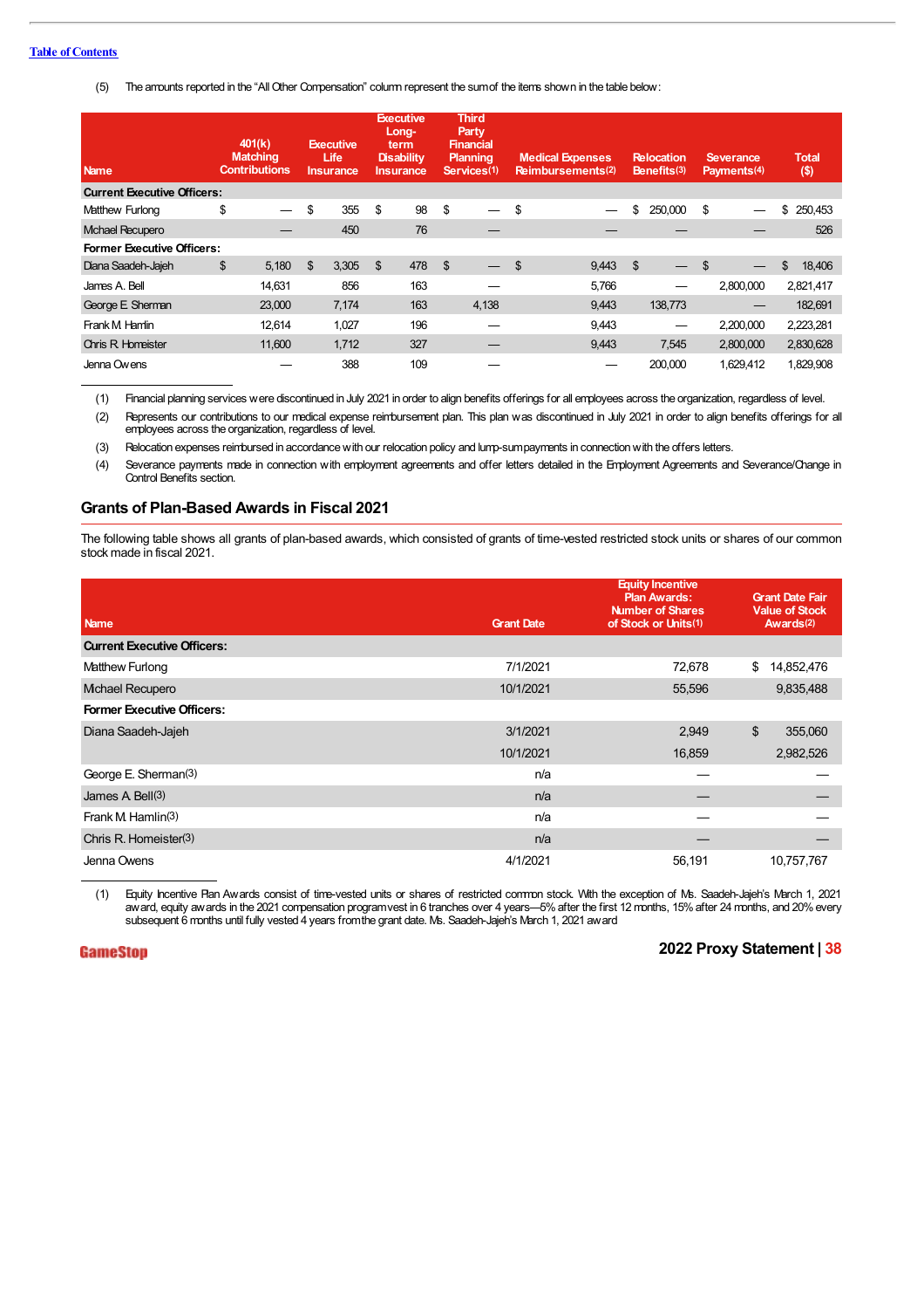[Table of Contents](#)

(5) The amounts reported in the "All Other Compensation" column represent the sum of the items shown in the table below:

| Name | 401(k) Matching Contributions | Executive Life Insurance | Executive Long-term Disability Insurance | Third Party Financial Planning Services(1) | Medical Expenses Reimbursements(2) | Relocation Benefits(3) | Severance Payments(4) | Total ($) |
|---|---|---|---|---|---|---|---|---|
| **Current Executive Officers:** | | | | | | | | |
| Matthew Furlong | $ — | $ 355 | $ 98 | $ — | $ — | $ 250,000 | $ — | $ 250,453 |
| Michael Recupero | — | 450 | 76 | — | — | — | — | 526 |
| **Former Executive Officers:** | | | | | | | | |
| Diana Saadeh-Jajeh | $ 5,180 | $ 3,305 | $ 478 | $ — | $ 9,443 | $ — | $ — | $ 18,406 |
| James A. Bell | 14,631 | 856 | 163 | — | 5,766 | — | 2,800,000 | 2,821,417 |
| George E. Sherman | 23,000 | 7,174 | 163 | 4,138 | 9,443 | 138,773 | — | 182,691 |
| Frank M. Hamlin | 12,614 | 1,027 | 196 | — | 9,443 | — | 2,200,000 | 2,223,281 |
| Chris R. Homeister | 11,600 | 1,712 | 327 | — | 9,443 | 7,545 | 2,800,000 | 2,830,628 |
| Jenna Owens | — | 388 | 109 | — | — | 200,000 | 1,629,412 | 1,829,908 |

(1) Financial planning services were discontinued in July 2021 in order to align benefits offerings for all employees across the organization, regardless of level.

(2) Represents our contributions to our medical expense reimbursement plan. This plan was discontinued in July 2021 in order to align benefits offerings for all employees across the organization, regardless of level.

(3) Relocation expenses reimbursed in accordance with our relocation policy and lump-sum payments in connection with the offers letters.

(4) Severance payments made in connection with employment agreements and offer letters detailed in the Employment Agreements and Severance/Change in Control Benefits section.

## Grants of Plan-Based Awards in Fiscal 2021

The following table shows all grants of plan-based awards, which consisted of grants of time-vested restricted stock units or shares of our common stock made in fiscal 2021.

| Name | Grant Date | Equity Incentive Plan Awards: Number of Shares of Stock or Units(1) | Grant Date Fair Value of Stock Awards(2) |
|---|---|---|---|
| **Current Executive Officers:** | | | |
| Matthew Furlong | 7/1/2021 | 72,678 | $ 14,852,476 |
| Michael Recupero | 10/1/2021 | 55,596 | 9,835,488 |
| **Former Executive Officers:** | | | |
| Diana Saadeh-Jajeh | 3/1/2021 | 2,949 | $ 355,060 |
| | 10/1/2021 | 16,859 | 2,982,526 |
| George E. Sherman(3) | n/a | — | — |
| James A. Bell(3) | n/a | — | — |
| Frank M. Hamlin(3) | n/a | — | — |
| Chris R. Homeister(3) | n/a | — | — |
| Jenna Owens | 4/1/2021 | 56,191 | 10,757,767 |

(1) Equity Incentive Plan Awards consist of time-vested units or shares of restricted common stock. With the exception of Ms. Saadeh-Jajeh's March 1, 2021 award, equity awards in the 2021 compensation program vest in 6 tranches over 4 years—5% after the first 12 months, 15% after 24 months, and 20% every subsequent 6 months until fully vested 4 years from the grant date. Ms. Saadeh-Jajeh's March 1, 2021 award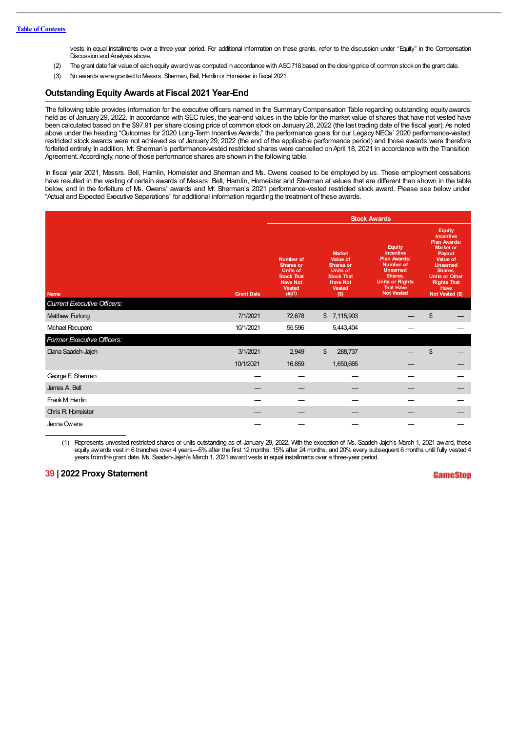vests in equal installments over a three-year period. For additional information on these grants, refer to the discussion under "Equity" in the Compensation Discussion and Analysis above.

(2) The grant date fair value of each equity award was computed in accordance with ASC 718 based on the closing price of common stock on the grant date.

(3) No awards were granted to Messrs. Sherman, Bell, Hamlin or Homeister in fiscal 2021.

## Outstanding Equity Awards at Fiscal 2021 Year-End

The following table provides information for the executive officers named in the Summary Compensation Table regarding outstanding equity awards held as of January 29, 2022. In accordance with SEC rules, the year-end values in the table for the market value of shares that have not vested have been calculated based on the $97.91 per share closing price of common stock on January 28, 2022 (the last trading date of the fiscal year). As noted above under the heading "Outcomes for 2020 Long-Term Incentive Awards," the performance goals for our Legacy NEOs' 2020 performance-vested restricted stock awards were not achieved as of January 29, 2022 (the end of the applicable performance period) and those awards were therefore forfeited entirely. In addition, Mr. Sherman's performance-vested restricted shares were cancelled on April 18, 2021 in accordance with the Transition Agreement. Accordingly, none of those performance shares are shown in the following table.

In fiscal year 2021, Messrs. Bell, Hamlin, Homeister and Sherman and Ms. Owens ceased to be employed by us. These employment cessations have resulted in the vesting of certain awards of Messrs. Bell, Hamlin, Homeister and Sherman at values that are different than shown in the table below, and in the forfeiture of Ms. Owens' awards and Mr. Sherman's 2021 performance-vested restricted stock award. Please see below under "Actual and Expected Executive Separations" for additional information regarding the treatment of these awards.

| | | Stock Awards | | | |
|---|---|---|---|---|---|
| Name | Grant Date | Number of Shares or Units of Stock That Have Not Vested (#)(1) | Market Value of Shares or Units of Stock That Have Not Vested ($) | Equity Incentive Plan Awards: Number of Unearned Shares, Units or Rights That Have Not Vested | Equity Incentive Plan Awards: Market or Payout Value of Unearned Shares, Units or Other Rights That Have Not Vested ($) |
| *Current Executive Officers:* | | | | | |
| Matthew Furlong | 7/1/2021 | 72,678 | $ 7,115,903 | — | $ — |
| Michael Recupero | 10/1/2021 | 55,596 | 5,443,404 | — | — |
| *Former Executive Officers:* | | | | | |
| Diana Saadeh-Jajeh | 3/1/2021 | 2,949 | $ 288,737 | — | $ — |
| | 10/1/2021 | 16,859 | 1,650,665 | — | — |
| George E. Sherman | — | — | — | — | — |
| James A. Bell | — | — | — | — | — |
| Frank M. Hamlin | — | — | — | — | — |
| Chris R. Homeister | — | — | — | — | — |
| Jenna Owens | — | — | — | — | — |

(1) Represents unvested restricted shares or units outstanding as of January 29, 2022. With the exception of Ms. Saadeh-Jajeh's March 1, 2021 award, these equity awards vest in 6 tranches over 4 years—5% after the first 12 months, 15% after 24 months, and 20% every subsequent 6 months until fully vested 4 years from the grant date. Ms. Saadeh-Jajeh's March 1, 2021 award vests in equal installments over a three-year period.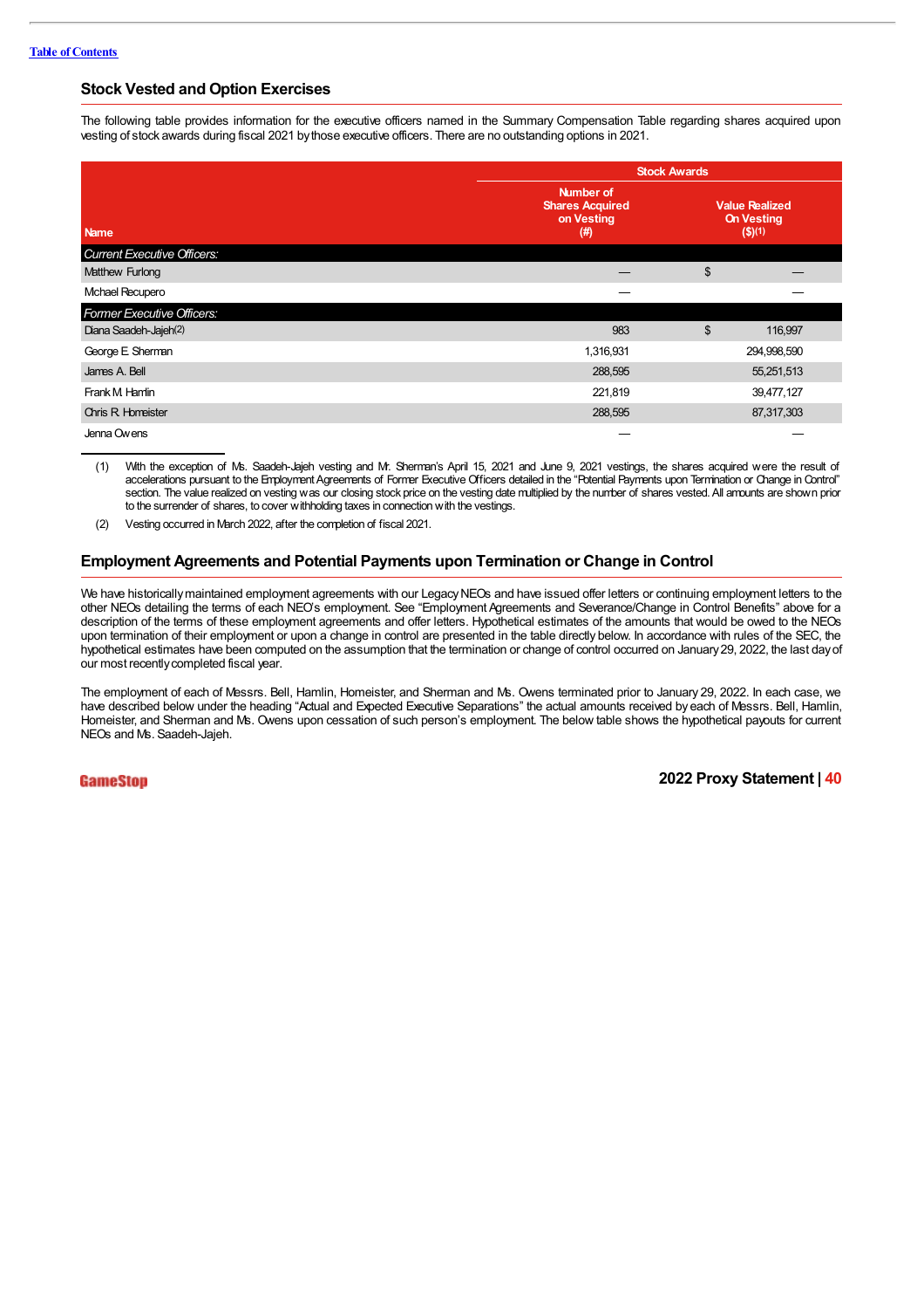## Stock Vested and Option Exercises

The following table provides information for the executive officers named in the Summary Compensation Table regarding shares acquired upon vesting of stock awards during fiscal 2021 by those executive officers. There are no outstanding options in 2021.

| Name | Stock Awards | |
|---|---|---|
| | Number of Shares Acquired on Vesting (#) | Value Realized On Vesting ($)(1) |
| *Current Executive Officers:* | | |
| Matthew Furlong | — | $ — |
| Michael Recupero | — | — |
| *Former Executive Officers:* | | |
| Diana Saadeh-Jajeh(2) | 983 | $ 116,997 |
| George E. Sherman | 1,316,931 | 294,998,590 |
| James A. Bell | 288,595 | 55,251,513 |
| Frank M. Hamlin | 221,819 | 39,477,127 |
| Chris R. Homeister | 288,595 | 87,317,303 |
| Jenna Owens | — | — |

(1) With the exception of Ms. Saadeh-Jajeh vesting and Mr. Sherman's April 15, 2021 and June 9, 2021 vestings, the shares acquired were the result of accelerations pursuant to the Employment Agreements of Former Executive Officers detailed in the "Potential Payments upon Termination or Change in Control" section. The value realized on vesting was our closing stock price on the vesting date multiplied by the number of shares vested. All amounts are shown prior to the surrender of shares, to cover withholding taxes in connection with the vestings.

(2) Vesting occurred in March 2022, after the completion of fiscal 2021.

## Employment Agreements and Potential Payments upon Termination or Change in Control

We have historically maintained employment agreements with our Legacy NEOs and have issued offer letters or continuing employment letters to the other NEOs detailing the terms of each NEO's employment. See "Employment Agreements and Severance/Change in Control Benefits" above for a description of the terms of these employment agreements and offer letters. Hypothetical estimates of the amounts that would be owed to the NEOs upon termination of their employment or upon a change in control are presented in the table directly below. In accordance with rules of the SEC, the hypothetical estimates have been computed on the assumption that the termination or change of control occurred on January 29, 2022, the last day of our most recently completed fiscal year.

The employment of each of Messrs. Bell, Hamlin, Homeister, and Sherman and Ms. Owens terminated prior to January 29, 2022. In each case, we have described below under the heading "Actual and Expected Executive Separations" the actual amounts received by each of Messrs. Bell, Hamlin, Homeister, and Sherman and Ms. Owens upon cessation of such person's employment. The below table shows the hypothetical payouts for current NEOs and Ms. Saadeh-Jajeh.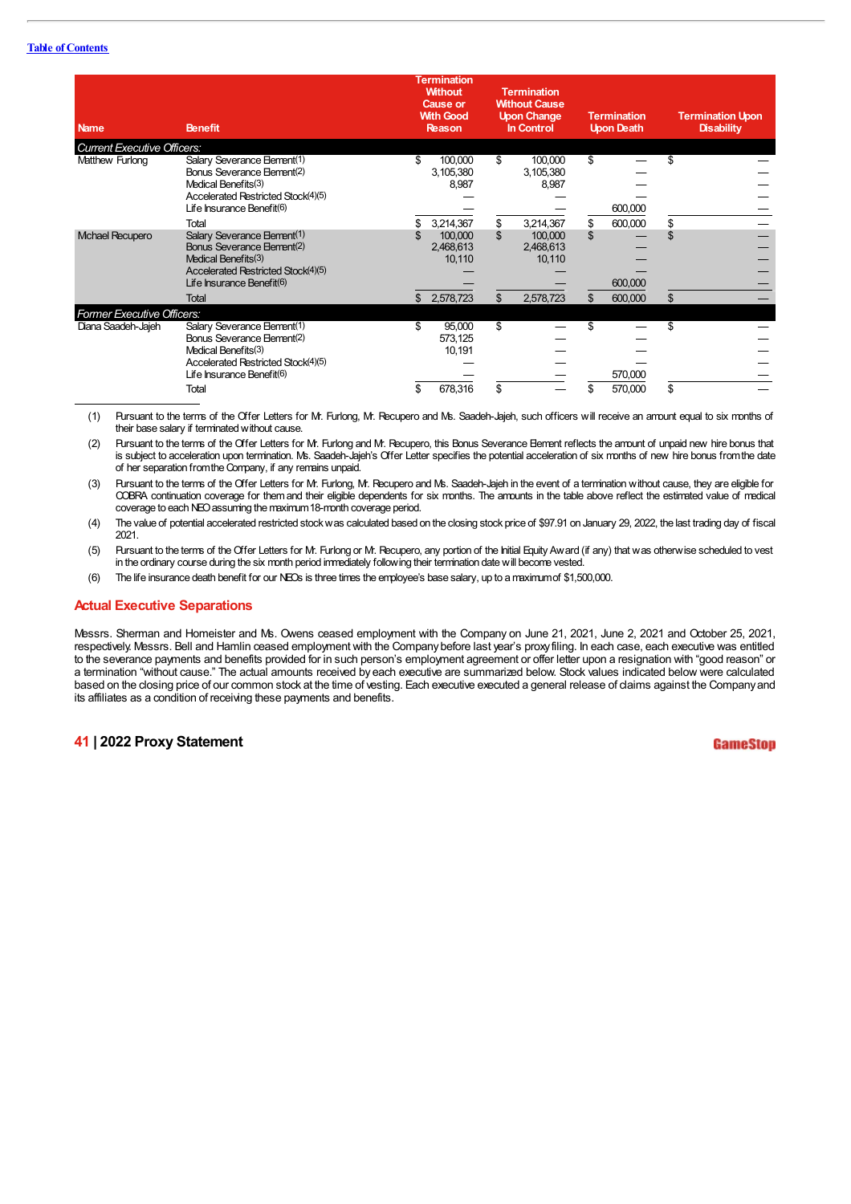| Name | Benefit | Termination Without Cause or With Good Reason | Termination Without Cause Upon Change In Control | Termination Upon Death | Termination Upon Disability |
|---|---|---|---|---|---|
| *Current Executive Officers:* | | | | | |
| Matthew Furlong | Salary Severance Element(1) | $ 100,000 | $ 100,000 | $ — | $ — |
| | Bonus Severance Element(2) | 3,105,380 | 3,105,380 | — | — |
| | Medical Benefits(3) | 8,987 | 8,987 | — | — |
| | Accelerated Restricted Stock(4)(5) | — | — | — | — |
| | Life Insurance Benefit(6) | — | — | 600,000 | — |
| | Total | $ 3,214,367 | $ 3,214,367 | $ 600,000 | $ — |
| Michael Recupero | Salary Severance Element(1) | $ 100,000 | $ 100,000 | $ — | $ — |
| | Bonus Severance Element(2) | 2,468,613 | 2,468,613 | — | — |
| | Medical Benefits(3) | 10,110 | 10,110 | — | — |
| | Accelerated Restricted Stock(4)(5) | — | — | — | — |
| | Life Insurance Benefit(6) | — | — | 600,000 | — |
| | Total | $ 2,578,723 | $ 2,578,723 | $ 600,000 | $ — |
| *Former Executive Officers:* | | | | | |
| Diana Saadeh-Jajeh | Salary Severance Element(1) | $ 95,000 | $ — | $ — | $ — |
| | Bonus Severance Element(2) | 573,125 | — | — | — |
| | Medical Benefits(3) | 10,191 | — | — | — |
| | Accelerated Restricted Stock(4)(5) | — | — | — | — |
| | Life Insurance Benefit(6) | — | — | 570,000 | — |
| | Total | $ 678,316 | $ — | $ 570,000 | $ — |

(1) Pursuant to the terms of the Offer Letters for Mr. Furlong, Mr. Recupero and Ms. Saadeh-Jajeh, such officers will receive an amount equal to six months of their base salary if terminated without cause.

(2) Pursuant to the terms of the Offer Letters for Mr. Furlong and Mr. Recupero, this Bonus Severance Element reflects the amount of unpaid new hire bonus that is subject to acceleration upon termination. Ms. Saadeh-Jajeh's Offer Letter specifies the potential acceleration of six months of new hire bonus from the date of her separation from the Company, if any remains unpaid.

(3) Pursuant to the terms of the Offer Letters for Mr. Furlong, Mr. Recupero and Ms. Saadeh-Jajeh in the event of a termination without cause, they are eligible for COBRA continuation coverage for them and their eligible dependents for six months. The amounts in the table above reflect the estimated value of medical coverage to each NEO assuming the maximum 18-month coverage period.

(4) The value of potential accelerated restricted stock was calculated based on the closing stock price of $97.91 on January 29, 2022, the last trading day of fiscal 2021.

(5) Pursuant to the terms of the Offer Letters for Mr. Furlong or Mr. Recupero, any portion of the Initial Equity Award (if any) that was otherwise scheduled to vest in the ordinary course during the six month period immediately following their termination date will become vested.

(6) The life insurance death benefit for our NEOs is three times the employee's base salary, up to a maximum of $1,500,000.

## Actual Executive Separations

Messrs. Sherman and Homeister and Ms. Owens ceased employment with the Company on June 21, 2021, June 2, 2021 and October 25, 2021, respectively. Messrs. Bell and Hamlin ceased employment with the Company before last year's proxy filing. In each case, each executive was entitled to the severance payments and benefits provided for in such person's employment agreement or offer letter upon a resignation with "good reason" or a termination "without cause." The actual amounts received by each executive are summarized below. Stock values indicated below were calculated based on the closing price of our common stock at the time of vesting. Each executive executed a general release of claims against the Company and its affiliates as a condition of receiving these payments and benefits.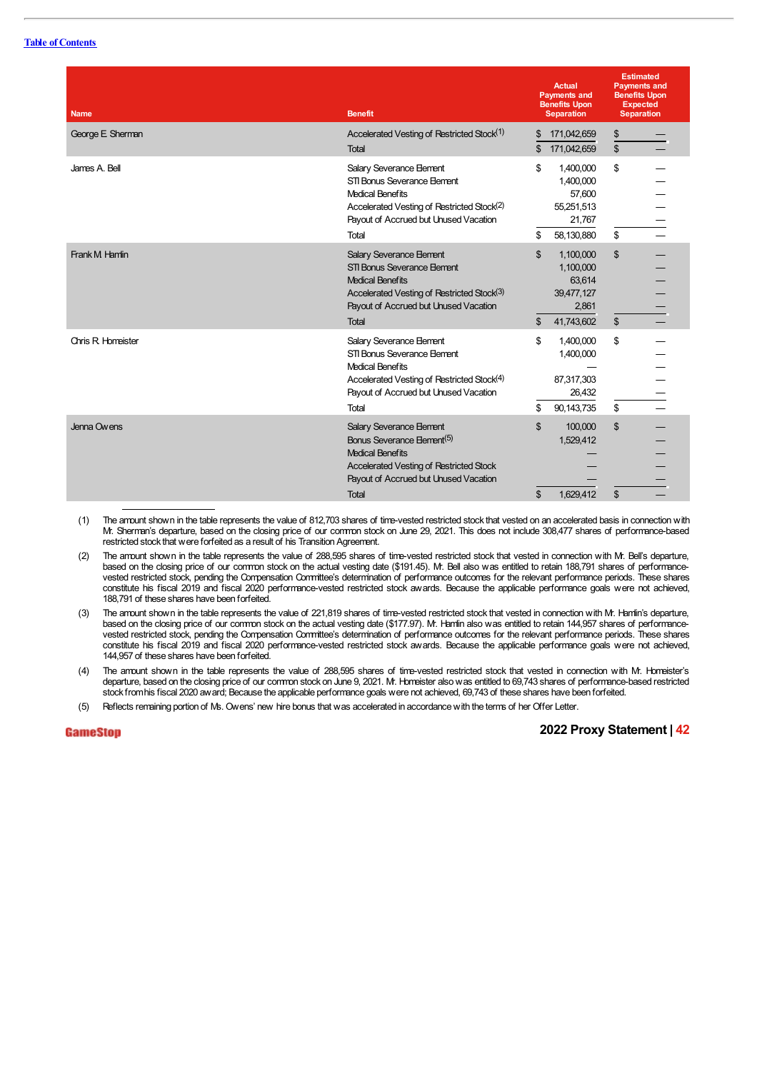| Name | Benefit | Actual Payments and Benefits Upon Separation | Estimated Payments and Benefits Upon Expected Separation |
|---|---|---|---|
| George E. Sherman | Accelerated Vesting of Restricted Stock[1] | $ 171,042,659 | $ — |
| | Total | $ 171,042,659 | $ — |
| James A. Bell | Salary Severance Element | $ 1,400,000 | $ — |
| | STI Bonus Severance Element | 1,400,000 | — |
| | Medical Benefits | 57,600 | — |
| | Accelerated Vesting of Restricted Stock[2] | 55,251,513 | — |
| | Payout of Accrued but Unused Vacation | 21,767 | — |
| | Total | $ 58,130,880 | $ — |
| Frank M. Hamlin | Salary Severance Element | $ 1,100,000 | $ — |
| | STI Bonus Severance Element | 1,100,000 | — |
| | Medical Benefits | 63,614 | — |
| | Accelerated Vesting of Restricted Stock[3] | 39,477,127 | — |
| | Payout of Accrued but Unused Vacation | 2,861 | — |
| | Total | $ 41,743,602 | $ — |
| Chris R. Homeister | Salary Severance Element | $ 1,400,000 | $ — |
| | STI Bonus Severance Element | 1,400,000 | — |
| | Medical Benefits | — | — |
| | Accelerated Vesting of Restricted Stock[4] | 87,317,303 | — |
| | Payout of Accrued but Unused Vacation | 26,432 | — |
| | Total | $ 90,143,735 | $ — |
| Jenna Owens | Salary Severance Element | $ 100,000 | $ — |
| | Bonus Severance Element[5] | 1,529,412 | — |
| | Medical Benefits | — | — |
| | Accelerated Vesting of Restricted Stock | — | — |
| | Payout of Accrued but Unused Vacation | — | — |
| | Total | $ 1,629,412 | $ — |

(1) The amount shown in the table represents the value of 812,703 shares of time-vested restricted stock that vested on an accelerated basis in connection with Mr. Sherman's departure, based on the closing price of our common stock on June 29, 2021. This does not include 308,477 shares of performance-based restricted stock that were forfeited as a result of his Transition Agreement.

(2) The amount shown in the table represents the value of 288,595 shares of time-vested restricted stock that vested in connection with Mr. Bell's departure, based on the closing price of our common stock on the actual vesting date ($191.45). Mr. Bell also was entitled to retain 188,791 shares of performance-vested restricted stock, pending the Compensation Committee's determination of performance outcomes for the relevant performance periods. These shares constitute his fiscal 2019 and fiscal 2020 performance-vested restricted stock awards. Because the applicable performance goals were not achieved, 188,791 of these shares have been forfeited.

(3) The amount shown in the table represents the value of 221,819 shares of time-vested restricted stock that vested in connection with Mr. Hamlin's departure, based on the closing price of our common stock on the actual vesting date ($177.97). Mr. Hamlin also was entitled to retain 144,957 shares of performance-vested restricted stock, pending the Compensation Committee's determination of performance outcomes for the relevant performance periods. These shares constitute his fiscal 2019 and fiscal 2020 performance-vested restricted stock awards. Because the applicable performance goals were not achieved, 144,957 of these shares have been forfeited.

(4) The amount shown in the table represents the value of 288,595 shares of time-vested restricted stock that vested in connection with Mr. Homeister's departure, based on the closing price of our common stock on June 9, 2021. Mr. Homeister also was entitled to 69,743 shares of performance-based restricted stock from his fiscal 2020 award; Because the applicable performance goals were not achieved, 69,743 of these shares have been forfeited.

(5) Reflects remaining portion of Ms. Owens' new hire bonus that was accelerated in accordance with the terms of her Offer Letter.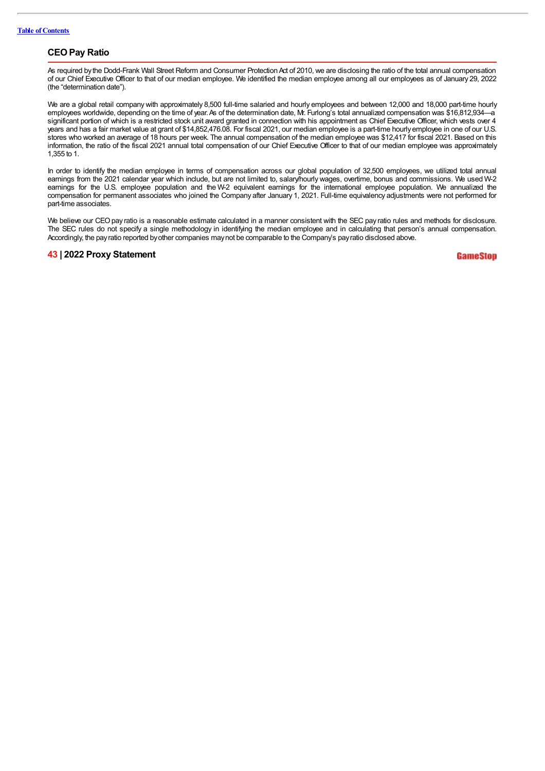## CEO Pay Ratio

As required by the Dodd-Frank Wall Street Reform and Consumer Protection Act of 2010, we are disclosing the ratio of the total annual compensation of our Chief Executive Officer to that of our median employee. We identified the median employee among all our employees as of January 29, 2022 (the "determination date").

We are a global retail company with approximately 8,500 full-time salaried and hourly employees and between 12,000 and 18,000 part-time hourly employees worldwide, depending on the time of year. As of the determination date, Mr. Furlong's total annualized compensation was $16,812,934—a significant portion of which is a restricted stock unit award granted in connection with his appointment as Chief Executive Officer, which vests over 4 years and has a fair market value at grant of $14,852,476.08. For fiscal 2021, our median employee is a part-time hourly employee in one of our U.S. stores who worked an average of 18 hours per week. The annual compensation of the median employee was $12,417 for fiscal 2021. Based on this information, the ratio of the fiscal 2021 annual total compensation of our Chief Executive Officer to that of our median employee was approximately 1,355 to 1.

In order to identify the median employee in terms of compensation across our global population of 32,500 employees, we utilized total annual earnings from the 2021 calendar year which include, but are not limited to, salary/hourly wages, overtime, bonus and commissions. We used W-2 earnings for the U.S. employee population and the W-2 equivalent earnings for the international employee population. We annualized the compensation for permanent associates who joined the Company after January 1, 2021. Full-time equivalency adjustments were not performed for part-time associates.

We believe our CEO pay ratio is a reasonable estimate calculated in a manner consistent with the SEC pay ratio rules and methods for disclosure. The SEC rules do not specify a single methodology in identifying the median employee and in calculating that person's annual compensation. Accordingly, the pay ratio reported by other companies may not be comparable to the Company's pay ratio disclosed above.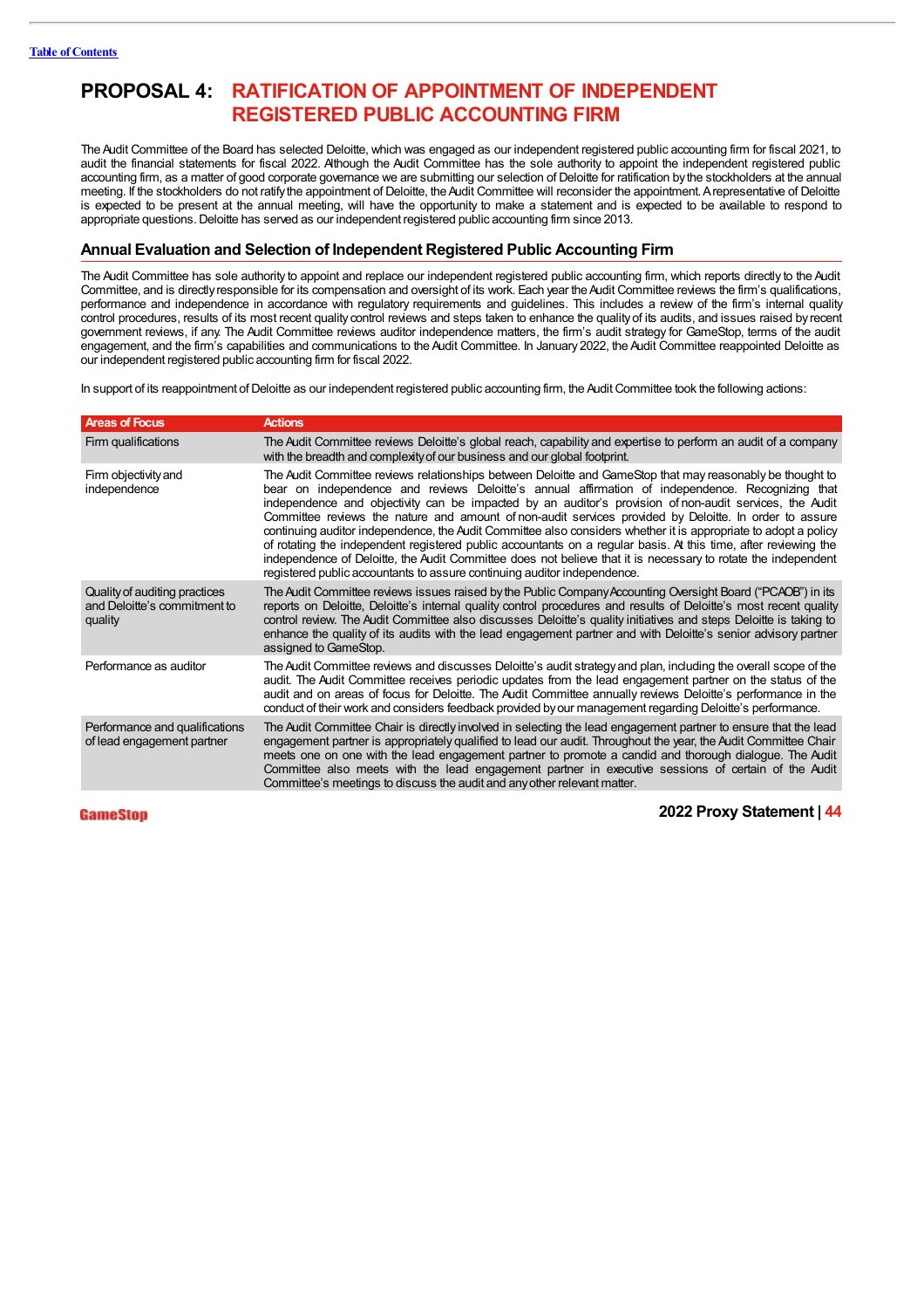# PROPOSAL 4: RATIFICATION OF APPOINTMENT OF INDEPENDENT REGISTERED PUBLIC ACCOUNTING FIRM

The Audit Committee of the Board has selected Deloitte, which was engaged as our independent registered public accounting firm for fiscal 2021, to audit the financial statements for fiscal 2022. Although the Audit Committee has the sole authority to appoint the independent registered public accounting firm, as a matter of good corporate governance we are submitting our selection of Deloitte for ratification by the stockholders at the annual meeting. If the stockholders do not ratify the appointment of Deloitte, the Audit Committee will reconsider the appointment. A representative of Deloitte is expected to be present at the annual meeting, will have the opportunity to make a statement and is expected to be available to respond to appropriate questions. Deloitte has served as our independent registered public accounting firm since 2013.

## Annual Evaluation and Selection of Independent Registered Public Accounting Firm

The Audit Committee has sole authority to appoint and replace our independent registered public accounting firm, which reports directly to the Audit Committee, and is directly responsible for its compensation and oversight of its work. Each year the Audit Committee reviews the firm's qualifications, performance and independence in accordance with regulatory requirements and guidelines. This includes a review of the firm's internal quality control procedures, results of its most recent quality control reviews and steps taken to enhance the quality of its audits, and issues raised by recent government reviews, if any. The Audit Committee reviews auditor independence matters, the firm's audit strategy for GameStop, terms of the audit engagement, and the firm's capabilities and communications to the Audit Committee. In January 2022, the Audit Committee reappointed Deloitte as our independent registered public accounting firm for fiscal 2022.

In support of its reappointment of Deloitte as our independent registered public accounting firm, the Audit Committee took the following actions:

| Areas of Focus | Actions |
|---|---|
| Firm qualifications | The Audit Committee reviews Deloitte's global reach, capability and expertise to perform an audit of a company with the breadth and complexity of our business and our global footprint. |
| Firm objectivity and independence | The Audit Committee reviews relationships between Deloitte and GameStop that may reasonably be thought to bear on independence and reviews Deloitte's annual affirmation of independence. Recognizing that independence and objectivity can be impacted by an auditor's provision of non-audit services, the Audit Committee reviews the nature and amount of non-audit services provided by Deloitte. In order to assure continuing auditor independence, the Audit Committee also considers whether it is appropriate to adopt a policy of rotating the independent registered public accountants on a regular basis. At this time, after reviewing the independence of Deloitte, the Audit Committee does not believe that it is necessary to rotate the independent registered public accountants to assure continuing auditor independence. |
| Quality of auditing practices and Deloitte's commitment to quality | The Audit Committee reviews issues raised by the Public Company Accounting Oversight Board ("PCAOB") in its reports on Deloitte, Deloitte's internal quality control procedures and results of Deloitte's most recent quality control review. The Audit Committee also discusses Deloitte's quality initiatives and steps Deloitte is taking to enhance the quality of its audits with the lead engagement partner and with Deloitte's senior advisory partner assigned to GameStop. |
| Performance as auditor | The Audit Committee reviews and discusses Deloitte's audit strategy and plan, including the overall scope of the audit. The Audit Committee receives periodic updates from the lead engagement partner on the status of the audit and on areas of focus for Deloitte. The Audit Committee annually reviews Deloitte's performance in the conduct of their work and considers feedback provided by our management regarding Deloitte's performance. |
| Performance and qualifications of lead engagement partner | The Audit Committee Chair is directly involved in selecting the lead engagement partner to ensure that the lead engagement partner is appropriately qualified to lead our audit. Throughout the year, the Audit Committee Chair meets one on one with the lead engagement partner to promote a candid and thorough dialogue. The Audit Committee also meets with the lead engagement partner in executive sessions of certain of the Audit Committee's meetings to discuss the audit and any other relevant matter. |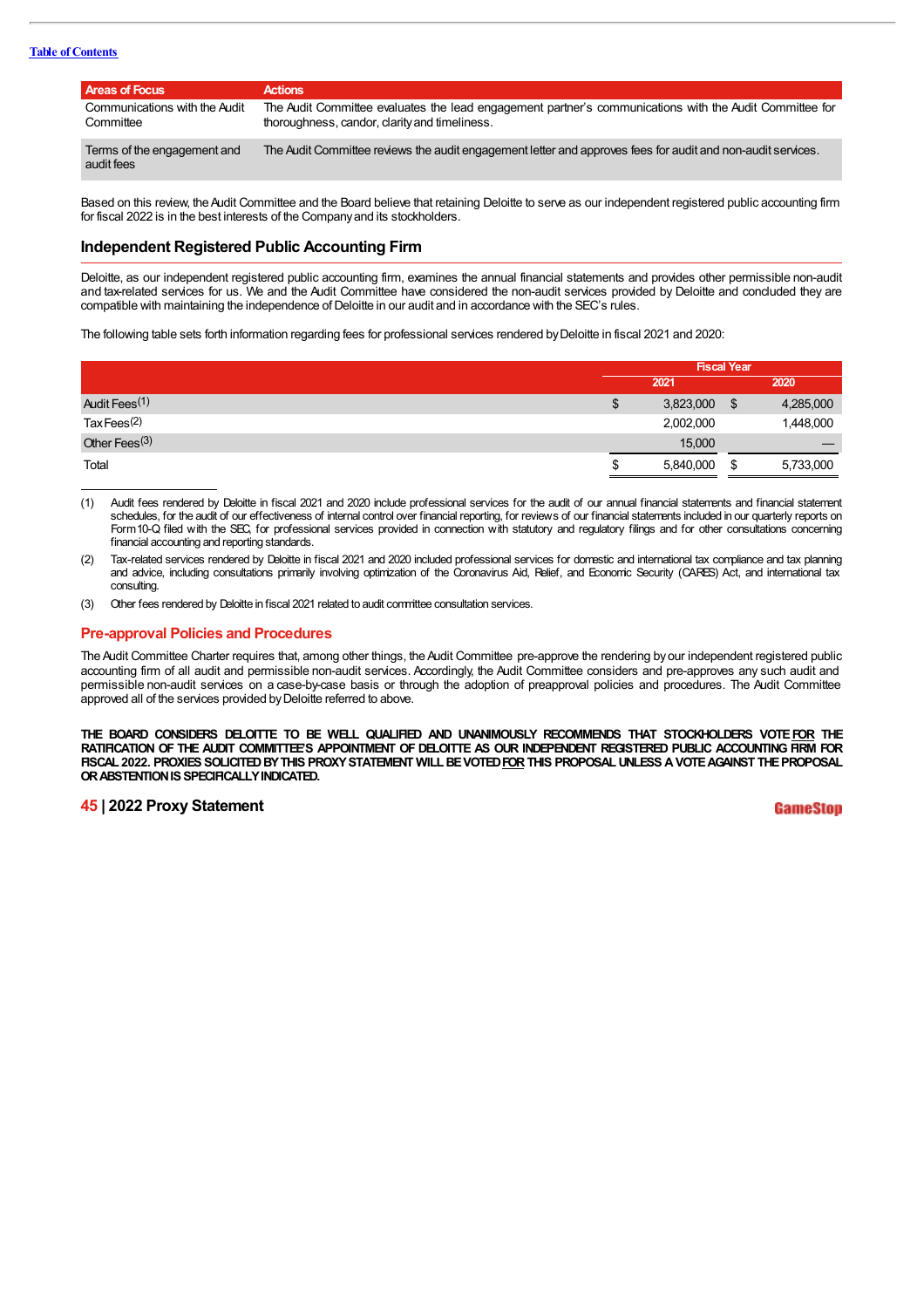| Areas of Focus | Actions |
| --- | --- |
| Communications with the Audit Committee | The Audit Committee evaluates the lead engagement partner's communications with the Audit Committee for thoroughness, candor, clarity and timeliness. |
| Terms of the engagement and audit fees | The Audit Committee reviews the audit engagement letter and approves fees for audit and non-audit services. |

Based on this review, the Audit Committee and the Board believe that retaining Deloitte to serve as our independent registered public accounting firm for fiscal 2022 is in the best interests of the Company and its stockholders.

## Independent Registered Public Accounting Firm

Deloitte, as our independent registered public accounting firm, examines the annual financial statements and provides other permissible non-audit and tax-related services for us. We and the Audit Committee have considered the non-audit services provided by Deloitte and concluded they are compatible with maintaining the independence of Deloitte in our audit and in accordance with the SEC's rules.

The following table sets forth information regarding fees for professional services rendered by Deloitte in fiscal 2021 and 2020:

| | Fiscal Year | |
| --- | --- | --- |
| | 2021 | 2020 |
| Audit Fees(1) | $ 3,823,000 | $ 4,285,000 |
| Tax Fees(2) | 2,002,000 | 1,448,000 |
| Other Fees(3) | 15,000 | — |
| Total | $ 5,840,000 | $ 5,733,000 |

(1) Audit fees rendered by Deloitte in fiscal 2021 and 2020 include professional services for the audit of our annual financial statements and financial statement schedules, for the audit of our effectiveness of internal control over financial reporting, for reviews of our financial statements included in our quarterly reports on Form 10-Q filed with the SEC, for professional services provided in connection with statutory and regulatory filings and for other consultations concerning financial accounting and reporting standards.

(2) Tax-related services rendered by Deloitte in fiscal 2021 and 2020 included professional services for domestic and international tax compliance and tax planning and advice, including consultations primarily involving optimization of the Coronavirus Aid, Relief, and Economic Security (CARES) Act, and international tax consulting.

(3) Other fees rendered by Deloitte in fiscal 2021 related to audit committee consultation services.

### Pre-approval Policies and Procedures

The Audit Committee Charter requires that, among other things, the Audit Committee pre-approve the rendering by our independent registered public accounting firm of all audit and permissible non-audit services. Accordingly, the Audit Committee considers and pre-approves any such audit and permissible non-audit services on a case-by-case basis or through the adoption of preapproval policies and procedures. The Audit Committee approved all of the services provided by Deloitte referred to above.

**THE BOARD CONSIDERS DELOITTE TO BE WELL QUALIFIED AND UNANIMOUSLY RECOMMENDS THAT STOCKHOLDERS VOTE FOR THE RATIFICATION OF THE AUDIT COMMITTEE'S APPOINTMENT OF DELOITTE AS OUR INDEPENDENT REGISTERED PUBLIC ACCOUNTING FIRM FOR FISCAL 2022. PROXIES SOLICITED BY THIS PROXY STATEMENT WILL BE VOTED FOR THIS PROPOSAL UNLESS A VOTE AGAINST THE PROPOSAL OR ABSTENTION IS SPECIFICALLY INDICATED.**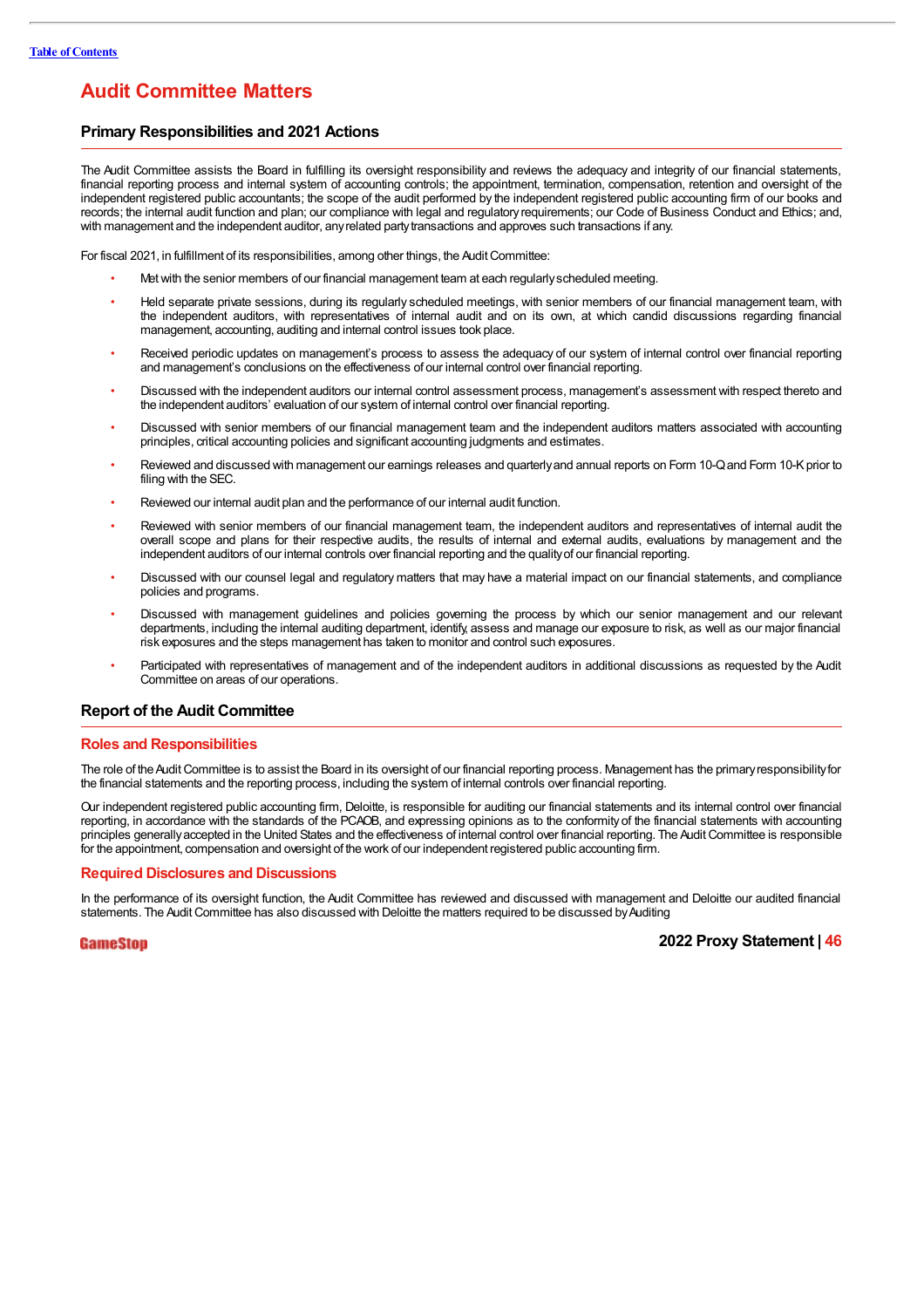# Audit Committee Matters

## Primary Responsibilities and 2021 Actions

The Audit Committee assists the Board in fulfilling its oversight responsibility and reviews the adequacy and integrity of our financial statements, financial reporting process and internal system of accounting controls; the appointment, termination, compensation, retention and oversight of the independent registered public accountants; the scope of the audit performed by the independent registered public accounting firm of our books and records; the internal audit function and plan; our compliance with legal and regulatory requirements; our Code of Business Conduct and Ethics; and, with management and the independent auditor, any related party transactions and approves such transactions if any.

For fiscal 2021, in fulfillment of its responsibilities, among other things, the Audit Committee:

- Met with the senior members of our financial management team at each regularly scheduled meeting.
- Held separate private sessions, during its regularly scheduled meetings, with senior members of our financial management team, with the independent auditors, with representatives of internal audit and on its own, at which candid discussions regarding financial management, accounting, auditing and internal control issues took place.
- Received periodic updates on management's process to assess the adequacy of our system of internal control over financial reporting and management's conclusions on the effectiveness of our internal control over financial reporting.
- Discussed with the independent auditors our internal control assessment process, management's assessment with respect thereto and the independent auditors' evaluation of our system of internal control over financial reporting.
- Discussed with senior members of our financial management team and the independent auditors matters associated with accounting principles, critical accounting policies and significant accounting judgments and estimates.
- Reviewed and discussed with management our earnings releases and quarterly and annual reports on Form 10-Q and Form 10-K prior to filing with the SEC.
- Reviewed our internal audit plan and the performance of our internal audit function.
- Reviewed with senior members of our financial management team, the independent auditors and representatives of internal audit the overall scope and plans for their respective audits, the results of internal and external audits, evaluations by management and the independent auditors of our internal controls over financial reporting and the quality of our financial reporting.
- Discussed with our counsel legal and regulatory matters that may have a material impact on our financial statements, and compliance policies and programs.
- Discussed with management guidelines and policies governing the process by which our senior management and our relevant departments, including the internal auditing department, identify, assess and manage our exposure to risk, as well as our major financial risk exposures and the steps management has taken to monitor and control such exposures.
- Participated with representatives of management and of the independent auditors in additional discussions as requested by the Audit Committee on areas of our operations.

## Report of the Audit Committee

### Roles and Responsibilities

The role of the Audit Committee is to assist the Board in its oversight of our financial reporting process. Management has the primary responsibility for the financial statements and the reporting process, including the system of internal controls over financial reporting.

Our independent registered public accounting firm, Deloitte, is responsible for auditing our financial statements and its internal control over financial reporting, in accordance with the standards of the PCAOB, and expressing opinions as to the conformity of the financial statements with accounting principles generally accepted in the United States and the effectiveness of internal control over financial reporting. The Audit Committee is responsible for the appointment, compensation and oversight of the work of our independent registered public accounting firm.

### Required Disclosures and Discussions

In the performance of its oversight function, the Audit Committee has reviewed and discussed with management and Deloitte our audited financial statements. The Audit Committee has also discussed with Deloitte the matters required to be discussed by Auditing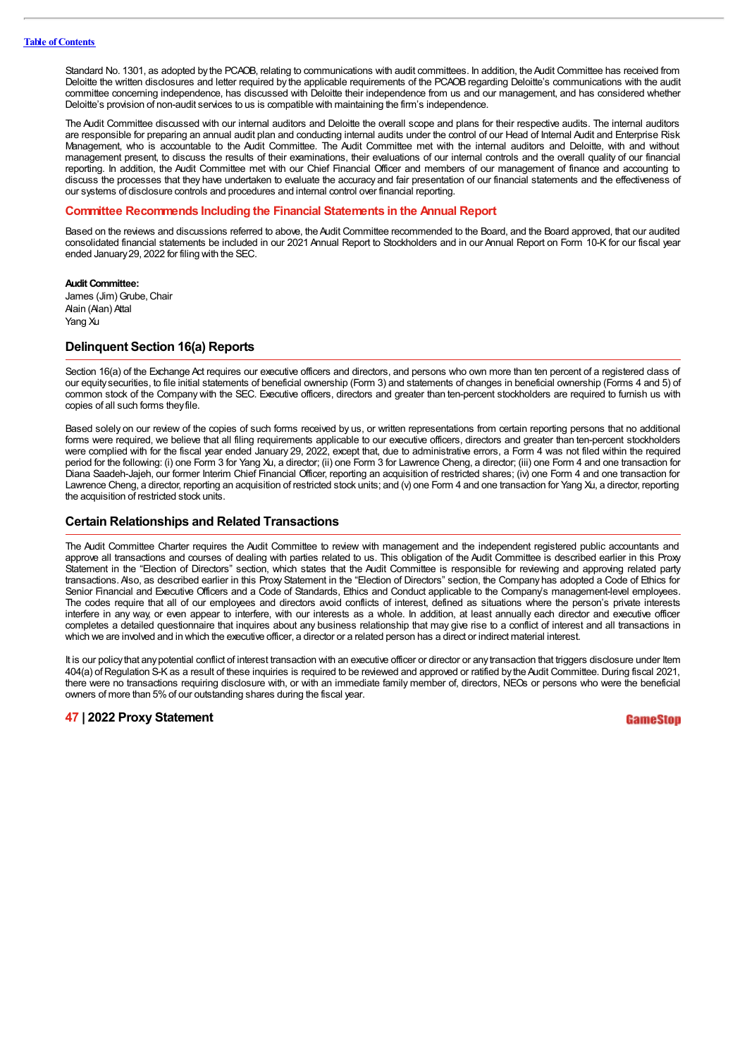Standard No. 1301, as adopted by the PCAOB, relating to communications with audit committees. In addition, the Audit Committee has received from Deloitte the written disclosures and letter required by the applicable requirements of the PCAOB regarding Deloitte's communications with the audit committee concerning independence, has discussed with Deloitte their independence from us and our management, and has considered whether Deloitte's provision of non-audit services to us is compatible with maintaining the firm's independence.

The Audit Committee discussed with our internal auditors and Deloitte the overall scope and plans for their respective audits. The internal auditors are responsible for preparing an annual audit plan and conducting internal audits under the control of our Head of Internal Audit and Enterprise Risk Management, who is accountable to the Audit Committee. The Audit Committee met with the internal auditors and Deloitte, with and without management present, to discuss the results of their examinations, their evaluations of our internal controls and the overall quality of our financial reporting. In addition, the Audit Committee met with our Chief Financial Officer and members of our management of finance and accounting to discuss the processes that they have undertaken to evaluate the accuracy and fair presentation of our financial statements and the effectiveness of our systems of disclosure controls and procedures and internal control over financial reporting.

### Committee Recommends Including the Financial Statements in the Annual Report

Based on the reviews and discussions referred to above, the Audit Committee recommended to the Board, and the Board approved, that our audited consolidated financial statements be included in our 2021 Annual Report to Stockholders and in our Annual Report on Form 10-K for our fiscal year ended January 29, 2022 for filing with the SEC.

**Audit Committee:**
James (Jim) Grube, Chair
Alain (Alan) Attal
Yang Xu

## Delinquent Section 16(a) Reports

Section 16(a) of the Exchange Act requires our executive officers and directors, and persons who own more than ten percent of a registered class of our equity securities, to file initial statements of beneficial ownership (Form 3) and statements of changes in beneficial ownership (Forms 4 and 5) of common stock of the Company with the SEC. Executive officers, directors and greater than ten-percent stockholders are required to furnish us with copies of all such forms they file.

Based solely on our review of the copies of such forms received by us, or written representations from certain reporting persons that no additional forms were required, we believe that all filing requirements applicable to our executive officers, directors and greater than ten-percent stockholders were complied with for the fiscal year ended January 29, 2022, except that, due to administrative errors, a Form 4 was not filed within the required period for the following: (i) one Form 3 for Yang Xu, a director; (ii) one Form 3 for Lawrence Cheng, a director; (iii) one Form 4 and one transaction for Diana Saadeh-Jajeh, our former Interim Chief Financial Officer, reporting an acquisition of restricted shares; (iv) one Form 4 and one transaction for Lawrence Cheng, a director, reporting an acquisition of restricted stock units; and (v) one Form 4 and one transaction for Yang Xu, a director, reporting the acquisition of restricted stock units.

## Certain Relationships and Related Transactions

The Audit Committee Charter requires the Audit Committee to review with management and the independent registered public accountants and approve all transactions and courses of dealing with parties related to us. This obligation of the Audit Committee is described earlier in this Proxy Statement in the "Election of Directors" section, which states that the Audit Committee is responsible for reviewing and approving related party transactions. Also, as described earlier in this Proxy Statement in the "Election of Directors" section, the Company has adopted a Code of Ethics for Senior Financial and Executive Officers and a Code of Standards, Ethics and Conduct applicable to the Company's management-level employees. The codes require that all of our employees and directors avoid conflicts of interest, defined as situations where the person's private interests interfere in any way, or even appear to interfere, with our interests as a whole. In addition, at least annually each director and executive officer completes a detailed questionnaire that inquires about any business relationship that may give rise to a conflict of interest and all transactions in which we are involved and in which the executive officer, a director or a related person has a direct or indirect material interest.

It is our policy that any potential conflict of interest transaction with an executive officer or director or any transaction that triggers disclosure under Item 404(a) of Regulation S-K as a result of these inquiries is required to be reviewed and approved or ratified by the Audit Committee. During fiscal 2021, there were no transactions requiring disclosure with, or with an immediate family member of, directors, NEOs or persons who were the beneficial owners of more than 5% of our outstanding shares during the fiscal year.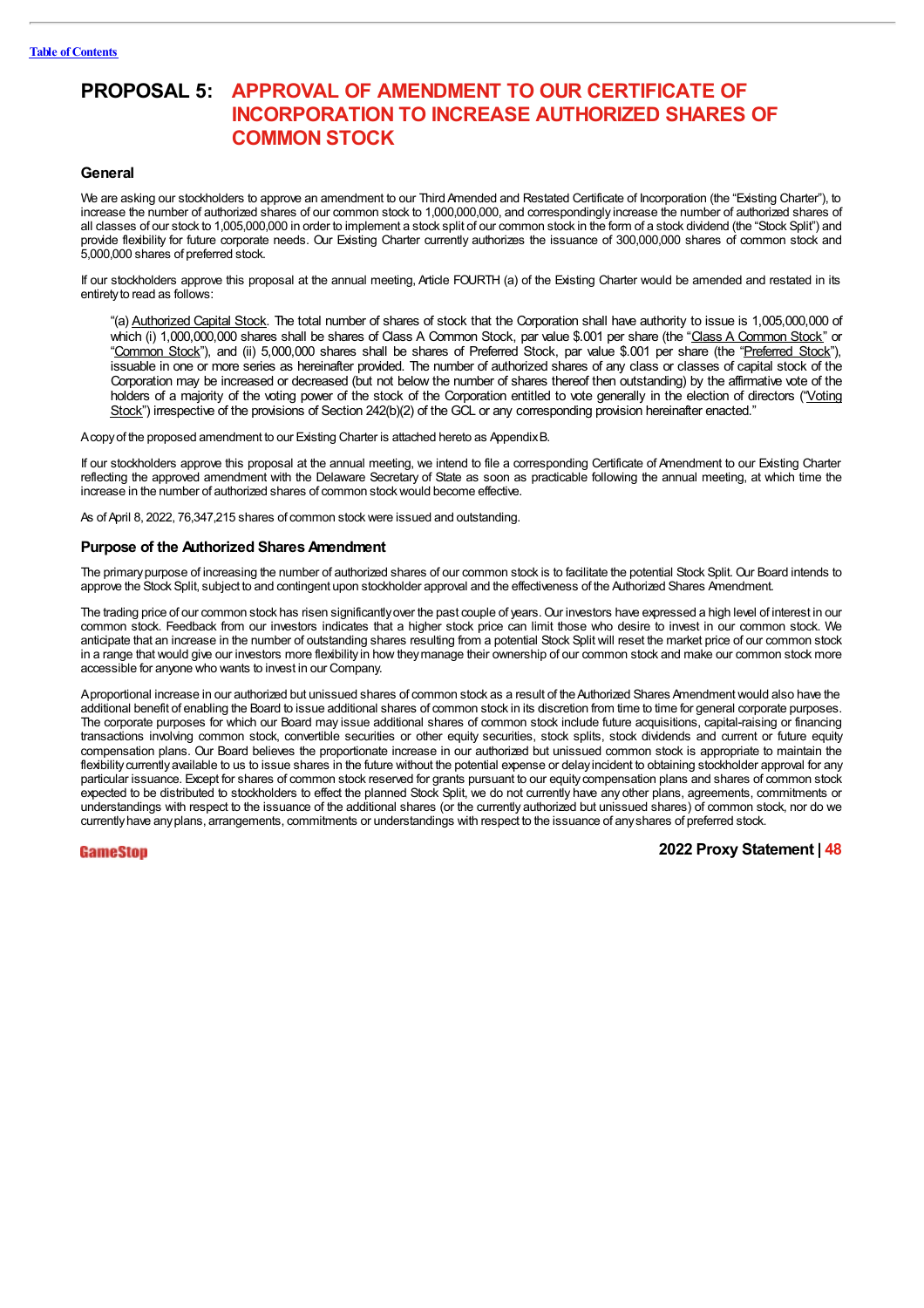# PROPOSAL 5: APPROVAL OF AMENDMENT TO OUR CERTIFICATE OF INCORPORATION TO INCREASE AUTHORIZED SHARES OF COMMON STOCK

## General

We are asking our stockholders to approve an amendment to our Third Amended and Restated Certificate of Incorporation (the "Existing Charter"), to increase the number of authorized shares of our common stock to 1,000,000,000, and correspondingly increase the number of authorized shares of all classes of our stock to 1,005,000,000 in order to implement a stock split of our common stock in the form of a stock dividend (the "Stock Split") and provide flexibility for future corporate needs. Our Existing Charter currently authorizes the issuance of 300,000,000 shares of common stock and 5,000,000 shares of preferred stock.

If our stockholders approve this proposal at the annual meeting, Article FOURTH (a) of the Existing Charter would be amended and restated in its entirety to read as follows:

> "(a) Authorized Capital Stock. The total number of shares of stock that the Corporation shall have authority to issue is 1,005,000,000 of which (i) 1,000,000,000 shares shall be shares of Class A Common Stock, par value $.001 per share (the "Class A Common Stock" or "Common Stock"), and (ii) 5,000,000 shares shall be shares of Preferred Stock, par value $.001 per share (the "Preferred Stock"), issuable in one or more series as hereinafter provided. The number of authorized shares of any class or classes of capital stock of the Corporation may be increased or decreased (but not below the number of shares thereof then outstanding) by the affirmative vote of the holders of a majority of the voting power of the stock of the Corporation entitled to vote generally in the election of directors ("Voting Stock") irrespective of the provisions of Section 242(b)(2) of the GCL or any corresponding provision hereinafter enacted."

A copy of the proposed amendment to our Existing Charter is attached hereto as Appendix B.

If our stockholders approve this proposal at the annual meeting, we intend to file a corresponding Certificate of Amendment to our Existing Charter reflecting the approved amendment with the Delaware Secretary of State as soon as practicable following the annual meeting, at which time the increase in the number of authorized shares of common stock would become effective.

As of April 8, 2022, 76,347,215 shares of common stock were issued and outstanding.

## Purpose of the Authorized Shares Amendment

The primary purpose of increasing the number of authorized shares of our common stock is to facilitate the potential Stock Split. Our Board intends to approve the Stock Split, subject to and contingent upon stockholder approval and the effectiveness of the Authorized Shares Amendment.

The trading price of our common stock has risen significantly over the past couple of years. Our investors have expressed a high level of interest in our common stock. Feedback from our investors indicates that a higher stock price can limit those who desire to invest in our common stock. We anticipate that an increase in the number of outstanding shares resulting from a potential Stock Split will reset the market price of our common stock in a range that would give our investors more flexibility in how they manage their ownership of our common stock and make our common stock more accessible for anyone who wants to invest in our Company.

A proportional increase in our authorized but unissued shares of common stock as a result of the Authorized Shares Amendment would also have the additional benefit of enabling the Board to issue additional shares of common stock in its discretion from time to time for general corporate purposes. The corporate purposes for which our Board may issue additional shares of common stock include future acquisitions, capital-raising or financing transactions involving common stock, convertible securities or other equity securities, stock splits, stock dividends and current or future equity compensation plans. Our Board believes the proportionate increase in our authorized but unissued common stock is appropriate to maintain the flexibility currently available to us to issue shares in the future without the potential expense or delay incident to obtaining stockholder approval for any particular issuance. Except for shares of common stock reserved for grants pursuant to our equity compensation plans and shares of common stock expected to be distributed to stockholders to effect the planned Stock Split, we do not currently have any other plans, agreements, commitments or understandings with respect to the issuance of the additional shares (or the currently authorized but unissued shares) of common stock, nor do we currently have any plans, arrangements, commitments or understandings with respect to the issuance of any shares of preferred stock.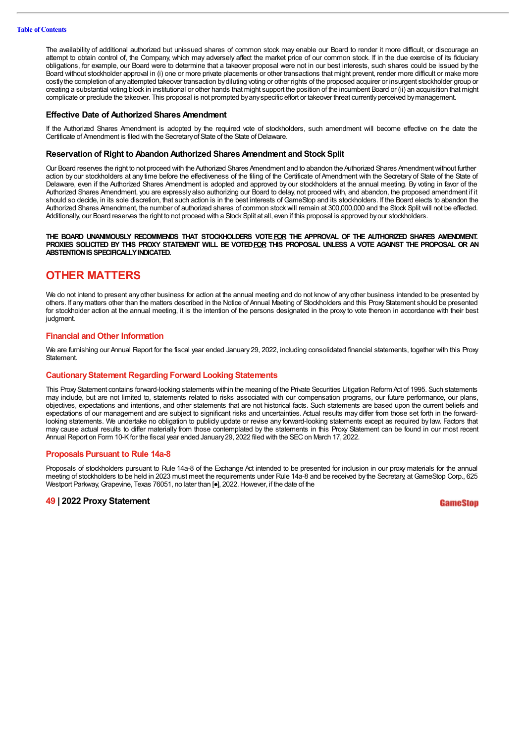The availability of additional authorized but unissued shares of common stock may enable our Board to render it more difficult, or discourage an attempt to obtain control of, the Company, which may adversely affect the market price of our common stock. If in the due exercise of its fiduciary obligations, for example, our Board were to determine that a takeover proposal were not in our best interests, such shares could be issued by the Board without stockholder approval in (i) one or more private placements or other transactions that might prevent, render more difficult or make more costly the completion of any attempted takeover transaction by diluting voting or other rights of the proposed acquirer or insurgent stockholder group or creating a substantial voting block in institutional or other hands that might support the position of the incumbent Board or (ii) an acquisition that might complicate or preclude the takeover. This proposal is not prompted by any specific effort or takeover threat currently perceived by management.

### Effective Date of Authorized Shares Amendment

If the Authorized Shares Amendment is adopted by the required vote of stockholders, such amendment will become effective on the date the Certificate of Amendment is filed with the Secretary of State of the State of Delaware.

### Reservation of Right to Abandon Authorized Shares Amendment and Stock Split

Our Board reserves the right to not proceed with the Authorized Shares Amendment and to abandon the Authorized Shares Amendment without further action by our stockholders at any time before the effectiveness of the filing of the Certificate of Amendment with the Secretary of State of the State of Delaware, even if the Authorized Shares Amendment is adopted and approved by our stockholders at the annual meeting. By voting in favor of the Authorized Shares Amendment, you are expressly also authorizing our Board to delay, not proceed with, and abandon, the proposed amendment if it should so decide, in its sole discretion, that such action is in the best interests of GameStop and its stockholders. If the Board elects to abandon the Authorized Shares Amendment, the number of authorized shares of common stock will remain at 300,000,000 and the Stock Split will not be effected. Additionally, our Board reserves the right to not proceed with a Stock Split at all, even if this proposal is approved by our stockholders.

**THE BOARD UNANIMOUSLY RECOMMENDS THAT STOCKHOLDERS VOTE FOR THE APPROVAL OF THE AUTHORIZED SHARES AMENDMENT. PROXIES SOLICITED BY THIS PROXY STATEMENT WILL BE VOTED FOR THIS PROPOSAL UNLESS A VOTE AGAINST THE PROPOSAL OR AN ABSTENTION IS SPECIFICALLY INDICATED.**

## OTHER MATTERS

We do not intend to present any other business for action at the annual meeting and do not know of any other business intended to be presented by others. If any matters other than the matters described in the Notice of Annual Meeting of Stockholders and this Proxy Statement should be presented for stockholder action at the annual meeting, it is the intention of the persons designated in the proxy to vote thereon in accordance with their best judgment.

### Financial and Other Information

We are furnishing our Annual Report for the fiscal year ended January 29, 2022, including consolidated financial statements, together with this Proxy Statement.

### Cautionary Statement Regarding Forward Looking Statements

This Proxy Statement contains forward-looking statements within the meaning of the Private Securities Litigation Reform Act of 1995. Such statements may include, but are not limited to, statements related to risks associated with our compensation programs, our future performance, our plans, objectives, expectations and intentions, and other statements that are not historical facts. Such statements are based upon the current beliefs and expectations of our management and are subject to significant risks and uncertainties. Actual results may differ from those set forth in the forward-looking statements. We undertake no obligation to publicly update or revise any forward-looking statements except as required by law. Factors that may cause actual results to differ materially from those contemplated by the statements in this Proxy Statement can be found in our most recent Annual Report on Form 10-K for the fiscal year ended January 29, 2022 filed with the SEC on March 17, 2022.

### Proposals Pursuant to Rule 14a-8

Proposals of stockholders pursuant to Rule 14a-8 of the Exchange Act intended to be presented for inclusion in our proxy materials for the annual meeting of stockholders to be held in 2023 must meet the requirements under Rule 14a-8 and be received by the Secretary, at GameStop Corp., 625 Westport Parkway, Grapevine, Texas 76051, no later than [•], 2022. However, if the date of the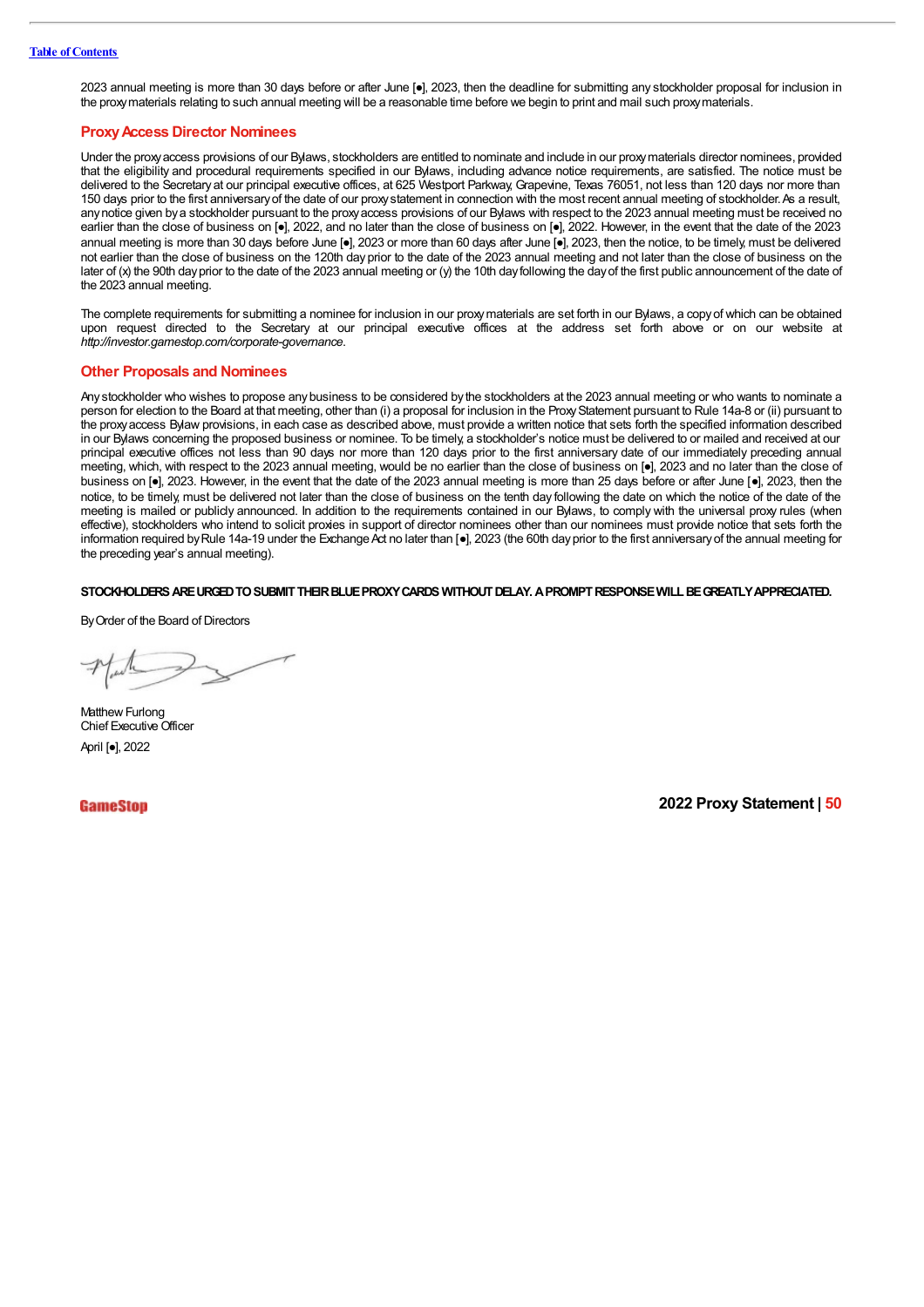2023 annual meeting is more than 30 days before or after June [●], 2023, then the deadline for submitting any stockholder proposal for inclusion in the proxy materials relating to such annual meeting will be a reasonable time before we begin to print and mail such proxy materials.

## Proxy Access Director Nominees

Under the proxy access provisions of our Bylaws, stockholders are entitled to nominate and include in our proxy materials director nominees, provided that the eligibility and procedural requirements specified in our Bylaws, including advance notice requirements, are satisfied. The notice must be delivered to the Secretary at our principal executive offices, at 625 Westport Parkway, Grapevine, Texas 76051, not less than 120 days nor more than 150 days prior to the first anniversary of the date of our proxy statement in connection with the most recent annual meeting of stockholder. As a result, any notice given by a stockholder pursuant to the proxy access provisions of our Bylaws with respect to the 2023 annual meeting must be received no earlier than the close of business on [●], 2022, and no later than the close of business on [●], 2022. However, in the event that the date of the 2023 annual meeting is more than 30 days before June [●], 2023 or more than 60 days after June [●], 2023, then the notice, to be timely, must be delivered not earlier than the close of business on the 120th day prior to the date of the 2023 annual meeting and not later than the close of business on the later of (x) the 90th day prior to the date of the 2023 annual meeting or (y) the 10th day following the day of the first public announcement of the date of the 2023 annual meeting.

The complete requirements for submitting a nominee for inclusion in our proxy materials are set forth in our Bylaws, a copy of which can be obtained upon request directed to the Secretary at our principal executive offices at the address set forth above or on our website at *http://investor.gamestop.com/corporate-governance*.

## Other Proposals and Nominees

Any stockholder who wishes to propose any business to be considered by the stockholders at the 2023 annual meeting or who wants to nominate a person for election to the Board at that meeting, other than (i) a proposal for inclusion in the Proxy Statement pursuant to Rule 14a-8 or (ii) pursuant to the proxy access Bylaw provisions, in each case as described above, must provide a written notice that sets forth the specified information described in our Bylaws concerning the proposed business or nominee. To be timely, a stockholder's notice must be delivered to or mailed and received at our principal executive offices not less than 90 days nor more than 120 days prior to the first anniversary date of our immediately preceding annual meeting, which, with respect to the 2023 annual meeting, would be no earlier than the close of business on [●], 2023 and no later than the close of business on [●], 2023. However, in the event that the date of the 2023 annual meeting is more than 25 days before or after June [●], 2023, then the notice, to be timely, must be delivered not later than the close of business on the tenth day following the date on which the notice of the date of the meeting is mailed or publicly announced. In addition to the requirements contained in our Bylaws, to comply with the universal proxy rules (when effective), stockholders who intend to solicit proxies in support of director nominees other than our nominees must provide notice that sets forth the information required by Rule 14a-19 under the Exchange Act no later than [●], 2023 (the 60th day prior to the first anniversary of the annual meeting for the preceding year's annual meeting).

**STOCKHOLDERS ARE URGED TO SUBMIT THEIR BLUE PROXY CARDS WITHOUT DELAY. A PROMPT RESPONSE WILL BE GREATLY APPRECIATED.**

By Order of the Board of Directors

Matthew Furlong
Chief Executive Officer

April [●], 2022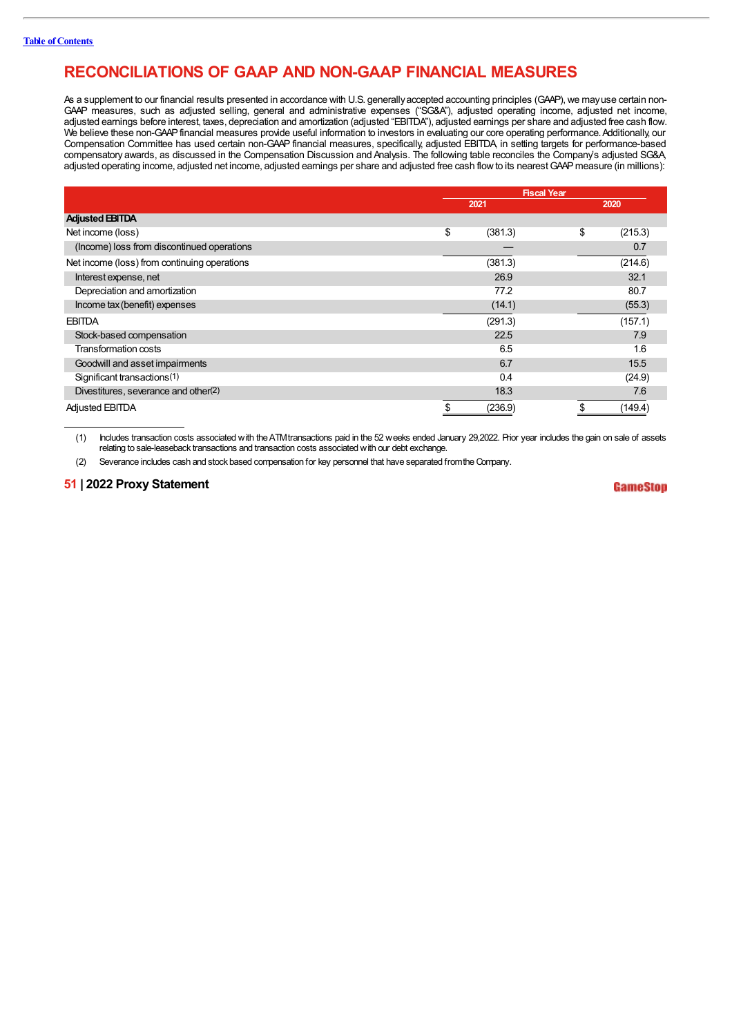# RECONCILIATIONS OF GAAP AND NON-GAAP FINANCIAL MEASURES

As a supplement to our financial results presented in accordance with U.S. generally accepted accounting principles (GAAP), we may use certain non-GAAP measures, such as adjusted selling, general and administrative expenses ("SG&A"), adjusted operating income, adjusted net income, adjusted earnings before interest, taxes, depreciation and amortization (adjusted "EBITDA"), adjusted earnings per share and adjusted free cash flow. We believe these non-GAAP financial measures provide useful information to investors in evaluating our core operating performance. Additionally, our Compensation Committee has used certain non-GAAP financial measures, specifically, adjusted EBITDA, in setting targets for performance-based compensatory awards, as discussed in the Compensation Discussion and Analysis. The following table reconciles the Company's adjusted SG&A, adjusted operating income, adjusted net income, adjusted earnings per share and adjusted free cash flow to its nearest GAAP measure (in millions):

| | Fiscal Year | |
|---|---|---|
| | 2021 | 2020 |
| **Adjusted EBITDA** | | |
| Net income (loss) | $ (381.3) | $ (215.3) |
| (Income) loss from discontinued operations | — | 0.7 |
| Net income (loss) from continuing operations | (381.3) | (214.6) |
| Interest expense, net | 26.9 | 32.1 |
| Depreciation and amortization | 77.2 | 80.7 |
| Income tax (benefit) expenses | (14.1) | (55.3) |
| EBITDA | (291.3) | (157.1) |
| Stock-based compensation | 22.5 | 7.9 |
| Transformation costs | 6.5 | 1.6 |
| Goodwill and asset impairments | 6.7 | 15.5 |
| Significant transactions[(1)] | 0.4 | (24.9) |
| Divestitures, severance and other[(2)] | 18.3 | 7.6 |
| Adjusted EBITDA | $ (236.9) | $ (149.4) |

(1) Includes transaction costs associated with the ATM transactions paid in the 52 weeks ended January 29, 2022. Prior year includes the gain on sale of assets relating to sale-leaseback transactions and transaction costs associated with our debt exchange.

(2) Severance includes cash and stock based compensation for key personnel that have separated from the Company.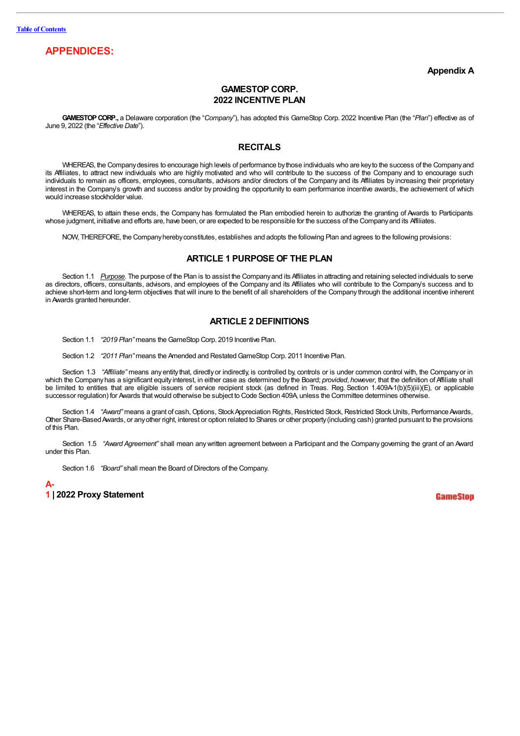# APPENDICES:

**Appendix A**

## GAMESTOP CORP.
## 2022 INCENTIVE PLAN

**GAMESTOP CORP.,** a Delaware corporation (the "*Company*"), has adopted this GameStop Corp. 2022 Incentive Plan (the "*Plan*") effective as of June 9, 2022 (the "*Effective Date*").

## RECITALS

WHEREAS, the Company desires to encourage high levels of performance by those individuals who are key to the success of the Company and its Affiliates, to attract new individuals who are highly motivated and who will contribute to the success of the Company and to encourage such individuals to remain as officers, employees, consultants, advisors and/or directors of the Company and its Affiliates by increasing their proprietary interest in the Company's growth and success and/or by providing the opportunity to earn performance incentive awards, the achievement of which would increase stockholder value.

WHEREAS, to attain these ends, the Company has formulated the Plan embodied herein to authorize the granting of Awards to Participants whose judgment, initiative and efforts are, have been, or are expected to be responsible for the success of the Company and its Affiliates.

NOW, THEREFORE, the Company hereby constitutes, establishes and adopts the following Plan and agrees to the following provisions:

## ARTICLE 1 PURPOSE OF THE PLAN

Section 1.1 *Purpose*. The purpose of the Plan is to assist the Company and its Affiliates in attracting and retaining selected individuals to serve as directors, officers, consultants, advisors, and employees of the Company and its Affiliates who will contribute to the Company's success and to achieve short-term and long-term objectives that will inure to the benefit of all shareholders of the Company through the additional incentive inherent in Awards granted hereunder.

## ARTICLE 2 DEFINITIONS

Section 1.1 *"2019 Plan"* means the GameStop Corp. 2019 Incentive Plan.

Section 1.2 *"2011 Plan"* means the Amended and Restated GameStop Corp. 2011 Incentive Plan.

Section 1.3 *"Affiliate"* means any entity that, directly or indirectly, is controlled by, controls or is under common control with, the Company or in which the Company has a significant equity interest, in either case as determined by the Board; *provided*, *however*, that the definition of Affiliate shall be limited to entities that are eligible issuers of service recipient stock (as defined in Treas. Reg. Section 1.409A-1(b)(5)(iii)(E), or applicable successor regulation) for Awards that would otherwise be subject to Code Section 409A unless the Committee determines otherwise.

Section 1.4 *"Award"* means a grant of cash, Options, Stock Appreciation Rights, Restricted Stock, Restricted Stock Units, Performance Awards, Other Share-Based Awards, or any other right, interest or option related to Shares or other property (including cash) granted pursuant to the provisions of this Plan.

Section 1.5 *"Award Agreement"* shall mean any written agreement between a Participant and the Company governing the grant of an Award under this Plan.

Section 1.6 *"Board"* shall mean the Board of Directors of the Company.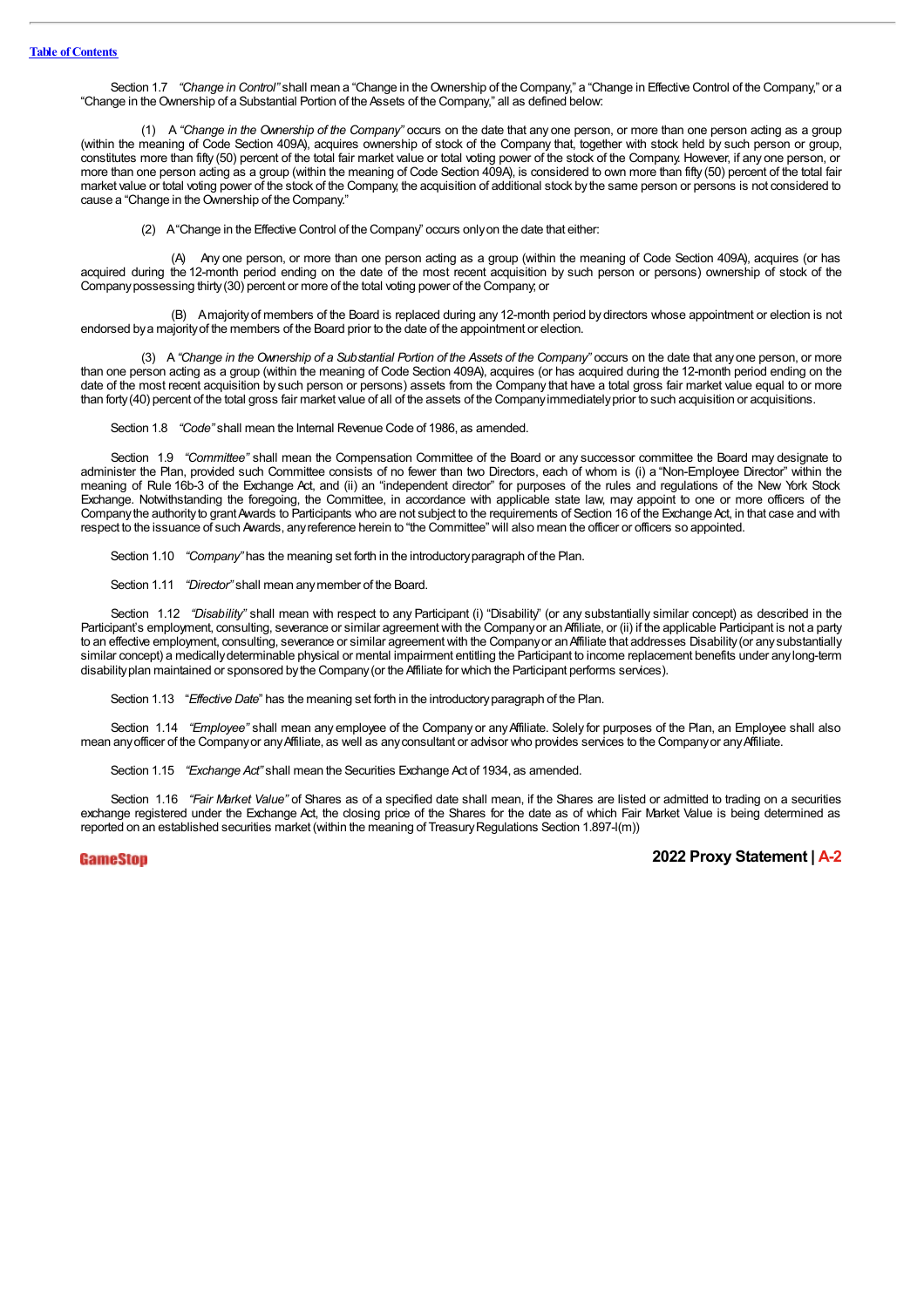Section 1.7 *"Change in Control"* shall mean a "Change in the Ownership of the Company," a "Change in Effective Control of the Company," or a "Change in the Ownership of a Substantial Portion of the Assets of the Company," all as defined below:

(1) A *"Change in the Ownership of the Company"* occurs on the date that any one person, or more than one person acting as a group (within the meaning of Code Section 409A), acquires ownership of stock of the Company that, together with stock held by such person or group, constitutes more than fifty (50) percent of the total fair market value or total voting power of the stock of the Company. However, if any one person, or more than one person acting as a group (within the meaning of Code Section 409A), is considered to own more than fifty (50) percent of the total fair market value or total voting power of the stock of the Company, the acquisition of additional stock by the same person or persons is not considered to cause a "Change in the Ownership of the Company."

(2) A "Change in the Effective Control of the Company" occurs only on the date that either:

(A) Any one person, or more than one person acting as a group (within the meaning of Code Section 409A), acquires (or has acquired during the 12-month period ending on the date of the most recent acquisition by such person or persons) ownership of stock of the Company possessing thirty (30) percent or more of the total voting power of the Company; or

(B) A majority of members of the Board is replaced during any 12-month period by directors whose appointment or election is not endorsed by a majority of the members of the Board prior to the date of the appointment or election.

(3) A *"Change in the Ownership of a Substantial Portion of the Assets of the Company"* occurs on the date that any one person, or more than one person acting as a group (within the meaning of Code Section 409A), acquires (or has acquired during the 12-month period ending on the date of the most recent acquisition by such person or persons) assets from the Company that have a total gross fair market value equal to or more than forty (40) percent of the total gross fair market value of all of the assets of the Company immediately prior to such acquisition or acquisitions.

Section 1.8 *"Code"* shall mean the Internal Revenue Code of 1986, as amended.

Section 1.9 *"Committee"* shall mean the Compensation Committee of the Board or any successor committee the Board may designate to administer the Plan, provided such Committee consists of no fewer than two Directors, each of whom is (i) a "Non-Employee Director" within the meaning of Rule 16b-3 of the Exchange Act, and (ii) an "independent director" for purposes of the rules and regulations of the New York Stock Exchange. Notwithstanding the foregoing, the Committee, in accordance with applicable state law, may appoint to one or more officers of the Company the authority to grant Awards to Participants who are not subject to the requirements of Section 16 of the Exchange Act, in that case and with respect to the issuance of such Awards, any reference herein to "the Committee" will also mean the officer or officers so appointed.

Section 1.10 *"Company"* has the meaning set forth in the introductory paragraph of the Plan.

Section 1.11 *"Director"* shall mean any member of the Board.

Section 1.12 *"Disability"* shall mean with respect to any Participant (i) "Disability" (or any substantially similar concept) as described in the Participant's employment, consulting, severance or similar agreement with the Company or an Affiliate, or (ii) if the applicable Participant is not a party to an effective employment, consulting, severance or similar agreement with the Company or an Affiliate that addresses Disability (or any substantially similar concept) a medically determinable physical or mental impairment entitling the Participant to income replacement benefits under any long-term disability plan maintained or sponsored by the Company (or the Affiliate for which the Participant performs services).

Section 1.13 "*Effective Date*" has the meaning set forth in the introductory paragraph of the Plan.

Section 1.14 *"Employee"* shall mean any employee of the Company or any Affiliate. Solely for purposes of the Plan, an Employee shall also mean any officer of the Company or any Affiliate, as well as any consultant or advisor who provides services to the Company or any Affiliate.

Section 1.15 *"Exchange Act"* shall mean the Securities Exchange Act of 1934, as amended.

Section 1.16 *"Fair Market Value"* of Shares as of a specified date shall mean, if the Shares are listed or admitted to trading on a securities exchange registered under the Exchange Act, the closing price of the Shares for the date as of which Fair Market Value is being determined as reported on an established securities market (within the meaning of Treasury Regulations Section 1.897-l(m))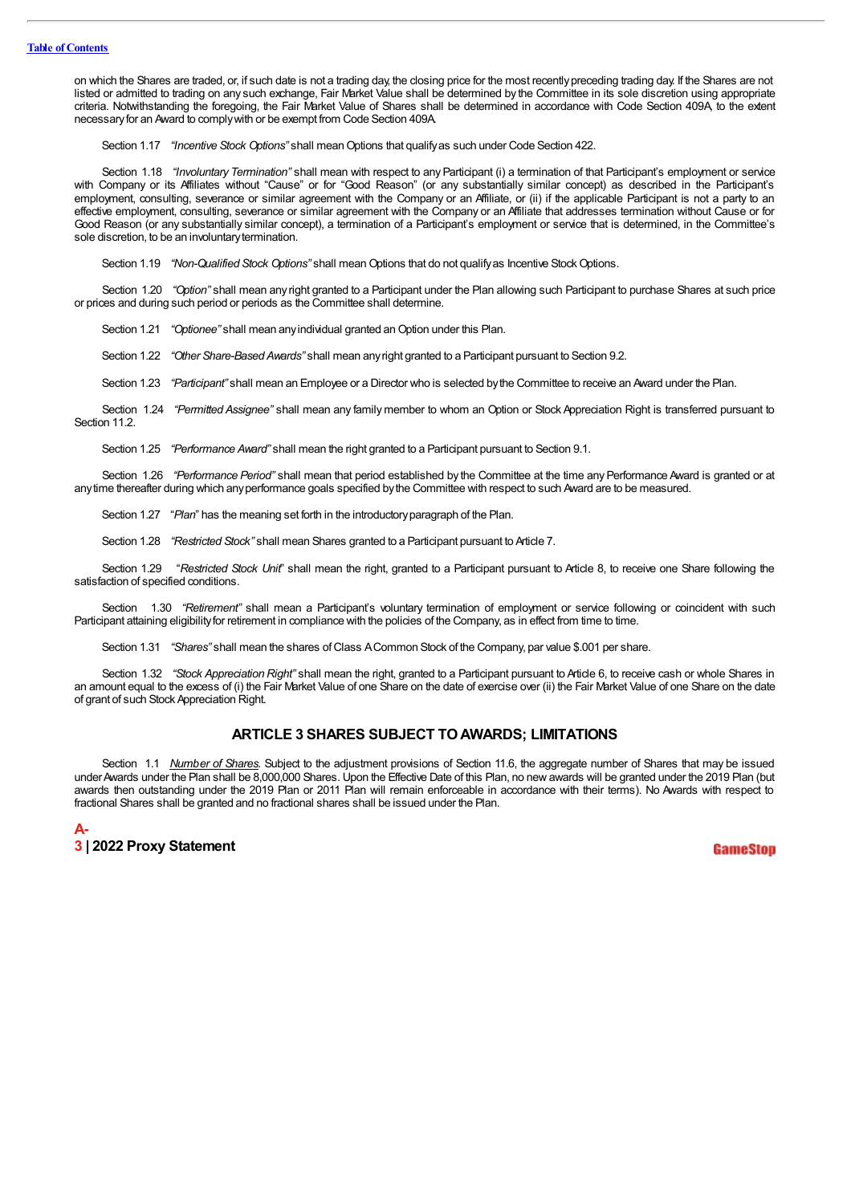on which the Shares are traded, or, if such date is not a trading day, the closing price for the most recently preceding trading day. If the Shares are not listed or admitted to trading on any such exchange, Fair Market Value shall be determined by the Committee in its sole discretion using appropriate criteria. Notwithstanding the foregoing, the Fair Market Value of Shares shall be determined in accordance with Code Section 409A, to the extent necessary for an Award to comply with or be exempt from Code Section 409A.

Section 1.17 *"Incentive Stock Options"* shall mean Options that qualify as such under Code Section 422.

Section 1.18 *"Involuntary Termination"* shall mean with respect to any Participant (i) a termination of that Participant's employment or service with Company or its Affiliates without "Cause" or for "Good Reason" (or any substantially similar concept) as described in the Participant's employment, consulting, severance or similar agreement with the Company or an Affiliate, or (ii) if the applicable Participant is not a party to an effective employment, consulting, severance or similar agreement with the Company or an Affiliate that addresses termination without Cause or for Good Reason (or any substantially similar concept), a termination of a Participant's employment or service that is determined, in the Committee's sole discretion, to be an involuntary termination.

Section 1.19 *"Non-Qualified Stock Options"* shall mean Options that do not qualify as Incentive Stock Options.

Section 1.20 *"Option"* shall mean any right granted to a Participant under the Plan allowing such Participant to purchase Shares at such price or prices and during such period or periods as the Committee shall determine.

Section 1.21 *"Optionee"* shall mean any individual granted an Option under this Plan.

Section 1.22 *"Other Share-Based Awards"* shall mean any right granted to a Participant pursuant to Section 9.2.

Section 1.23 *"Participant"* shall mean an Employee or a Director who is selected by the Committee to receive an Award under the Plan.

Section 1.24 *"Permitted Assignee"* shall mean any family member to whom an Option or Stock Appreciation Right is transferred pursuant to Section 11.2.

Section 1.25 *"Performance Award"* shall mean the right granted to a Participant pursuant to Section 9.1.

Section 1.26 *"Performance Period"* shall mean that period established by the Committee at the time any Performance Award is granted or at any time thereafter during which any performance goals specified by the Committee with respect to such Award are to be measured.

Section 1.27 "*Plan*" has the meaning set forth in the introductory paragraph of the Plan.

Section 1.28 *"Restricted Stock"* shall mean Shares granted to a Participant pursuant to Article 7.

Section 1.29 "*Restricted Stock Unit*" shall mean the right, granted to a Participant pursuant to Article 8, to receive one Share following the satisfaction of specified conditions.

Section 1.30 *"Retirement"* shall mean a Participant's voluntary termination of employment or service following or coincident with such Participant attaining eligibility for retirement in compliance with the policies of the Company, as in effect from time to time.

Section 1.31 *"Shares"* shall mean the shares of Class A Common Stock of the Company, par value $.001 per share.

Section 1.32 *"Stock Appreciation Right"* shall mean the right, granted to a Participant pursuant to Article 6, to receive cash or whole Shares in an amount equal to the excess of (i) the Fair Market Value of one Share on the date of exercise over (ii) the Fair Market Value of one Share on the date of grant of such Stock Appreciation Right.

## ARTICLE 3 SHARES SUBJECT TO AWARDS; LIMITATIONS

Section 1.1 *Number of Shares*. Subject to the adjustment provisions of Section 11.6, the aggregate number of Shares that may be issued under Awards under the Plan shall be 8,000,000 Shares. Upon the Effective Date of this Plan, no new awards will be granted under the 2019 Plan (but awards then outstanding under the 2019 Plan or 2011 Plan will remain enforceable in accordance with their terms). No Awards with respect to fractional Shares shall be granted and no fractional shares shall be issued under the Plan.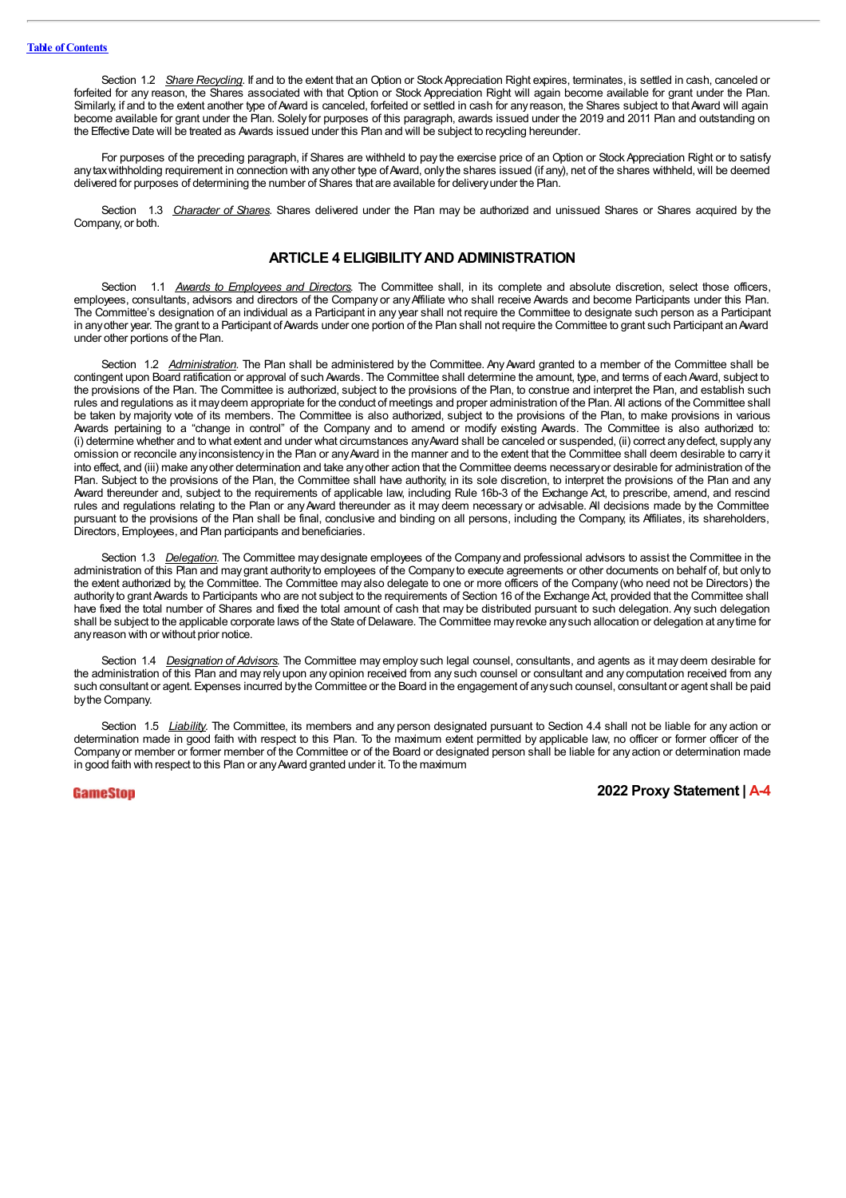Section 1.2 *Share Recycling*. If and to the extent that an Option or Stock Appreciation Right expires, terminates, is settled in cash, canceled or forfeited for any reason, the Shares associated with that Option or Stock Appreciation Right will again become available for grant under the Plan. Similarly, if and to the extent another type of Award is canceled, forfeited or settled in cash for any reason, the Shares subject to that Award will again become available for grant under the Plan. Solely for purposes of this paragraph, awards issued under the 2019 and 2011 Plan and outstanding on the Effective Date will be treated as Awards issued under this Plan and will be subject to recycling hereunder.

For purposes of the preceding paragraph, if Shares are withheld to pay the exercise price of an Option or Stock Appreciation Right or to satisfy any tax withholding requirement in connection with any other type of Award, only the shares issued (if any), net of the shares withheld, will be deemed delivered for purposes of determining the number of Shares that are available for delivery under the Plan.

Section 1.3 *Character of Shares*. Shares delivered under the Plan may be authorized and unissued Shares or Shares acquired by the Company, or both.

## ARTICLE 4 ELIGIBILITY AND ADMINISTRATION

Section 1.1 *Awards to Employees and Directors*. The Committee shall, in its complete and absolute discretion, select those officers, employees, consultants, advisors and directors of the Company or any Affiliate who shall receive Awards and become Participants under this Plan. The Committee's designation of an individual as a Participant in any year shall not require the Committee to designate such person as a Participant in any other year. The grant to a Participant of Awards under one portion of the Plan shall not require the Committee to grant such Participant an Award under other portions of the Plan.

Section 1.2 *Administration*. The Plan shall be administered by the Committee. Any Award granted to a member of the Committee shall be contingent upon Board ratification or approval of such Awards. The Committee shall determine the amount, type, and terms of each Award, subject to the provisions of the Plan. The Committee is authorized, subject to the provisions of the Plan, to construe and interpret the Plan, and establish such rules and regulations as it may deem appropriate for the conduct of meetings and proper administration of the Plan. All actions of the Committee shall be taken by majority vote of its members. The Committee is also authorized, subject to the provisions of the Plan, to make provisions in various Awards pertaining to a "change in control" of the Company and to amend or modify existing Awards. The Committee is also authorized to: (i) determine whether and to what extent and under what circumstances any Award shall be canceled or suspended, (ii) correct any defect, supply any omission or reconcile any inconsistency in the Plan or any Award in the manner and to the extent that the Committee shall deem desirable to carry it into effect, and (iii) make any other determination and take any other action that the Committee deems necessary or desirable for administration of the Plan. Subject to the provisions of the Plan, the Committee shall have authority, in its sole discretion, to interpret the provisions of the Plan and any Award thereunder and, subject to the requirements of applicable law, including Rule 16b-3 of the Exchange Act, to prescribe, amend, and rescind rules and regulations relating to the Plan or any Award thereunder as it may deem necessary or advisable. All decisions made by the Committee pursuant to the provisions of the Plan shall be final, conclusive and binding on all persons, including the Company, its Affiliates, its shareholders, Directors, Employees, and Plan participants and beneficiaries.

Section 1.3 *Delegation*. The Committee may designate employees of the Company and professional advisors to assist the Committee in the administration of this Plan and may grant authority to employees of the Company to execute agreements or other documents on behalf of, but only to the extent authorized by, the Committee. The Committee may also delegate to one or more officers of the Company (who need not be Directors) the authority to grant Awards to Participants who are not subject to the requirements of Section 16 of the Exchange Act, provided that the Committee shall have fixed the total number of Shares and fixed the total amount of cash that may be distributed pursuant to such delegation. Any such delegation shall be subject to the applicable corporate laws of the State of Delaware. The Committee may revoke any such allocation or delegation at any time for any reason with or without prior notice.

Section 1.4 *Designation of Advisors*. The Committee may employ such legal counsel, consultants, and agents as it may deem desirable for the administration of this Plan and may rely upon any opinion received from any such counsel or consultant and any computation received from any such consultant or agent. Expenses incurred by the Committee or the Board in the engagement of any such counsel, consultant or agent shall be paid by the Company.

Section 1.5 *Liability*. The Committee, its members and any person designated pursuant to Section 4.4 shall not be liable for any action or determination made in good faith with respect to this Plan. To the maximum extent permitted by applicable law, no officer or former officer of the Company or member or former member of the Committee or of the Board or designated person shall be liable for any action or determination made in good faith with respect to this Plan or any Award granted under it. To the maximum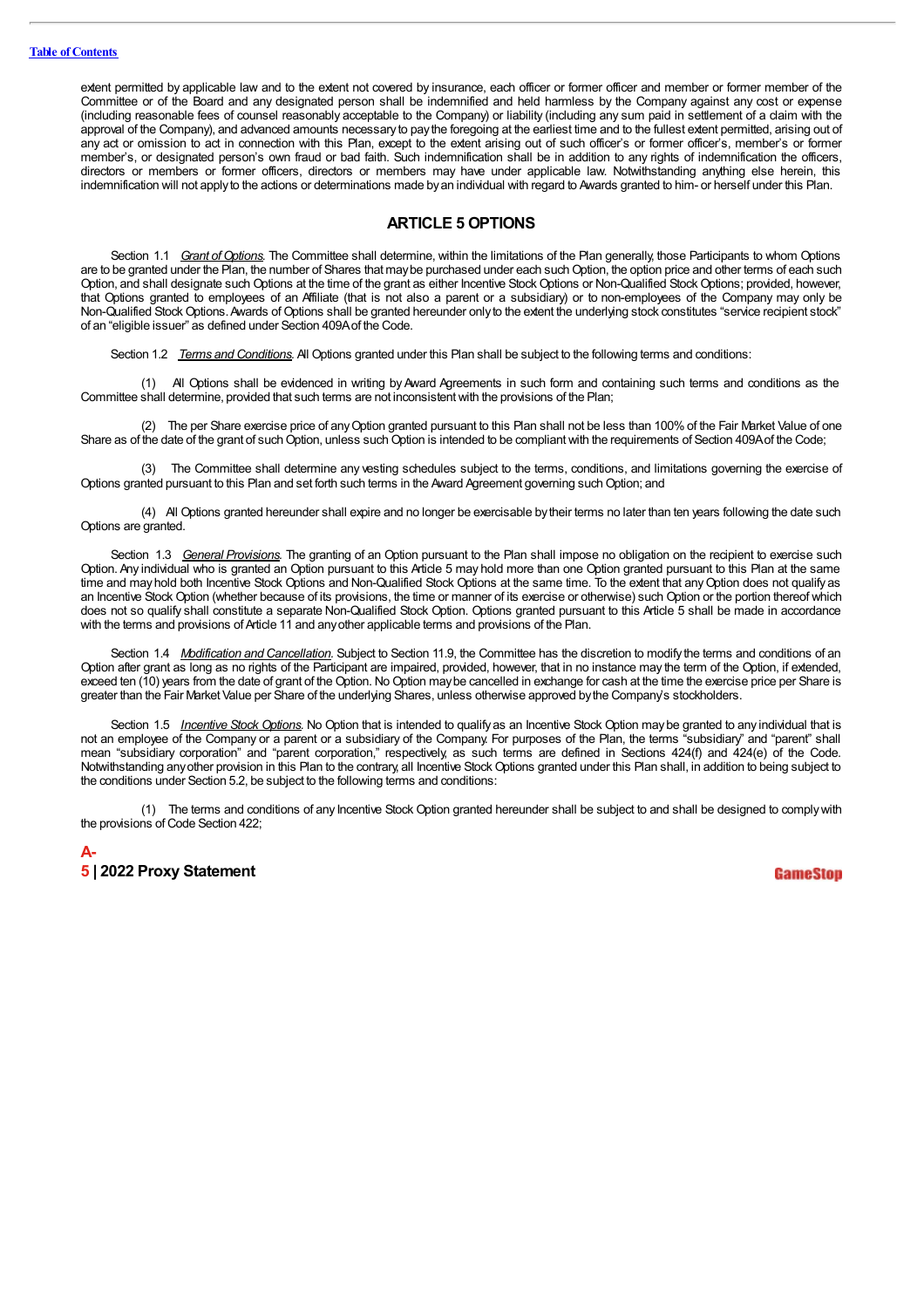extent permitted by applicable law and to the extent not covered by insurance, each officer or former officer and member or former member of the Committee or of the Board and any designated person shall be indemnified and held harmless by the Company against any cost or expense (including reasonable fees of counsel reasonably acceptable to the Company) or liability (including any sum paid in settlement of a claim with the approval of the Company), and advanced amounts necessary to pay the foregoing at the earliest time and to the fullest extent permitted, arising out of any act or omission to act in connection with this Plan, except to the extent arising out of such officer's or former officer's, member's or former member's, or designated person's own fraud or bad faith. Such indemnification shall be in addition to any rights of indemnification the officers, directors or members or former officers, directors or members may have under applicable law. Notwithstanding anything else herein, this indemnification will not apply to the actions or determinations made by an individual with regard to Awards granted to him- or herself under this Plan.

## ARTICLE 5 OPTIONS

Section 1.1 *Grant of Options*. The Committee shall determine, within the limitations of the Plan generally, those Participants to whom Options are to be granted under the Plan, the number of Shares that may be purchased under each such Option, the option price and other terms of each such Option, and shall designate such Options at the time of the grant as either Incentive Stock Options or Non-Qualified Stock Options; provided, however, that Options granted to employees of an Affiliate (that is not also a parent or a subsidiary) or to non-employees of the Company may only be Non-Qualified Stock Options. Awards of Options shall be granted hereunder only to the extent the underlying stock constitutes "service recipient stock" of an "eligible issuer" as defined under Section 409A of the Code.

Section 1.2 *Terms and Conditions*. All Options granted under this Plan shall be subject to the following terms and conditions:

(1) All Options shall be evidenced in writing by Award Agreements in such form and containing such terms and conditions as the Committee shall determine, provided that such terms are not inconsistent with the provisions of the Plan;

(2) The per Share exercise price of any Option granted pursuant to this Plan shall not be less than 100% of the Fair Market Value of one Share as of the date of the grant of such Option, unless such Option is intended to be compliant with the requirements of Section 409A of the Code;

(3) The Committee shall determine any vesting schedules subject to the terms, conditions, and limitations governing the exercise of Options granted pursuant to this Plan and set forth such terms in the Award Agreement governing such Option; and

(4) All Options granted hereunder shall expire and no longer be exercisable by their terms no later than ten years following the date such Options are granted.

Section 1.3 *General Provisions*. The granting of an Option pursuant to the Plan shall impose no obligation on the recipient to exercise such Option. Any individual who is granted an Option pursuant to this Article 5 may hold more than one Option granted pursuant to this Plan at the same time and may hold both Incentive Stock Options and Non-Qualified Stock Options at the same time. To the extent that any Option does not qualify as an Incentive Stock Option (whether because of its provisions, the time or manner of its exercise or otherwise) such Option or the portion thereof which does not so qualify shall constitute a separate Non-Qualified Stock Option. Options granted pursuant to this Article 5 shall be made in accordance with the terms and provisions of Article 11 and any other applicable terms and provisions of the Plan.

Section 1.4 *Modification and Cancellation*. Subject to Section 11.9, the Committee has the discretion to modify the terms and conditions of an Option after grant as long as no rights of the Participant are impaired, provided, however, that in no instance may the term of the Option, if extended, exceed ten (10) years from the date of grant of the Option. No Option may be cancelled in exchange for cash at the time the exercise price per Share is greater than the Fair Market Value per Share of the underlying Shares, unless otherwise approved by the Company's stockholders.

Section 1.5 *Incentive Stock Options*. No Option that is intended to qualify as an Incentive Stock Option may be granted to any individual that is not an employee of the Company or a parent or a subsidiary of the Company. For purposes of the Plan, the terms "subsidiary" and "parent" shall mean "subsidiary corporation" and "parent corporation," respectively, as such terms are defined in Sections 424(f) and 424(e) of the Code. Notwithstanding any other provision in this Plan to the contrary, all Incentive Stock Options granted under this Plan shall, in addition to being subject to the conditions under Section 5.2, be subject to the following terms and conditions:

(1) The terms and conditions of any Incentive Stock Option granted hereunder shall be subject to and shall be designed to comply with the provisions of Code Section 422;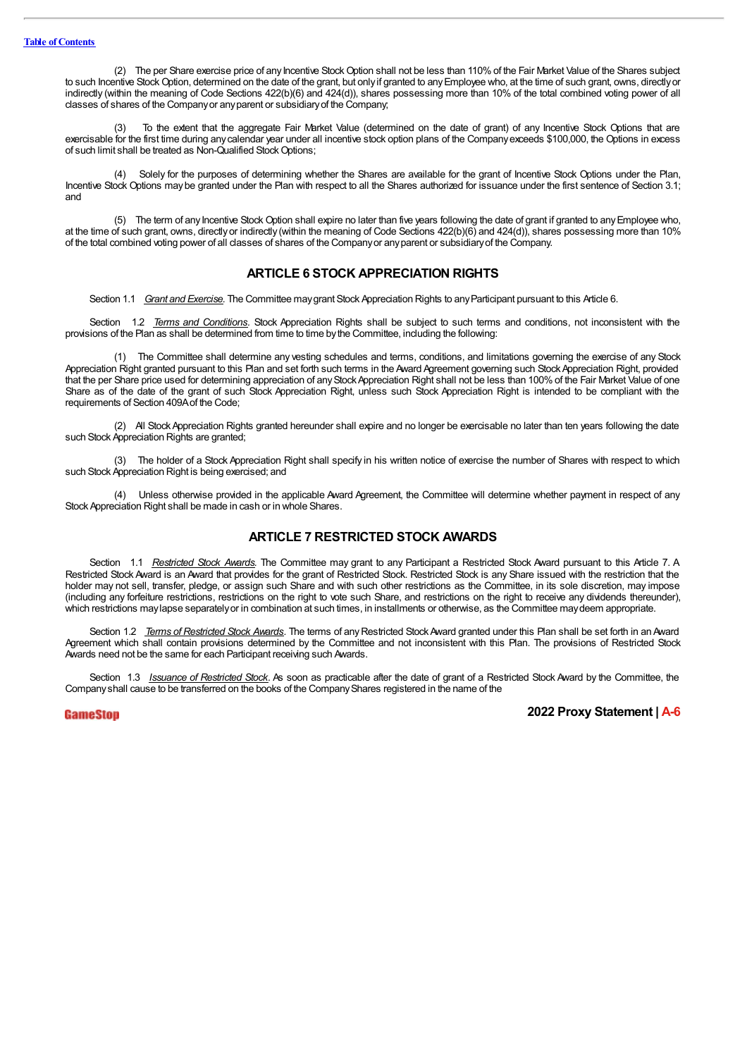(2) The per Share exercise price of any Incentive Stock Option shall not be less than 110% of the Fair Market Value of the Shares subject to such Incentive Stock Option, determined on the date of the grant, but only if granted to any Employee who, at the time of such grant, owns, directly or indirectly (within the meaning of Code Sections 422(b)(6) and 424(d)), shares possessing more than 10% of the total combined voting power of all classes of shares of the Company or any parent or subsidiary of the Company;

(3) To the extent that the aggregate Fair Market Value (determined on the date of grant) of any Incentive Stock Options that are exercisable for the first time during any calendar year under all incentive stock option plans of the Company exceeds $100,000, the Options in excess of such limit shall be treated as Non-Qualified Stock Options;

(4) Solely for the purposes of determining whether the Shares are available for the grant of Incentive Stock Options under the Plan, Incentive Stock Options may be granted under the Plan with respect to all the Shares authorized for issuance under the first sentence of Section 3.1; and

(5) The term of any Incentive Stock Option shall expire no later than five years following the date of grant if granted to any Employee who, at the time of such grant, owns, directly or indirectly (within the meaning of Code Sections 422(b)(6) and 424(d)), shares possessing more than 10% of the total combined voting power of all classes of shares of the Company or any parent or subsidiary of the Company.

## ARTICLE 6 STOCK APPRECIATION RIGHTS

Section 1.1 *Grant and Exercise*. The Committee may grant Stock Appreciation Rights to any Participant pursuant to this Article 6.

Section 1.2 *Terms and Conditions*. Stock Appreciation Rights shall be subject to such terms and conditions, not inconsistent with the provisions of the Plan as shall be determined from time to time by the Committee, including the following:

(1) The Committee shall determine any vesting schedules and terms, conditions, and limitations governing the exercise of any Stock Appreciation Right granted pursuant to this Plan and set forth such terms in the Award Agreement governing such Stock Appreciation Right, provided that the per Share price used for determining appreciation of any Stock Appreciation Right shall not be less than 100% of the Fair Market Value of one Share as of the date of the grant of such Stock Appreciation Right, unless such Stock Appreciation Right is intended to be compliant with the requirements of Section 409A of the Code;

(2) All Stock Appreciation Rights granted hereunder shall expire and no longer be exercisable no later than ten years following the date such Stock Appreciation Rights are granted;

(3) The holder of a Stock Appreciation Right shall specify in his written notice of exercise the number of Shares with respect to which such Stock Appreciation Right is being exercised; and

(4) Unless otherwise provided in the applicable Award Agreement, the Committee will determine whether payment in respect of any Stock Appreciation Right shall be made in cash or in whole Shares.

## ARTICLE 7 RESTRICTED STOCK AWARDS

Section 1.1 *Restricted Stock Awards*. The Committee may grant to any Participant a Restricted Stock Award pursuant to this Article 7. A Restricted Stock Award is an Award that provides for the grant of Restricted Stock. Restricted Stock is any Share issued with the restriction that the holder may not sell, transfer, pledge, or assign such Share and with such other restrictions as the Committee, in its sole discretion, may impose (including any forfeiture restrictions, restrictions on the right to vote such Share, and restrictions on the right to receive any dividends thereunder), which restrictions may lapse separately or in combination at such times, in installments or otherwise, as the Committee may deem appropriate.

Section 1.2 *Terms of Restricted Stock Awards*. The terms of any Restricted Stock Award granted under this Plan shall be set forth in an Award Agreement which shall contain provisions determined by the Committee and not inconsistent with this Plan. The provisions of Restricted Stock Awards need not be the same for each Participant receiving such Awards.

Section 1.3 *Issuance of Restricted Stock*. As soon as practicable after the date of grant of a Restricted Stock Award by the Committee, the Company shall cause to be transferred on the books of the Company Shares registered in the name of the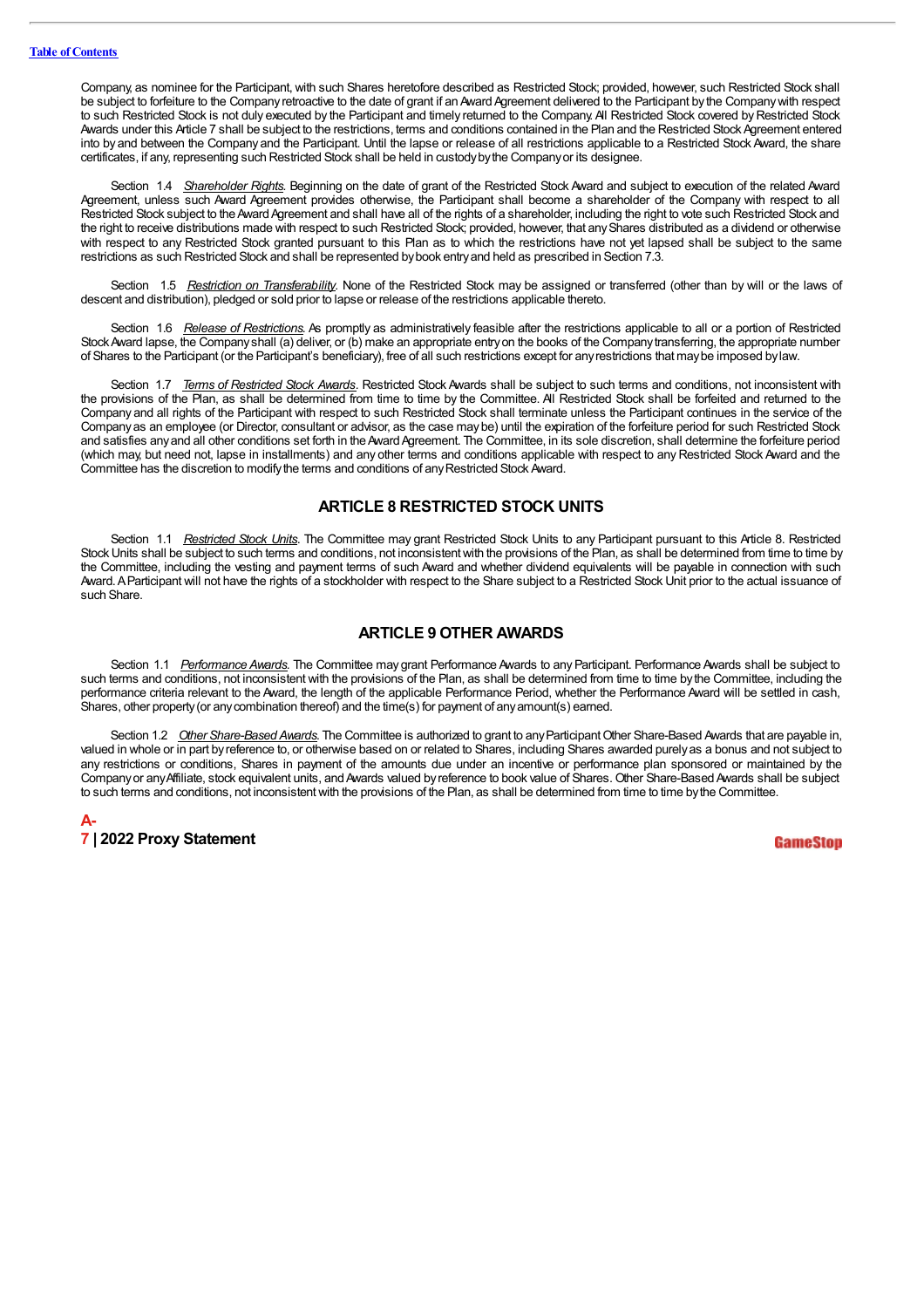Company, as nominee for the Participant, with such Shares heretofore described as Restricted Stock; provided, however, such Restricted Stock shall be subject to forfeiture to the Company retroactive to the date of grant if an Award Agreement delivered to the Participant by the Company with respect to such Restricted Stock is not duly executed by the Participant and timely returned to the Company. All Restricted Stock covered by Restricted Stock Awards under this Article 7 shall be subject to the restrictions, terms and conditions contained in the Plan and the Restricted Stock Agreement entered into by and between the Company and the Participant. Until the lapse or release of all restrictions applicable to a Restricted Stock Award, the share certificates, if any, representing such Restricted Stock shall be held in custody by the Company or its designee.

Section 1.4 *Shareholder Rights*. Beginning on the date of grant of the Restricted Stock Award and subject to execution of the related Award Agreement, unless such Award Agreement provides otherwise, the Participant shall become a shareholder of the Company with respect to all Restricted Stock subject to the Award Agreement and shall have all of the rights of a shareholder, including the right to vote such Restricted Stock and the right to receive distributions made with respect to such Restricted Stock; provided, however, that any Shares distributed as a dividend or otherwise with respect to any Restricted Stock granted pursuant to this Plan as to which the restrictions have not yet lapsed shall be subject to the same restrictions as such Restricted Stock and shall be represented by book entry and held as prescribed in Section 7.3.

Section 1.5 *Restriction on Transferability*. None of the Restricted Stock may be assigned or transferred (other than by will or the laws of descent and distribution), pledged or sold prior to lapse or release of the restrictions applicable thereto.

Section 1.6 *Release of Restrictions*. As promptly as administratively feasible after the restrictions applicable to all or a portion of Restricted Stock Award lapse, the Company shall (a) deliver, or (b) make an appropriate entry on the books of the Company transferring, the appropriate number of Shares to the Participant (or the Participant's beneficiary), free of all such restrictions except for any restrictions that may be imposed by law.

Section 1.7 *Terms of Restricted Stock Awards*. Restricted Stock Awards shall be subject to such terms and conditions, not inconsistent with the provisions of the Plan, as shall be determined from time to time by the Committee. All Restricted Stock shall be forfeited and returned to the Company and all rights of the Participant with respect to such Restricted Stock shall terminate unless the Participant continues in the service of the Company as an employee (or Director, consultant or advisor, as the case may be) until the expiration of the forfeiture period for such Restricted Stock and satisfies any and all other conditions set forth in the Award Agreement. The Committee, in its sole discretion, shall determine the forfeiture period (which may, but need not, lapse in installments) and any other terms and conditions applicable with respect to any Restricted Stock Award and the Committee has the discretion to modify the terms and conditions of any Restricted Stock Award.

## ARTICLE 8 RESTRICTED STOCK UNITS

Section 1.1 *Restricted Stock Units*. The Committee may grant Restricted Stock Units to any Participant pursuant to this Article 8. Restricted Stock Units shall be subject to such terms and conditions, not inconsistent with the provisions of the Plan, as shall be determined from time to time by the Committee, including the vesting and payment terms of such Award and whether dividend equivalents will be payable in connection with such Award. A Participant will not have the rights of a stockholder with respect to the Share subject to a Restricted Stock Unit prior to the actual issuance of such Share.

## ARTICLE 9 OTHER AWARDS

Section 1.1 *Performance Awards*. The Committee may grant Performance Awards to any Participant. Performance Awards shall be subject to such terms and conditions, not inconsistent with the provisions of the Plan, as shall be determined from time to time by the Committee, including the performance criteria relevant to the Award, the length of the applicable Performance Period, whether the Performance Award will be settled in cash, Shares, other property (or any combination thereof) and the time(s) for payment of any amount(s) earned.

Section 1.2 *Other Share-Based Awards*. The Committee is authorized to grant to any Participant Other Share-Based Awards that are payable in, valued in whole or in part by reference to, or otherwise based on or related to Shares, including Shares awarded purely as a bonus and not subject to any restrictions or conditions, Shares in payment of the amounts due under an incentive or performance plan sponsored or maintained by the Company or any Affiliate, stock equivalent units, and Awards valued by reference to book value of Shares. Other Share-Based Awards shall be subject to such terms and conditions, not inconsistent with the provisions of the Plan, as shall be determined from time to time by the Committee.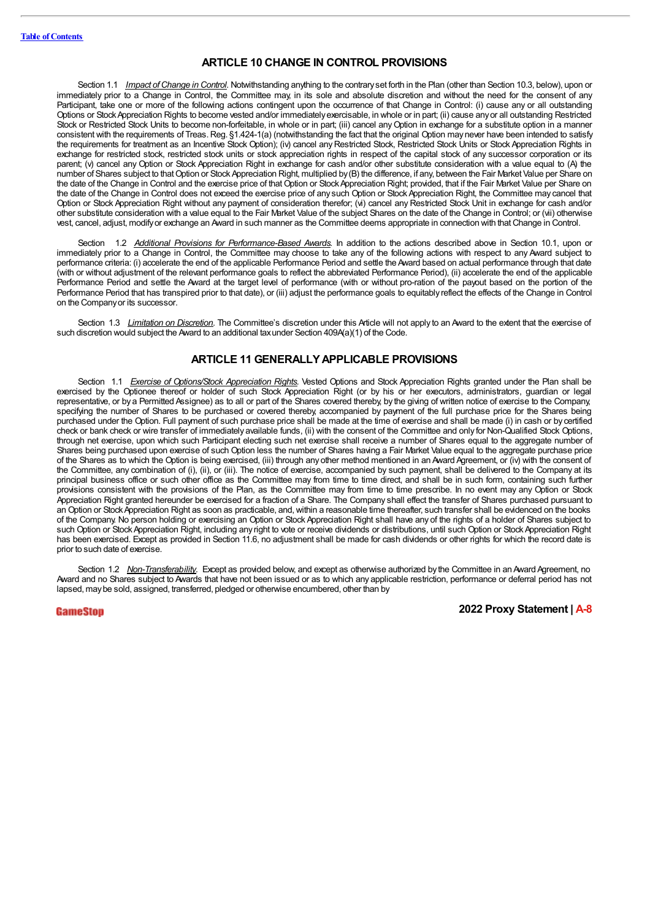## ARTICLE 10 CHANGE IN CONTROL PROVISIONS

Section 1.1 *Impact of Change in Control*. Notwithstanding anything to the contrary set forth in the Plan (other than Section 10.3, below), upon or immediately prior to a Change in Control, the Committee may, in its sole and absolute discretion and without the need for the consent of any Participant, take one or more of the following actions contingent upon the occurrence of that Change in Control: (i) cause any or all outstanding Options or Stock Appreciation Rights to become vested and/or immediately exercisable, in whole or in part; (ii) cause any or all outstanding Restricted Stock or Restricted Stock Units to become non-forfeitable, in whole or in part; (iii) cancel any Option in exchange for a substitute option in a manner consistent with the requirements of Treas. Reg. §1.424-1(a) (notwithstanding the fact that the original Option may never have been intended to satisfy the requirements for treatment as an Incentive Stock Option); (iv) cancel any Restricted Stock, Restricted Stock Units or Stock Appreciation Rights in exchange for restricted stock, restricted stock units or stock appreciation rights in respect of the capital stock of any successor corporation or its parent; (v) cancel any Option or Stock Appreciation Right in exchange for cash and/or other substitute consideration with a value equal to (A) the number of Shares subject to that Option or Stock Appreciation Right, multiplied by (B) the difference, if any, between the Fair Market Value per Share on the date of the Change in Control and the exercise price of that Option or Stock Appreciation Right; provided, that if the Fair Market Value per Share on the date of the Change in Control does not exceed the exercise price of any such Option or Stock Appreciation Right, the Committee may cancel that Option or Stock Appreciation Right without any payment of consideration therefor; (vi) cancel any Restricted Stock Unit in exchange for cash and/or other substitute consideration with a value equal to the Fair Market Value of the subject Shares on the date of the Change in Control; or (vii) otherwise vest, cancel, adjust, modify or exchange an Award in such manner as the Committee deems appropriate in connection with that Change in Control.

Section 1.2 *Additional Provisions for Performance-Based Awards*. In addition to the actions described above in Section 10.1, upon or immediately prior to a Change in Control, the Committee may choose to take any of the following actions with respect to any Award subject to performance criteria: (i) accelerate the end of the applicable Performance Period and settle the Award based on actual performance through that date (with or without adjustment of the relevant performance goals to reflect the abbreviated Performance Period), (ii) accelerate the end of the applicable Performance Period and settle the Award at the target level of performance (with or without pro-ration of the payout based on the portion of the Performance Period that has transpired prior to that date), or (iii) adjust the performance goals to equitably reflect the effects of the Change in Control on the Company or its successor.

Section 1.3 *Limitation on Discretion*. The Committee's discretion under this Article will not apply to an Award to the extent that the exercise of such discretion would subject the Award to an additional tax under Section 409A(a)(1) of the Code.

## ARTICLE 11 GENERALLY APPLICABLE PROVISIONS

Section 1.1 *Exercise of Options/Stock Appreciation Rights*. Vested Options and Stock Appreciation Rights granted under the Plan shall be exercised by the Optionee thereof or holder of such Stock Appreciation Right (or by his or her executors, administrators, guardian or legal representative, or by a Permitted Assignee) as to all or part of the Shares covered thereby, by the giving of written notice of exercise to the Company, specifying the number of Shares to be purchased or covered thereby, accompanied by payment of the full purchase price for the Shares being purchased under the Option. Full payment of such purchase price shall be made at the time of exercise and shall be made (i) in cash or by certified check or bank check or wire transfer of immediately available funds, (ii) with the consent of the Committee and only for Non-Qualified Stock Options, through net exercise, upon which such Participant electing such net exercise shall receive a number of Shares equal to the aggregate number of Shares being purchased upon exercise of such Option less the number of Shares having a Fair Market Value equal to the aggregate purchase price of the Shares as to which the Option is being exercised, (iii) through any other method mentioned in an Award Agreement, or (iv) with the consent of the Committee, any combination of (i), (ii), or (iii). The notice of exercise, accompanied by such payment, shall be delivered to the Company at its principal business office or such other office as the Committee may from time to time direct, and shall be in such form, containing such further provisions consistent with the provisions of the Plan, as the Committee may from time to time prescribe. In no event may any Option or Stock Appreciation Right granted hereunder be exercised for a fraction of a Share. The Company shall effect the transfer of Shares purchased pursuant to an Option or Stock Appreciation Right as soon as practicable, and, within a reasonable time thereafter, such transfer shall be evidenced on the books of the Company. No person holding or exercising an Option or Stock Appreciation Right shall have any of the rights of a holder of Shares subject to such Option or Stock Appreciation Right, including any right to vote or receive dividends or distributions, until such Option or Stock Appreciation Right has been exercised. Except as provided in Section 11.6, no adjustment shall be made for cash dividends or other rights for which the record date is prior to such date of exercise.

Section 1.2 *Non-Transferability*. Except as provided below, and except as otherwise authorized by the Committee in an Award Agreement, no Award and no Shares subject to Awards that have not been issued or as to which any applicable restriction, performance or deferral period has not lapsed, may be sold, assigned, transferred, pledged or otherwise encumbered, other than by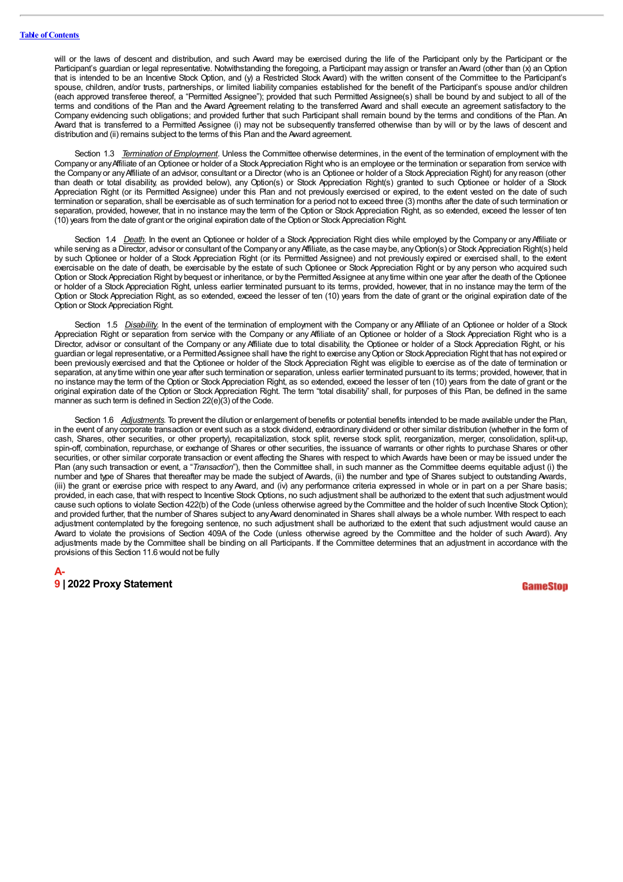will or the laws of descent and distribution, and such Award may be exercised during the life of the Participant only by the Participant or the Participant's guardian or legal representative. Notwithstanding the foregoing, a Participant may assign or transfer an Award (other than (x) an Option that is intended to be an Incentive Stock Option, and (y) a Restricted Stock Award) with the written consent of the Committee to the Participant's spouse, children, and/or trusts, partnerships, or limited liability companies established for the benefit of the Participant's spouse and/or children (each approved transferee thereof, a "Permitted Assignee"); provided that such Permitted Assignee(s) shall be bound by and subject to all of the terms and conditions of the Plan and the Award Agreement relating to the transferred Award and shall execute an agreement satisfactory to the Company evidencing such obligations; and provided further that such Participant shall remain bound by the terms and conditions of the Plan. An Award that is transferred to a Permitted Assignee (i) may not be subsequently transferred otherwise than by will or by the laws of descent and distribution and (ii) remains subject to the terms of this Plan and the Award agreement.

Section 1.3 *Termination of Employment*. Unless the Committee otherwise determines, in the event of the termination of employment with the Company or any Affiliate of an Optionee or holder of a Stock Appreciation Right who is an employee or the termination or separation from service with the Company or any Affiliate of an advisor, consultant or a Director (who is an Optionee or holder of a Stock Appreciation Right) for any reason (other than death or total disability, as provided below), any Option(s) or Stock Appreciation Right(s) granted to such Optionee or holder of a Stock Appreciation Right (or its Permitted Assignee) under this Plan and not previously exercised or expired, to the extent vested on the date of such termination or separation, shall be exercisable as of such termination for a period not to exceed three (3) months after the date of such termination or separation, provided, however, that in no instance may the term of the Option or Stock Appreciation Right, as so extended, exceed the lesser of ten (10) years from the date of grant or the original expiration date of the Option or Stock Appreciation Right.

Section 1.4 *Death*. In the event an Optionee or holder of a Stock Appreciation Right dies while employed by the Company or any Affiliate or while serving as a Director, advisor or consultant of the Company or any Affiliate, as the case may be, any Option(s) or Stock Appreciation Right(s) held by such Optionee or holder of a Stock Appreciation Right (or its Permitted Assignee) and not previously expired or exercised shall, to the extent exercisable on the date of death, be exercisable by the estate of such Optionee or Stock Appreciation Right or by any person who acquired such Option or Stock Appreciation Right by bequest or inheritance, or by the Permitted Assignee at any time within one year after the death of the Optionee or holder of a Stock Appreciation Right, unless earlier terminated pursuant to its terms, provided, however, that in no instance may the term of the Option or Stock Appreciation Right, as so extended, exceed the lesser of ten (10) years from the date of grant or the original expiration date of the Option or Stock Appreciation Right.

Section 1.5 *Disability*. In the event of the termination of employment with the Company or any Affiliate of an Optionee or holder of a Stock Appreciation Right or separation from service with the Company or any Affiliate of an Optionee or holder of a Stock Appreciation Right who is a Director, advisor or consultant of the Company or any Affiliate due to total disability, the Optionee or holder of a Stock Appreciation Right, or his guardian or legal representative, or a Permitted Assignee shall have the right to exercise any Option or Stock Appreciation Right that has not expired or been previously exercised and that the Optionee or holder of the Stock Appreciation Right was eligible to exercise as of the date of termination or separation, at any time within one year after such termination or separation, unless earlier terminated pursuant to its terms; provided, however, that in no instance may the term of the Option or Stock Appreciation Right, as so extended, exceed the lesser of ten (10) years from the date of grant or the original expiration date of the Option or Stock Appreciation Right. The term "total disability" shall, for purposes of this Plan, be defined in the same manner as such term is defined in Section 22(e)(3) of the Code.

Section 1.6 *Adjustments*. To prevent the dilution or enlargement of benefits or potential benefits intended to be made available under the Plan, in the event of any corporate transaction or event such as a stock dividend, extraordinary dividend or other similar distribution (whether in the form of cash, Shares, other securities, or other property), recapitalization, stock split, reverse stock split, reorganization, merger, consolidation, split-up, spin-off, combination, repurchase, or exchange of Shares or other securities, the issuance of warrants or other rights to purchase Shares or other securities, or other similar corporate transaction or event affecting the Shares with respect to which Awards have been or may be issued under the Plan (any such transaction or event, a "*Transaction*"), then the Committee shall, in such manner as the Committee deems equitable adjust (i) the number and type of Shares that thereafter may be made the subject of Awards, (ii) the number and type of Shares subject to outstanding Awards, (iii) the grant or exercise price with respect to any Award, and (iv) any performance criteria expressed in whole or in part on a per Share basis; provided, in each case, that with respect to Incentive Stock Options, no such adjustment shall be authorized to the extent that such adjustment would cause such options to violate Section 422(b) of the Code (unless otherwise agreed by the Committee and the holder of such Incentive Stock Option); and provided further, that the number of Shares subject to any Award denominated in Shares shall always be a whole number. With respect to each adjustment contemplated by the foregoing sentence, no such adjustment shall be authorized to the extent that such adjustment would cause an Award to violate the provisions of Section 409A of the Code (unless otherwise agreed by the Committee and the holder of such Award). Any adjustments made by the Committee shall be binding on all Participants. If the Committee determines that an adjustment in accordance with the provisions of this Section 11.6 would not be fully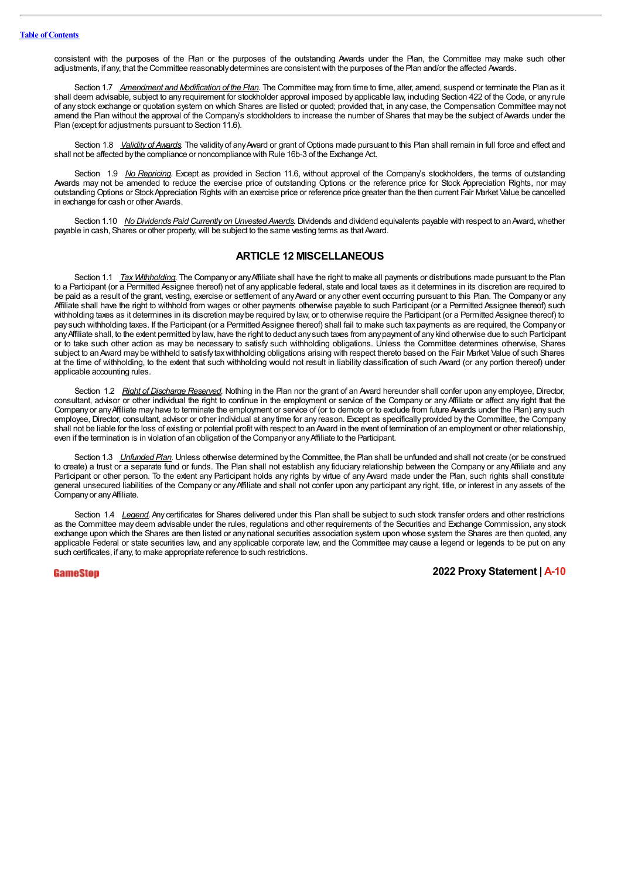consistent with the purposes of the Plan or the purposes of the outstanding Awards under the Plan, the Committee may make such other adjustments, if any, that the Committee reasonably determines are consistent with the purposes of the Plan and/or the affected Awards.

Section 1.7 *Amendment and Modification of the Plan*. The Committee may, from time to time, alter, amend, suspend or terminate the Plan as it shall deem advisable, subject to any requirement for stockholder approval imposed by applicable law, including Section 422 of the Code, or any rule of any stock exchange or quotation system on which Shares are listed or quoted; provided that, in any case, the Compensation Committee may not amend the Plan without the approval of the Company's stockholders to increase the number of Shares that may be the subject of Awards under the Plan (except for adjustments pursuant to Section 11.6).

Section 1.8 *Validity of Awards*. The validity of any Award or grant of Options made pursuant to this Plan shall remain in full force and effect and shall not be affected by the compliance or noncompliance with Rule 16b-3 of the Exchange Act.

Section 1.9 *No Repricing*. Except as provided in Section 11.6, without approval of the Company's stockholders, the terms of outstanding Awards may not be amended to reduce the exercise price of outstanding Options or the reference price for Stock Appreciation Rights, nor may outstanding Options or Stock Appreciation Rights with an exercise price or reference price greater than the then current Fair Market Value be cancelled in exchange for cash or other Awards.

Section 1.10 *No Dividends Paid Currently on Unvested Awards*. Dividends and dividend equivalents payable with respect to an Award, whether payable in cash, Shares or other property, will be subject to the same vesting terms as that Award.

## ARTICLE 12 MISCELLANEOUS

Section 1.1 *Tax Withholding*. The Company or any Affiliate shall have the right to make all payments or distributions made pursuant to the Plan to a Participant (or a Permitted Assignee thereof) net of any applicable federal, state and local taxes as it determines in its discretion are required to be paid as a result of the grant, vesting, exercise or settlement of any Award or any other event occurring pursuant to this Plan. The Company or any Affiliate shall have the right to withhold from wages or other payments otherwise payable to such Participant (or a Permitted Assignee thereof) such withholding taxes as it determines in its discretion may be required by law, or to otherwise require the Participant (or a Permitted Assignee thereof) to pay such withholding taxes. If the Participant (or a Permitted Assignee thereof) shall fail to make such tax payments as are required, the Company or any Affiliate shall, to the extent permitted by law, have the right to deduct any such taxes from any payment of any kind otherwise due to such Participant or to take such other action as may be necessary to satisfy such withholding obligations. Unless the Committee determines otherwise, Shares subject to an Award may be withheld to satisfy tax withholding obligations arising with respect thereto based on the Fair Market Value of such Shares at the time of withholding, to the extent that such withholding would not result in liability classification of such Award (or any portion thereof) under applicable accounting rules.

Section 1.2 *Right of Discharge Reserved*. Nothing in the Plan nor the grant of an Award hereunder shall confer upon any employee, Director, consultant, advisor or other individual the right to continue in the employment or service of the Company or any Affiliate or affect any right that the Company or any Affiliate may have to terminate the employment or service of (or to demote or to exclude from future Awards under the Plan) any such employee, Director, consultant, advisor or other individual at any time for any reason. Except as specifically provided by the Committee, the Company shall not be liable for the loss of existing or potential profit with respect to an Award in the event of termination of an employment or other relationship, even if the termination is in violation of an obligation of the Company or any Affiliate to the Participant.

Section 1.3 *Unfunded Plan*. Unless otherwise determined by the Committee, the Plan shall be unfunded and shall not create (or be construed to create) a trust or a separate fund or funds. The Plan shall not establish any fiduciary relationship between the Company or any Affiliate and any Participant or other person. To the extent any Participant holds any rights by virtue of any Award made under the Plan, such rights shall constitute general unsecured liabilities of the Company or any Affiliate and shall not confer upon any participant any right, title, or interest in any assets of the Company or any Affiliate.

Section 1.4 *Legend*. Any certificates for Shares delivered under this Plan shall be subject to such stock transfer orders and other restrictions as the Committee may deem advisable under the rules, regulations and other requirements of the Securities and Exchange Commission, any stock exchange upon which the Shares are then listed or any national securities association system upon whose system the Shares are then quoted, any applicable Federal or state securities law, and any applicable corporate law, and the Committee may cause a legend or legends to be put on any such certificates, if any, to make appropriate reference to such restrictions.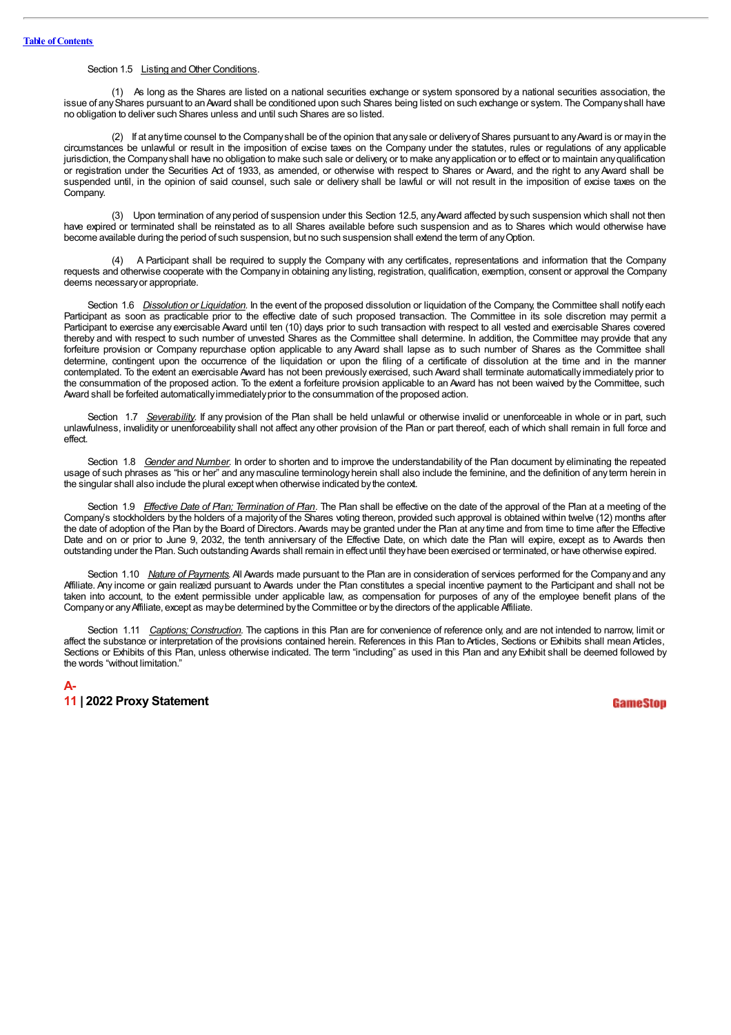Section 1.5 Listing and Other Conditions.

(1) As long as the Shares are listed on a national securities exchange or system sponsored by a national securities association, the issue of any Shares pursuant to an Award shall be conditioned upon such Shares being listed on such exchange or system. The Company shall have no obligation to deliver such Shares unless and until such Shares are so listed.

(2) If at any time counsel to the Company shall be of the opinion that any sale or delivery of Shares pursuant to any Award is or may in the circumstances be unlawful or result in the imposition of excise taxes on the Company under the statutes, rules or regulations of any applicable jurisdiction, the Company shall have no obligation to make such sale or delivery, or to make any application or to effect or to maintain any qualification or registration under the Securities Act of 1933, as amended, or otherwise with respect to Shares or Award, and the right to any Award shall be suspended until, in the opinion of said counsel, such sale or delivery shall be lawful or will not result in the imposition of excise taxes on the Company.

(3) Upon termination of any period of suspension under this Section 12.5, any Award affected by such suspension which shall not then have expired or terminated shall be reinstated as to all Shares available before such suspension and as to Shares which would otherwise have become available during the period of such suspension, but no such suspension shall extend the term of any Option.

(4) A Participant shall be required to supply the Company with any certificates, representations and information that the Company requests and otherwise cooperate with the Company in obtaining any listing, registration, qualification, exemption, consent or approval the Company deems necessary or appropriate.

Section 1.6 *Dissolution or Liquidation*. In the event of the proposed dissolution or liquidation of the Company, the Committee shall notify each Participant as soon as practicable prior to the effective date of such proposed transaction. The Committee in its sole discretion may permit a Participant to exercise any exercisable Award until ten (10) days prior to such transaction with respect to all vested and exercisable Shares covered thereby and with respect to such number of unvested Shares as the Committee shall determine. In addition, the Committee may provide that any forfeiture provision or Company repurchase option applicable to any Award shall lapse as to such number of Shares as the Committee shall determine, contingent upon the occurrence of the liquidation or upon the filing of a certificate of dissolution at the time and in the manner contemplated. To the extent an exercisable Award has not been previously exercised, such Award shall terminate automatically immediately prior to the consummation of the proposed action. To the extent a forfeiture provision applicable to an Award has not been waived by the Committee, such Award shall be forfeited automatically immediately prior to the consummation of the proposed action.

Section 1.7 *Severability*. If any provision of the Plan shall be held unlawful or otherwise invalid or unenforceable in whole or in part, such unlawfulness, invalidity or unenforceability shall not affect any other provision of the Plan or part thereof, each of which shall remain in full force and effect.

Section 1.8 *Gender and Number*. In order to shorten and to improve the understandability of the Plan document by eliminating the repeated usage of such phrases as "his or her" and any masculine terminology herein shall also include the feminine, and the definition of any term herein in the singular shall also include the plural except when otherwise indicated by the context.

Section 1.9 *Effective Date of Plan; Termination of Plan*. The Plan shall be effective on the date of the approval of the Plan at a meeting of the Company's stockholders by the holders of a majority of the Shares voting thereon, provided such approval is obtained within twelve (12) months after the date of adoption of the Plan by the Board of Directors. Awards may be granted under the Plan at any time and from time to time after the Effective Date and on or prior to June 9, 2032, the tenth anniversary of the Effective Date, on which date the Plan will expire, except as to Awards then outstanding under the Plan. Such outstanding Awards shall remain in effect until they have been exercised or terminated, or have otherwise expired.

Section 1.10 *Nature of Payments*. All Awards made pursuant to the Plan are in consideration of services performed for the Company and any Affiliate. Any income or gain realized pursuant to Awards under the Plan constitutes a special incentive payment to the Participant and shall not be taken into account, to the extent permissible under applicable law, as compensation for purposes of any of the employee benefit plans of the Company or any Affiliate, except as may be determined by the Committee or by the directors of the applicable Affiliate.

Section 1.11 *Captions; Construction*. The captions in this Plan are for convenience of reference only, and are not intended to narrow, limit or affect the substance or interpretation of the provisions contained herein. References in this Plan to Articles, Sections or Exhibits shall mean Articles, Sections or Exhibits of this Plan, unless otherwise indicated. The term "including" as used in this Plan and any Exhibit shall be deemed followed by the words "without limitation."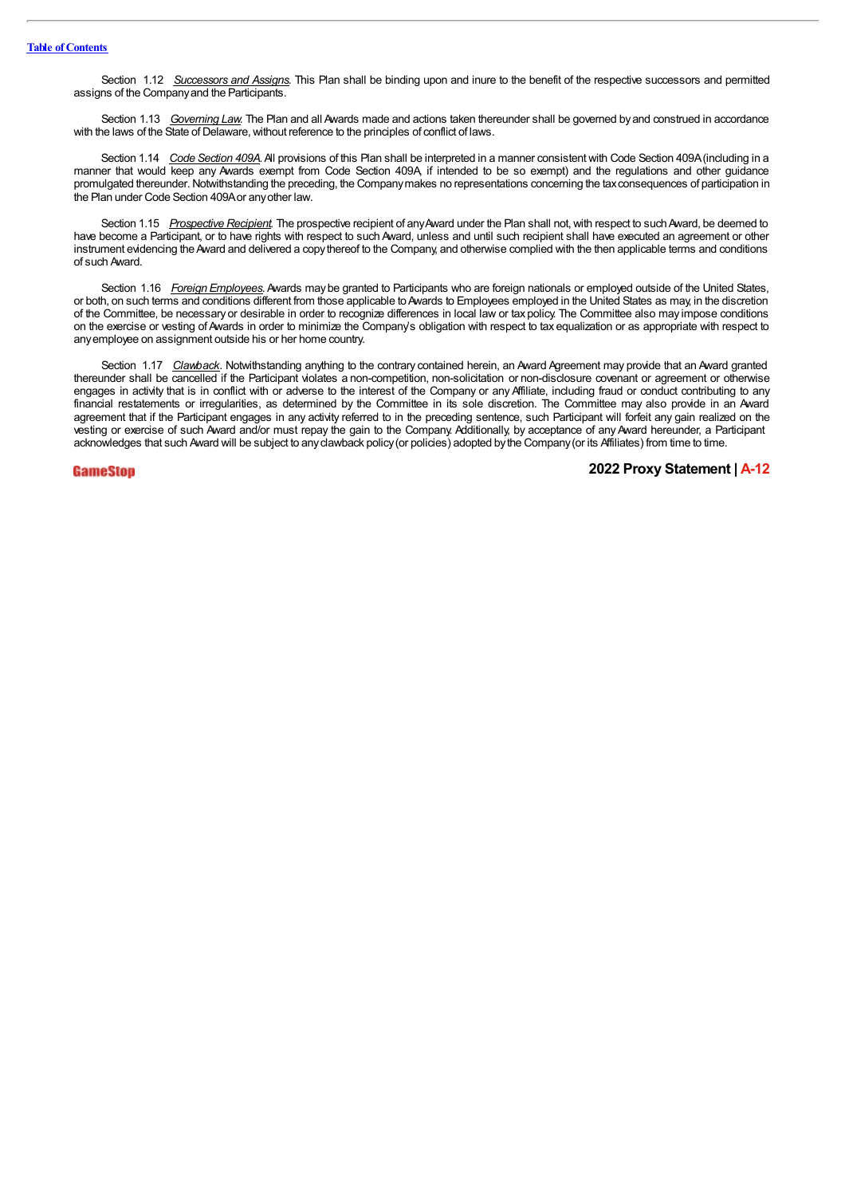Section 1.12 *Successors and Assigns*. This Plan shall be binding upon and inure to the benefit of the respective successors and permitted assigns of the Company and the Participants.

Section 1.13 *Governing Law*. The Plan and all Awards made and actions taken thereunder shall be governed by and construed in accordance with the laws of the State of Delaware, without reference to the principles of conflict of laws.

Section 1.14 *Code Section 409A*. All provisions of this Plan shall be interpreted in a manner consistent with Code Section 409A (including in a manner that would keep any Awards exempt from Code Section 409A, if intended to be so exempt) and the regulations and other guidance promulgated thereunder. Notwithstanding the preceding, the Company makes no representations concerning the tax consequences of participation in the Plan under Code Section 409A or any other law.

Section 1.15 *Prospective Recipient*. The prospective recipient of any Award under the Plan shall not, with respect to such Award, be deemed to have become a Participant, or to have rights with respect to such Award, unless and until such recipient shall have executed an agreement or other instrument evidencing the Award and delivered a copy thereof to the Company, and otherwise complied with the then applicable terms and conditions of such Award.

Section 1.16 *Foreign Employees*. Awards may be granted to Participants who are foreign nationals or employed outside of the United States, or both, on such terms and conditions different from those applicable to Awards to Employees employed in the United States as may, in the discretion of the Committee, be necessary or desirable in order to recognize differences in local law or tax policy. The Committee also may impose conditions on the exercise or vesting of Awards in order to minimize the Company's obligation with respect to tax equalization or as appropriate with respect to any employee on assignment outside his or her home country.

Section 1.17 *Clawback*. Notwithstanding anything to the contrary contained herein, an Award Agreement may provide that an Award granted thereunder shall be cancelled if the Participant violates a non-competition, non-solicitation or non-disclosure covenant or agreement or otherwise engages in activity that is in conflict with or adverse to the interest of the Company or any Affiliate, including fraud or conduct contributing to any financial restatements or irregularities, as determined by the Committee in its sole discretion. The Committee may also provide in an Award agreement that if the Participant engages in any activity referred to in the preceding sentence, such Participant will forfeit any gain realized on the vesting or exercise of such Award and/or must repay the gain to the Company. Additionally, by acceptance of any Award hereunder, a Participant acknowledges that such Award will be subject to any clawback policy (or policies) adopted by the Company (or its Affiliates) from time to time.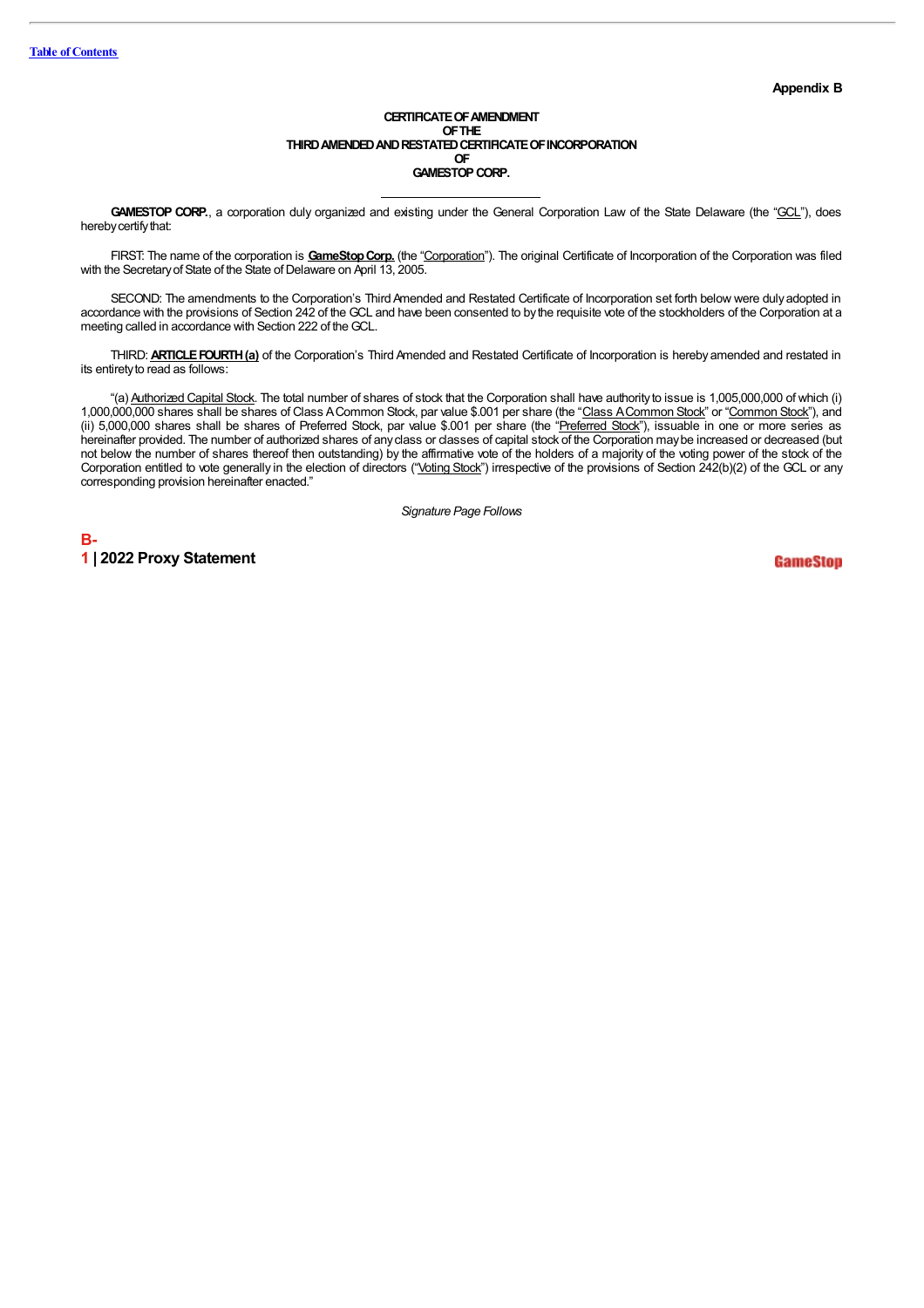**Appendix B**

**CERTIFICATE OF AMENDMENT**
**OF THE**
**THIRD AMENDED AND RESTATED CERTIFICATE OF INCORPORATION**
**OF**
**GAMESTOP CORP.**

---

**GAMESTOP CORP.**, a corporation duly organized and existing under the General Corporation Law of the State Delaware (the "GCL"), does hereby certify that:

FIRST: The name of the corporation is **GameStop Corp.** (the "Corporation"). The original Certificate of Incorporation of the Corporation was filed with the Secretary of State of the State of Delaware on April 13, 2005.

SECOND: The amendments to the Corporation's Third Amended and Restated Certificate of Incorporation set forth below were duly adopted in accordance with the provisions of Section 242 of the GCL and have been consented to by the requisite vote of the stockholders of the Corporation at a meeting called in accordance with Section 222 of the GCL.

THIRD: **ARTICLE FOURTH (a)** of the Corporation's Third Amended and Restated Certificate of Incorporation is hereby amended and restated in its entirety to read as follows:

"(a) Authorized Capital Stock. The total number of shares of stock that the Corporation shall have authority to issue is 1,005,000,000 of which (i) 1,000,000,000 shares shall be shares of Class A Common Stock, par value $.001 per share (the "Class A Common Stock" or "Common Stock"), and (ii) 5,000,000 shares shall be shares of Preferred Stock, par value $.001 per share (the "Preferred Stock"), issuable in one or more series as hereinafter provided. The number of authorized shares of any class or classes of capital stock of the Corporation may be increased or decreased (but not below the number of shares thereof then outstanding) by the affirmative vote of the holders of a majority of the voting power of the stock of the Corporation entitled to vote generally in the election of directors ("Voting Stock") irrespective of the provisions of Section 242(b)(2) of the GCL or any corresponding provision hereinafter enacted."

*Signature Page Follows*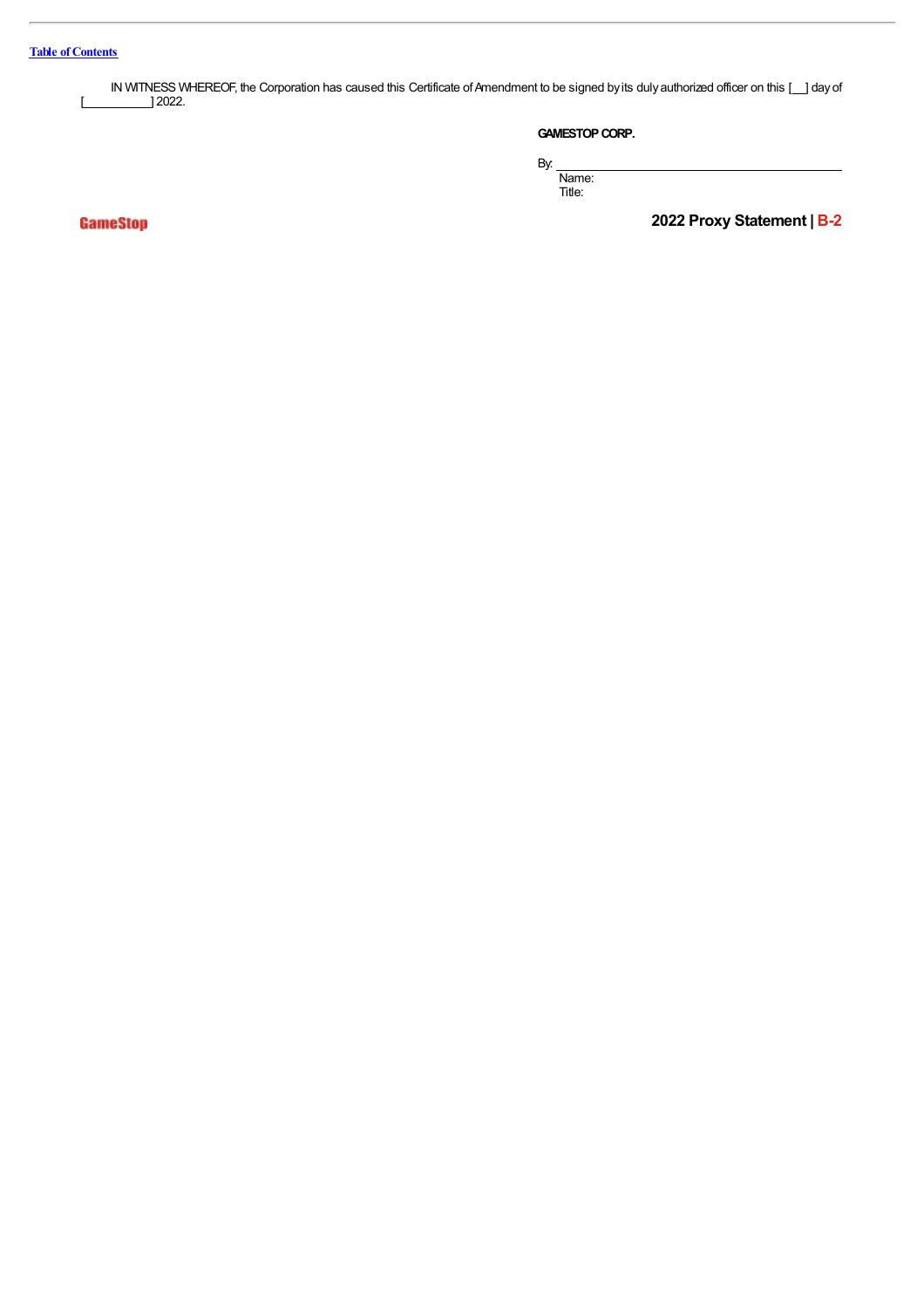IN WITNESS WHEREOF, the Corporation has caused this Certificate of Amendment to be signed by its duly authorized officer on this [__] day of [__________] 2022.

**GAMESTOP CORP.**

By: ______________________________

Name:

Title: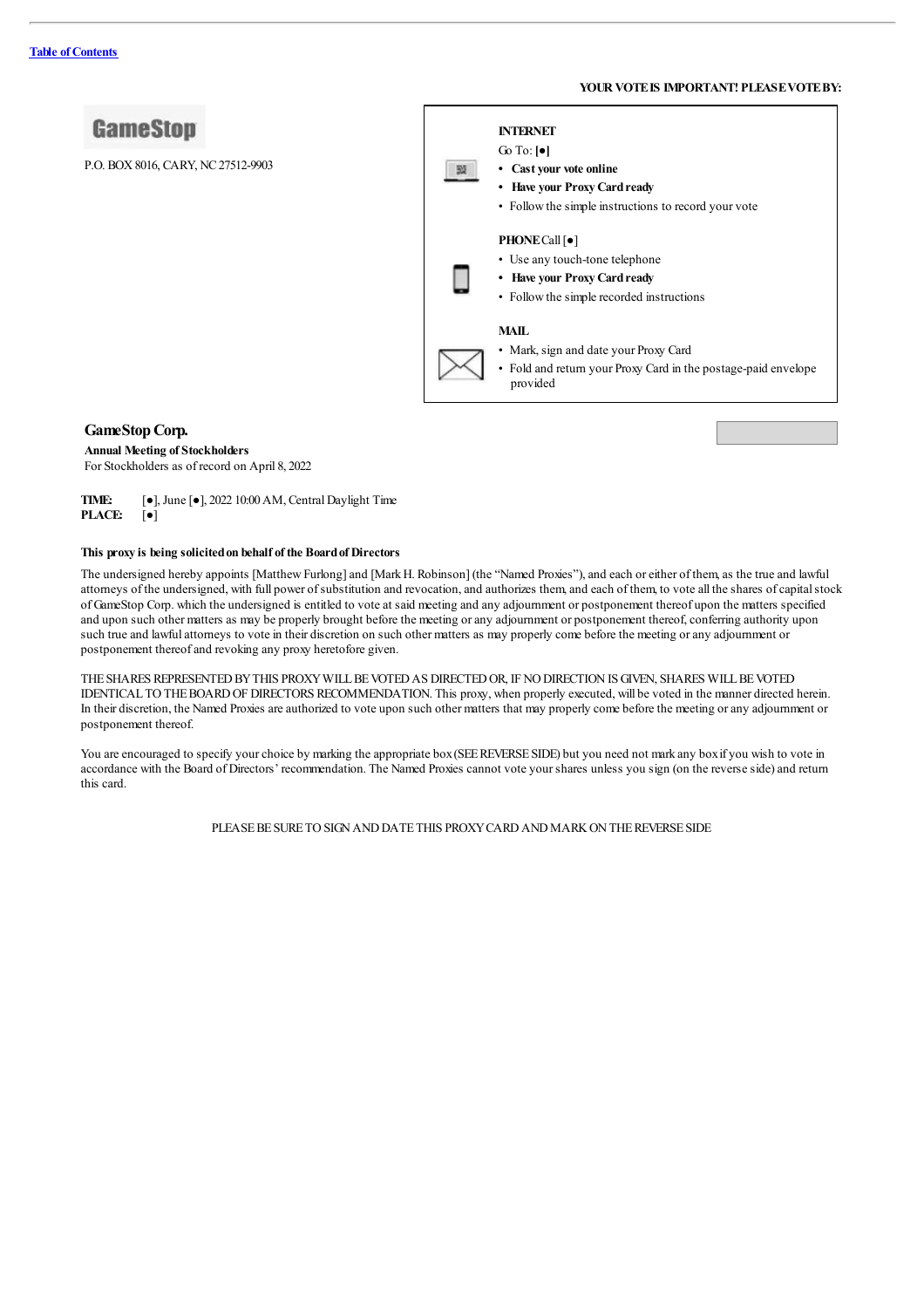[Table of Contents](#)

**YOUR VOTE IS IMPORTANT! PLEASE VOTE BY:**

GameStop

P.O. BOX 8016, CARY, NC 27512-9903

**INTERNET**

Go To: **[●]**

- **Cast your vote online**
- **Have your Proxy Card ready**
- Follow the simple instructions to record your vote

**PHONE** Call [●]

- Use any touch-tone telephone
- **Have your Proxy Card ready**
- Follow the simple recorded instructions

**MAIL**

- Mark, sign and date your Proxy Card
- Fold and return your Proxy Card in the postage-paid envelope provided

## GameStop Corp.

**Annual Meeting of Stockholders**

For Stockholders as of record on April 8, 2022

**TIME:** [●], June [●], 2022 10:00 AM, Central Daylight Time
**PLACE:** [●]

**This proxy is being solicited on behalf of the Board of Directors**

The undersigned hereby appoints [Matthew Furlong] and [Mark H. Robinson] (the "Named Proxies"), and each or either of them, as the true and lawful attorneys of the undersigned, with full power of substitution and revocation, and authorizes them, and each of them, to vote all the shares of capital stock of GameStop Corp. which the undersigned is entitled to vote at said meeting and any adjournment or postponement thereof upon the matters specified and upon such other matters as may be properly brought before the meeting or any adjournment or postponement thereof, conferring authority upon such true and lawful attorneys to vote in their discretion on such other matters as may properly come before the meeting or any adjournment or postponement thereof and revoking any proxy heretofore given.

THE SHARES REPRESENTED BY THIS PROXY WILL BE VOTED AS DIRECTED OR, IF NO DIRECTION IS GIVEN, SHARES WILL BE VOTED IDENTICAL TO THE BOARD OF DIRECTORS RECOMMENDATION. This proxy, when properly executed, will be voted in the manner directed herein. In their discretion, the Named Proxies are authorized to vote upon such other matters that may properly come before the meeting or any adjournment or postponement thereof.

You are encouraged to specify your choice by marking the appropriate box (SEE REVERSE SIDE) but you need not mark any box if you wish to vote in accordance with the Board of Directors' recommendation. The Named Proxies cannot vote your shares unless you sign (on the reverse side) and return this card.

PLEASE BE SURE TO SIGN AND DATE THIS PROXY CARD AND MARK ON THE REVERSE SIDE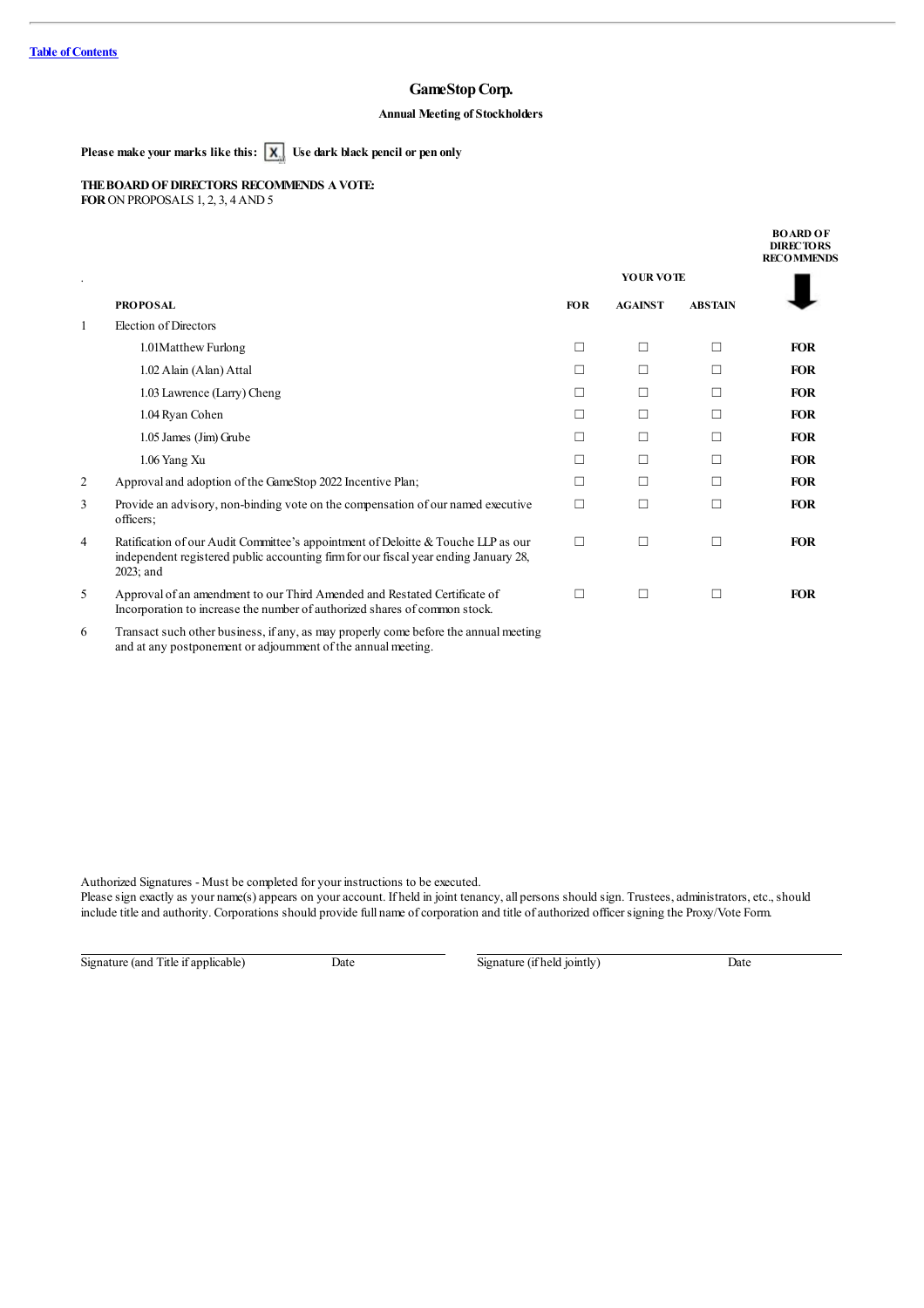[Table of Contents](#)

# GameStop Corp.

**Annual Meeting of Stockholders**

**Please make your marks like this:** ☒ **Use dark black pencil or pen only**

**THE BOARD OF DIRECTORS RECOMMENDS A VOTE:**
**FOR** ON PROPOSALS 1, 2, 3, 4 AND 5

| | **PROPOSAL** | **YOUR VOTE** **FOR** | **AGAINST** | **ABSTAIN** | **BOARD OF DIRECTORS RECOMMENDS** |
|---|---|---|---|---|---|
| 1 | Election of Directors | | | | |
| | 1.01 Matthew Furlong | ☐ | ☐ | ☐ | **FOR** |
| | 1.02 Alain (Alan) Attal | ☐ | ☐ | ☐ | **FOR** |
| | 1.03 Lawrence (Larry) Cheng | ☐ | ☐ | ☐ | **FOR** |
| | 1.04 Ryan Cohen | ☐ | ☐ | ☐ | **FOR** |
| | 1.05 James (Jim) Grube | ☐ | ☐ | ☐ | **FOR** |
| | 1.06 Yang Xu | ☐ | ☐ | ☐ | **FOR** |
| 2 | Approval and adoption of the GameStop 2022 Incentive Plan; | ☐ | ☐ | ☐ | **FOR** |
| 3 | Provide an advisory, non-binding vote on the compensation of our named executive officers; | ☐ | ☐ | ☐ | **FOR** |
| 4 | Ratification of our Audit Committee's appointment of Deloitte & Touche LLP as our independent registered public accounting firm for our fiscal year ending January 28, 2023; and | ☐ | ☐ | ☐ | **FOR** |
| 5 | Approval of an amendment to our Third Amended and Restated Certificate of Incorporation to increase the number of authorized shares of common stock. | ☐ | ☐ | ☐ | **FOR** |
| 6 | Transact such other business, if any, as may properly come before the annual meeting and at any postponement or adjournment of the annual meeting. | | | | |

Authorized Signatures - Must be completed for your instructions to be executed.
Please sign exactly as your name(s) appears on your account. If held in joint tenancy, all persons should sign. Trustees, administrators, etc., should include title and authority. Corporations should provide full name of corporation and title of authorized officer signing the Proxy/Vote Form.

| | | | |
|---|---|---|---|
| Signature (and Title if applicable) | Date | Signature (if held jointly) | Date |